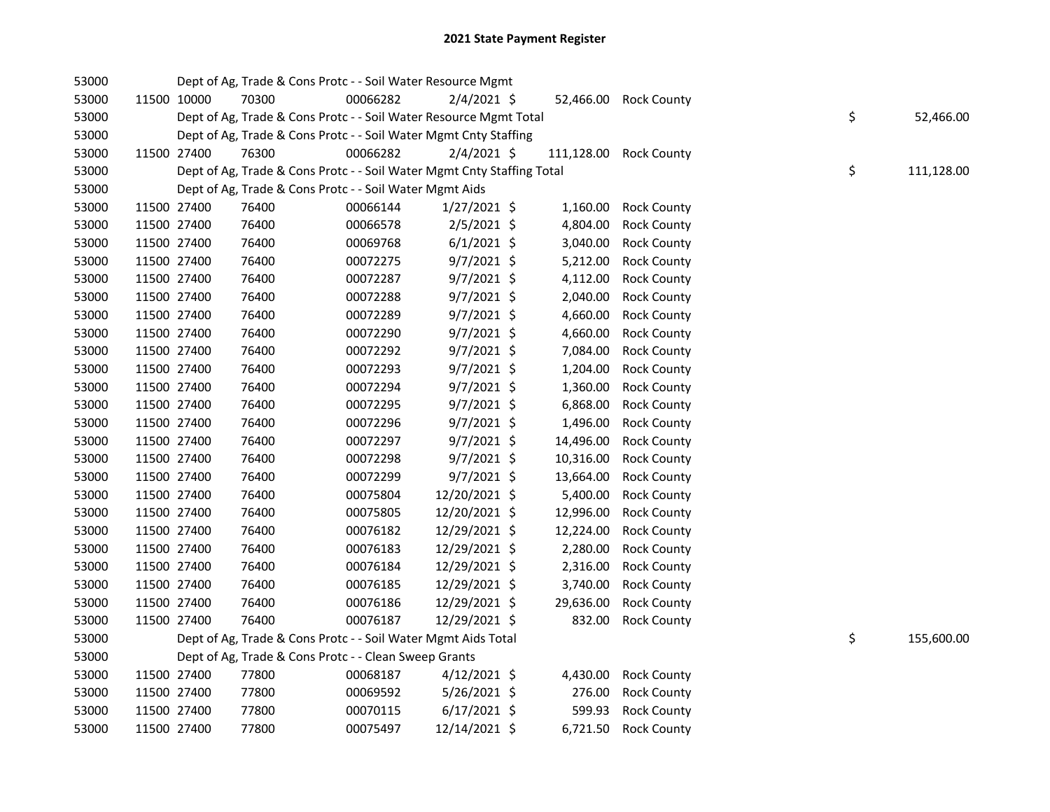# 2021 State Payment Register

| | | | | | | | | | |
|---|---|---|---|---|---|---|---|---|---|
| 53000 | | | Dept of Ag, Trade & Cons Protc - - Soil Water Resource Mgmt | | | | | | |
| 53000 | 11500 | 10000 | 70300 | 00066282 | 2/4/2021 | $ 52,466.00 | Rock County | | |
| 53000 | | | Dept of Ag, Trade & Cons Protc - - Soil Water Resource Mgmt Total | | | | | $ | 52,466.00 |
| 53000 | | | Dept of Ag, Trade & Cons Protc - - Soil Water Mgmt Cnty Staffing | | | | | | |
| 53000 | 11500 | 27400 | 76300 | 00066282 | 2/4/2021 | $ 111,128.00 | Rock County | | |
| 53000 | | | Dept of Ag, Trade & Cons Protc - - Soil Water Mgmt Cnty Staffing Total | | | | | $ | 111,128.00 |
| 53000 | | | Dept of Ag, Trade & Cons Protc - - Soil Water Mgmt Aids | | | | | | |
| 53000 | 11500 | 27400 | 76400 | 00066144 | 1/27/2021 | $ 1,160.00 | Rock County | | |
| 53000 | 11500 | 27400 | 76400 | 00066578 | 2/5/2021 | $ 4,804.00 | Rock County | | |
| 53000 | 11500 | 27400 | 76400 | 00069768 | 6/1/2021 | $ 3,040.00 | Rock County | | |
| 53000 | 11500 | 27400 | 76400 | 00072275 | 9/7/2021 | $ 5,212.00 | Rock County | | |
| 53000 | 11500 | 27400 | 76400 | 00072287 | 9/7/2021 | $ 4,112.00 | Rock County | | |
| 53000 | 11500 | 27400 | 76400 | 00072288 | 9/7/2021 | $ 2,040.00 | Rock County | | |
| 53000 | 11500 | 27400 | 76400 | 00072289 | 9/7/2021 | $ 4,660.00 | Rock County | | |
| 53000 | 11500 | 27400 | 76400 | 00072290 | 9/7/2021 | $ 4,660.00 | Rock County | | |
| 53000 | 11500 | 27400 | 76400 | 00072292 | 9/7/2021 | $ 7,084.00 | Rock County | | |
| 53000 | 11500 | 27400 | 76400 | 00072293 | 9/7/2021 | $ 1,204.00 | Rock County | | |
| 53000 | 11500 | 27400 | 76400 | 00072294 | 9/7/2021 | $ 1,360.00 | Rock County | | |
| 53000 | 11500 | 27400 | 76400 | 00072295 | 9/7/2021 | $ 6,868.00 | Rock County | | |
| 53000 | 11500 | 27400 | 76400 | 00072296 | 9/7/2021 | $ 1,496.00 | Rock County | | |
| 53000 | 11500 | 27400 | 76400 | 00072297 | 9/7/2021 | $ 14,496.00 | Rock County | | |
| 53000 | 11500 | 27400 | 76400 | 00072298 | 9/7/2021 | $ 10,316.00 | Rock County | | |
| 53000 | 11500 | 27400 | 76400 | 00072299 | 9/7/2021 | $ 13,664.00 | Rock County | | |
| 53000 | 11500 | 27400 | 76400 | 00075804 | 12/20/2021 | $ 5,400.00 | Rock County | | |
| 53000 | 11500 | 27400 | 76400 | 00075805 | 12/20/2021 | $ 12,996.00 | Rock County | | |
| 53000 | 11500 | 27400 | 76400 | 00076182 | 12/29/2021 | $ 12,224.00 | Rock County | | |
| 53000 | 11500 | 27400 | 76400 | 00076183 | 12/29/2021 | $ 2,280.00 | Rock County | | |
| 53000 | 11500 | 27400 | 76400 | 00076184 | 12/29/2021 | $ 2,316.00 | Rock County | | |
| 53000 | 11500 | 27400 | 76400 | 00076185 | 12/29/2021 | $ 3,740.00 | Rock County | | |
| 53000 | 11500 | 27400 | 76400 | 00076186 | 12/29/2021 | $ 29,636.00 | Rock County | | |
| 53000 | 11500 | 27400 | 76400 | 00076187 | 12/29/2021 | $ 832.00 | Rock County | | |
| 53000 | | | Dept of Ag, Trade & Cons Protc - - Soil Water Mgmt Aids Total | | | | | $ | 155,600.00 |
| 53000 | | | Dept of Ag, Trade & Cons Protc - - Clean Sweep Grants | | | | | | |
| 53000 | 11500 | 27400 | 77800 | 00068187 | 4/12/2021 | $ 4,430.00 | Rock County | | |
| 53000 | 11500 | 27400 | 77800 | 00069592 | 5/26/2021 | $ 276.00 | Rock County | | |
| 53000 | 11500 | 27400 | 77800 | 00070115 | 6/17/2021 | $ 599.93 | Rock County | | |
| 53000 | 11500 | 27400 | 77800 | 00075497 | 12/14/2021 | $ 6,721.50 | Rock County | | |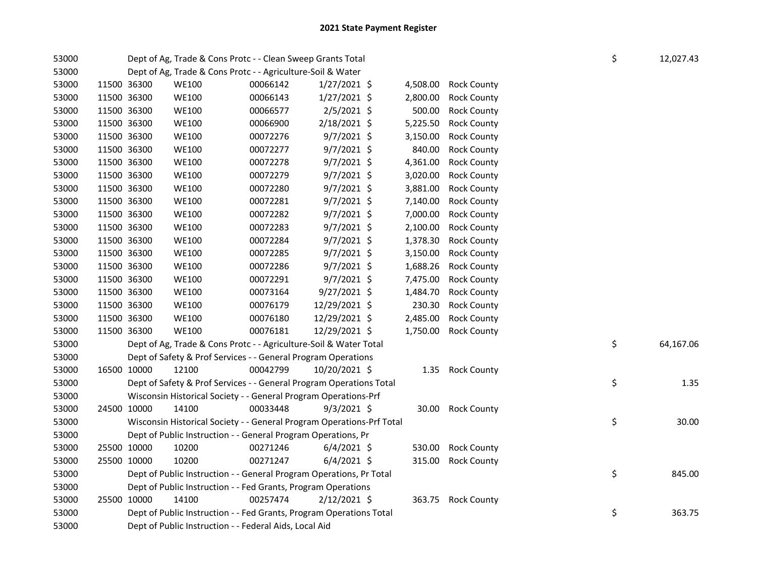# 2021 State Payment Register

| | | | | | | | | | |
|---|---|---|---|---|---|---|---|---|---|
| 53000 | | | Dept of Ag, Trade & Cons Protc - - Clean Sweep Grants Total | | | | | $ | 12,027.43 |
| 53000 | | | Dept of Ag, Trade & Cons Protc - - Agriculture-Soil & Water | | | | | | |
| 53000 | 11500 | 36300 | WE100 | 00066142 | 1/27/2021 | $ 4,508.00 | Rock County | | |
| 53000 | 11500 | 36300 | WE100 | 00066143 | 1/27/2021 | $ 2,800.00 | Rock County | | |
| 53000 | 11500 | 36300 | WE100 | 00066577 | 2/5/2021 | $ 500.00 | Rock County | | |
| 53000 | 11500 | 36300 | WE100 | 00066900 | 2/18/2021 | $ 5,225.50 | Rock County | | |
| 53000 | 11500 | 36300 | WE100 | 00072276 | 9/7/2021 | $ 3,150.00 | Rock County | | |
| 53000 | 11500 | 36300 | WE100 | 00072277 | 9/7/2021 | $ 840.00 | Rock County | | |
| 53000 | 11500 | 36300 | WE100 | 00072278 | 9/7/2021 | $ 4,361.00 | Rock County | | |
| 53000 | 11500 | 36300 | WE100 | 00072279 | 9/7/2021 | $ 3,020.00 | Rock County | | |
| 53000 | 11500 | 36300 | WE100 | 00072280 | 9/7/2021 | $ 3,881.00 | Rock County | | |
| 53000 | 11500 | 36300 | WE100 | 00072281 | 9/7/2021 | $ 7,140.00 | Rock County | | |
| 53000 | 11500 | 36300 | WE100 | 00072282 | 9/7/2021 | $ 7,000.00 | Rock County | | |
| 53000 | 11500 | 36300 | WE100 | 00072283 | 9/7/2021 | $ 2,100.00 | Rock County | | |
| 53000 | 11500 | 36300 | WE100 | 00072284 | 9/7/2021 | $ 1,378.30 | Rock County | | |
| 53000 | 11500 | 36300 | WE100 | 00072285 | 9/7/2021 | $ 3,150.00 | Rock County | | |
| 53000 | 11500 | 36300 | WE100 | 00072286 | 9/7/2021 | $ 1,688.26 | Rock County | | |
| 53000 | 11500 | 36300 | WE100 | 00072291 | 9/7/2021 | $ 7,475.00 | Rock County | | |
| 53000 | 11500 | 36300 | WE100 | 00073164 | 9/27/2021 | $ 1,484.70 | Rock County | | |
| 53000 | 11500 | 36300 | WE100 | 00076179 | 12/29/2021 | $ 230.30 | Rock County | | |
| 53000 | 11500 | 36300 | WE100 | 00076180 | 12/29/2021 | $ 2,485.00 | Rock County | | |
| 53000 | 11500 | 36300 | WE100 | 00076181 | 12/29/2021 | $ 1,750.00 | Rock County | | |
| 53000 | | | Dept of Ag, Trade & Cons Protc - - Agriculture-Soil & Water Total | | | | | $ | 64,167.06 |
| 53000 | | | Dept of Safety & Prof Services - - General Program Operations | | | | | | |
| 53000 | 16500 | 10000 | 12100 | 00042799 | 10/20/2021 | $ 1.35 | Rock County | | |
| 53000 | | | Dept of Safety & Prof Services - - General Program Operations Total | | | | | $ | 1.35 |
| 53000 | | | Wisconsin Historical Society - - General Program Operations-Prf | | | | | | |
| 53000 | 24500 | 10000 | 14100 | 00033448 | 9/3/2021 | $ 30.00 | Rock County | | |
| 53000 | | | Wisconsin Historical Society - - General Program Operations-Prf Total | | | | | $ | 30.00 |
| 53000 | | | Dept of Public Instruction - - General Program Operations, Pr | | | | | | |
| 53000 | 25500 | 10000 | 10200 | 00271246 | 6/4/2021 | $ 530.00 | Rock County | | |
| 53000 | 25500 | 10000 | 10200 | 00271247 | 6/4/2021 | $ 315.00 | Rock County | | |
| 53000 | | | Dept of Public Instruction - - General Program Operations, Pr Total | | | | | $ | 845.00 |
| 53000 | | | Dept of Public Instruction - - Fed Grants, Program Operations | | | | | | |
| 53000 | 25500 | 10000 | 14100 | 00257474 | 2/12/2021 | $ 363.75 | Rock County | | |
| 53000 | | | Dept of Public Instruction - - Fed Grants, Program Operations Total | | | | | $ | 363.75 |
| 53000 | | | Dept of Public Instruction - - Federal Aids, Local Aid | | | | | | |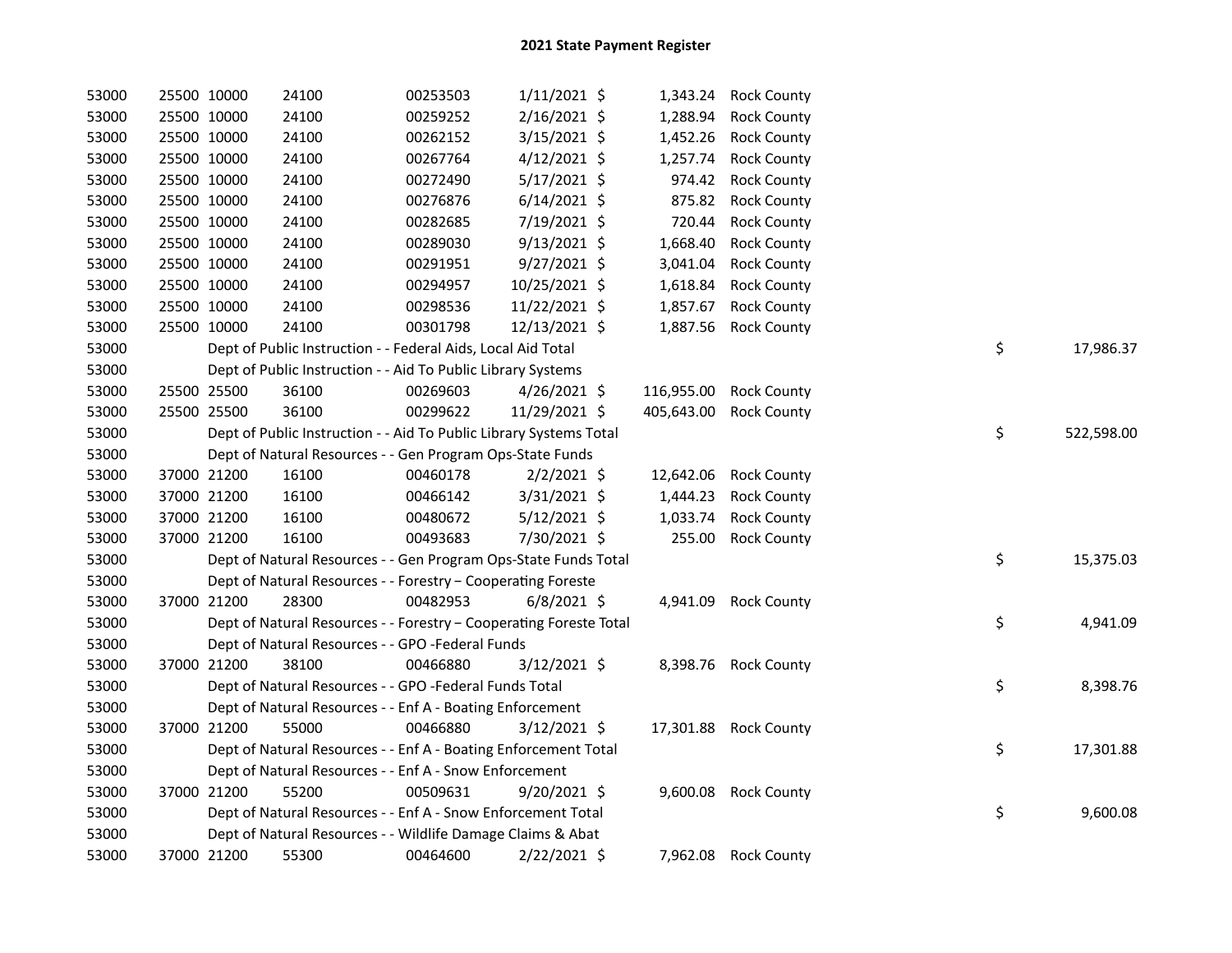# 2021 State Payment Register

| | | | | | | | | | |
|---|---|---|---|---|---|---|---|---|---|
| 53000 | 25500 | 10000 | 24100 | 00253503 | 1/11/2021 | $ | 1,343.24 | Rock County | | |
| 53000 | 25500 | 10000 | 24100 | 00259252 | 2/16/2021 | $ | 1,288.94 | Rock County | | |
| 53000 | 25500 | 10000 | 24100 | 00262152 | 3/15/2021 | $ | 1,452.26 | Rock County | | |
| 53000 | 25500 | 10000 | 24100 | 00267764 | 4/12/2021 | $ | 1,257.74 | Rock County | | |
| 53000 | 25500 | 10000 | 24100 | 00272490 | 5/17/2021 | $ | 974.42 | Rock County | | |
| 53000 | 25500 | 10000 | 24100 | 00276876 | 6/14/2021 | $ | 875.82 | Rock County | | |
| 53000 | 25500 | 10000 | 24100 | 00282685 | 7/19/2021 | $ | 720.44 | Rock County | | |
| 53000 | 25500 | 10000 | 24100 | 00289030 | 9/13/2021 | $ | 1,668.40 | Rock County | | |
| 53000 | 25500 | 10000 | 24100 | 00291951 | 9/27/2021 | $ | 3,041.04 | Rock County | | |
| 53000 | 25500 | 10000 | 24100 | 00294957 | 10/25/2021 | $ | 1,618.84 | Rock County | | |
| 53000 | 25500 | 10000 | 24100 | 00298536 | 11/22/2021 | $ | 1,857.67 | Rock County | | |
| 53000 | 25500 | 10000 | 24100 | 00301798 | 12/13/2021 | $ | 1,887.56 | Rock County | | |
| 53000 | | Dept of Public Instruction - - Federal Aids, Local Aid Total | | | | | | | $ | 17,986.37 |
| 53000 | | Dept of Public Instruction - - Aid To Public Library Systems | | | | | | | | |
| 53000 | 25500 | 25500 | 36100 | 00269603 | 4/26/2021 | $ | 116,955.00 | Rock County | | |
| 53000 | 25500 | 25500 | 36100 | 00299622 | 11/29/2021 | $ | 405,643.00 | Rock County | | |
| 53000 | | Dept of Public Instruction - - Aid To Public Library Systems Total | | | | | | | $ | 522,598.00 |
| 53000 | | Dept of Natural Resources - - Gen Program Ops-State Funds | | | | | | | | |
| 53000 | 37000 | 21200 | 16100 | 00460178 | 2/2/2021 | $ | 12,642.06 | Rock County | | |
| 53000 | 37000 | 21200 | 16100 | 00466142 | 3/31/2021 | $ | 1,444.23 | Rock County | | |
| 53000 | 37000 | 21200 | 16100 | 00480672 | 5/12/2021 | $ | 1,033.74 | Rock County | | |
| 53000 | 37000 | 21200 | 16100 | 00493683 | 7/30/2021 | $ | 255.00 | Rock County | | |
| 53000 | | Dept of Natural Resources - - Gen Program Ops-State Funds Total | | | | | | | $ | 15,375.03 |
| 53000 | | Dept of Natural Resources - - Forestry – Cooperating Foreste | | | | | | | | |
| 53000 | 37000 | 21200 | 28300 | 00482953 | 6/8/2021 | $ | 4,941.09 | Rock County | | |
| 53000 | | Dept of Natural Resources - - Forestry – Cooperating Foreste Total | | | | | | | $ | 4,941.09 |
| 53000 | | Dept of Natural Resources - - GPO -Federal Funds | | | | | | | | |
| 53000 | 37000 | 21200 | 38100 | 00466880 | 3/12/2021 | $ | 8,398.76 | Rock County | | |
| 53000 | | Dept of Natural Resources - - GPO -Federal Funds Total | | | | | | | $ | 8,398.76 |
| 53000 | | Dept of Natural Resources - - Enf A - Boating Enforcement | | | | | | | | |
| 53000 | 37000 | 21200 | 55000 | 00466880 | 3/12/2021 | $ | 17,301.88 | Rock County | | |
| 53000 | | Dept of Natural Resources - - Enf A - Boating Enforcement Total | | | | | | | $ | 17,301.88 |
| 53000 | | Dept of Natural Resources - - Enf A - Snow Enforcement | | | | | | | | |
| 53000 | 37000 | 21200 | 55200 | 00509631 | 9/20/2021 | $ | 9,600.08 | Rock County | | |
| 53000 | | Dept of Natural Resources - - Enf A - Snow Enforcement Total | | | | | | | $ | 9,600.08 |
| 53000 | | Dept of Natural Resources - - Wildlife Damage Claims & Abat | | | | | | | | |
| 53000 | 37000 | 21200 | 55300 | 00464600 | 2/22/2021 | $ | 7,962.08 | Rock County | | |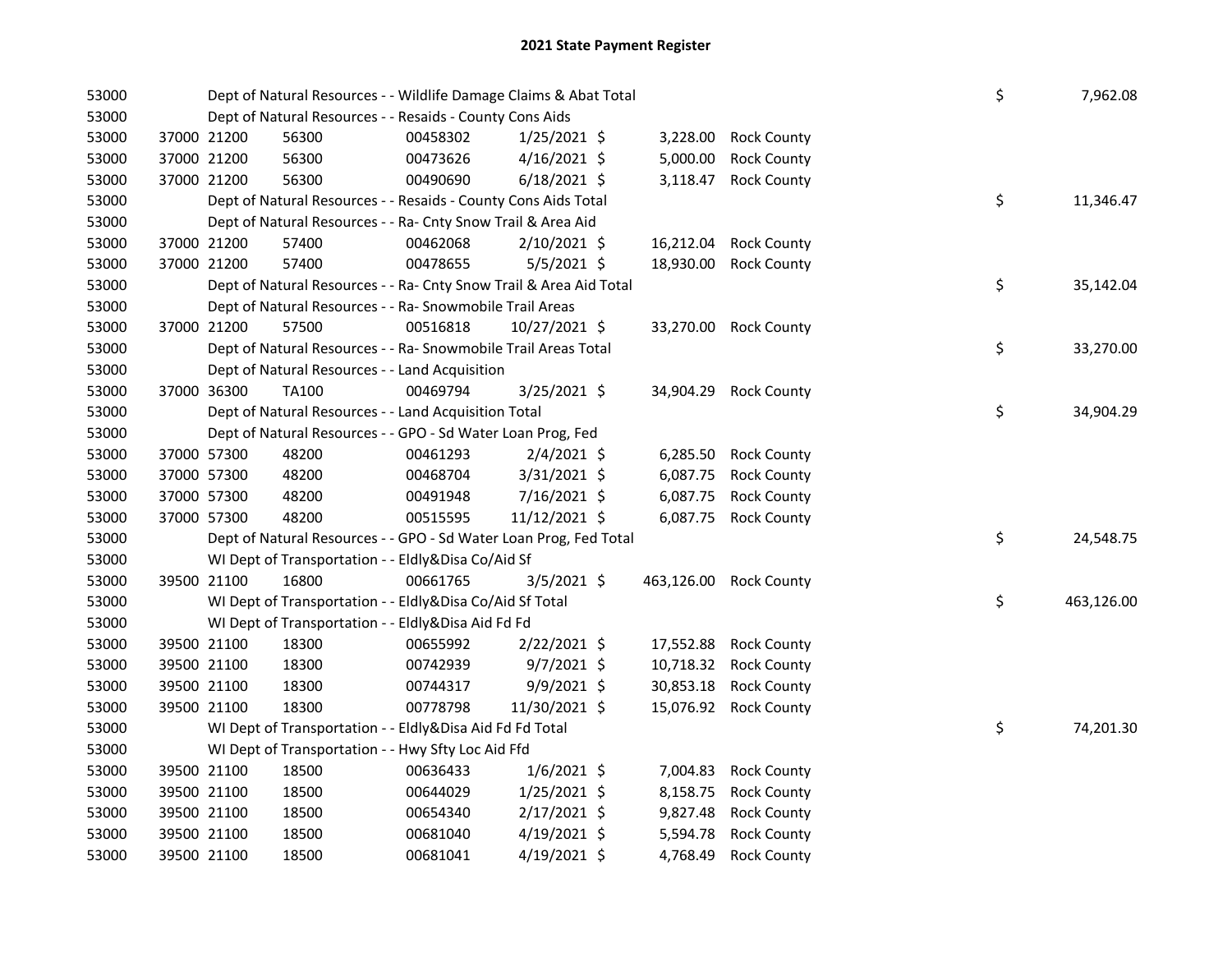# 2021 State Payment Register

| | | | | | | | | |
|---|---|---|---|---|---|---|---|---|
| 53000 | | Dept of Natural Resources - - Wildlife Damage Claims & Abat Total | | | | | $ | 7,962.08 |
| 53000 | | Dept of Natural Resources - - Resaids - County Cons Aids | | | | | | |
| 53000 | 37000 21200 | 56300 | 00458302 | 1/25/2021 $ | 3,228.00 | Rock County | | |
| 53000 | 37000 21200 | 56300 | 00473626 | 4/16/2021 $ | 5,000.00 | Rock County | | |
| 53000 | 37000 21200 | 56300 | 00490690 | 6/18/2021 $ | 3,118.47 | Rock County | | |
| 53000 | | Dept of Natural Resources - - Resaids - County Cons Aids Total | | | | | $ | 11,346.47 |
| 53000 | | Dept of Natural Resources - - Ra- Cnty Snow Trail & Area Aid | | | | | | |
| 53000 | 37000 21200 | 57400 | 00462068 | 2/10/2021 $ | 16,212.04 | Rock County | | |
| 53000 | 37000 21200 | 57400 | 00478655 | 5/5/2021 $ | 18,930.00 | Rock County | | |
| 53000 | | Dept of Natural Resources - - Ra- Cnty Snow Trail & Area Aid Total | | | | | $ | 35,142.04 |
| 53000 | | Dept of Natural Resources - - Ra- Snowmobile Trail Areas | | | | | | |
| 53000 | 37000 21200 | 57500 | 00516818 | 10/27/2021 $ | 33,270.00 | Rock County | | |
| 53000 | | Dept of Natural Resources - - Ra- Snowmobile Trail Areas Total | | | | | $ | 33,270.00 |
| 53000 | | Dept of Natural Resources - - Land Acquisition | | | | | | |
| 53000 | 37000 36300 | TA100 | 00469794 | 3/25/2021 $ | 34,904.29 | Rock County | | |
| 53000 | | Dept of Natural Resources - - Land Acquisition Total | | | | | $ | 34,904.29 |
| 53000 | | Dept of Natural Resources - - GPO - Sd Water Loan Prog, Fed | | | | | | |
| 53000 | 37000 57300 | 48200 | 00461293 | 2/4/2021 $ | 6,285.50 | Rock County | | |
| 53000 | 37000 57300 | 48200 | 00468704 | 3/31/2021 $ | 6,087.75 | Rock County | | |
| 53000 | 37000 57300 | 48200 | 00491948 | 7/16/2021 $ | 6,087.75 | Rock County | | |
| 53000 | 37000 57300 | 48200 | 00515595 | 11/12/2021 $ | 6,087.75 | Rock County | | |
| 53000 | | Dept of Natural Resources - - GPO - Sd Water Loan Prog, Fed Total | | | | | $ | 24,548.75 |
| 53000 | | WI Dept of Transportation - - Eldly&Disa Co/Aid Sf | | | | | | |
| 53000 | 39500 21100 | 16800 | 00661765 | 3/5/2021 $ | 463,126.00 | Rock County | | |
| 53000 | | WI Dept of Transportation - - Eldly&Disa Co/Aid Sf Total | | | | | $ | 463,126.00 |
| 53000 | | WI Dept of Transportation - - Eldly&Disa Aid Fd Fd | | | | | | |
| 53000 | 39500 21100 | 18300 | 00655992 | 2/22/2021 $ | 17,552.88 | Rock County | | |
| 53000 | 39500 21100 | 18300 | 00742939 | 9/7/2021 $ | 10,718.32 | Rock County | | |
| 53000 | 39500 21100 | 18300 | 00744317 | 9/9/2021 $ | 30,853.18 | Rock County | | |
| 53000 | 39500 21100 | 18300 | 00778798 | 11/30/2021 $ | 15,076.92 | Rock County | | |
| 53000 | | WI Dept of Transportation - - Eldly&Disa Aid Fd Fd Total | | | | | $ | 74,201.30 |
| 53000 | | WI Dept of Transportation - - Hwy Sfty Loc Aid Ffd | | | | | | |
| 53000 | 39500 21100 | 18500 | 00636433 | 1/6/2021 $ | 7,004.83 | Rock County | | |
| 53000 | 39500 21100 | 18500 | 00644029 | 1/25/2021 $ | 8,158.75 | Rock County | | |
| 53000 | 39500 21100 | 18500 | 00654340 | 2/17/2021 $ | 9,827.48 | Rock County | | |
| 53000 | 39500 21100 | 18500 | 00681040 | 4/19/2021 $ | 5,594.78 | Rock County | | |
| 53000 | 39500 21100 | 18500 | 00681041 | 4/19/2021 $ | 4,768.49 | Rock County | | |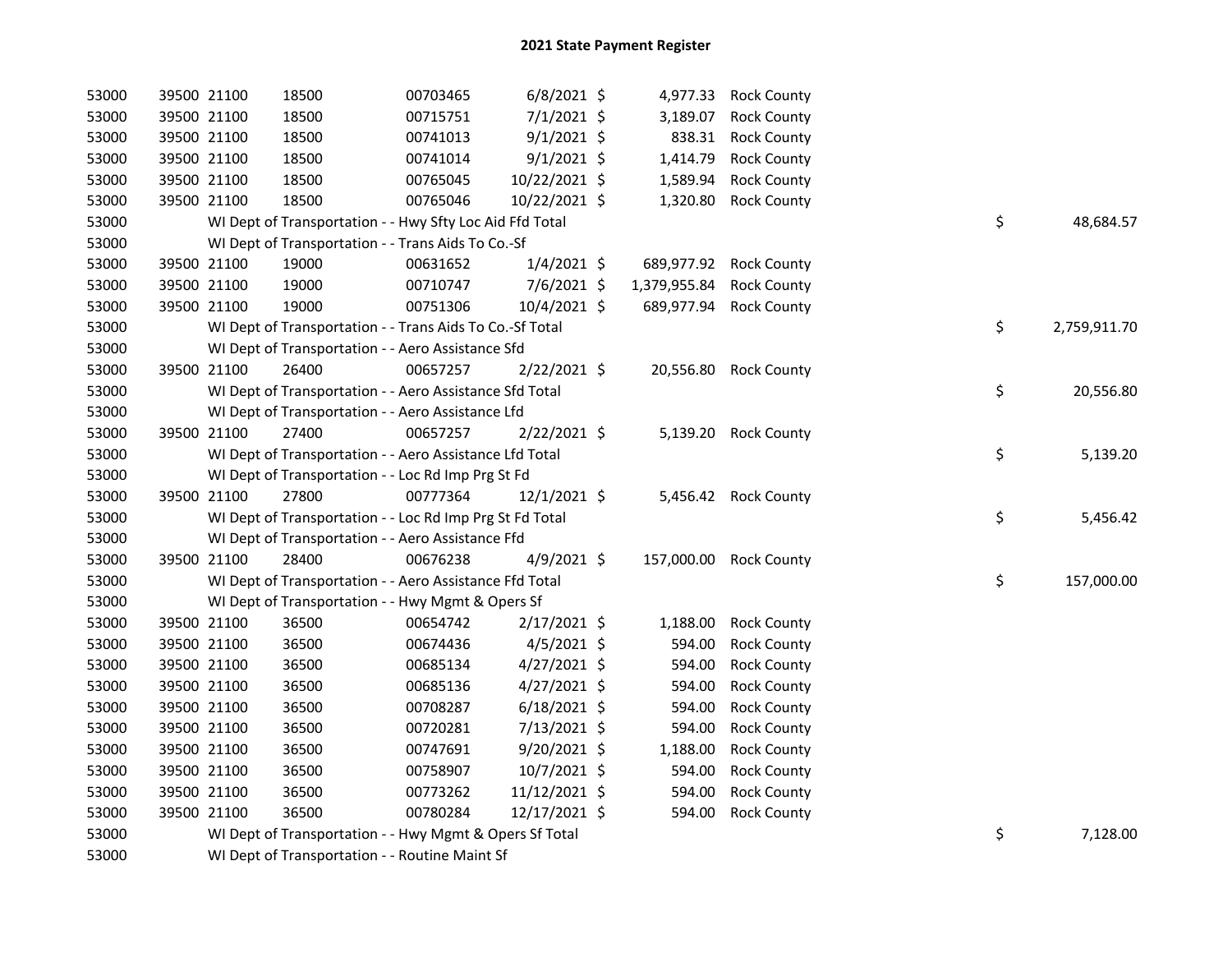# 2021 State Payment Register

| | | | | | | | | | |
|---|---|---|---|---|---|---|---|---|---|
| 53000 | 39500 | 21100 | 18500 | 00703465 | 6/8/2021 | $ 4,977.33 | Rock County | | |
| 53000 | 39500 | 21100 | 18500 | 00715751 | 7/1/2021 | $ 3,189.07 | Rock County | | |
| 53000 | 39500 | 21100 | 18500 | 00741013 | 9/1/2021 | $ 838.31 | Rock County | | |
| 53000 | 39500 | 21100 | 18500 | 00741014 | 9/1/2021 | $ 1,414.79 | Rock County | | |
| 53000 | 39500 | 21100 | 18500 | 00765045 | 10/22/2021 | $ 1,589.94 | Rock County | | |
| 53000 | 39500 | 21100 | 18500 | 00765046 | 10/22/2021 | $ 1,320.80 | Rock County | | |
| 53000 | | WI Dept of Transportation - - Hwy Sfty Loc Aid Ffd Total | | | | | | $ | 48,684.57 |
| 53000 | | WI Dept of Transportation - - Trans Aids To Co.-Sf | | | | | | | |
| 53000 | 39500 | 21100 | 19000 | 00631652 | 1/4/2021 | $ 689,977.92 | Rock County | | |
| 53000 | 39500 | 21100 | 19000 | 00710747 | 7/6/2021 | $ 1,379,955.84 | Rock County | | |
| 53000 | 39500 | 21100 | 19000 | 00751306 | 10/4/2021 | $ 689,977.94 | Rock County | | |
| 53000 | | WI Dept of Transportation - - Trans Aids To Co.-Sf Total | | | | | | $ | 2,759,911.70 |
| 53000 | | WI Dept of Transportation - - Aero Assistance Sfd | | | | | | | |
| 53000 | 39500 | 21100 | 26400 | 00657257 | 2/22/2021 | $ 20,556.80 | Rock County | | |
| 53000 | | WI Dept of Transportation - - Aero Assistance Sfd Total | | | | | | $ | 20,556.80 |
| 53000 | | WI Dept of Transportation - - Aero Assistance Lfd | | | | | | | |
| 53000 | 39500 | 21100 | 27400 | 00657257 | 2/22/2021 | $ 5,139.20 | Rock County | | |
| 53000 | | WI Dept of Transportation - - Aero Assistance Lfd Total | | | | | | $ | 5,139.20 |
| 53000 | | WI Dept of Transportation - - Loc Rd Imp Prg St Fd | | | | | | | |
| 53000 | 39500 | 21100 | 27800 | 00777364 | 12/1/2021 | $ 5,456.42 | Rock County | | |
| 53000 | | WI Dept of Transportation - - Loc Rd Imp Prg St Fd Total | | | | | | $ | 5,456.42 |
| 53000 | | WI Dept of Transportation - - Aero Assistance Ffd | | | | | | | |
| 53000 | 39500 | 21100 | 28400 | 00676238 | 4/9/2021 | $ 157,000.00 | Rock County | | |
| 53000 | | WI Dept of Transportation - - Aero Assistance Ffd Total | | | | | | $ | 157,000.00 |
| 53000 | | WI Dept of Transportation - - Hwy Mgmt & Opers Sf | | | | | | | |
| 53000 | 39500 | 21100 | 36500 | 00654742 | 2/17/2021 | $ 1,188.00 | Rock County | | |
| 53000 | 39500 | 21100 | 36500 | 00674436 | 4/5/2021 | $ 594.00 | Rock County | | |
| 53000 | 39500 | 21100 | 36500 | 00685134 | 4/27/2021 | $ 594.00 | Rock County | | |
| 53000 | 39500 | 21100 | 36500 | 00685136 | 4/27/2021 | $ 594.00 | Rock County | | |
| 53000 | 39500 | 21100 | 36500 | 00708287 | 6/18/2021 | $ 594.00 | Rock County | | |
| 53000 | 39500 | 21100 | 36500 | 00720281 | 7/13/2021 | $ 594.00 | Rock County | | |
| 53000 | 39500 | 21100 | 36500 | 00747691 | 9/20/2021 | $ 1,188.00 | Rock County | | |
| 53000 | 39500 | 21100 | 36500 | 00758907 | 10/7/2021 | $ 594.00 | Rock County | | |
| 53000 | 39500 | 21100 | 36500 | 00773262 | 11/12/2021 | $ 594.00 | Rock County | | |
| 53000 | 39500 | 21100 | 36500 | 00780284 | 12/17/2021 | $ 594.00 | Rock County | | |
| 53000 | | WI Dept of Transportation - - Hwy Mgmt & Opers Sf Total | | | | | | $ | 7,128.00 |
| 53000 | | WI Dept of Transportation - - Routine Maint Sf | | | | | | | |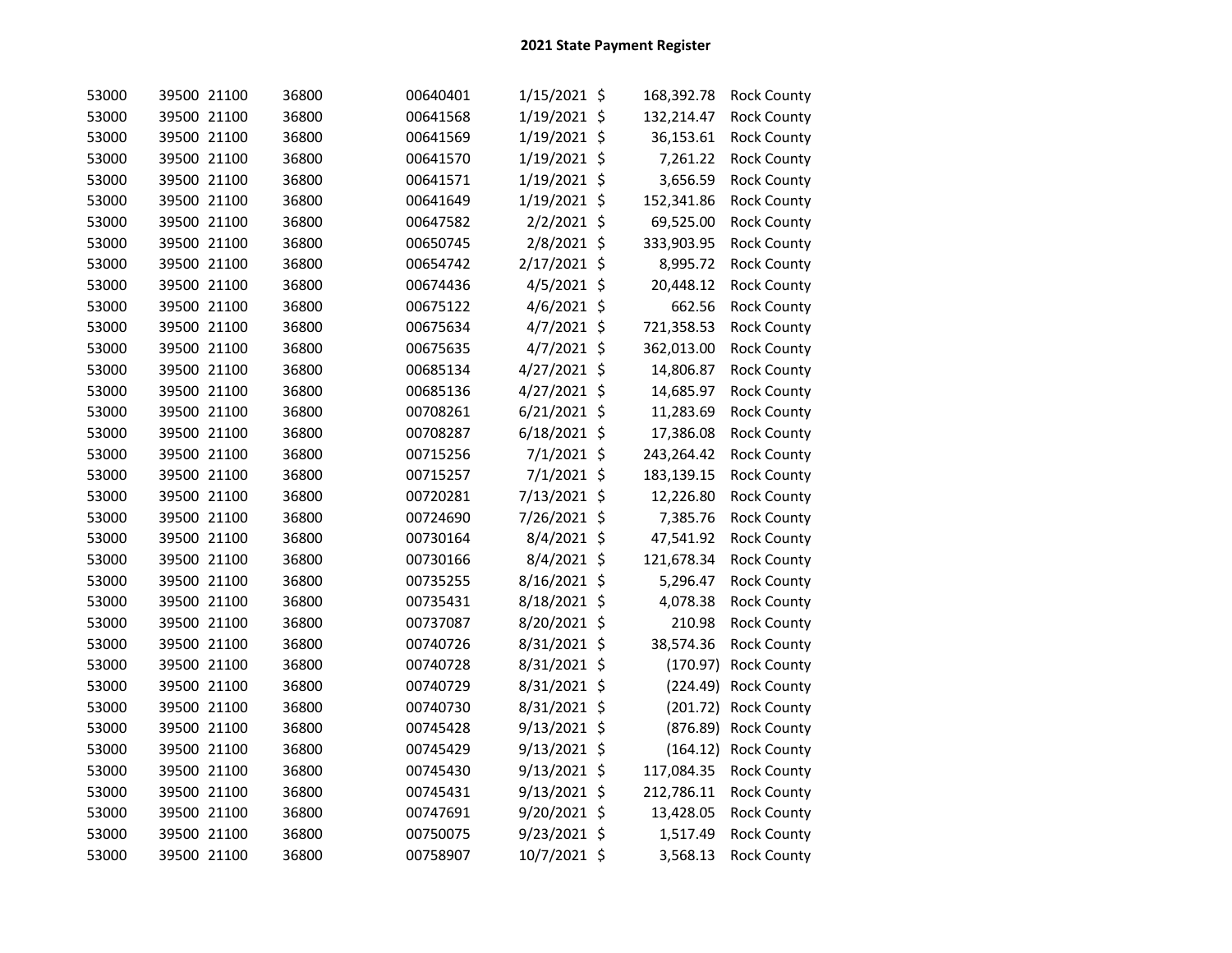## 2021 State Payment Register

| | | | | | | | |
|---|---|---|---|---|---|---|---|
| 53000 | 39500 | 21100 | 36800 | 00640401 | 1/15/2021 | $ 168,392.78 | Rock County |
| 53000 | 39500 | 21100 | 36800 | 00641568 | 1/19/2021 | $ 132,214.47 | Rock County |
| 53000 | 39500 | 21100 | 36800 | 00641569 | 1/19/2021 | $ 36,153.61 | Rock County |
| 53000 | 39500 | 21100 | 36800 | 00641570 | 1/19/2021 | $ 7,261.22 | Rock County |
| 53000 | 39500 | 21100 | 36800 | 00641571 | 1/19/2021 | $ 3,656.59 | Rock County |
| 53000 | 39500 | 21100 | 36800 | 00641649 | 1/19/2021 | $ 152,341.86 | Rock County |
| 53000 | 39500 | 21100 | 36800 | 00647582 | 2/2/2021 | $ 69,525.00 | Rock County |
| 53000 | 39500 | 21100 | 36800 | 00650745 | 2/8/2021 | $ 333,903.95 | Rock County |
| 53000 | 39500 | 21100 | 36800 | 00654742 | 2/17/2021 | $ 8,995.72 | Rock County |
| 53000 | 39500 | 21100 | 36800 | 00674436 | 4/5/2021 | $ 20,448.12 | Rock County |
| 53000 | 39500 | 21100 | 36800 | 00675122 | 4/6/2021 | $ 662.56 | Rock County |
| 53000 | 39500 | 21100 | 36800 | 00675634 | 4/7/2021 | $ 721,358.53 | Rock County |
| 53000 | 39500 | 21100 | 36800 | 00675635 | 4/7/2021 | $ 362,013.00 | Rock County |
| 53000 | 39500 | 21100 | 36800 | 00685134 | 4/27/2021 | $ 14,806.87 | Rock County |
| 53000 | 39500 | 21100 | 36800 | 00685136 | 4/27/2021 | $ 14,685.97 | Rock County |
| 53000 | 39500 | 21100 | 36800 | 00708261 | 6/21/2021 | $ 11,283.69 | Rock County |
| 53000 | 39500 | 21100 | 36800 | 00708287 | 6/18/2021 | $ 17,386.08 | Rock County |
| 53000 | 39500 | 21100 | 36800 | 00715256 | 7/1/2021 | $ 243,264.42 | Rock County |
| 53000 | 39500 | 21100 | 36800 | 00715257 | 7/1/2021 | $ 183,139.15 | Rock County |
| 53000 | 39500 | 21100 | 36800 | 00720281 | 7/13/2021 | $ 12,226.80 | Rock County |
| 53000 | 39500 | 21100 | 36800 | 00724690 | 7/26/2021 | $ 7,385.76 | Rock County |
| 53000 | 39500 | 21100 | 36800 | 00730164 | 8/4/2021 | $ 47,541.92 | Rock County |
| 53000 | 39500 | 21100 | 36800 | 00730166 | 8/4/2021 | $ 121,678.34 | Rock County |
| 53000 | 39500 | 21100 | 36800 | 00735255 | 8/16/2021 | $ 5,296.47 | Rock County |
| 53000 | 39500 | 21100 | 36800 | 00735431 | 8/18/2021 | $ 4,078.38 | Rock County |
| 53000 | 39500 | 21100 | 36800 | 00737087 | 8/20/2021 | $ 210.98 | Rock County |
| 53000 | 39500 | 21100 | 36800 | 00740726 | 8/31/2021 | $ 38,574.36 | Rock County |
| 53000 | 39500 | 21100 | 36800 | 00740728 | 8/31/2021 | $ (170.97) | Rock County |
| 53000 | 39500 | 21100 | 36800 | 00740729 | 8/31/2021 | $ (224.49) | Rock County |
| 53000 | 39500 | 21100 | 36800 | 00740730 | 8/31/2021 | $ (201.72) | Rock County |
| 53000 | 39500 | 21100 | 36800 | 00745428 | 9/13/2021 | $ (876.89) | Rock County |
| 53000 | 39500 | 21100 | 36800 | 00745429 | 9/13/2021 | $ (164.12) | Rock County |
| 53000 | 39500 | 21100 | 36800 | 00745430 | 9/13/2021 | $ 117,084.35 | Rock County |
| 53000 | 39500 | 21100 | 36800 | 00745431 | 9/13/2021 | $ 212,786.11 | Rock County |
| 53000 | 39500 | 21100 | 36800 | 00747691 | 9/20/2021 | $ 13,428.05 | Rock County |
| 53000 | 39500 | 21100 | 36800 | 00750075 | 9/23/2021 | $ 1,517.49 | Rock County |
| 53000 | 39500 | 21100 | 36800 | 00758907 | 10/7/2021 | $ 3,568.13 | Rock County |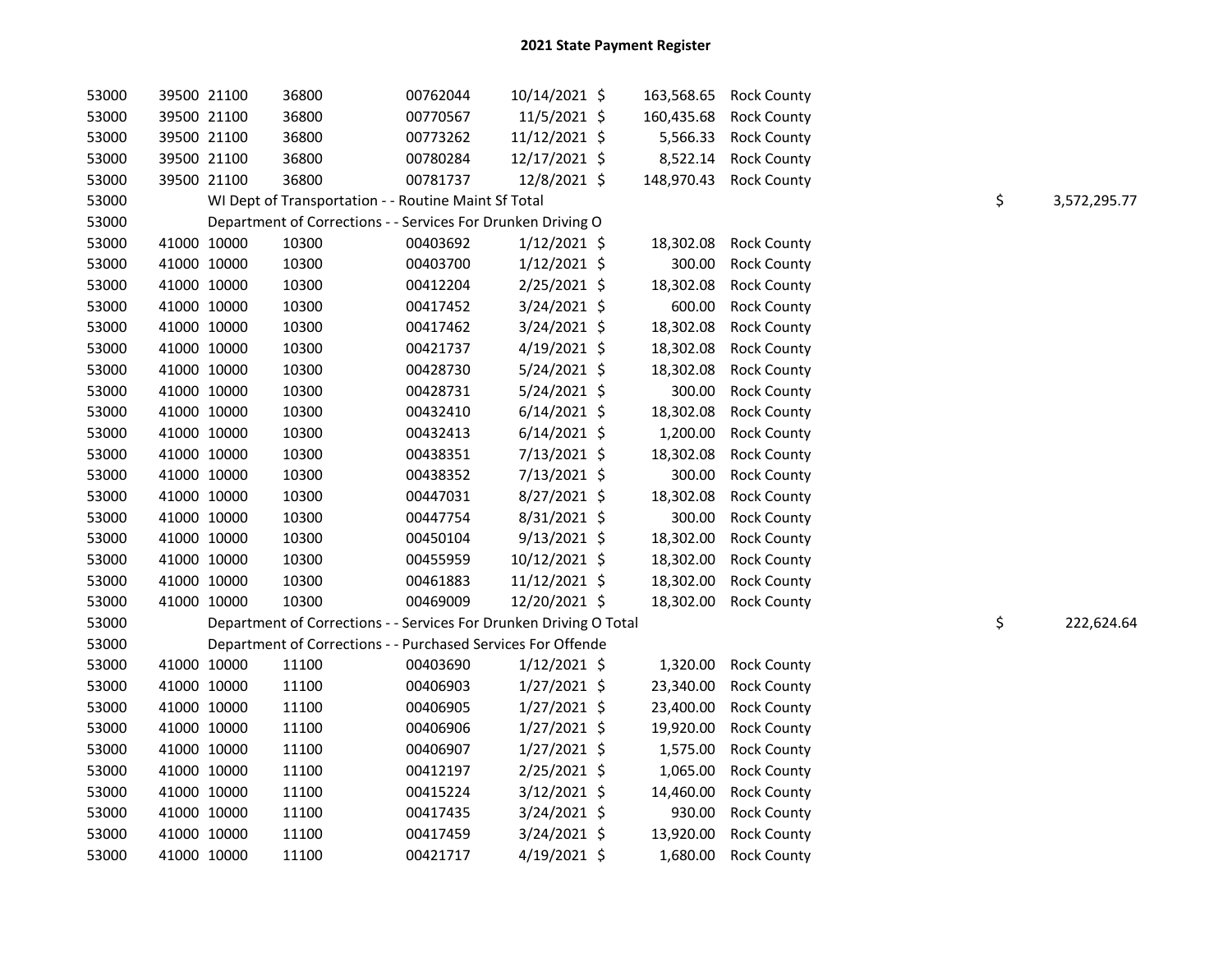# 2021 State Payment Register

| | | | | | | | | | |
|---|---|---|---|---|---|---|---|---|---|
| 53000 | 39500 | 21100 | 36800 | 00762044 | 10/14/2021 | $ 163,568.65 | Rock County | | |
| 53000 | 39500 | 21100 | 36800 | 00770567 | 11/5/2021 | $ 160,435.68 | Rock County | | |
| 53000 | 39500 | 21100 | 36800 | 00773262 | 11/12/2021 | $ 5,566.33 | Rock County | | |
| 53000 | 39500 | 21100 | 36800 | 00780284 | 12/17/2021 | $ 8,522.14 | Rock County | | |
| 53000 | 39500 | 21100 | 36800 | 00781737 | 12/8/2021 | $ 148,970.43 | Rock County | | |
| 53000 | WI Dept of Transportation - - Routine Maint Sf Total | | | | | | | $ | 3,572,295.77 |
| 53000 | Department of Corrections - - Services For Drunken Driving O | | | | | | | | |
| 53000 | 41000 | 10000 | 10300 | 00403692 | 1/12/2021 | $ 18,302.08 | Rock County | | |
| 53000 | 41000 | 10000 | 10300 | 00403700 | 1/12/2021 | $ 300.00 | Rock County | | |
| 53000 | 41000 | 10000 | 10300 | 00412204 | 2/25/2021 | $ 18,302.08 | Rock County | | |
| 53000 | 41000 | 10000 | 10300 | 00417452 | 3/24/2021 | $ 600.00 | Rock County | | |
| 53000 | 41000 | 10000 | 10300 | 00417462 | 3/24/2021 | $ 18,302.08 | Rock County | | |
| 53000 | 41000 | 10000 | 10300 | 00421737 | 4/19/2021 | $ 18,302.08 | Rock County | | |
| 53000 | 41000 | 10000 | 10300 | 00428730 | 5/24/2021 | $ 18,302.08 | Rock County | | |
| 53000 | 41000 | 10000 | 10300 | 00428731 | 5/24/2021 | $ 300.00 | Rock County | | |
| 53000 | 41000 | 10000 | 10300 | 00432410 | 6/14/2021 | $ 18,302.08 | Rock County | | |
| 53000 | 41000 | 10000 | 10300 | 00432413 | 6/14/2021 | $ 1,200.00 | Rock County | | |
| 53000 | 41000 | 10000 | 10300 | 00438351 | 7/13/2021 | $ 18,302.08 | Rock County | | |
| 53000 | 41000 | 10000 | 10300 | 00438352 | 7/13/2021 | $ 300.00 | Rock County | | |
| 53000 | 41000 | 10000 | 10300 | 00447031 | 8/27/2021 | $ 18,302.08 | Rock County | | |
| 53000 | 41000 | 10000 | 10300 | 00447754 | 8/31/2021 | $ 300.00 | Rock County | | |
| 53000 | 41000 | 10000 | 10300 | 00450104 | 9/13/2021 | $ 18,302.00 | Rock County | | |
| 53000 | 41000 | 10000 | 10300 | 00455959 | 10/12/2021 | $ 18,302.00 | Rock County | | |
| 53000 | 41000 | 10000 | 10300 | 00461883 | 11/12/2021 | $ 18,302.00 | Rock County | | |
| 53000 | 41000 | 10000 | 10300 | 00469009 | 12/20/2021 | $ 18,302.00 | Rock County | | |
| 53000 | Department of Corrections - - Services For Drunken Driving O Total | | | | | | | $ | 222,624.64 |
| 53000 | Department of Corrections - - Purchased Services For Offende | | | | | | | | |
| 53000 | 41000 | 10000 | 11100 | 00403690 | 1/12/2021 | $ 1,320.00 | Rock County | | |
| 53000 | 41000 | 10000 | 11100 | 00406903 | 1/27/2021 | $ 23,340.00 | Rock County | | |
| 53000 | 41000 | 10000 | 11100 | 00406905 | 1/27/2021 | $ 23,400.00 | Rock County | | |
| 53000 | 41000 | 10000 | 11100 | 00406906 | 1/27/2021 | $ 19,920.00 | Rock County | | |
| 53000 | 41000 | 10000 | 11100 | 00406907 | 1/27/2021 | $ 1,575.00 | Rock County | | |
| 53000 | 41000 | 10000 | 11100 | 00412197 | 2/25/2021 | $ 1,065.00 | Rock County | | |
| 53000 | 41000 | 10000 | 11100 | 00415224 | 3/12/2021 | $ 14,460.00 | Rock County | | |
| 53000 | 41000 | 10000 | 11100 | 00417435 | 3/24/2021 | $ 930.00 | Rock County | | |
| 53000 | 41000 | 10000 | 11100 | 00417459 | 3/24/2021 | $ 13,920.00 | Rock County | | |
| 53000 | 41000 | 10000 | 11100 | 00421717 | 4/19/2021 | $ 1,680.00 | Rock County | | |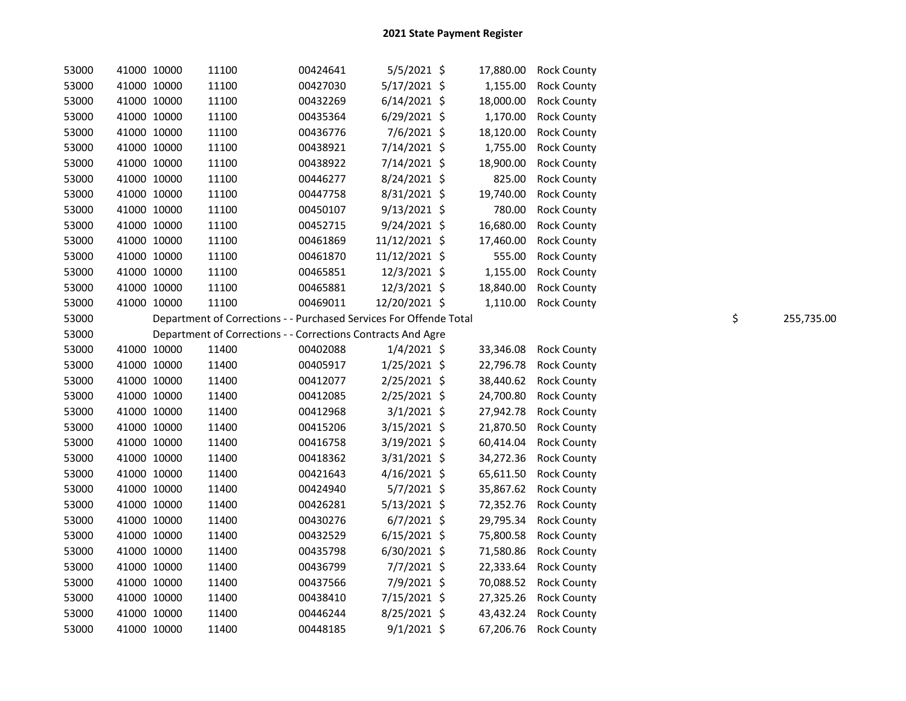# 2021 State Payment Register

| | | | | | | | | | |
|---|---|---|---|---|---|---|---|---|---|
| 53000 | 41000 | 10000 | 11100 | 00424641 | 5/5/2021 | $ 17,880.00 | Rock County | | |
| 53000 | 41000 | 10000 | 11100 | 00427030 | 5/17/2021 | $ 1,155.00 | Rock County | | |
| 53000 | 41000 | 10000 | 11100 | 00432269 | 6/14/2021 | $ 18,000.00 | Rock County | | |
| 53000 | 41000 | 10000 | 11100 | 00435364 | 6/29/2021 | $ 1,170.00 | Rock County | | |
| 53000 | 41000 | 10000 | 11100 | 00436776 | 7/6/2021 | $ 18,120.00 | Rock County | | |
| 53000 | 41000 | 10000 | 11100 | 00438921 | 7/14/2021 | $ 1,755.00 | Rock County | | |
| 53000 | 41000 | 10000 | 11100 | 00438922 | 7/14/2021 | $ 18,900.00 | Rock County | | |
| 53000 | 41000 | 10000 | 11100 | 00446277 | 8/24/2021 | $ 825.00 | Rock County | | |
| 53000 | 41000 | 10000 | 11100 | 00447758 | 8/31/2021 | $ 19,740.00 | Rock County | | |
| 53000 | 41000 | 10000 | 11100 | 00450107 | 9/13/2021 | $ 780.00 | Rock County | | |
| 53000 | 41000 | 10000 | 11100 | 00452715 | 9/24/2021 | $ 16,680.00 | Rock County | | |
| 53000 | 41000 | 10000 | 11100 | 00461869 | 11/12/2021 | $ 17,460.00 | Rock County | | |
| 53000 | 41000 | 10000 | 11100 | 00461870 | 11/12/2021 | $ 555.00 | Rock County | | |
| 53000 | 41000 | 10000 | 11100 | 00465851 | 12/3/2021 | $ 1,155.00 | Rock County | | |
| 53000 | 41000 | 10000 | 11100 | 00465881 | 12/3/2021 | $ 18,840.00 | Rock County | | |
| 53000 | 41000 | 10000 | 11100 | 00469011 | 12/20/2021 | $ 1,110.00 | Rock County | | |
| 53000 | | Department of Corrections - - Purchased Services For Offende Total | | | | | | $ | 255,735.00 |
| 53000 | | Department of Corrections - - Corrections Contracts And Agre | | | | | | | |
| 53000 | 41000 | 10000 | 11400 | 00402088 | 1/4/2021 | $ 33,346.08 | Rock County | | |
| 53000 | 41000 | 10000 | 11400 | 00405917 | 1/25/2021 | $ 22,796.78 | Rock County | | |
| 53000 | 41000 | 10000 | 11400 | 00412077 | 2/25/2021 | $ 38,440.62 | Rock County | | |
| 53000 | 41000 | 10000 | 11400 | 00412085 | 2/25/2021 | $ 24,700.80 | Rock County | | |
| 53000 | 41000 | 10000 | 11400 | 00412968 | 3/1/2021 | $ 27,942.78 | Rock County | | |
| 53000 | 41000 | 10000 | 11400 | 00415206 | 3/15/2021 | $ 21,870.50 | Rock County | | |
| 53000 | 41000 | 10000 | 11400 | 00416758 | 3/19/2021 | $ 60,414.04 | Rock County | | |
| 53000 | 41000 | 10000 | 11400 | 00418362 | 3/31/2021 | $ 34,272.36 | Rock County | | |
| 53000 | 41000 | 10000 | 11400 | 00421643 | 4/16/2021 | $ 65,611.50 | Rock County | | |
| 53000 | 41000 | 10000 | 11400 | 00424940 | 5/7/2021 | $ 35,867.62 | Rock County | | |
| 53000 | 41000 | 10000 | 11400 | 00426281 | 5/13/2021 | $ 72,352.76 | Rock County | | |
| 53000 | 41000 | 10000 | 11400 | 00430276 | 6/7/2021 | $ 29,795.34 | Rock County | | |
| 53000 | 41000 | 10000 | 11400 | 00432529 | 6/15/2021 | $ 75,800.58 | Rock County | | |
| 53000 | 41000 | 10000 | 11400 | 00435798 | 6/30/2021 | $ 71,580.86 | Rock County | | |
| 53000 | 41000 | 10000 | 11400 | 00436799 | 7/7/2021 | $ 22,333.64 | Rock County | | |
| 53000 | 41000 | 10000 | 11400 | 00437566 | 7/9/2021 | $ 70,088.52 | Rock County | | |
| 53000 | 41000 | 10000 | 11400 | 00438410 | 7/15/2021 | $ 27,325.26 | Rock County | | |
| 53000 | 41000 | 10000 | 11400 | 00446244 | 8/25/2021 | $ 43,432.24 | Rock County | | |
| 53000 | 41000 | 10000 | 11400 | 00448185 | 9/1/2021 | $ 67,206.76 | Rock County | | |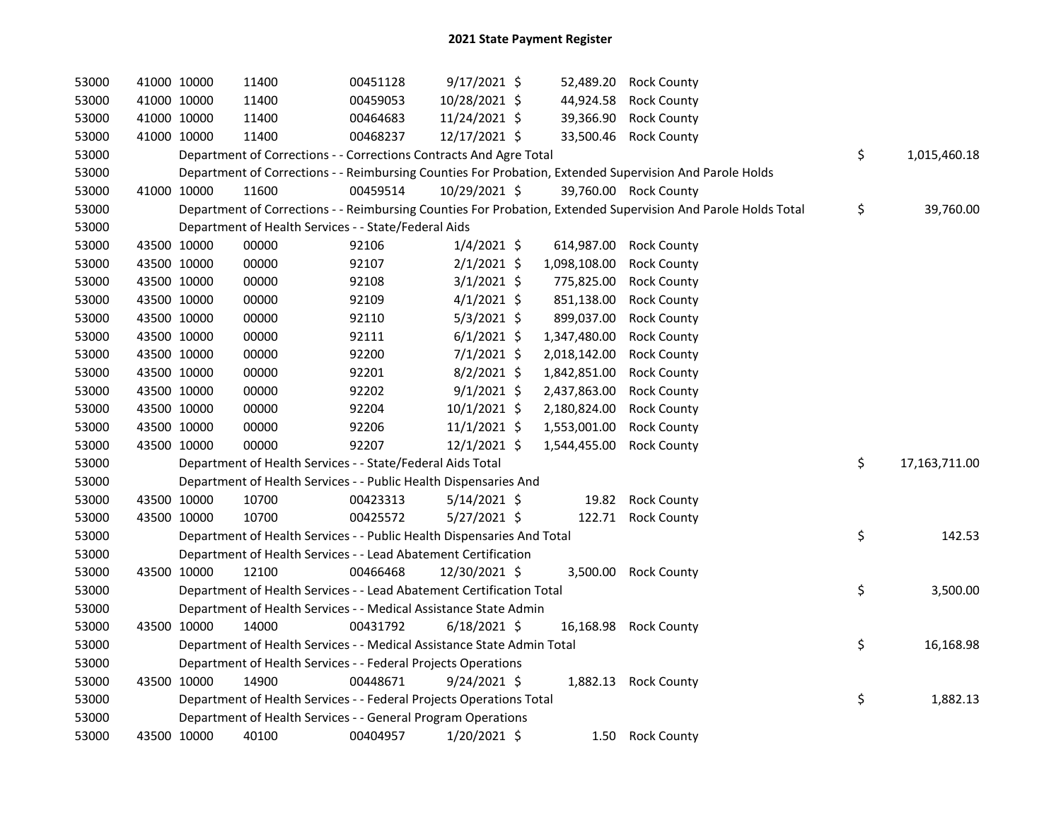# 2021 State Payment Register

| | | | | | | | | | |
|---|---|---|---|---|---|---|---|---|---|
| 53000 | 41000 | 10000 | 11400 | 00451128 | 9/17/2021 | $ 52,489.20 | Rock County | | |
| 53000 | 41000 | 10000 | 11400 | 00459053 | 10/28/2021 | $ 44,924.58 | Rock County | | |
| 53000 | 41000 | 10000 | 11400 | 00464683 | 11/24/2021 | $ 39,366.90 | Rock County | | |
| 53000 | 41000 | 10000 | 11400 | 00468237 | 12/17/2021 | $ 33,500.46 | Rock County | | |
| 53000 | | | Department of Corrections - - Corrections Contracts And Agre Total | | | | | $ | 1,015,460.18 |
| 53000 | | | Department of Corrections - - Reimbursing Counties For Probation, Extended Supervision And Parole Holds | | | | | | |
| 53000 | 41000 | 10000 | 11600 | 00459514 | 10/29/2021 | $ 39,760.00 | Rock County | | |
| 53000 | | | Department of Corrections - - Reimbursing Counties For Probation, Extended Supervision And Parole Holds Total | | | | | $ | 39,760.00 |
| 53000 | | | Department of Health Services - - State/Federal Aids | | | | | | |
| 53000 | 43500 | 10000 | 00000 | 92106 | 1/4/2021 | $ 614,987.00 | Rock County | | |
| 53000 | 43500 | 10000 | 00000 | 92107 | 2/1/2021 | $ 1,098,108.00 | Rock County | | |
| 53000 | 43500 | 10000 | 00000 | 92108 | 3/1/2021 | $ 775,825.00 | Rock County | | |
| 53000 | 43500 | 10000 | 00000 | 92109 | 4/1/2021 | $ 851,138.00 | Rock County | | |
| 53000 | 43500 | 10000 | 00000 | 92110 | 5/3/2021 | $ 899,037.00 | Rock County | | |
| 53000 | 43500 | 10000 | 00000 | 92111 | 6/1/2021 | $ 1,347,480.00 | Rock County | | |
| 53000 | 43500 | 10000 | 00000 | 92200 | 7/1/2021 | $ 2,018,142.00 | Rock County | | |
| 53000 | 43500 | 10000 | 00000 | 92201 | 8/2/2021 | $ 1,842,851.00 | Rock County | | |
| 53000 | 43500 | 10000 | 00000 | 92202 | 9/1/2021 | $ 2,437,863.00 | Rock County | | |
| 53000 | 43500 | 10000 | 00000 | 92204 | 10/1/2021 | $ 2,180,824.00 | Rock County | | |
| 53000 | 43500 | 10000 | 00000 | 92206 | 11/1/2021 | $ 1,553,001.00 | Rock County | | |
| 53000 | 43500 | 10000 | 00000 | 92207 | 12/1/2021 | $ 1,544,455.00 | Rock County | | |
| 53000 | | | Department of Health Services - - State/Federal Aids Total | | | | | $ | 17,163,711.00 |
| 53000 | | | Department of Health Services - - Public Health Dispensaries And | | | | | | |
| 53000 | 43500 | 10000 | 10700 | 00423313 | 5/14/2021 | $ 19.82 | Rock County | | |
| 53000 | 43500 | 10000 | 10700 | 00425572 | 5/27/2021 | $ 122.71 | Rock County | | |
| 53000 | | | Department of Health Services - - Public Health Dispensaries And Total | | | | | $ | 142.53 |
| 53000 | | | Department of Health Services - - Lead Abatement Certification | | | | | | |
| 53000 | 43500 | 10000 | 12100 | 00466468 | 12/30/2021 | $ 3,500.00 | Rock County | | |
| 53000 | | | Department of Health Services - - Lead Abatement Certification Total | | | | | $ | 3,500.00 |
| 53000 | | | Department of Health Services - - Medical Assistance State Admin | | | | | | |
| 53000 | 43500 | 10000 | 14000 | 00431792 | 6/18/2021 | $ 16,168.98 | Rock County | | |
| 53000 | | | Department of Health Services - - Medical Assistance State Admin Total | | | | | $ | 16,168.98 |
| 53000 | | | Department of Health Services - - Federal Projects Operations | | | | | | |
| 53000 | 43500 | 10000 | 14900 | 00448671 | 9/24/2021 | $ 1,882.13 | Rock County | | |
| 53000 | | | Department of Health Services - - Federal Projects Operations Total | | | | | $ | 1,882.13 |
| 53000 | | | Department of Health Services - - General Program Operations | | | | | | |
| 53000 | 43500 | 10000 | 40100 | 00404957 | 1/20/2021 | $ 1.50 | Rock County | | |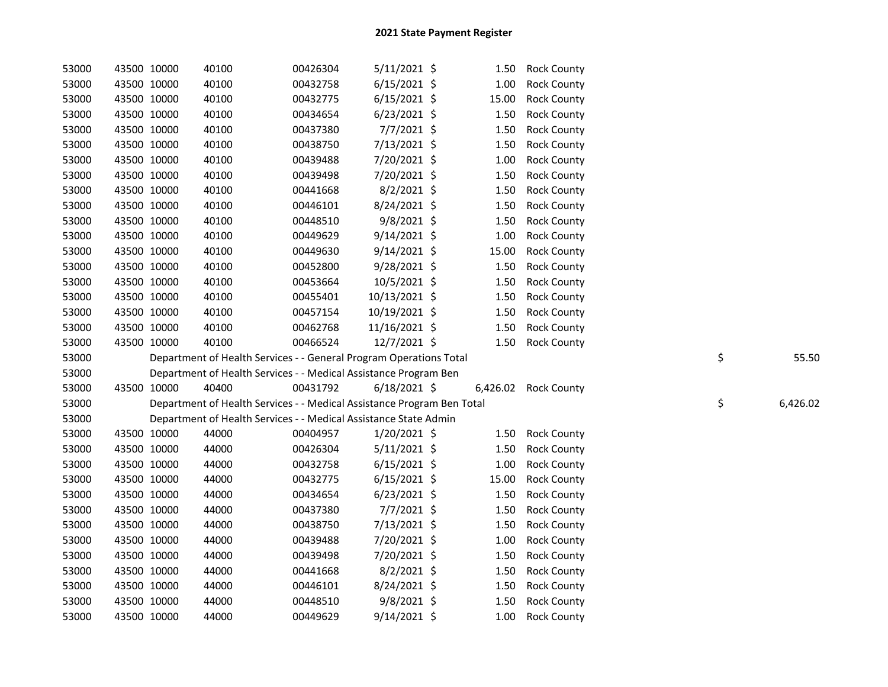# 2021 State Payment Register

| | | | | | | | | | |
|---|---|---|---|---|---|---|---|---|---|
| 53000 | 43500 | 10000 | 40100 | 00426304 | 5/11/2021 | $ | 1.50 | Rock County | |
| 53000 | 43500 | 10000 | 40100 | 00432758 | 6/15/2021 | $ | 1.00 | Rock County | |
| 53000 | 43500 | 10000 | 40100 | 00432775 | 6/15/2021 | $ | 15.00 | Rock County | |
| 53000 | 43500 | 10000 | 40100 | 00434654 | 6/23/2021 | $ | 1.50 | Rock County | |
| 53000 | 43500 | 10000 | 40100 | 00437380 | 7/7/2021 | $ | 1.50 | Rock County | |
| 53000 | 43500 | 10000 | 40100 | 00438750 | 7/13/2021 | $ | 1.50 | Rock County | |
| 53000 | 43500 | 10000 | 40100 | 00439488 | 7/20/2021 | $ | 1.00 | Rock County | |
| 53000 | 43500 | 10000 | 40100 | 00439498 | 7/20/2021 | $ | 1.50 | Rock County | |
| 53000 | 43500 | 10000 | 40100 | 00441668 | 8/2/2021 | $ | 1.50 | Rock County | |
| 53000 | 43500 | 10000 | 40100 | 00446101 | 8/24/2021 | $ | 1.50 | Rock County | |
| 53000 | 43500 | 10000 | 40100 | 00448510 | 9/8/2021 | $ | 1.50 | Rock County | |
| 53000 | 43500 | 10000 | 40100 | 00449629 | 9/14/2021 | $ | 1.00 | Rock County | |
| 53000 | 43500 | 10000 | 40100 | 00449630 | 9/14/2021 | $ | 15.00 | Rock County | |
| 53000 | 43500 | 10000 | 40100 | 00452800 | 9/28/2021 | $ | 1.50 | Rock County | |
| 53000 | 43500 | 10000 | 40100 | 00453664 | 10/5/2021 | $ | 1.50 | Rock County | |
| 53000 | 43500 | 10000 | 40100 | 00455401 | 10/13/2021 | $ | 1.50 | Rock County | |
| 53000 | 43500 | 10000 | 40100 | 00457154 | 10/19/2021 | $ | 1.50 | Rock County | |
| 53000 | 43500 | 10000 | 40100 | 00462768 | 11/16/2021 | $ | 1.50 | Rock County | |
| 53000 | 43500 | 10000 | 40100 | 00466524 | 12/7/2021 | $ | 1.50 | Rock County | |
| 53000 | Department of Health Services - - General Program Operations Total | | | | | | | | $ 55.50 |
| 53000 | Department of Health Services - - Medical Assistance Program Ben | | | | | | | | |
| 53000 | 43500 | 10000 | 40400 | 00431792 | 6/18/2021 | $ | 6,426.02 | Rock County | |
| 53000 | Department of Health Services - - Medical Assistance Program Ben Total | | | | | | | | $ 6,426.02 |
| 53000 | Department of Health Services - - Medical Assistance State Admin | | | | | | | | |
| 53000 | 43500 | 10000 | 44000 | 00404957 | 1/20/2021 | $ | 1.50 | Rock County | |
| 53000 | 43500 | 10000 | 44000 | 00426304 | 5/11/2021 | $ | 1.50 | Rock County | |
| 53000 | 43500 | 10000 | 44000 | 00432758 | 6/15/2021 | $ | 1.00 | Rock County | |
| 53000 | 43500 | 10000 | 44000 | 00432775 | 6/15/2021 | $ | 15.00 | Rock County | |
| 53000 | 43500 | 10000 | 44000 | 00434654 | 6/23/2021 | $ | 1.50 | Rock County | |
| 53000 | 43500 | 10000 | 44000 | 00437380 | 7/7/2021 | $ | 1.50 | Rock County | |
| 53000 | 43500 | 10000 | 44000 | 00438750 | 7/13/2021 | $ | 1.50 | Rock County | |
| 53000 | 43500 | 10000 | 44000 | 00439488 | 7/20/2021 | $ | 1.00 | Rock County | |
| 53000 | 43500 | 10000 | 44000 | 00439498 | 7/20/2021 | $ | 1.50 | Rock County | |
| 53000 | 43500 | 10000 | 44000 | 00441668 | 8/2/2021 | $ | 1.50 | Rock County | |
| 53000 | 43500 | 10000 | 44000 | 00446101 | 8/24/2021 | $ | 1.50 | Rock County | |
| 53000 | 43500 | 10000 | 44000 | 00448510 | 9/8/2021 | $ | 1.50 | Rock County | |
| 53000 | 43500 | 10000 | 44000 | 00449629 | 9/14/2021 | $ | 1.00 | Rock County | |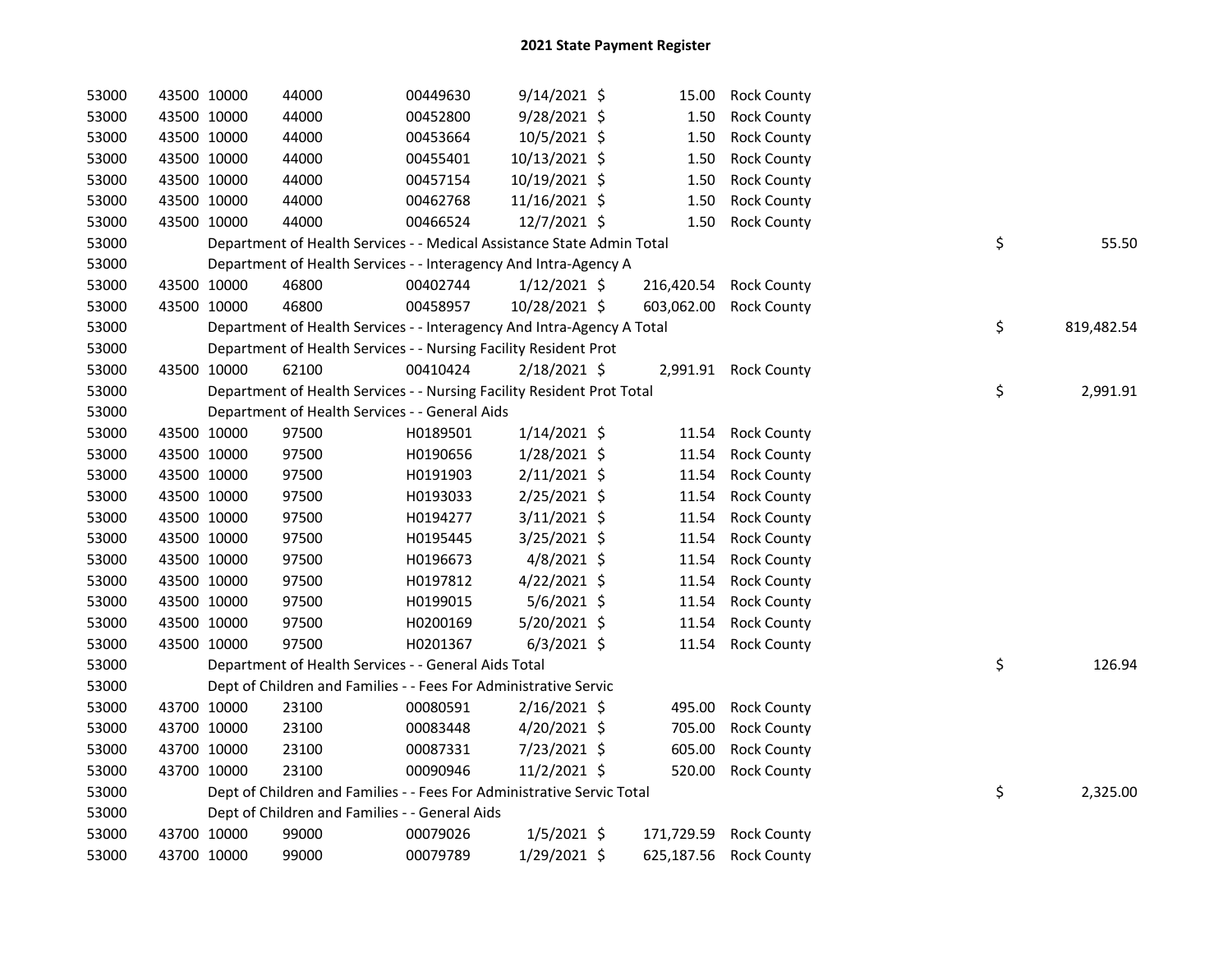# 2021 State Payment Register

| | | | | | | | | | |
|---|---|---|---|---|---|---|---|---|---|
| 53000 | 43500 | 10000 | 44000 | 00449630 | 9/14/2021 | $ 15.00 | Rock County | | |
| 53000 | 43500 | 10000 | 44000 | 00452800 | 9/28/2021 | $ 1.50 | Rock County | | |
| 53000 | 43500 | 10000 | 44000 | 00453664 | 10/5/2021 | $ 1.50 | Rock County | | |
| 53000 | 43500 | 10000 | 44000 | 00455401 | 10/13/2021 | $ 1.50 | Rock County | | |
| 53000 | 43500 | 10000 | 44000 | 00457154 | 10/19/2021 | $ 1.50 | Rock County | | |
| 53000 | 43500 | 10000 | 44000 | 00462768 | 11/16/2021 | $ 1.50 | Rock County | | |
| 53000 | 43500 | 10000 | 44000 | 00466524 | 12/7/2021 | $ 1.50 | Rock County | | |
| 53000 | | Department of Health Services - - Medical Assistance State Admin Total | | | | | | $ | 55.50 |
| 53000 | | Department of Health Services - - Interagency And Intra-Agency A | | | | | | | |
| 53000 | 43500 | 10000 | 46800 | 00402744 | 1/12/2021 | $ 216,420.54 | Rock County | | |
| 53000 | 43500 | 10000 | 46800 | 00458957 | 10/28/2021 | $ 603,062.00 | Rock County | | |
| 53000 | | Department of Health Services - - Interagency And Intra-Agency A Total | | | | | | $ | 819,482.54 |
| 53000 | | Department of Health Services - - Nursing Facility Resident Prot | | | | | | | |
| 53000 | 43500 | 10000 | 62100 | 00410424 | 2/18/2021 | $ 2,991.91 | Rock County | | |
| 53000 | | Department of Health Services - - Nursing Facility Resident Prot Total | | | | | | $ | 2,991.91 |
| 53000 | | Department of Health Services - - General Aids | | | | | | | |
| 53000 | 43500 | 10000 | 97500 | H0189501 | 1/14/2021 | $ 11.54 | Rock County | | |
| 53000 | 43500 | 10000 | 97500 | H0190656 | 1/28/2021 | $ 11.54 | Rock County | | |
| 53000 | 43500 | 10000 | 97500 | H0191903 | 2/11/2021 | $ 11.54 | Rock County | | |
| 53000 | 43500 | 10000 | 97500 | H0193033 | 2/25/2021 | $ 11.54 | Rock County | | |
| 53000 | 43500 | 10000 | 97500 | H0194277 | 3/11/2021 | $ 11.54 | Rock County | | |
| 53000 | 43500 | 10000 | 97500 | H0195445 | 3/25/2021 | $ 11.54 | Rock County | | |
| 53000 | 43500 | 10000 | 97500 | H0196673 | 4/8/2021 | $ 11.54 | Rock County | | |
| 53000 | 43500 | 10000 | 97500 | H0197812 | 4/22/2021 | $ 11.54 | Rock County | | |
| 53000 | 43500 | 10000 | 97500 | H0199015 | 5/6/2021 | $ 11.54 | Rock County | | |
| 53000 | 43500 | 10000 | 97500 | H0200169 | 5/20/2021 | $ 11.54 | Rock County | | |
| 53000 | 43500 | 10000 | 97500 | H0201367 | 6/3/2021 | $ 11.54 | Rock County | | |
| 53000 | | Department of Health Services - - General Aids Total | | | | | | $ | 126.94 |
| 53000 | | Dept of Children and Families - - Fees For Administrative Servic | | | | | | | |
| 53000 | 43700 | 10000 | 23100 | 00080591 | 2/16/2021 | $ 495.00 | Rock County | | |
| 53000 | 43700 | 10000 | 23100 | 00083448 | 4/20/2021 | $ 705.00 | Rock County | | |
| 53000 | 43700 | 10000 | 23100 | 00087331 | 7/23/2021 | $ 605.00 | Rock County | | |
| 53000 | 43700 | 10000 | 23100 | 00090946 | 11/2/2021 | $ 520.00 | Rock County | | |
| 53000 | | Dept of Children and Families - - Fees For Administrative Servic Total | | | | | | $ | 2,325.00 |
| 53000 | | Dept of Children and Families - - General Aids | | | | | | | |
| 53000 | 43700 | 10000 | 99000 | 00079026 | 1/5/2021 | $ 171,729.59 | Rock County | | |
| 53000 | 43700 | 10000 | 99000 | 00079789 | 1/29/2021 | $ 625,187.56 | Rock County | | |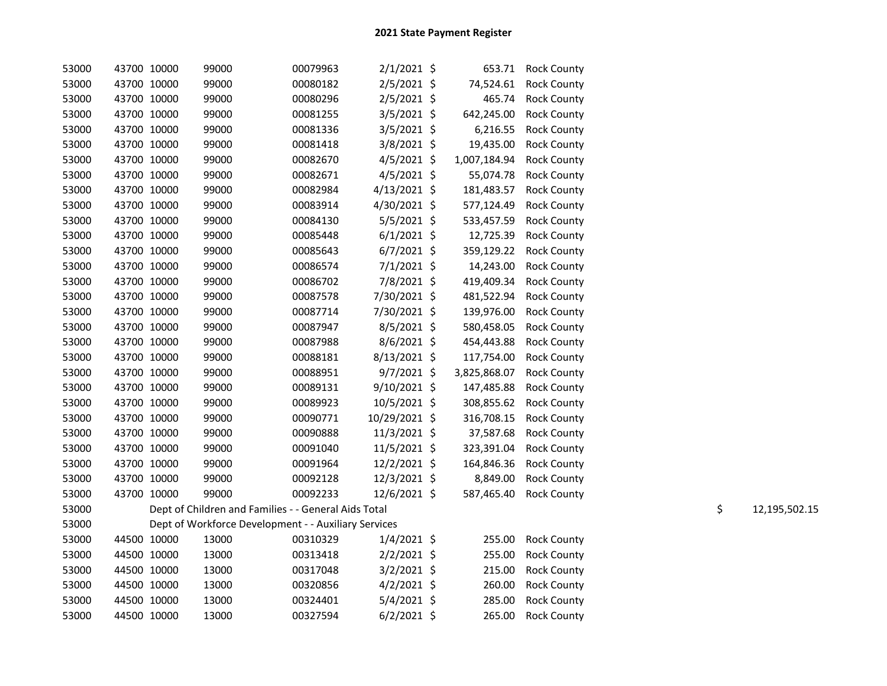# 2021 State Payment Register

| | | | | | | | | | |
|---|---|---|---|---|---|---|---|---|---|
| 53000 | 43700 | 10000 | 99000 | 00079963 | 2/1/2021 | $ | 653.71 | Rock County | |
| 53000 | 43700 | 10000 | 99000 | 00080182 | 2/5/2021 | $ | 74,524.61 | Rock County | |
| 53000 | 43700 | 10000 | 99000 | 00080296 | 2/5/2021 | $ | 465.74 | Rock County | |
| 53000 | 43700 | 10000 | 99000 | 00081255 | 3/5/2021 | $ | 642,245.00 | Rock County | |
| 53000 | 43700 | 10000 | 99000 | 00081336 | 3/5/2021 | $ | 6,216.55 | Rock County | |
| 53000 | 43700 | 10000 | 99000 | 00081418 | 3/8/2021 | $ | 19,435.00 | Rock County | |
| 53000 | 43700 | 10000 | 99000 | 00082670 | 4/5/2021 | $ | 1,007,184.94 | Rock County | |
| 53000 | 43700 | 10000 | 99000 | 00082671 | 4/5/2021 | $ | 55,074.78 | Rock County | |
| 53000 | 43700 | 10000 | 99000 | 00082984 | 4/13/2021 | $ | 181,483.57 | Rock County | |
| 53000 | 43700 | 10000 | 99000 | 00083914 | 4/30/2021 | $ | 577,124.49 | Rock County | |
| 53000 | 43700 | 10000 | 99000 | 00084130 | 5/5/2021 | $ | 533,457.59 | Rock County | |
| 53000 | 43700 | 10000 | 99000 | 00085448 | 6/1/2021 | $ | 12,725.39 | Rock County | |
| 53000 | 43700 | 10000 | 99000 | 00085643 | 6/7/2021 | $ | 359,129.22 | Rock County | |
| 53000 | 43700 | 10000 | 99000 | 00086574 | 7/1/2021 | $ | 14,243.00 | Rock County | |
| 53000 | 43700 | 10000 | 99000 | 00086702 | 7/8/2021 | $ | 419,409.34 | Rock County | |
| 53000 | 43700 | 10000 | 99000 | 00087578 | 7/30/2021 | $ | 481,522.94 | Rock County | |
| 53000 | 43700 | 10000 | 99000 | 00087714 | 7/30/2021 | $ | 139,976.00 | Rock County | |
| 53000 | 43700 | 10000 | 99000 | 00087947 | 8/5/2021 | $ | 580,458.05 | Rock County | |
| 53000 | 43700 | 10000 | 99000 | 00087988 | 8/6/2021 | $ | 454,443.88 | Rock County | |
| 53000 | 43700 | 10000 | 99000 | 00088181 | 8/13/2021 | $ | 117,754.00 | Rock County | |
| 53000 | 43700 | 10000 | 99000 | 00088951 | 9/7/2021 | $ | 3,825,868.07 | Rock County | |
| 53000 | 43700 | 10000 | 99000 | 00089131 | 9/10/2021 | $ | 147,485.88 | Rock County | |
| 53000 | 43700 | 10000 | 99000 | 00089923 | 10/5/2021 | $ | 308,855.62 | Rock County | |
| 53000 | 43700 | 10000 | 99000 | 00090771 | 10/29/2021 | $ | 316,708.15 | Rock County | |
| 53000 | 43700 | 10000 | 99000 | 00090888 | 11/3/2021 | $ | 37,587.68 | Rock County | |
| 53000 | 43700 | 10000 | 99000 | 00091040 | 11/5/2021 | $ | 323,391.04 | Rock County | |
| 53000 | 43700 | 10000 | 99000 | 00091964 | 12/2/2021 | $ | 164,846.36 | Rock County | |
| 53000 | 43700 | 10000 | 99000 | 00092128 | 12/3/2021 | $ | 8,849.00 | Rock County | |
| 53000 | 43700 | 10000 | 99000 | 00092233 | 12/6/2021 | $ | 587,465.40 | Rock County | |
| 53000 | Dept of Children and Families - - General Aids Total | | | | | | | | $ 12,195,502.15 |
| 53000 | Dept of Workforce Development - - Auxiliary Services | | | | | | | | |
| 53000 | 44500 | 10000 | 13000 | 00310329 | 1/4/2021 | $ | 255.00 | Rock County | |
| 53000 | 44500 | 10000 | 13000 | 00313418 | 2/2/2021 | $ | 255.00 | Rock County | |
| 53000 | 44500 | 10000 | 13000 | 00317048 | 3/2/2021 | $ | 215.00 | Rock County | |
| 53000 | 44500 | 10000 | 13000 | 00320856 | 4/2/2021 | $ | 260.00 | Rock County | |
| 53000 | 44500 | 10000 | 13000 | 00324401 | 5/4/2021 | $ | 285.00 | Rock County | |
| 53000 | 44500 | 10000 | 13000 | 00327594 | 6/2/2021 | $ | 265.00 | Rock County | |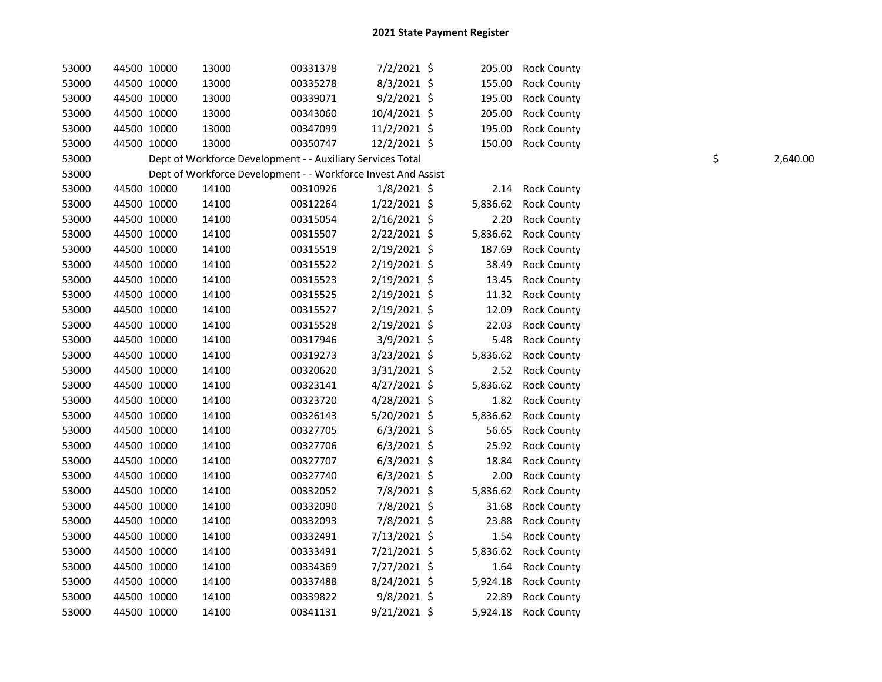## 2021 State Payment Register

| | | | | | | | | | |
|---|---|---|---|---|---|---|---|---|---|
| 53000 | 44500 | 10000 | 13000 | 00331378 | 7/2/2021 | $ | 205.00 | Rock County | |
| 53000 | 44500 | 10000 | 13000 | 00335278 | 8/3/2021 | $ | 155.00 | Rock County | |
| 53000 | 44500 | 10000 | 13000 | 00339071 | 9/2/2021 | $ | 195.00 | Rock County | |
| 53000 | 44500 | 10000 | 13000 | 00343060 | 10/4/2021 | $ | 205.00 | Rock County | |
| 53000 | 44500 | 10000 | 13000 | 00347099 | 11/2/2021 | $ | 195.00 | Rock County | |
| 53000 | 44500 | 10000 | 13000 | 00350747 | 12/2/2021 | $ | 150.00 | Rock County | |
| 53000 | | Dept of Workforce Development - - Auxiliary Services Total | | | | | | | $ 2,640.00 |
| 53000 | | Dept of Workforce Development - - Workforce Invest And Assist | | | | | | | |
| 53000 | 44500 | 10000 | 14100 | 00310926 | 1/8/2021 | $ | 2.14 | Rock County | |
| 53000 | 44500 | 10000 | 14100 | 00312264 | 1/22/2021 | $ | 5,836.62 | Rock County | |
| 53000 | 44500 | 10000 | 14100 | 00315054 | 2/16/2021 | $ | 2.20 | Rock County | |
| 53000 | 44500 | 10000 | 14100 | 00315507 | 2/22/2021 | $ | 5,836.62 | Rock County | |
| 53000 | 44500 | 10000 | 14100 | 00315519 | 2/19/2021 | $ | 187.69 | Rock County | |
| 53000 | 44500 | 10000 | 14100 | 00315522 | 2/19/2021 | $ | 38.49 | Rock County | |
| 53000 | 44500 | 10000 | 14100 | 00315523 | 2/19/2021 | $ | 13.45 | Rock County | |
| 53000 | 44500 | 10000 | 14100 | 00315525 | 2/19/2021 | $ | 11.32 | Rock County | |
| 53000 | 44500 | 10000 | 14100 | 00315527 | 2/19/2021 | $ | 12.09 | Rock County | |
| 53000 | 44500 | 10000 | 14100 | 00315528 | 2/19/2021 | $ | 22.03 | Rock County | |
| 53000 | 44500 | 10000 | 14100 | 00317946 | 3/9/2021 | $ | 5.48 | Rock County | |
| 53000 | 44500 | 10000 | 14100 | 00319273 | 3/23/2021 | $ | 5,836.62 | Rock County | |
| 53000 | 44500 | 10000 | 14100 | 00320620 | 3/31/2021 | $ | 2.52 | Rock County | |
| 53000 | 44500 | 10000 | 14100 | 00323141 | 4/27/2021 | $ | 5,836.62 | Rock County | |
| 53000 | 44500 | 10000 | 14100 | 00323720 | 4/28/2021 | $ | 1.82 | Rock County | |
| 53000 | 44500 | 10000 | 14100 | 00326143 | 5/20/2021 | $ | 5,836.62 | Rock County | |
| 53000 | 44500 | 10000 | 14100 | 00327705 | 6/3/2021 | $ | 56.65 | Rock County | |
| 53000 | 44500 | 10000 | 14100 | 00327706 | 6/3/2021 | $ | 25.92 | Rock County | |
| 53000 | 44500 | 10000 | 14100 | 00327707 | 6/3/2021 | $ | 18.84 | Rock County | |
| 53000 | 44500 | 10000 | 14100 | 00327740 | 6/3/2021 | $ | 2.00 | Rock County | |
| 53000 | 44500 | 10000 | 14100 | 00332052 | 7/8/2021 | $ | 5,836.62 | Rock County | |
| 53000 | 44500 | 10000 | 14100 | 00332090 | 7/8/2021 | $ | 31.68 | Rock County | |
| 53000 | 44500 | 10000 | 14100 | 00332093 | 7/8/2021 | $ | 23.88 | Rock County | |
| 53000 | 44500 | 10000 | 14100 | 00332491 | 7/13/2021 | $ | 1.54 | Rock County | |
| 53000 | 44500 | 10000 | 14100 | 00333491 | 7/21/2021 | $ | 5,836.62 | Rock County | |
| 53000 | 44500 | 10000 | 14100 | 00334369 | 7/27/2021 | $ | 1.64 | Rock County | |
| 53000 | 44500 | 10000 | 14100 | 00337488 | 8/24/2021 | $ | 5,924.18 | Rock County | |
| 53000 | 44500 | 10000 | 14100 | 00339822 | 9/8/2021 | $ | 22.89 | Rock County | |
| 53000 | 44500 | 10000 | 14100 | 00341131 | 9/21/2021 | $ | 5,924.18 | Rock County | |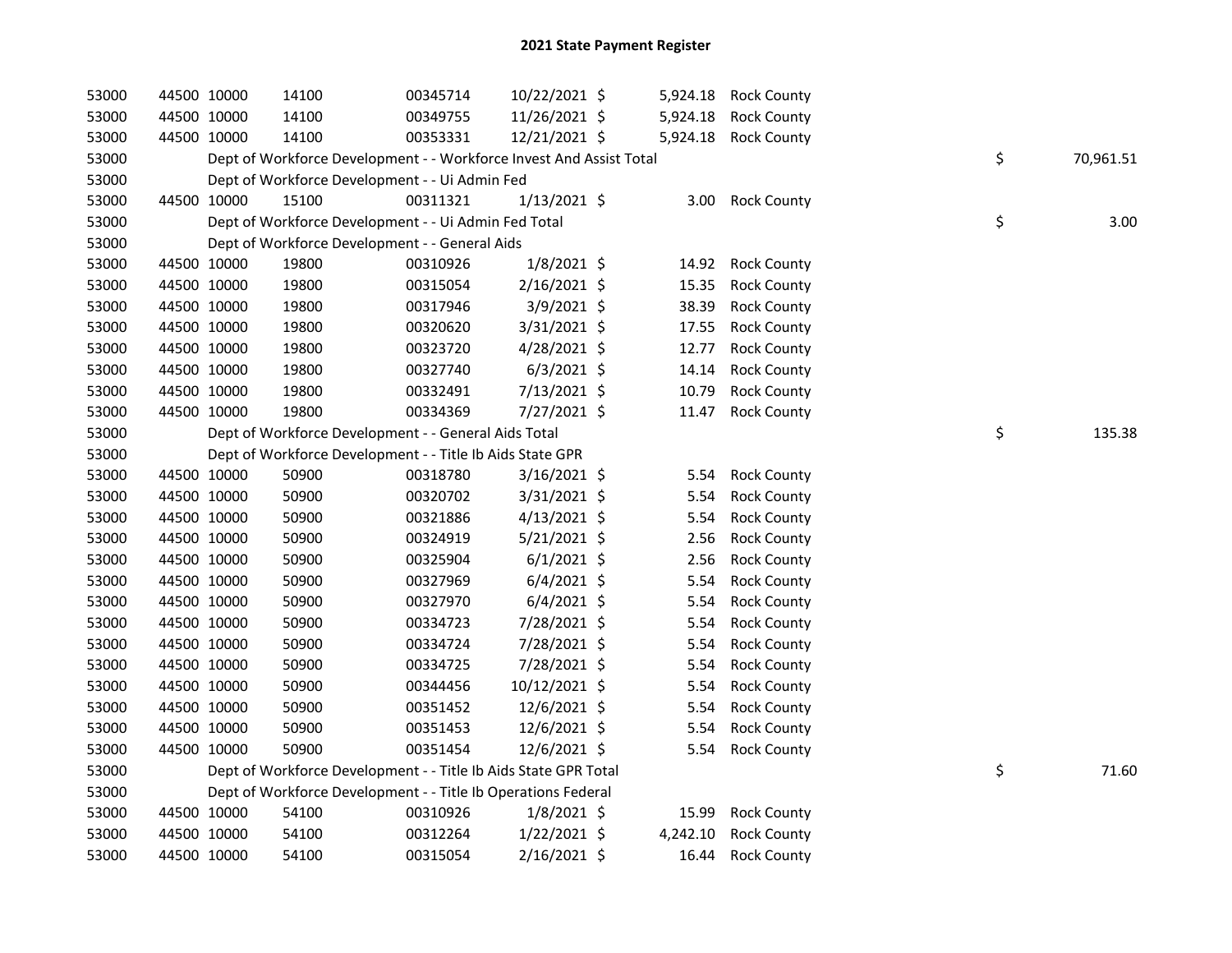# 2021 State Payment Register

| | | | | | | | | | |
|---|---|---|---|---|---|---|---|---|---|
| 53000 | 44500 | 10000 | 14100 | 00345714 | 10/22/2021 | $ | 5,924.18 | Rock County | |
| 53000 | 44500 | 10000 | 14100 | 00349755 | 11/26/2021 | $ | 5,924.18 | Rock County | |
| 53000 | 44500 | 10000 | 14100 | 00353331 | 12/21/2021 | $ | 5,924.18 | Rock County | |
| 53000 | | Dept of Workforce Development - - Workforce Invest And Assist Total | | | | | | | $ 70,961.51 |
| 53000 | | Dept of Workforce Development - - Ui Admin Fed | | | | | | | |
| 53000 | 44500 | 10000 | 15100 | 00311321 | 1/13/2021 | $ | 3.00 | Rock County | |
| 53000 | | Dept of Workforce Development - - Ui Admin Fed Total | | | | | | | $ 3.00 |
| 53000 | | Dept of Workforce Development - - General Aids | | | | | | | |
| 53000 | 44500 | 10000 | 19800 | 00310926 | 1/8/2021 | $ | 14.92 | Rock County | |
| 53000 | 44500 | 10000 | 19800 | 00315054 | 2/16/2021 | $ | 15.35 | Rock County | |
| 53000 | 44500 | 10000 | 19800 | 00317946 | 3/9/2021 | $ | 38.39 | Rock County | |
| 53000 | 44500 | 10000 | 19800 | 00320620 | 3/31/2021 | $ | 17.55 | Rock County | |
| 53000 | 44500 | 10000 | 19800 | 00323720 | 4/28/2021 | $ | 12.77 | Rock County | |
| 53000 | 44500 | 10000 | 19800 | 00327740 | 6/3/2021 | $ | 14.14 | Rock County | |
| 53000 | 44500 | 10000 | 19800 | 00332491 | 7/13/2021 | $ | 10.79 | Rock County | |
| 53000 | 44500 | 10000 | 19800 | 00334369 | 7/27/2021 | $ | 11.47 | Rock County | |
| 53000 | | Dept of Workforce Development - - General Aids Total | | | | | | | $ 135.38 |
| 53000 | | Dept of Workforce Development - - Title Ib Aids State GPR | | | | | | | |
| 53000 | 44500 | 10000 | 50900 | 00318780 | 3/16/2021 | $ | 5.54 | Rock County | |
| 53000 | 44500 | 10000 | 50900 | 00320702 | 3/31/2021 | $ | 5.54 | Rock County | |
| 53000 | 44500 | 10000 | 50900 | 00321886 | 4/13/2021 | $ | 5.54 | Rock County | |
| 53000 | 44500 | 10000 | 50900 | 00324919 | 5/21/2021 | $ | 2.56 | Rock County | |
| 53000 | 44500 | 10000 | 50900 | 00325904 | 6/1/2021 | $ | 2.56 | Rock County | |
| 53000 | 44500 | 10000 | 50900 | 00327969 | 6/4/2021 | $ | 5.54 | Rock County | |
| 53000 | 44500 | 10000 | 50900 | 00327970 | 6/4/2021 | $ | 5.54 | Rock County | |
| 53000 | 44500 | 10000 | 50900 | 00334723 | 7/28/2021 | $ | 5.54 | Rock County | |
| 53000 | 44500 | 10000 | 50900 | 00334724 | 7/28/2021 | $ | 5.54 | Rock County | |
| 53000 | 44500 | 10000 | 50900 | 00334725 | 7/28/2021 | $ | 5.54 | Rock County | |
| 53000 | 44500 | 10000 | 50900 | 00344456 | 10/12/2021 | $ | 5.54 | Rock County | |
| 53000 | 44500 | 10000 | 50900 | 00351452 | 12/6/2021 | $ | 5.54 | Rock County | |
| 53000 | 44500 | 10000 | 50900 | 00351453 | 12/6/2021 | $ | 5.54 | Rock County | |
| 53000 | 44500 | 10000 | 50900 | 00351454 | 12/6/2021 | $ | 5.54 | Rock County | |
| 53000 | | Dept of Workforce Development - - Title Ib Aids State GPR Total | | | | | | | $ 71.60 |
| 53000 | | Dept of Workforce Development - - Title Ib Operations Federal | | | | | | | |
| 53000 | 44500 | 10000 | 54100 | 00310926 | 1/8/2021 | $ | 15.99 | Rock County | |
| 53000 | 44500 | 10000 | 54100 | 00312264 | 1/22/2021 | $ | 4,242.10 | Rock County | |
| 53000 | 44500 | 10000 | 54100 | 00315054 | 2/16/2021 | $ | 16.44 | Rock County | |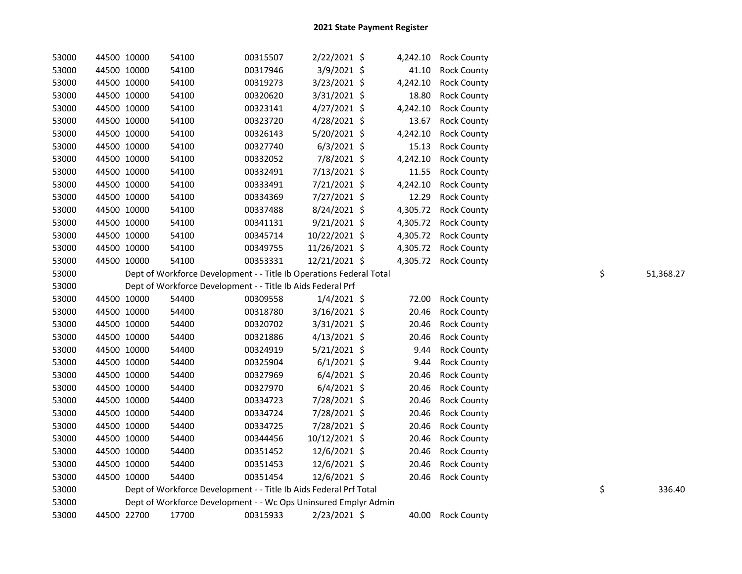## 2021 State Payment Register

| | | | | | | | | | |
|---|---|---|---|---|---|---|---|---|---|
| 53000 | 44500 | 10000 | 54100 | 00315507 | 2/22/2021 | $ 4,242.10 | Rock County | | |
| 53000 | 44500 | 10000 | 54100 | 00317946 | 3/9/2021 | $ 41.10 | Rock County | | |
| 53000 | 44500 | 10000 | 54100 | 00319273 | 3/23/2021 | $ 4,242.10 | Rock County | | |
| 53000 | 44500 | 10000 | 54100 | 00320620 | 3/31/2021 | $ 18.80 | Rock County | | |
| 53000 | 44500 | 10000 | 54100 | 00323141 | 4/27/2021 | $ 4,242.10 | Rock County | | |
| 53000 | 44500 | 10000 | 54100 | 00323720 | 4/28/2021 | $ 13.67 | Rock County | | |
| 53000 | 44500 | 10000 | 54100 | 00326143 | 5/20/2021 | $ 4,242.10 | Rock County | | |
| 53000 | 44500 | 10000 | 54100 | 00327740 | 6/3/2021 | $ 15.13 | Rock County | | |
| 53000 | 44500 | 10000 | 54100 | 00332052 | 7/8/2021 | $ 4,242.10 | Rock County | | |
| 53000 | 44500 | 10000 | 54100 | 00332491 | 7/13/2021 | $ 11.55 | Rock County | | |
| 53000 | 44500 | 10000 | 54100 | 00333491 | 7/21/2021 | $ 4,242.10 | Rock County | | |
| 53000 | 44500 | 10000 | 54100 | 00334369 | 7/27/2021 | $ 12.29 | Rock County | | |
| 53000 | 44500 | 10000 | 54100 | 00337488 | 8/24/2021 | $ 4,305.72 | Rock County | | |
| 53000 | 44500 | 10000 | 54100 | 00341131 | 9/21/2021 | $ 4,305.72 | Rock County | | |
| 53000 | 44500 | 10000 | 54100 | 00345714 | 10/22/2021 | $ 4,305.72 | Rock County | | |
| 53000 | 44500 | 10000 | 54100 | 00349755 | 11/26/2021 | $ 4,305.72 | Rock County | | |
| 53000 | 44500 | 10000 | 54100 | 00353331 | 12/21/2021 | $ 4,305.72 | Rock County | | |
| 53000 | Dept of Workforce Development - - Title Ib Operations Federal Total | | | | | | | $ | 51,368.27 |
| 53000 | Dept of Workforce Development - - Title Ib Aids Federal Prf | | | | | | | | |
| 53000 | 44500 | 10000 | 54400 | 00309558 | 1/4/2021 | $ 72.00 | Rock County | | |
| 53000 | 44500 | 10000 | 54400 | 00318780 | 3/16/2021 | $ 20.46 | Rock County | | |
| 53000 | 44500 | 10000 | 54400 | 00320702 | 3/31/2021 | $ 20.46 | Rock County | | |
| 53000 | 44500 | 10000 | 54400 | 00321886 | 4/13/2021 | $ 20.46 | Rock County | | |
| 53000 | 44500 | 10000 | 54400 | 00324919 | 5/21/2021 | $ 9.44 | Rock County | | |
| 53000 | 44500 | 10000 | 54400 | 00325904 | 6/1/2021 | $ 9.44 | Rock County | | |
| 53000 | 44500 | 10000 | 54400 | 00327969 | 6/4/2021 | $ 20.46 | Rock County | | |
| 53000 | 44500 | 10000 | 54400 | 00327970 | 6/4/2021 | $ 20.46 | Rock County | | |
| 53000 | 44500 | 10000 | 54400 | 00334723 | 7/28/2021 | $ 20.46 | Rock County | | |
| 53000 | 44500 | 10000 | 54400 | 00334724 | 7/28/2021 | $ 20.46 | Rock County | | |
| 53000 | 44500 | 10000 | 54400 | 00334725 | 7/28/2021 | $ 20.46 | Rock County | | |
| 53000 | 44500 | 10000 | 54400 | 00344456 | 10/12/2021 | $ 20.46 | Rock County | | |
| 53000 | 44500 | 10000 | 54400 | 00351452 | 12/6/2021 | $ 20.46 | Rock County | | |
| 53000 | 44500 | 10000 | 54400 | 00351453 | 12/6/2021 | $ 20.46 | Rock County | | |
| 53000 | 44500 | 10000 | 54400 | 00351454 | 12/6/2021 | $ 20.46 | Rock County | | |
| 53000 | Dept of Workforce Development - - Title Ib Aids Federal Prf Total | | | | | | | $ | 336.40 |
| 53000 | Dept of Workforce Development - - Wc Ops Uninsured Emplyr Admin | | | | | | | | |
| 53000 | 44500 | 22700 | 17700 | 00315933 | 2/23/2021 | $ 40.00 | Rock County | | |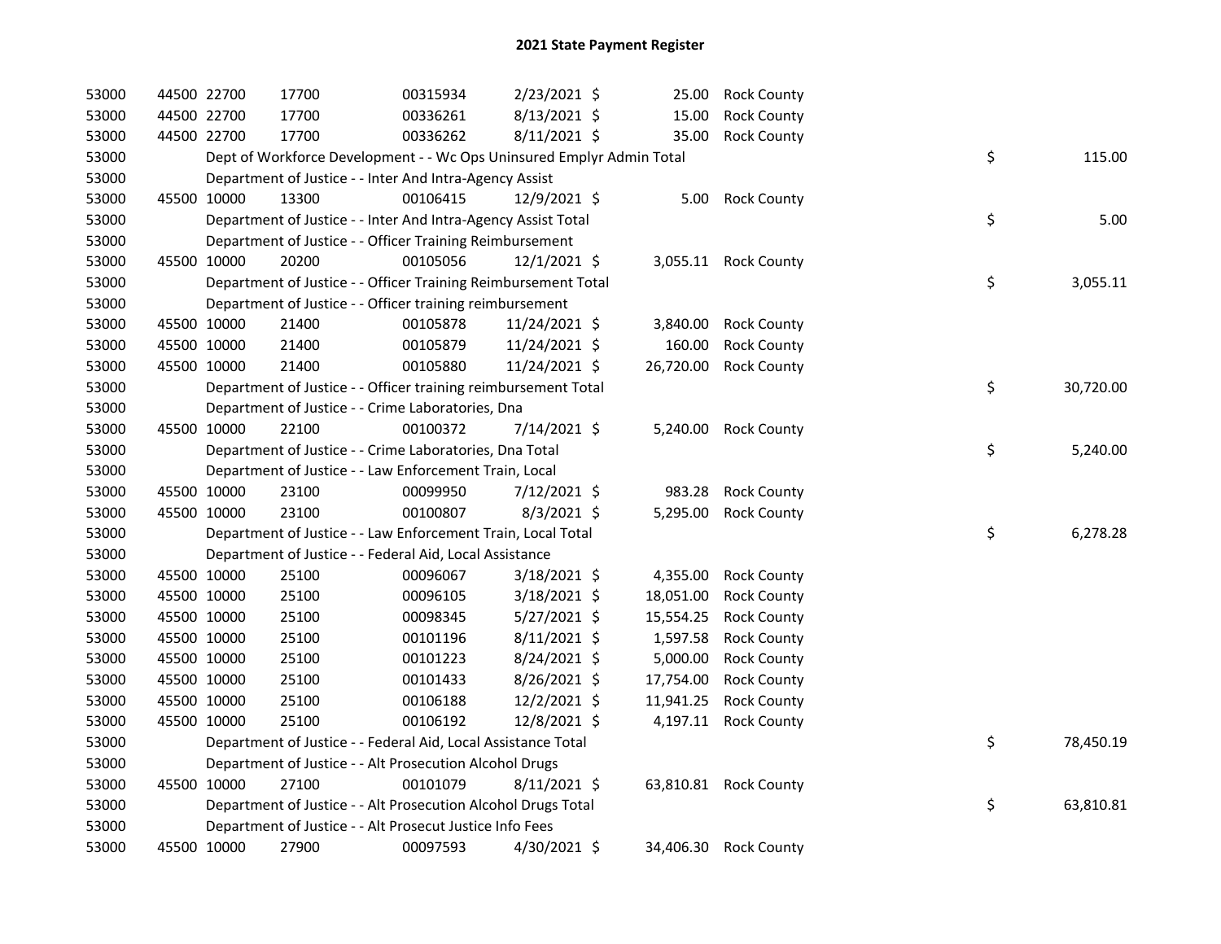# 2021 State Payment Register

| | | | | | | | | | |
|---|---|---|---|---|---|---|---|---|---|
| 53000 | 44500 | 22700 | 17700 | 00315934 | 2/23/2021 | $ 25.00 | Rock County | | |
| 53000 | 44500 | 22700 | 17700 | 00336261 | 8/13/2021 | $ 15.00 | Rock County | | |
| 53000 | 44500 | 22700 | 17700 | 00336262 | 8/11/2021 | $ 35.00 | Rock County | | |
| 53000 | | Dept of Workforce Development - - Wc Ops Uninsured Emplyr Admin Total | | | | | | $ | 115.00 |
| 53000 | | Department of Justice - - Inter And Intra-Agency Assist | | | | | | | |
| 53000 | 45500 | 10000 | 13300 | 00106415 | 12/9/2021 | $ 5.00 | Rock County | | |
| 53000 | | Department of Justice - - Inter And Intra-Agency Assist Total | | | | | | $ | 5.00 |
| 53000 | | Department of Justice - - Officer Training Reimbursement | | | | | | | |
| 53000 | 45500 | 10000 | 20200 | 00105056 | 12/1/2021 | $ 3,055.11 | Rock County | | |
| 53000 | | Department of Justice - - Officer Training Reimbursement Total | | | | | | $ | 3,055.11 |
| 53000 | | Department of Justice - - Officer training reimbursement | | | | | | | |
| 53000 | 45500 | 10000 | 21400 | 00105878 | 11/24/2021 | $ 3,840.00 | Rock County | | |
| 53000 | 45500 | 10000 | 21400 | 00105879 | 11/24/2021 | $ 160.00 | Rock County | | |
| 53000 | 45500 | 10000 | 21400 | 00105880 | 11/24/2021 | $ 26,720.00 | Rock County | | |
| 53000 | | Department of Justice - - Officer training reimbursement Total | | | | | | $ | 30,720.00 |
| 53000 | | Department of Justice - - Crime Laboratories, Dna | | | | | | | |
| 53000 | 45500 | 10000 | 22100 | 00100372 | 7/14/2021 | $ 5,240.00 | Rock County | | |
| 53000 | | Department of Justice - - Crime Laboratories, Dna Total | | | | | | $ | 5,240.00 |
| 53000 | | Department of Justice - - Law Enforcement Train, Local | | | | | | | |
| 53000 | 45500 | 10000 | 23100 | 00099950 | 7/12/2021 | $ 983.28 | Rock County | | |
| 53000 | 45500 | 10000 | 23100 | 00100807 | 8/3/2021 | $ 5,295.00 | Rock County | | |
| 53000 | | Department of Justice - - Law Enforcement Train, Local Total | | | | | | $ | 6,278.28 |
| 53000 | | Department of Justice - - Federal Aid, Local Assistance | | | | | | | |
| 53000 | 45500 | 10000 | 25100 | 00096067 | 3/18/2021 | $ 4,355.00 | Rock County | | |
| 53000 | 45500 | 10000 | 25100 | 00096105 | 3/18/2021 | $ 18,051.00 | Rock County | | |
| 53000 | 45500 | 10000 | 25100 | 00098345 | 5/27/2021 | $ 15,554.25 | Rock County | | |
| 53000 | 45500 | 10000 | 25100 | 00101196 | 8/11/2021 | $ 1,597.58 | Rock County | | |
| 53000 | 45500 | 10000 | 25100 | 00101223 | 8/24/2021 | $ 5,000.00 | Rock County | | |
| 53000 | 45500 | 10000 | 25100 | 00101433 | 8/26/2021 | $ 17,754.00 | Rock County | | |
| 53000 | 45500 | 10000 | 25100 | 00106188 | 12/2/2021 | $ 11,941.25 | Rock County | | |
| 53000 | 45500 | 10000 | 25100 | 00106192 | 12/8/2021 | $ 4,197.11 | Rock County | | |
| 53000 | | Department of Justice - - Federal Aid, Local Assistance Total | | | | | | $ | 78,450.19 |
| 53000 | | Department of Justice - - Alt Prosecution Alcohol Drugs | | | | | | | |
| 53000 | 45500 | 10000 | 27100 | 00101079 | 8/11/2021 | $ 63,810.81 | Rock County | | |
| 53000 | | Department of Justice - - Alt Prosecution Alcohol Drugs Total | | | | | | $ | 63,810.81 |
| 53000 | | Department of Justice - - Alt Prosecut Justice Info Fees | | | | | | | |
| 53000 | 45500 | 10000 | 27900 | 00097593 | 4/30/2021 | $ 34,406.30 | Rock County | | |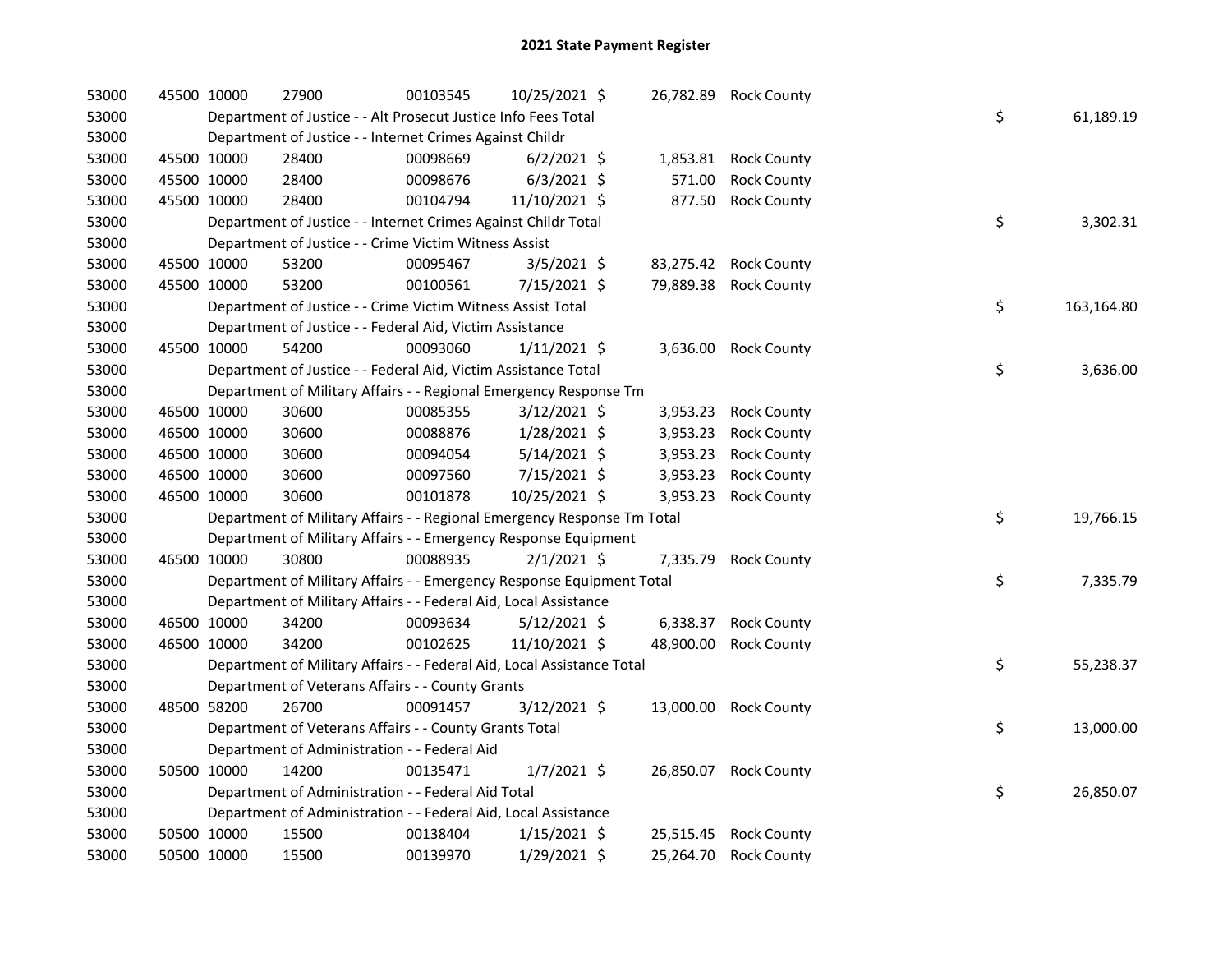# 2021 State Payment Register

| | | | | | | | | | |
|---|---|---|---|---|---|---|---|---|---|
| 53000 | 45500 | 10000 | 27900 | 00103545 | 10/25/2021 | $ 26,782.89 | Rock County | | |
| 53000 | | Department of Justice - - Alt Prosecut Justice Info Fees Total | | | | | | $ | 61,189.19 |
| 53000 | | Department of Justice - - Internet Crimes Against Childr | | | | | | | |
| 53000 | 45500 | 10000 | 28400 | 00098669 | 6/2/2021 | $ 1,853.81 | Rock County | | |
| 53000 | 45500 | 10000 | 28400 | 00098676 | 6/3/2021 | $ 571.00 | Rock County | | |
| 53000 | 45500 | 10000 | 28400 | 00104794 | 11/10/2021 | $ 877.50 | Rock County | | |
| 53000 | | Department of Justice - - Internet Crimes Against Childr Total | | | | | | $ | 3,302.31 |
| 53000 | | Department of Justice - - Crime Victim Witness Assist | | | | | | | |
| 53000 | 45500 | 10000 | 53200 | 00095467 | 3/5/2021 | $ 83,275.42 | Rock County | | |
| 53000 | 45500 | 10000 | 53200 | 00100561 | 7/15/2021 | $ 79,889.38 | Rock County | | |
| 53000 | | Department of Justice - - Crime Victim Witness Assist Total | | | | | | $ | 163,164.80 |
| 53000 | | Department of Justice - - Federal Aid, Victim Assistance | | | | | | | |
| 53000 | 45500 | 10000 | 54200 | 00093060 | 1/11/2021 | $ 3,636.00 | Rock County | | |
| 53000 | | Department of Justice - - Federal Aid, Victim Assistance Total | | | | | | $ | 3,636.00 |
| 53000 | | Department of Military Affairs - - Regional Emergency Response Tm | | | | | | | |
| 53000 | 46500 | 10000 | 30600 | 00085355 | 3/12/2021 | $ 3,953.23 | Rock County | | |
| 53000 | 46500 | 10000 | 30600 | 00088876 | 1/28/2021 | $ 3,953.23 | Rock County | | |
| 53000 | 46500 | 10000 | 30600 | 00094054 | 5/14/2021 | $ 3,953.23 | Rock County | | |
| 53000 | 46500 | 10000 | 30600 | 00097560 | 7/15/2021 | $ 3,953.23 | Rock County | | |
| 53000 | 46500 | 10000 | 30600 | 00101878 | 10/25/2021 | $ 3,953.23 | Rock County | | |
| 53000 | | Department of Military Affairs - - Regional Emergency Response Tm Total | | | | | | $ | 19,766.15 |
| 53000 | | Department of Military Affairs - - Emergency Response Equipment | | | | | | | |
| 53000 | 46500 | 10000 | 30800 | 00088935 | 2/1/2021 | $ 7,335.79 | Rock County | | |
| 53000 | | Department of Military Affairs - - Emergency Response Equipment Total | | | | | | $ | 7,335.79 |
| 53000 | | Department of Military Affairs - - Federal Aid, Local Assistance | | | | | | | |
| 53000 | 46500 | 10000 | 34200 | 00093634 | 5/12/2021 | $ 6,338.37 | Rock County | | |
| 53000 | 46500 | 10000 | 34200 | 00102625 | 11/10/2021 | $ 48,900.00 | Rock County | | |
| 53000 | | Department of Military Affairs - - Federal Aid, Local Assistance Total | | | | | | $ | 55,238.37 |
| 53000 | | Department of Veterans Affairs - - County Grants | | | | | | | |
| 53000 | 48500 | 58200 | 26700 | 00091457 | 3/12/2021 | $ 13,000.00 | Rock County | | |
| 53000 | | Department of Veterans Affairs - - County Grants Total | | | | | | $ | 13,000.00 |
| 53000 | | Department of Administration - - Federal Aid | | | | | | | |
| 53000 | 50500 | 10000 | 14200 | 00135471 | 1/7/2021 | $ 26,850.07 | Rock County | | |
| 53000 | | Department of Administration - - Federal Aid Total | | | | | | $ | 26,850.07 |
| 53000 | | Department of Administration - - Federal Aid, Local Assistance | | | | | | | |
| 53000 | 50500 | 10000 | 15500 | 00138404 | 1/15/2021 | $ 25,515.45 | Rock County | | |
| 53000 | 50500 | 10000 | 15500 | 00139970 | 1/29/2021 | $ 25,264.70 | Rock County | | |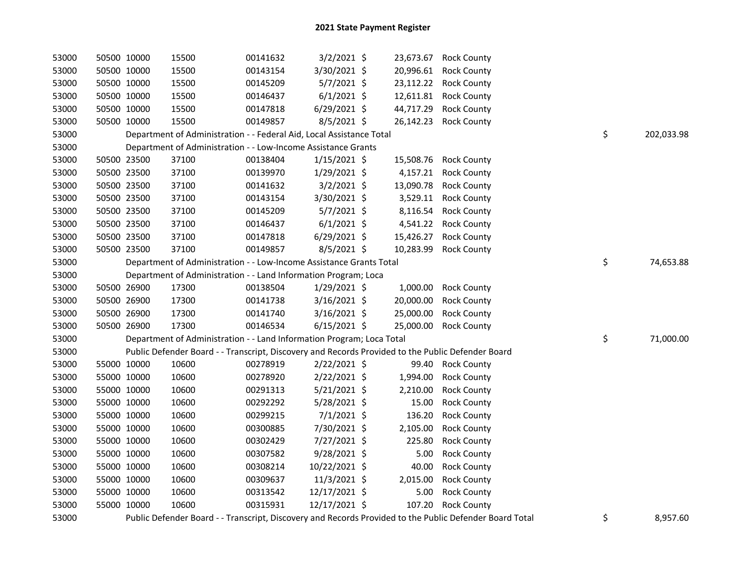# 2021 State Payment Register

| | | | | | | | | | |
|---|---|---|---|---|---|---|---|---|---|
| 53000 | 50500 | 10000 | 15500 | 00141632 | 3/2/2021 | $ 23,673.67 | Rock County | | |
| 53000 | 50500 | 10000 | 15500 | 00143154 | 3/30/2021 | $ 20,996.61 | Rock County | | |
| 53000 | 50500 | 10000 | 15500 | 00145209 | 5/7/2021 | $ 23,112.22 | Rock County | | |
| 53000 | 50500 | 10000 | 15500 | 00146437 | 6/1/2021 | $ 12,611.81 | Rock County | | |
| 53000 | 50500 | 10000 | 15500 | 00147818 | 6/29/2021 | $ 44,717.29 | Rock County | | |
| 53000 | 50500 | 10000 | 15500 | 00149857 | 8/5/2021 | $ 26,142.23 | Rock County | | |
| 53000 | Department of Administration - - Federal Aid, Local Assistance Total | | | | | | | $ | 202,033.98 |
| 53000 | Department of Administration - - Low-Income Assistance Grants | | | | | | | | |
| 53000 | 50500 | 23500 | 37100 | 00138404 | 1/15/2021 | $ 15,508.76 | Rock County | | |
| 53000 | 50500 | 23500 | 37100 | 00139970 | 1/29/2021 | $ 4,157.21 | Rock County | | |
| 53000 | 50500 | 23500 | 37100 | 00141632 | 3/2/2021 | $ 13,090.78 | Rock County | | |
| 53000 | 50500 | 23500 | 37100 | 00143154 | 3/30/2021 | $ 3,529.11 | Rock County | | |
| 53000 | 50500 | 23500 | 37100 | 00145209 | 5/7/2021 | $ 8,116.54 | Rock County | | |
| 53000 | 50500 | 23500 | 37100 | 00146437 | 6/1/2021 | $ 4,541.22 | Rock County | | |
| 53000 | 50500 | 23500 | 37100 | 00147818 | 6/29/2021 | $ 15,426.27 | Rock County | | |
| 53000 | 50500 | 23500 | 37100 | 00149857 | 8/5/2021 | $ 10,283.99 | Rock County | | |
| 53000 | Department of Administration - - Low-Income Assistance Grants Total | | | | | | | $ | 74,653.88 |
| 53000 | Department of Administration - - Land Information Program; Loca | | | | | | | | |
| 53000 | 50500 | 26900 | 17300 | 00138504 | 1/29/2021 | $ 1,000.00 | Rock County | | |
| 53000 | 50500 | 26900 | 17300 | 00141738 | 3/16/2021 | $ 20,000.00 | Rock County | | |
| 53000 | 50500 | 26900 | 17300 | 00141740 | 3/16/2021 | $ 25,000.00 | Rock County | | |
| 53000 | 50500 | 26900 | 17300 | 00146534 | 6/15/2021 | $ 25,000.00 | Rock County | | |
| 53000 | Department of Administration - - Land Information Program; Loca Total | | | | | | | $ | 71,000.00 |
| 53000 | Public Defender Board - - Transcript, Discovery and Records Provided to the Public Defender Board | | | | | | | | |
| 53000 | 55000 | 10000 | 10600 | 00278919 | 2/22/2021 | $ 99.40 | Rock County | | |
| 53000 | 55000 | 10000 | 10600 | 00278920 | 2/22/2021 | $ 1,994.00 | Rock County | | |
| 53000 | 55000 | 10000 | 10600 | 00291313 | 5/21/2021 | $ 2,210.00 | Rock County | | |
| 53000 | 55000 | 10000 | 10600 | 00292292 | 5/28/2021 | $ 15.00 | Rock County | | |
| 53000 | 55000 | 10000 | 10600 | 00299215 | 7/1/2021 | $ 136.20 | Rock County | | |
| 53000 | 55000 | 10000 | 10600 | 00300885 | 7/30/2021 | $ 2,105.00 | Rock County | | |
| 53000 | 55000 | 10000 | 10600 | 00302429 | 7/27/2021 | $ 225.80 | Rock County | | |
| 53000 | 55000 | 10000 | 10600 | 00307582 | 9/28/2021 | $ 5.00 | Rock County | | |
| 53000 | 55000 | 10000 | 10600 | 00308214 | 10/22/2021 | $ 40.00 | Rock County | | |
| 53000 | 55000 | 10000 | 10600 | 00309637 | 11/3/2021 | $ 2,015.00 | Rock County | | |
| 53000 | 55000 | 10000 | 10600 | 00313542 | 12/17/2021 | $ 5.00 | Rock County | | |
| 53000 | 55000 | 10000 | 10600 | 00315931 | 12/17/2021 | $ 107.20 | Rock County | | |
| 53000 | Public Defender Board - - Transcript, Discovery and Records Provided to the Public Defender Board Total | | | | | | | $ | 8,957.60 |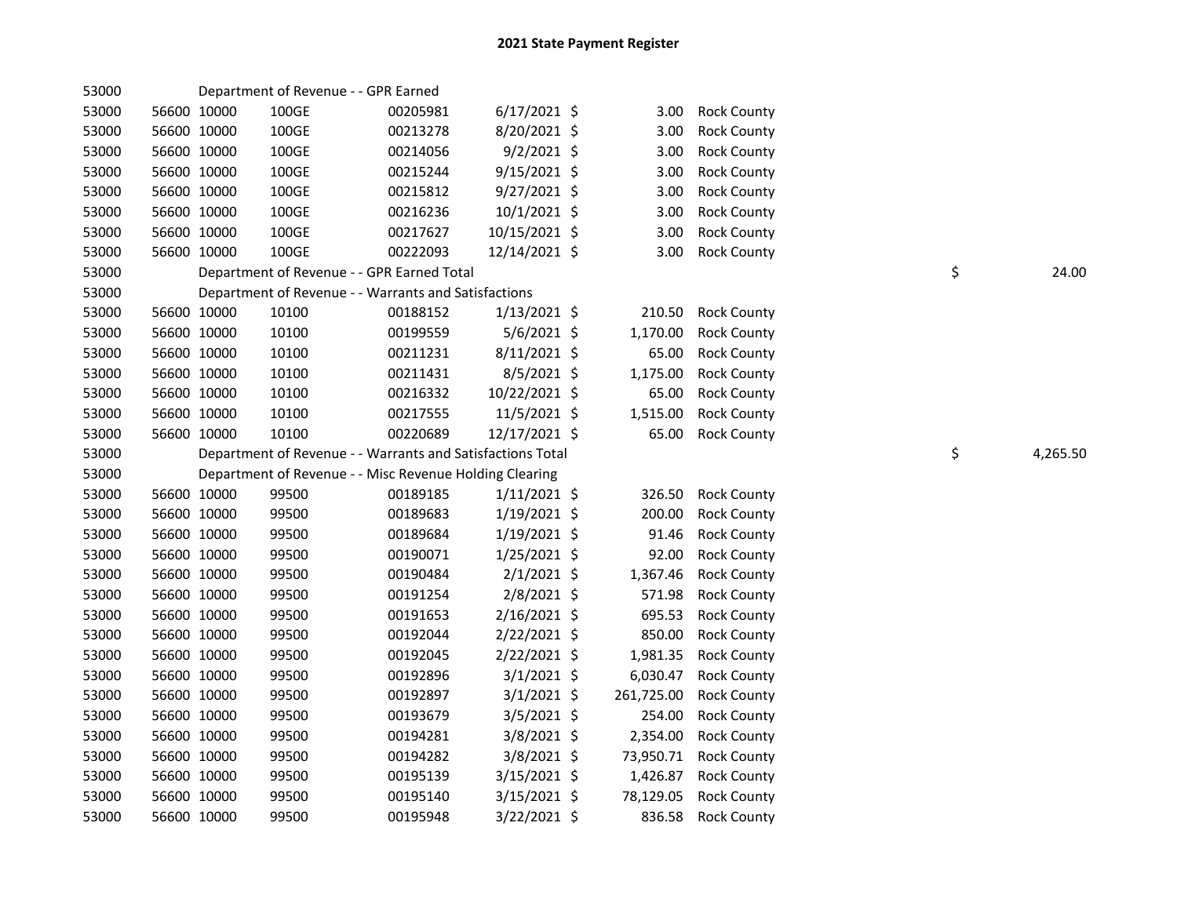# 2021 State Payment Register

| | | | | | | | | | |
|---|---|---|---|---|---|---|---|---|---|
| 53000 | | | Department of Revenue - - GPR Earned | | | | | | |
| 53000 | 56600 | 10000 | 100GE | 00205981 | 6/17/2021 | $ 3.00 | Rock County | | |
| 53000 | 56600 | 10000 | 100GE | 00213278 | 8/20/2021 | $ 3.00 | Rock County | | |
| 53000 | 56600 | 10000 | 100GE | 00214056 | 9/2/2021 | $ 3.00 | Rock County | | |
| 53000 | 56600 | 10000 | 100GE | 00215244 | 9/15/2021 | $ 3.00 | Rock County | | |
| 53000 | 56600 | 10000 | 100GE | 00215812 | 9/27/2021 | $ 3.00 | Rock County | | |
| 53000 | 56600 | 10000 | 100GE | 00216236 | 10/1/2021 | $ 3.00 | Rock County | | |
| 53000 | 56600 | 10000 | 100GE | 00217627 | 10/15/2021 | $ 3.00 | Rock County | | |
| 53000 | 56600 | 10000 | 100GE | 00222093 | 12/14/2021 | $ 3.00 | Rock County | | |
| 53000 | | | Department of Revenue - - GPR Earned Total | | | | | $ | 24.00 |
| 53000 | | | Department of Revenue - - Warrants and Satisfactions | | | | | | |
| 53000 | 56600 | 10000 | 10100 | 00188152 | 1/13/2021 | $ 210.50 | Rock County | | |
| 53000 | 56600 | 10000 | 10100 | 00199559 | 5/6/2021 | $ 1,170.00 | Rock County | | |
| 53000 | 56600 | 10000 | 10100 | 00211231 | 8/11/2021 | $ 65.00 | Rock County | | |
| 53000 | 56600 | 10000 | 10100 | 00211431 | 8/5/2021 | $ 1,175.00 | Rock County | | |
| 53000 | 56600 | 10000 | 10100 | 00216332 | 10/22/2021 | $ 65.00 | Rock County | | |
| 53000 | 56600 | 10000 | 10100 | 00217555 | 11/5/2021 | $ 1,515.00 | Rock County | | |
| 53000 | 56600 | 10000 | 10100 | 00220689 | 12/17/2021 | $ 65.00 | Rock County | | |
| 53000 | | | Department of Revenue - - Warrants and Satisfactions Total | | | | | $ | 4,265.50 |
| 53000 | | | Department of Revenue - - Misc Revenue Holding Clearing | | | | | | |
| 53000 | 56600 | 10000 | 99500 | 00189185 | 1/11/2021 | $ 326.50 | Rock County | | |
| 53000 | 56600 | 10000 | 99500 | 00189683 | 1/19/2021 | $ 200.00 | Rock County | | |
| 53000 | 56600 | 10000 | 99500 | 00189684 | 1/19/2021 | $ 91.46 | Rock County | | |
| 53000 | 56600 | 10000 | 99500 | 00190071 | 1/25/2021 | $ 92.00 | Rock County | | |
| 53000 | 56600 | 10000 | 99500 | 00190484 | 2/1/2021 | $ 1,367.46 | Rock County | | |
| 53000 | 56600 | 10000 | 99500 | 00191254 | 2/8/2021 | $ 571.98 | Rock County | | |
| 53000 | 56600 | 10000 | 99500 | 00191653 | 2/16/2021 | $ 695.53 | Rock County | | |
| 53000 | 56600 | 10000 | 99500 | 00192044 | 2/22/2021 | $ 850.00 | Rock County | | |
| 53000 | 56600 | 10000 | 99500 | 00192045 | 2/22/2021 | $ 1,981.35 | Rock County | | |
| 53000 | 56600 | 10000 | 99500 | 00192896 | 3/1/2021 | $ 6,030.47 | Rock County | | |
| 53000 | 56600 | 10000 | 99500 | 00192897 | 3/1/2021 | $ 261,725.00 | Rock County | | |
| 53000 | 56600 | 10000 | 99500 | 00193679 | 3/5/2021 | $ 254.00 | Rock County | | |
| 53000 | 56600 | 10000 | 99500 | 00194281 | 3/8/2021 | $ 2,354.00 | Rock County | | |
| 53000 | 56600 | 10000 | 99500 | 00194282 | 3/8/2021 | $ 73,950.71 | Rock County | | |
| 53000 | 56600 | 10000 | 99500 | 00195139 | 3/15/2021 | $ 1,426.87 | Rock County | | |
| 53000 | 56600 | 10000 | 99500 | 00195140 | 3/15/2021 | $ 78,129.05 | Rock County | | |
| 53000 | 56600 | 10000 | 99500 | 00195948 | 3/22/2021 | $ 836.58 | Rock County | | |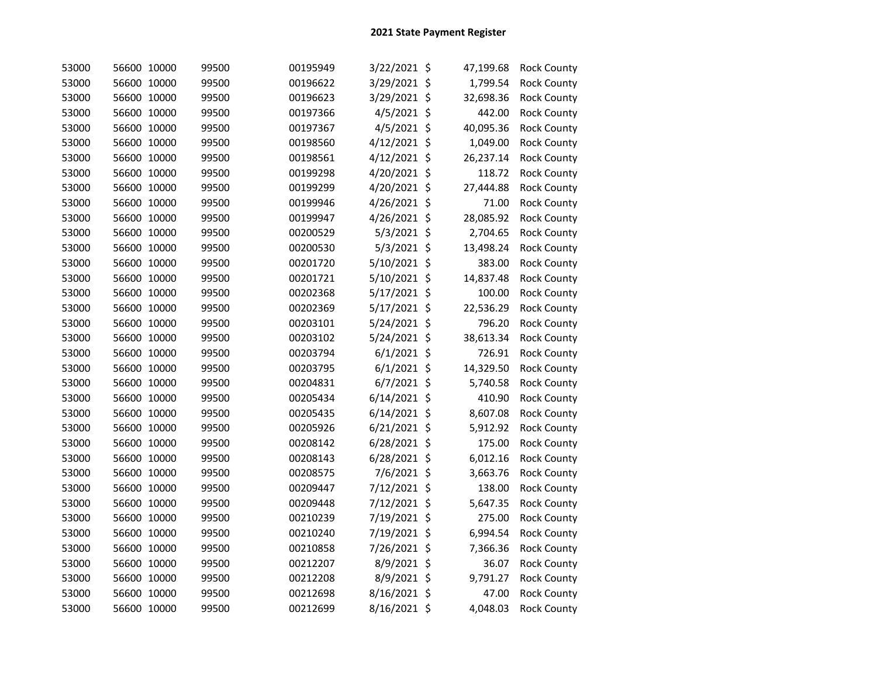# 2021 State Payment Register

| | | | | | | | | |
|---|---|---|---|---|---|---|---|---|
| 53000 | 56600 | 10000 | 99500 | 00195949 | 3/22/2021 | $ | 47,199.68 | Rock County |
| 53000 | 56600 | 10000 | 99500 | 00196622 | 3/29/2021 | $ | 1,799.54 | Rock County |
| 53000 | 56600 | 10000 | 99500 | 00196623 | 3/29/2021 | $ | 32,698.36 | Rock County |
| 53000 | 56600 | 10000 | 99500 | 00197366 | 4/5/2021 | $ | 442.00 | Rock County |
| 53000 | 56600 | 10000 | 99500 | 00197367 | 4/5/2021 | $ | 40,095.36 | Rock County |
| 53000 | 56600 | 10000 | 99500 | 00198560 | 4/12/2021 | $ | 1,049.00 | Rock County |
| 53000 | 56600 | 10000 | 99500 | 00198561 | 4/12/2021 | $ | 26,237.14 | Rock County |
| 53000 | 56600 | 10000 | 99500 | 00199298 | 4/20/2021 | $ | 118.72 | Rock County |
| 53000 | 56600 | 10000 | 99500 | 00199299 | 4/20/2021 | $ | 27,444.88 | Rock County |
| 53000 | 56600 | 10000 | 99500 | 00199946 | 4/26/2021 | $ | 71.00 | Rock County |
| 53000 | 56600 | 10000 | 99500 | 00199947 | 4/26/2021 | $ | 28,085.92 | Rock County |
| 53000 | 56600 | 10000 | 99500 | 00200529 | 5/3/2021 | $ | 2,704.65 | Rock County |
| 53000 | 56600 | 10000 | 99500 | 00200530 | 5/3/2021 | $ | 13,498.24 | Rock County |
| 53000 | 56600 | 10000 | 99500 | 00201720 | 5/10/2021 | $ | 383.00 | Rock County |
| 53000 | 56600 | 10000 | 99500 | 00201721 | 5/10/2021 | $ | 14,837.48 | Rock County |
| 53000 | 56600 | 10000 | 99500 | 00202368 | 5/17/2021 | $ | 100.00 | Rock County |
| 53000 | 56600 | 10000 | 99500 | 00202369 | 5/17/2021 | $ | 22,536.29 | Rock County |
| 53000 | 56600 | 10000 | 99500 | 00203101 | 5/24/2021 | $ | 796.20 | Rock County |
| 53000 | 56600 | 10000 | 99500 | 00203102 | 5/24/2021 | $ | 38,613.34 | Rock County |
| 53000 | 56600 | 10000 | 99500 | 00203794 | 6/1/2021 | $ | 726.91 | Rock County |
| 53000 | 56600 | 10000 | 99500 | 00203795 | 6/1/2021 | $ | 14,329.50 | Rock County |
| 53000 | 56600 | 10000 | 99500 | 00204831 | 6/7/2021 | $ | 5,740.58 | Rock County |
| 53000 | 56600 | 10000 | 99500 | 00205434 | 6/14/2021 | $ | 410.90 | Rock County |
| 53000 | 56600 | 10000 | 99500 | 00205435 | 6/14/2021 | $ | 8,607.08 | Rock County |
| 53000 | 56600 | 10000 | 99500 | 00205926 | 6/21/2021 | $ | 5,912.92 | Rock County |
| 53000 | 56600 | 10000 | 99500 | 00208142 | 6/28/2021 | $ | 175.00 | Rock County |
| 53000 | 56600 | 10000 | 99500 | 00208143 | 6/28/2021 | $ | 6,012.16 | Rock County |
| 53000 | 56600 | 10000 | 99500 | 00208575 | 7/6/2021 | $ | 3,663.76 | Rock County |
| 53000 | 56600 | 10000 | 99500 | 00209447 | 7/12/2021 | $ | 138.00 | Rock County |
| 53000 | 56600 | 10000 | 99500 | 00209448 | 7/12/2021 | $ | 5,647.35 | Rock County |
| 53000 | 56600 | 10000 | 99500 | 00210239 | 7/19/2021 | $ | 275.00 | Rock County |
| 53000 | 56600 | 10000 | 99500 | 00210240 | 7/19/2021 | $ | 6,994.54 | Rock County |
| 53000 | 56600 | 10000 | 99500 | 00210858 | 7/26/2021 | $ | 7,366.36 | Rock County |
| 53000 | 56600 | 10000 | 99500 | 00212207 | 8/9/2021 | $ | 36.07 | Rock County |
| 53000 | 56600 | 10000 | 99500 | 00212208 | 8/9/2021 | $ | 9,791.27 | Rock County |
| 53000 | 56600 | 10000 | 99500 | 00212698 | 8/16/2021 | $ | 47.00 | Rock County |
| 53000 | 56600 | 10000 | 99500 | 00212699 | 8/16/2021 | $ | 4,048.03 | Rock County |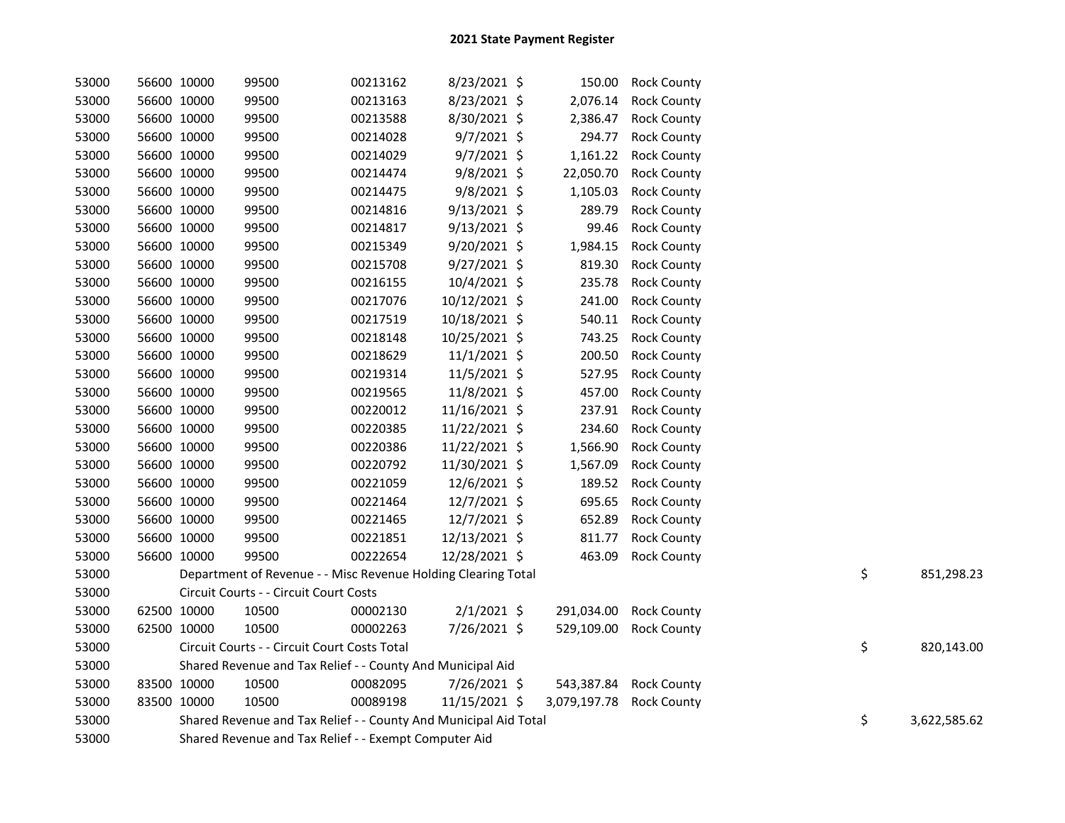# 2021 State Payment Register

| | | | | | | | | |
|---|---|---|---|---|---|---|---|---|
| 53000 | 56600 | 10000 | 99500 | 00213162 | 8/23/2021 | $ 150.00 | Rock County | |
| 53000 | 56600 | 10000 | 99500 | 00213163 | 8/23/2021 | $ 2,076.14 | Rock County | |
| 53000 | 56600 | 10000 | 99500 | 00213588 | 8/30/2021 | $ 2,386.47 | Rock County | |
| 53000 | 56600 | 10000 | 99500 | 00214028 | 9/7/2021 | $ 294.77 | Rock County | |
| 53000 | 56600 | 10000 | 99500 | 00214029 | 9/7/2021 | $ 1,161.22 | Rock County | |
| 53000 | 56600 | 10000 | 99500 | 00214474 | 9/8/2021 | $ 22,050.70 | Rock County | |
| 53000 | 56600 | 10000 | 99500 | 00214475 | 9/8/2021 | $ 1,105.03 | Rock County | |
| 53000 | 56600 | 10000 | 99500 | 00214816 | 9/13/2021 | $ 289.79 | Rock County | |
| 53000 | 56600 | 10000 | 99500 | 00214817 | 9/13/2021 | $ 99.46 | Rock County | |
| 53000 | 56600 | 10000 | 99500 | 00215349 | 9/20/2021 | $ 1,984.15 | Rock County | |
| 53000 | 56600 | 10000 | 99500 | 00215708 | 9/27/2021 | $ 819.30 | Rock County | |
| 53000 | 56600 | 10000 | 99500 | 00216155 | 10/4/2021 | $ 235.78 | Rock County | |
| 53000 | 56600 | 10000 | 99500 | 00217076 | 10/12/2021 | $ 241.00 | Rock County | |
| 53000 | 56600 | 10000 | 99500 | 00217519 | 10/18/2021 | $ 540.11 | Rock County | |
| 53000 | 56600 | 10000 | 99500 | 00218148 | 10/25/2021 | $ 743.25 | Rock County | |
| 53000 | 56600 | 10000 | 99500 | 00218629 | 11/1/2021 | $ 200.50 | Rock County | |
| 53000 | 56600 | 10000 | 99500 | 00219314 | 11/5/2021 | $ 527.95 | Rock County | |
| 53000 | 56600 | 10000 | 99500 | 00219565 | 11/8/2021 | $ 457.00 | Rock County | |
| 53000 | 56600 | 10000 | 99500 | 00220012 | 11/16/2021 | $ 237.91 | Rock County | |
| 53000 | 56600 | 10000 | 99500 | 00220385 | 11/22/2021 | $ 234.60 | Rock County | |
| 53000 | 56600 | 10000 | 99500 | 00220386 | 11/22/2021 | $ 1,566.90 | Rock County | |
| 53000 | 56600 | 10000 | 99500 | 00220792 | 11/30/2021 | $ 1,567.09 | Rock County | |
| 53000 | 56600 | 10000 | 99500 | 00221059 | 12/6/2021 | $ 189.52 | Rock County | |
| 53000 | 56600 | 10000 | 99500 | 00221464 | 12/7/2021 | $ 695.65 | Rock County | |
| 53000 | 56600 | 10000 | 99500 | 00221465 | 12/7/2021 | $ 652.89 | Rock County | |
| 53000 | 56600 | 10000 | 99500 | 00221851 | 12/13/2021 | $ 811.77 | Rock County | |
| 53000 | 56600 | 10000 | 99500 | 00222654 | 12/28/2021 | $ 463.09 | Rock County | |
| 53000 | Department of Revenue - - Misc Revenue Holding Clearing Total | | | | | | | $ 851,298.23 |
| 53000 | Circuit Courts - - Circuit Court Costs | | | | | | | |
| 53000 | 62500 | 10000 | 10500 | 00002130 | 2/1/2021 | $ 291,034.00 | Rock County | |
| 53000 | 62500 | 10000 | 10500 | 00002263 | 7/26/2021 | $ 529,109.00 | Rock County | |
| 53000 | Circuit Courts - - Circuit Court Costs Total | | | | | | | $ 820,143.00 |
| 53000 | Shared Revenue and Tax Relief - - County And Municipal Aid | | | | | | | |
| 53000 | 83500 | 10000 | 10500 | 00082095 | 7/26/2021 | $ 543,387.84 | Rock County | |
| 53000 | 83500 | 10000 | 10500 | 00089198 | 11/15/2021 | $ 3,079,197.78 | Rock County | |
| 53000 | Shared Revenue and Tax Relief - - County And Municipal Aid Total | | | | | | | $ 3,622,585.62 |
| 53000 | Shared Revenue and Tax Relief - - Exempt Computer Aid | | | | | | | |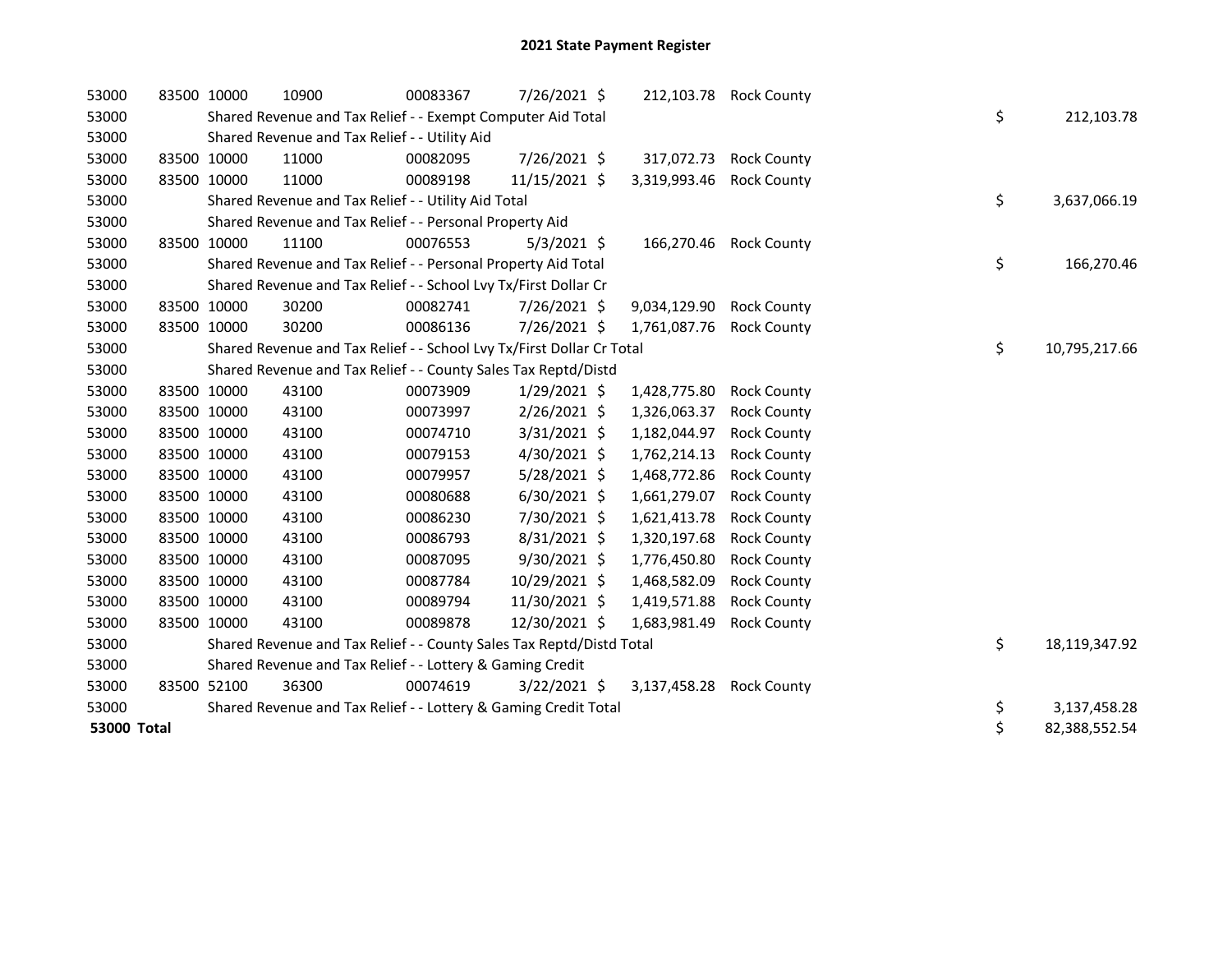# 2021 State Payment Register

| | | | | | | | | | |
|---|---|---|---|---|---|---|---|---|---|
| 53000 | 83500 | 10000 | 10900 | 00083367 | 7/26/2021 | $ 212,103.78 | Rock County | | |
| 53000 | | Shared Revenue and Tax Relief - - Exempt Computer Aid Total | | | | | | $ | 212,103.78 |
| 53000 | | Shared Revenue and Tax Relief - - Utility Aid | | | | | | | |
| 53000 | 83500 | 10000 | 11000 | 00082095 | 7/26/2021 | $ 317,072.73 | Rock County | | |
| 53000 | 83500 | 10000 | 11000 | 00089198 | 11/15/2021 | $ 3,319,993.46 | Rock County | | |
| 53000 | | Shared Revenue and Tax Relief - - Utility Aid Total | | | | | | $ | 3,637,066.19 |
| 53000 | | Shared Revenue and Tax Relief - - Personal Property Aid | | | | | | | |
| 53000 | 83500 | 10000 | 11100 | 00076553 | 5/3/2021 | $ 166,270.46 | Rock County | | |
| 53000 | | Shared Revenue and Tax Relief - - Personal Property Aid Total | | | | | | $ | 166,270.46 |
| 53000 | | Shared Revenue and Tax Relief - - School Lvy Tx/First Dollar Cr | | | | | | | |
| 53000 | 83500 | 10000 | 30200 | 00082741 | 7/26/2021 | $ 9,034,129.90 | Rock County | | |
| 53000 | 83500 | 10000 | 30200 | 00086136 | 7/26/2021 | $ 1,761,087.76 | Rock County | | |
| 53000 | | Shared Revenue and Tax Relief - - School Lvy Tx/First Dollar Cr Total | | | | | | $ | 10,795,217.66 |
| 53000 | | Shared Revenue and Tax Relief - - County Sales Tax Reptd/Distd | | | | | | | |
| 53000 | 83500 | 10000 | 43100 | 00073909 | 1/29/2021 | $ 1,428,775.80 | Rock County | | |
| 53000 | 83500 | 10000 | 43100 | 00073997 | 2/26/2021 | $ 1,326,063.37 | Rock County | | |
| 53000 | 83500 | 10000 | 43100 | 00074710 | 3/31/2021 | $ 1,182,044.97 | Rock County | | |
| 53000 | 83500 | 10000 | 43100 | 00079153 | 4/30/2021 | $ 1,762,214.13 | Rock County | | |
| 53000 | 83500 | 10000 | 43100 | 00079957 | 5/28/2021 | $ 1,468,772.86 | Rock County | | |
| 53000 | 83500 | 10000 | 43100 | 00080688 | 6/30/2021 | $ 1,661,279.07 | Rock County | | |
| 53000 | 83500 | 10000 | 43100 | 00086230 | 7/30/2021 | $ 1,621,413.78 | Rock County | | |
| 53000 | 83500 | 10000 | 43100 | 00086793 | 8/31/2021 | $ 1,320,197.68 | Rock County | | |
| 53000 | 83500 | 10000 | 43100 | 00087095 | 9/30/2021 | $ 1,776,450.80 | Rock County | | |
| 53000 | 83500 | 10000 | 43100 | 00087784 | 10/29/2021 | $ 1,468,582.09 | Rock County | | |
| 53000 | 83500 | 10000 | 43100 | 00089794 | 11/30/2021 | $ 1,419,571.88 | Rock County | | |
| 53000 | 83500 | 10000 | 43100 | 00089878 | 12/30/2021 | $ 1,683,981.49 | Rock County | | |
| 53000 | | Shared Revenue and Tax Relief - - County Sales Tax Reptd/Distd Total | | | | | | $ | 18,119,347.92 |
| 53000 | | Shared Revenue and Tax Relief - - Lottery & Gaming Credit | | | | | | | |
| 53000 | 83500 | 52100 | 36300 | 00074619 | 3/22/2021 | $ 3,137,458.28 | Rock County | | |
| 53000 | | Shared Revenue and Tax Relief - - Lottery & Gaming Credit Total | | | | | | $ | 3,137,458.28 |
| **53000 Total** | | | | | | | | $ | 82,388,552.54 |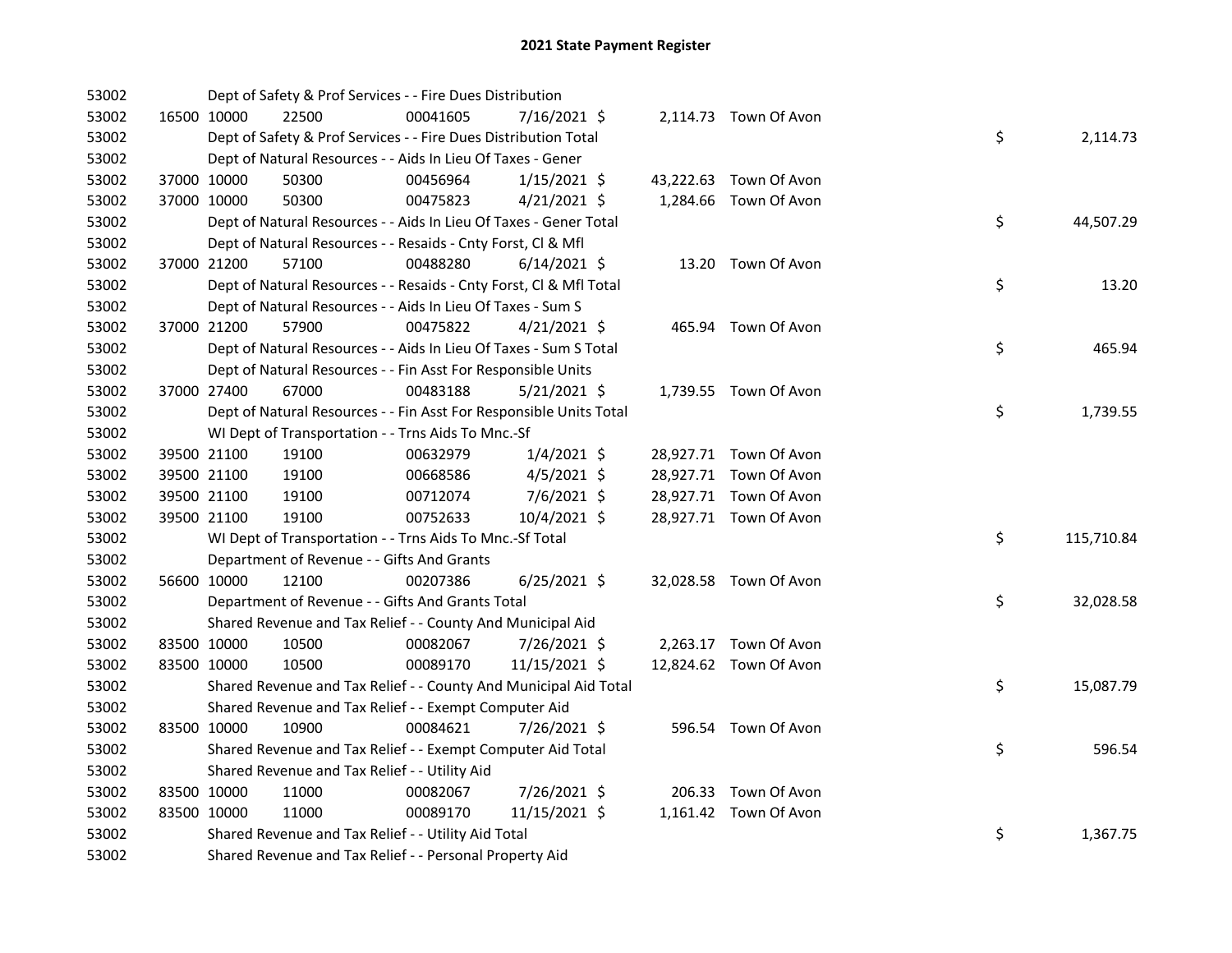## 2021 State Payment Register

| | | | | | | | | | |
|---|---|---|---|---|---|---|---|---|---|
| 53002 | | | Dept of Safety & Prof Services - - Fire Dues Distribution | | | | | | |
| 53002 | 16500 | 10000 | 22500 | 00041605 | 7/16/2021 | $ 2,114.73 | Town Of Avon | | |
| 53002 | | | Dept of Safety & Prof Services - - Fire Dues Distribution Total | | | | | $ | 2,114.73 |
| 53002 | | | Dept of Natural Resources - - Aids In Lieu Of Taxes - Gener | | | | | | |
| 53002 | 37000 | 10000 | 50300 | 00456964 | 1/15/2021 | $ 43,222.63 | Town Of Avon | | |
| 53002 | 37000 | 10000 | 50300 | 00475823 | 4/21/2021 | $ 1,284.66 | Town Of Avon | | |
| 53002 | | | Dept of Natural Resources - - Aids In Lieu Of Taxes - Gener Total | | | | | $ | 44,507.29 |
| 53002 | | | Dept of Natural Resources - - Resaids - Cnty Forst, Cl & Mfl | | | | | | |
| 53002 | 37000 | 21200 | 57100 | 00488280 | 6/14/2021 | $ 13.20 | Town Of Avon | | |
| 53002 | | | Dept of Natural Resources - - Resaids - Cnty Forst, Cl & Mfl Total | | | | | $ | 13.20 |
| 53002 | | | Dept of Natural Resources - - Aids In Lieu Of Taxes - Sum S | | | | | | |
| 53002 | 37000 | 21200 | 57900 | 00475822 | 4/21/2021 | $ 465.94 | Town Of Avon | | |
| 53002 | | | Dept of Natural Resources - - Aids In Lieu Of Taxes - Sum S Total | | | | | $ | 465.94 |
| 53002 | | | Dept of Natural Resources - - Fin Asst For Responsible Units | | | | | | |
| 53002 | 37000 | 27400 | 67000 | 00483188 | 5/21/2021 | $ 1,739.55 | Town Of Avon | | |
| 53002 | | | Dept of Natural Resources - - Fin Asst For Responsible Units Total | | | | | $ | 1,739.55 |
| 53002 | | | WI Dept of Transportation - - Trns Aids To Mnc.-Sf | | | | | | |
| 53002 | 39500 | 21100 | 19100 | 00632979 | 1/4/2021 | $ 28,927.71 | Town Of Avon | | |
| 53002 | 39500 | 21100 | 19100 | 00668586 | 4/5/2021 | $ 28,927.71 | Town Of Avon | | |
| 53002 | 39500 | 21100 | 19100 | 00712074 | 7/6/2021 | $ 28,927.71 | Town Of Avon | | |
| 53002 | 39500 | 21100 | 19100 | 00752633 | 10/4/2021 | $ 28,927.71 | Town Of Avon | | |
| 53002 | | | WI Dept of Transportation - - Trns Aids To Mnc.-Sf Total | | | | | $ | 115,710.84 |
| 53002 | | | Department of Revenue - - Gifts And Grants | | | | | | |
| 53002 | 56600 | 10000 | 12100 | 00207386 | 6/25/2021 | $ 32,028.58 | Town Of Avon | | |
| 53002 | | | Department of Revenue - - Gifts And Grants Total | | | | | $ | 32,028.58 |
| 53002 | | | Shared Revenue and Tax Relief - - County And Municipal Aid | | | | | | |
| 53002 | 83500 | 10000 | 10500 | 00082067 | 7/26/2021 | $ 2,263.17 | Town Of Avon | | |
| 53002 | 83500 | 10000 | 10500 | 00089170 | 11/15/2021 | $ 12,824.62 | Town Of Avon | | |
| 53002 | | | Shared Revenue and Tax Relief - - County And Municipal Aid Total | | | | | $ | 15,087.79 |
| 53002 | | | Shared Revenue and Tax Relief - - Exempt Computer Aid | | | | | | |
| 53002 | 83500 | 10000 | 10900 | 00084621 | 7/26/2021 | $ 596.54 | Town Of Avon | | |
| 53002 | | | Shared Revenue and Tax Relief - - Exempt Computer Aid Total | | | | | $ | 596.54 |
| 53002 | | | Shared Revenue and Tax Relief - - Utility Aid | | | | | | |
| 53002 | 83500 | 10000 | 11000 | 00082067 | 7/26/2021 | $ 206.33 | Town Of Avon | | |
| 53002 | 83500 | 10000 | 11000 | 00089170 | 11/15/2021 | $ 1,161.42 | Town Of Avon | | |
| 53002 | | | Shared Revenue and Tax Relief - - Utility Aid Total | | | | | $ | 1,367.75 |
| 53002 | | | Shared Revenue and Tax Relief - - Personal Property Aid | | | | | | |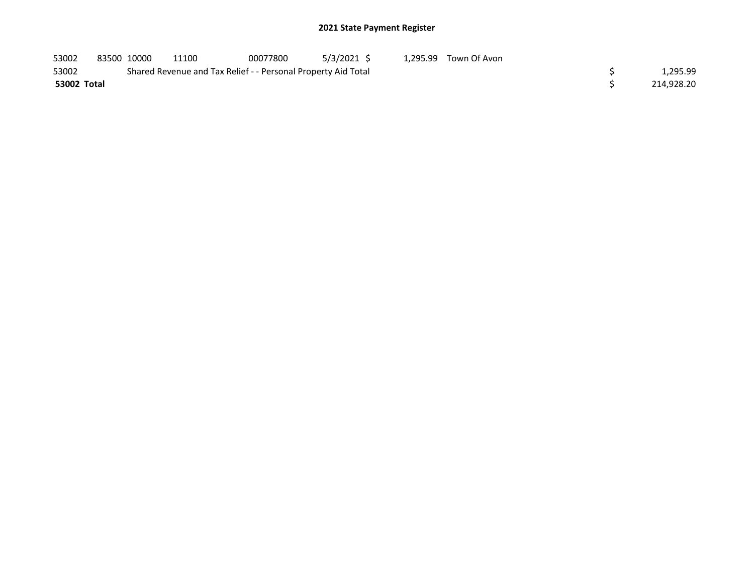# 2021 State Payment Register

| | | | | | | | | | |
|---|---|---|---|---|---|---|---|---|---|
| 53002 | 83500 | 10000 | 11100 | 00077800 | 5/3/2021 | $ 1,295.99 | Town Of Avon | | |
| 53002 | | Shared Revenue and Tax Relief - - Personal Property Aid Total | | | | | | $ | 1,295.99 |
| **53002 Total** | | | | | | | | $ | 214,928.20 |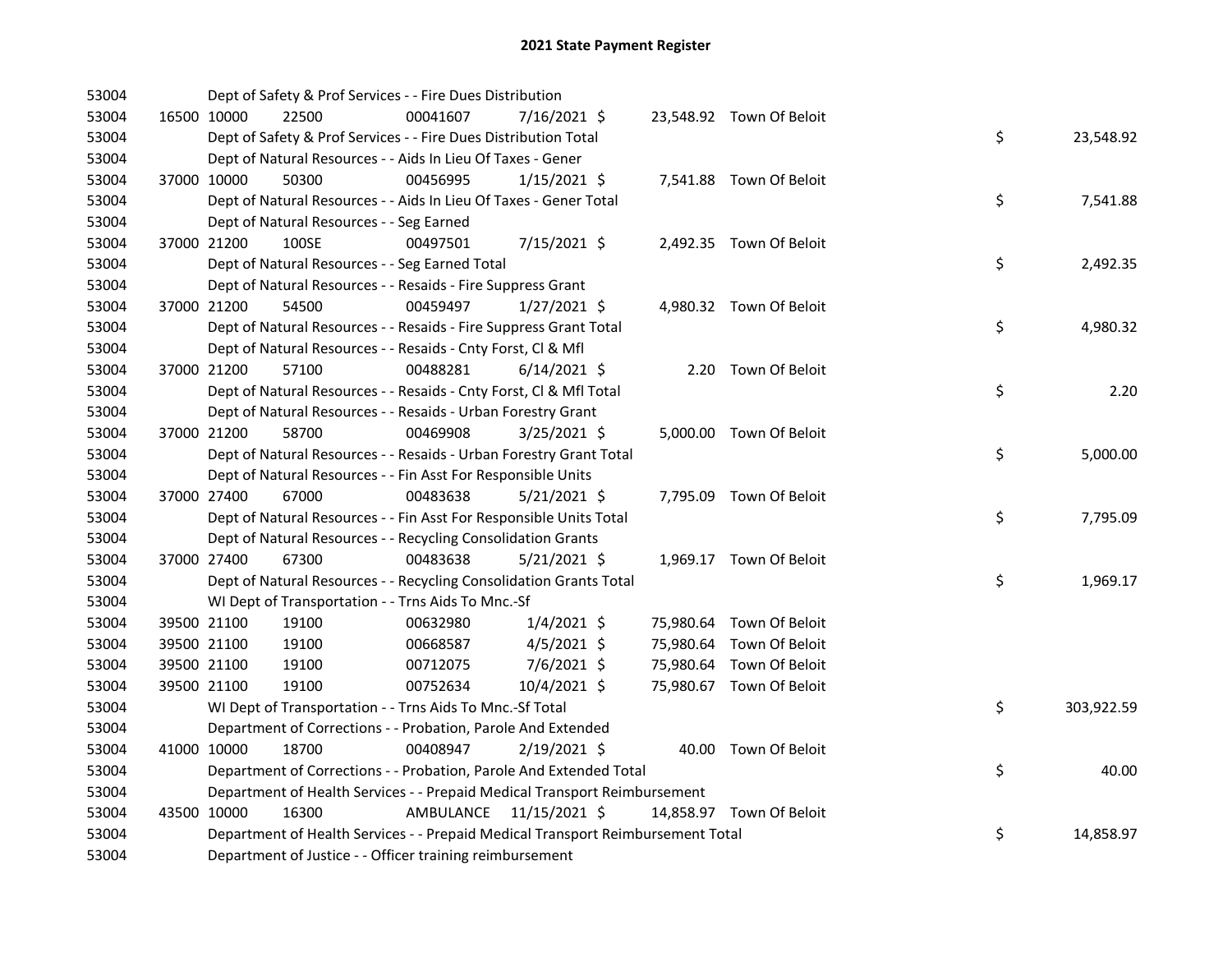# 2021 State Payment Register

| | | | | | | | | | |
|---|---|---|---|---|---|---|---|---|---|
| 53004 | | Dept of Safety & Prof Services - - Fire Dues Distribution | | | | | | | |
| 53004 | 16500 | 10000 | 22500 | 00041607 | 7/16/2021 | $ 23,548.92 | Town Of Beloit | | |
| 53004 | | Dept of Safety & Prof Services - - Fire Dues Distribution Total | | | | | | $ | 23,548.92 |
| 53004 | | Dept of Natural Resources - - Aids In Lieu Of Taxes - Gener | | | | | | | |
| 53004 | 37000 | 10000 | 50300 | 00456995 | 1/15/2021 | $ 7,541.88 | Town Of Beloit | | |
| 53004 | | Dept of Natural Resources - - Aids In Lieu Of Taxes - Gener Total | | | | | | $ | 7,541.88 |
| 53004 | | Dept of Natural Resources - - Seg Earned | | | | | | | |
| 53004 | 37000 | 21200 | 100SE | 00497501 | 7/15/2021 | $ 2,492.35 | Town Of Beloit | | |
| 53004 | | Dept of Natural Resources - - Seg Earned Total | | | | | | $ | 2,492.35 |
| 53004 | | Dept of Natural Resources - - Resaids - Fire Suppress Grant | | | | | | | |
| 53004 | 37000 | 21200 | 54500 | 00459497 | 1/27/2021 | $ 4,980.32 | Town Of Beloit | | |
| 53004 | | Dept of Natural Resources - - Resaids - Fire Suppress Grant Total | | | | | | $ | 4,980.32 |
| 53004 | | Dept of Natural Resources - - Resaids - Cnty Forst, Cl & Mfl | | | | | | | |
| 53004 | 37000 | 21200 | 57100 | 00488281 | 6/14/2021 | $ 2.20 | Town Of Beloit | | |
| 53004 | | Dept of Natural Resources - - Resaids - Cnty Forst, Cl & Mfl Total | | | | | | $ | 2.20 |
| 53004 | | Dept of Natural Resources - - Resaids - Urban Forestry Grant | | | | | | | |
| 53004 | 37000 | 21200 | 58700 | 00469908 | 3/25/2021 | $ 5,000.00 | Town Of Beloit | | |
| 53004 | | Dept of Natural Resources - - Resaids - Urban Forestry Grant Total | | | | | | $ | 5,000.00 |
| 53004 | | Dept of Natural Resources - - Fin Asst For Responsible Units | | | | | | | |
| 53004 | 37000 | 27400 | 67000 | 00483638 | 5/21/2021 | $ 7,795.09 | Town Of Beloit | | |
| 53004 | | Dept of Natural Resources - - Fin Asst For Responsible Units Total | | | | | | $ | 7,795.09 |
| 53004 | | Dept of Natural Resources - - Recycling Consolidation Grants | | | | | | | |
| 53004 | 37000 | 27400 | 67300 | 00483638 | 5/21/2021 | $ 1,969.17 | Town Of Beloit | | |
| 53004 | | Dept of Natural Resources - - Recycling Consolidation Grants Total | | | | | | $ | 1,969.17 |
| 53004 | | WI Dept of Transportation - - Trns Aids To Mnc.-Sf | | | | | | | |
| 53004 | 39500 | 21100 | 19100 | 00632980 | 1/4/2021 | $ 75,980.64 | Town Of Beloit | | |
| 53004 | 39500 | 21100 | 19100 | 00668587 | 4/5/2021 | $ 75,980.64 | Town Of Beloit | | |
| 53004 | 39500 | 21100 | 19100 | 00712075 | 7/6/2021 | $ 75,980.64 | Town Of Beloit | | |
| 53004 | 39500 | 21100 | 19100 | 00752634 | 10/4/2021 | $ 75,980.67 | Town Of Beloit | | |
| 53004 | | WI Dept of Transportation - - Trns Aids To Mnc.-Sf Total | | | | | | $ | 303,922.59 |
| 53004 | | Department of Corrections - - Probation, Parole And Extended | | | | | | | |
| 53004 | 41000 | 10000 | 18700 | 00408947 | 2/19/2021 | $ 40.00 | Town Of Beloit | | |
| 53004 | | Department of Corrections - - Probation, Parole And Extended Total | | | | | | $ | 40.00 |
| 53004 | | Department of Health Services - - Prepaid Medical Transport Reimbursement | | | | | | | |
| 53004 | 43500 | 10000 | 16300 | AMBULANCE | 11/15/2021 | $ 14,858.97 | Town Of Beloit | | |
| 53004 | | Department of Health Services - - Prepaid Medical Transport Reimbursement Total | | | | | | $ | 14,858.97 |
| 53004 | | Department of Justice - - Officer training reimbursement | | | | | | | |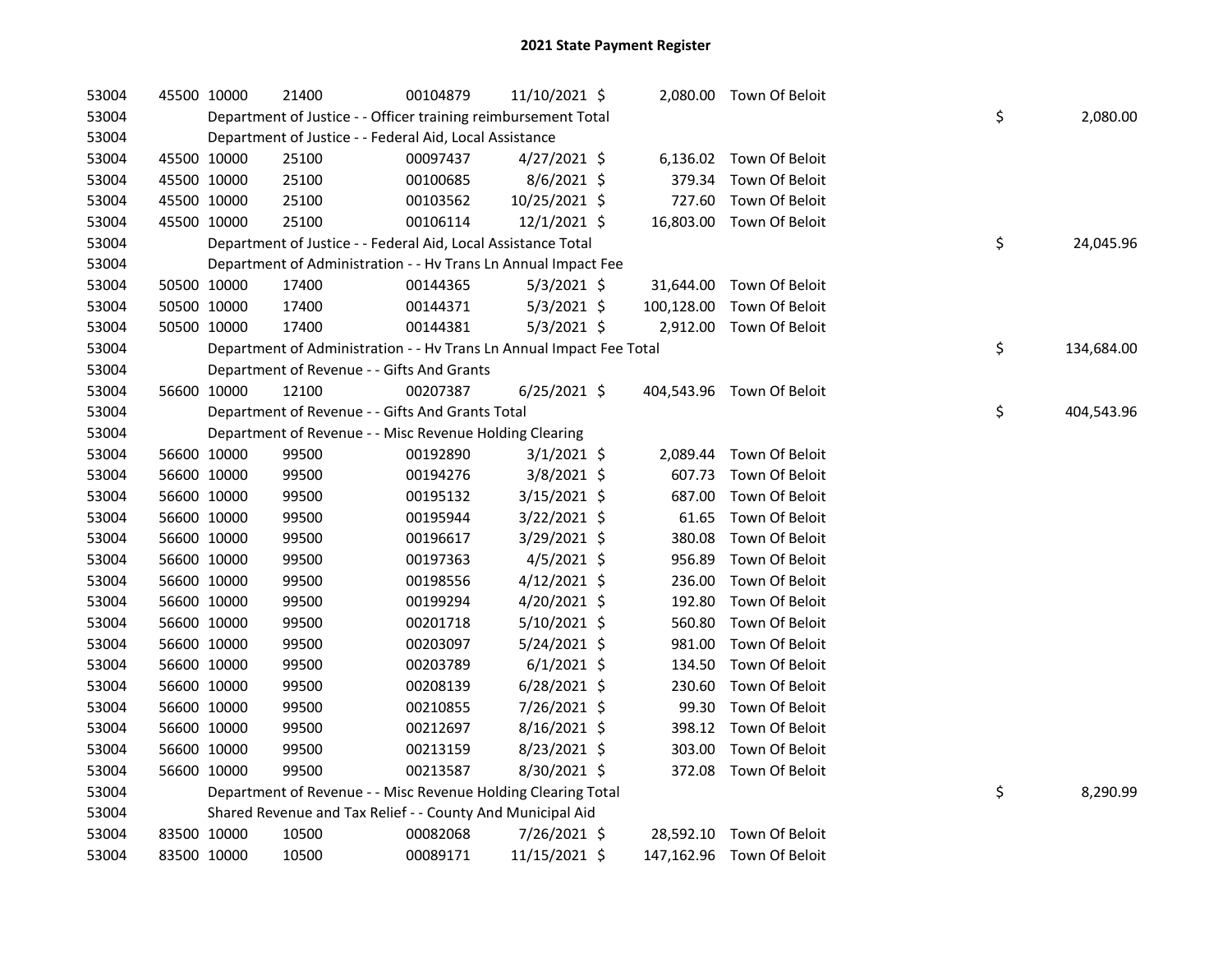# 2021 State Payment Register

| | | | | | | | | | |
|---|---|---|---|---|---|---|---|---|---|
| 53004 | 45500 | 10000 | 21400 | 00104879 | 11/10/2021 | $ 2,080.00 | Town Of Beloit | | |
| 53004 | | Department of Justice - - Officer training reimbursement Total | | | | | | $ | 2,080.00 |
| 53004 | | Department of Justice - - Federal Aid, Local Assistance | | | | | | | |
| 53004 | 45500 | 10000 | 25100 | 00097437 | 4/27/2021 | $ 6,136.02 | Town Of Beloit | | |
| 53004 | 45500 | 10000 | 25100 | 00100685 | 8/6/2021 | $ 379.34 | Town Of Beloit | | |
| 53004 | 45500 | 10000 | 25100 | 00103562 | 10/25/2021 | $ 727.60 | Town Of Beloit | | |
| 53004 | 45500 | 10000 | 25100 | 00106114 | 12/1/2021 | $ 16,803.00 | Town Of Beloit | | |
| 53004 | | Department of Justice - - Federal Aid, Local Assistance Total | | | | | | $ | 24,045.96 |
| 53004 | | Department of Administration - - Hv Trans Ln Annual Impact Fee | | | | | | | |
| 53004 | 50500 | 10000 | 17400 | 00144365 | 5/3/2021 | $ 31,644.00 | Town Of Beloit | | |
| 53004 | 50500 | 10000 | 17400 | 00144371 | 5/3/2021 | $ 100,128.00 | Town Of Beloit | | |
| 53004 | 50500 | 10000 | 17400 | 00144381 | 5/3/2021 | $ 2,912.00 | Town Of Beloit | | |
| 53004 | | Department of Administration - - Hv Trans Ln Annual Impact Fee Total | | | | | | $ | 134,684.00 |
| 53004 | | Department of Revenue - - Gifts And Grants | | | | | | | |
| 53004 | 56600 | 10000 | 12100 | 00207387 | 6/25/2021 | $ 404,543.96 | Town Of Beloit | | |
| 53004 | | Department of Revenue - - Gifts And Grants Total | | | | | | $ | 404,543.96 |
| 53004 | | Department of Revenue - - Misc Revenue Holding Clearing | | | | | | | |
| 53004 | 56600 | 10000 | 99500 | 00192890 | 3/1/2021 | $ 2,089.44 | Town Of Beloit | | |
| 53004 | 56600 | 10000 | 99500 | 00194276 | 3/8/2021 | $ 607.73 | Town Of Beloit | | |
| 53004 | 56600 | 10000 | 99500 | 00195132 | 3/15/2021 | $ 687.00 | Town Of Beloit | | |
| 53004 | 56600 | 10000 | 99500 | 00195944 | 3/22/2021 | $ 61.65 | Town Of Beloit | | |
| 53004 | 56600 | 10000 | 99500 | 00196617 | 3/29/2021 | $ 380.08 | Town Of Beloit | | |
| 53004 | 56600 | 10000 | 99500 | 00197363 | 4/5/2021 | $ 956.89 | Town Of Beloit | | |
| 53004 | 56600 | 10000 | 99500 | 00198556 | 4/12/2021 | $ 236.00 | Town Of Beloit | | |
| 53004 | 56600 | 10000 | 99500 | 00199294 | 4/20/2021 | $ 192.80 | Town Of Beloit | | |
| 53004 | 56600 | 10000 | 99500 | 00201718 | 5/10/2021 | $ 560.80 | Town Of Beloit | | |
| 53004 | 56600 | 10000 | 99500 | 00203097 | 5/24/2021 | $ 981.00 | Town Of Beloit | | |
| 53004 | 56600 | 10000 | 99500 | 00203789 | 6/1/2021 | $ 134.50 | Town Of Beloit | | |
| 53004 | 56600 | 10000 | 99500 | 00208139 | 6/28/2021 | $ 230.60 | Town Of Beloit | | |
| 53004 | 56600 | 10000 | 99500 | 00210855 | 7/26/2021 | $ 99.30 | Town Of Beloit | | |
| 53004 | 56600 | 10000 | 99500 | 00212697 | 8/16/2021 | $ 398.12 | Town Of Beloit | | |
| 53004 | 56600 | 10000 | 99500 | 00213159 | 8/23/2021 | $ 303.00 | Town Of Beloit | | |
| 53004 | 56600 | 10000 | 99500 | 00213587 | 8/30/2021 | $ 372.08 | Town Of Beloit | | |
| 53004 | | Department of Revenue - - Misc Revenue Holding Clearing Total | | | | | | $ | 8,290.99 |
| 53004 | | Shared Revenue and Tax Relief - - County And Municipal Aid | | | | | | | |
| 53004 | 83500 | 10000 | 10500 | 00082068 | 7/26/2021 | $ 28,592.10 | Town Of Beloit | | |
| 53004 | 83500 | 10000 | 10500 | 00089171 | 11/15/2021 | $ 147,162.96 | Town Of Beloit | | |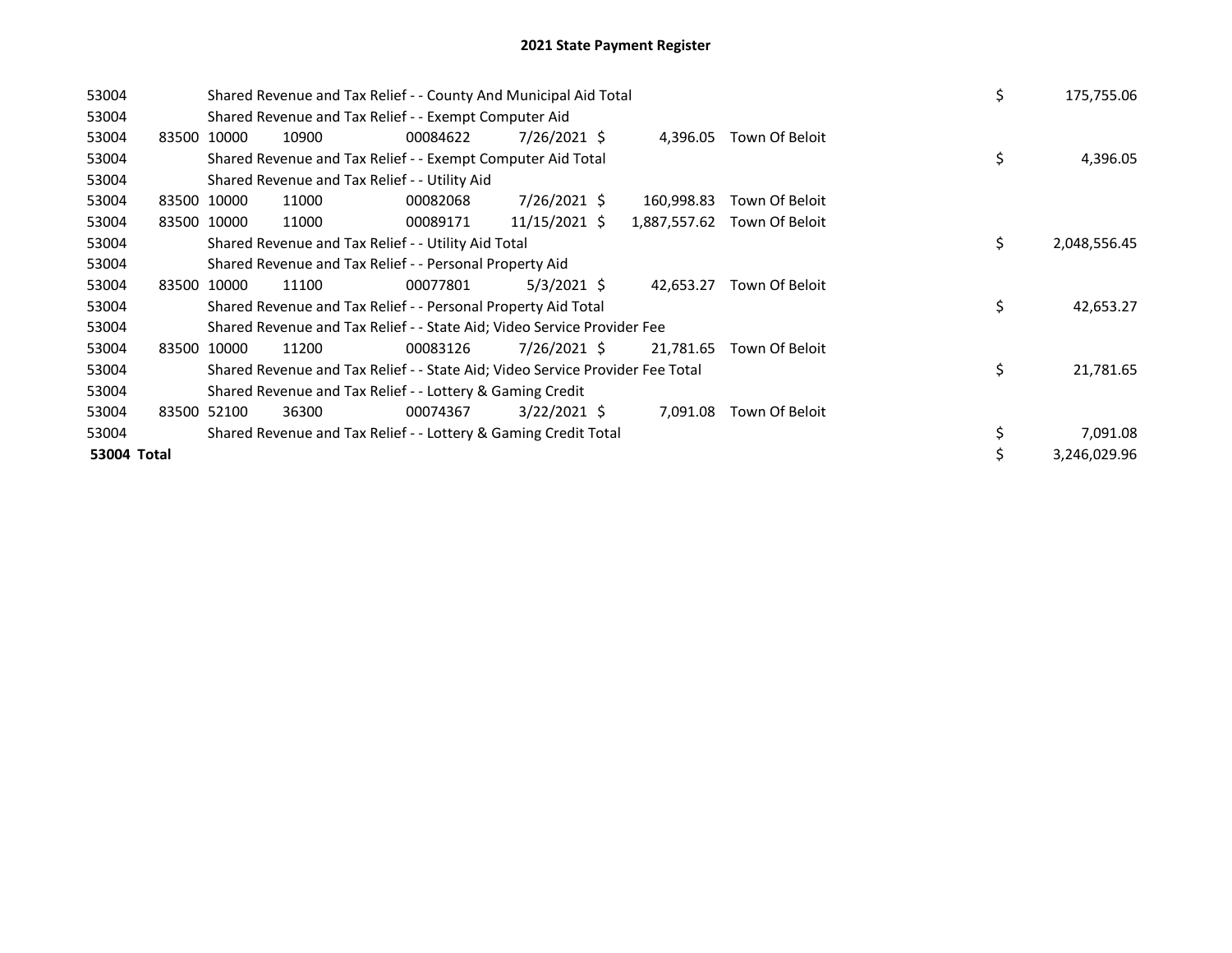# 2021 State Payment Register

| | | | | | | | | | |
|---|---|---|---|---|---|---|---|---|---|
| 53004 | | Shared Revenue and Tax Relief - - County And Municipal Aid Total | | | | | | $ | 175,755.06 |
| 53004 | | Shared Revenue and Tax Relief - - Exempt Computer Aid | | | | | | | |
| 53004 | 83500 | 10000 | 10900 | 00084622 | 7/26/2021 | $ 4,396.05 | Town Of Beloit | | |
| 53004 | | Shared Revenue and Tax Relief - - Exempt Computer Aid Total | | | | | | $ | 4,396.05 |
| 53004 | | Shared Revenue and Tax Relief - - Utility Aid | | | | | | | |
| 53004 | 83500 | 10000 | 11000 | 00082068 | 7/26/2021 | $ 160,998.83 | Town Of Beloit | | |
| 53004 | 83500 | 10000 | 11000 | 00089171 | 11/15/2021 | $ 1,887,557.62 | Town Of Beloit | | |
| 53004 | | Shared Revenue and Tax Relief - - Utility Aid Total | | | | | | $ | 2,048,556.45 |
| 53004 | | Shared Revenue and Tax Relief - - Personal Property Aid | | | | | | | |
| 53004 | 83500 | 10000 | 11100 | 00077801 | 5/3/2021 | $ 42,653.27 | Town Of Beloit | | |
| 53004 | | Shared Revenue and Tax Relief - - Personal Property Aid Total | | | | | | $ | 42,653.27 |
| 53004 | | Shared Revenue and Tax Relief - - State Aid; Video Service Provider Fee | | | | | | | |
| 53004 | 83500 | 10000 | 11200 | 00083126 | 7/26/2021 | $ 21,781.65 | Town Of Beloit | | |
| 53004 | | Shared Revenue and Tax Relief - - State Aid; Video Service Provider Fee Total | | | | | | $ | 21,781.65 |
| 53004 | | Shared Revenue and Tax Relief - - Lottery & Gaming Credit | | | | | | | |
| 53004 | 83500 | 52100 | 36300 | 00074367 | 3/22/2021 | $ 7,091.08 | Town Of Beloit | | |
| 53004 | | Shared Revenue and Tax Relief - - Lottery & Gaming Credit Total | | | | | | $ | 7,091.08 |
| **53004 Total** | | | | | | | | $ | 3,246,029.96 |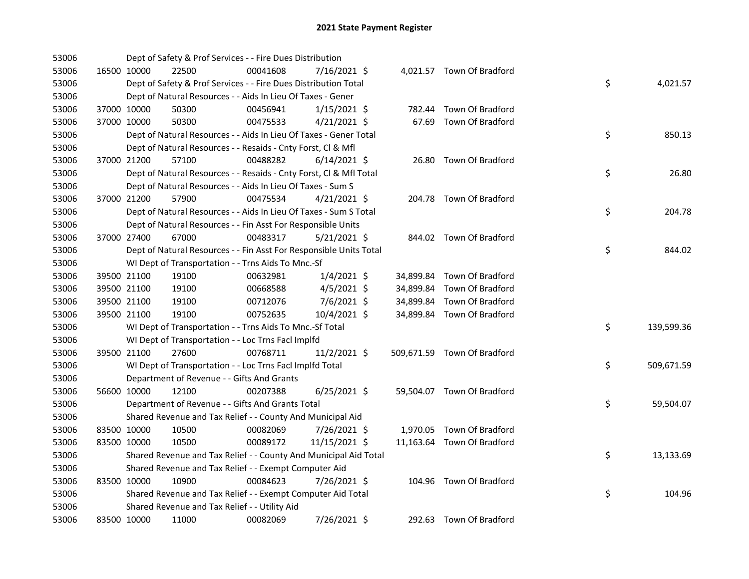# 2021 State Payment Register

| | | | | | | | | |
|---|---|---|---|---|---|---|---|---|
| 53006 | | | Dept of Safety & Prof Services - - Fire Dues Distribution | | | | | |
| 53006 | 16500 10000 | 22500 | 00041608 | 7/16/2021 $ | 4,021.57 | Town Of Bradford | | |
| 53006 | | | Dept of Safety & Prof Services - - Fire Dues Distribution Total | | | | $ | 4,021.57 |
| 53006 | | | Dept of Natural Resources - - Aids In Lieu Of Taxes - Gener | | | | | |
| 53006 | 37000 10000 | 50300 | 00456941 | 1/15/2021 $ | 782.44 | Town Of Bradford | | |
| 53006 | 37000 10000 | 50300 | 00475533 | 4/21/2021 $ | 67.69 | Town Of Bradford | | |
| 53006 | | | Dept of Natural Resources - - Aids In Lieu Of Taxes - Gener Total | | | | $ | 850.13 |
| 53006 | | | Dept of Natural Resources - - Resaids - Cnty Forst, Cl & Mfl | | | | | |
| 53006 | 37000 21200 | 57100 | 00488282 | 6/14/2021 $ | 26.80 | Town Of Bradford | | |
| 53006 | | | Dept of Natural Resources - - Resaids - Cnty Forst, Cl & Mfl Total | | | | $ | 26.80 |
| 53006 | | | Dept of Natural Resources - - Aids In Lieu Of Taxes - Sum S | | | | | |
| 53006 | 37000 21200 | 57900 | 00475534 | 4/21/2021 $ | 204.78 | Town Of Bradford | | |
| 53006 | | | Dept of Natural Resources - - Aids In Lieu Of Taxes - Sum S Total | | | | $ | 204.78 |
| 53006 | | | Dept of Natural Resources - - Fin Asst For Responsible Units | | | | | |
| 53006 | 37000 27400 | 67000 | 00483317 | 5/21/2021 $ | 844.02 | Town Of Bradford | | |
| 53006 | | | Dept of Natural Resources - - Fin Asst For Responsible Units Total | | | | $ | 844.02 |
| 53006 | | | WI Dept of Transportation - - Trns Aids To Mnc.-Sf | | | | | |
| 53006 | 39500 21100 | 19100 | 00632981 | 1/4/2021 $ | 34,899.84 | Town Of Bradford | | |
| 53006 | 39500 21100 | 19100 | 00668588 | 4/5/2021 $ | 34,899.84 | Town Of Bradford | | |
| 53006 | 39500 21100 | 19100 | 00712076 | 7/6/2021 $ | 34,899.84 | Town Of Bradford | | |
| 53006 | 39500 21100 | 19100 | 00752635 | 10/4/2021 $ | 34,899.84 | Town Of Bradford | | |
| 53006 | | | WI Dept of Transportation - - Trns Aids To Mnc.-Sf Total | | | | $ | 139,599.36 |
| 53006 | | | WI Dept of Transportation - - Loc Trns Facl Implfd | | | | | |
| 53006 | 39500 21100 | 27600 | 00768711 | 11/2/2021 $ | 509,671.59 | Town Of Bradford | | |
| 53006 | | | WI Dept of Transportation - - Loc Trns Facl Implfd Total | | | | $ | 509,671.59 |
| 53006 | | | Department of Revenue - - Gifts And Grants | | | | | |
| 53006 | 56600 10000 | 12100 | 00207388 | 6/25/2021 $ | 59,504.07 | Town Of Bradford | | |
| 53006 | | | Department of Revenue - - Gifts And Grants Total | | | | $ | 59,504.07 |
| 53006 | | | Shared Revenue and Tax Relief - - County And Municipal Aid | | | | | |
| 53006 | 83500 10000 | 10500 | 00082069 | 7/26/2021 $ | 1,970.05 | Town Of Bradford | | |
| 53006 | 83500 10000 | 10500 | 00089172 | 11/15/2021 $ | 11,163.64 | Town Of Bradford | | |
| 53006 | | | Shared Revenue and Tax Relief - - County And Municipal Aid Total | | | | $ | 13,133.69 |
| 53006 | | | Shared Revenue and Tax Relief - - Exempt Computer Aid | | | | | |
| 53006 | 83500 10000 | 10900 | 00084623 | 7/26/2021 $ | 104.96 | Town Of Bradford | | |
| 53006 | | | Shared Revenue and Tax Relief - - Exempt Computer Aid Total | | | | $ | 104.96 |
| 53006 | | | Shared Revenue and Tax Relief - - Utility Aid | | | | | |
| 53006 | 83500 10000 | 11000 | 00082069 | 7/26/2021 $ | 292.63 | Town Of Bradford | | |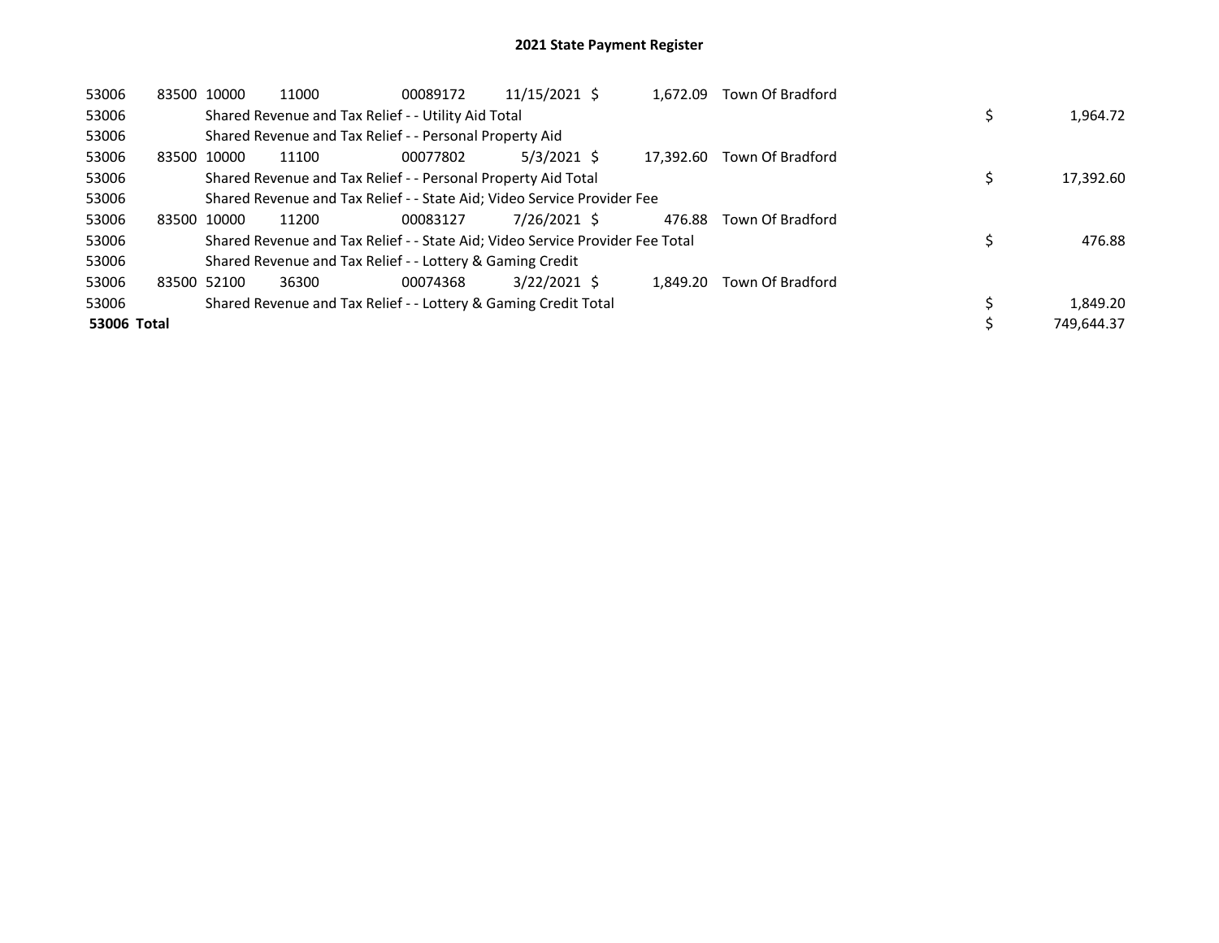# 2021 State Payment Register

| | | | | | | | | | |
|---|---|---|---|---|---|---|---|---|---|
| 53006 | 83500 | 10000 | 11000 | 00089172 | 11/15/2021 | $ 1,672.09 | Town Of Bradford | | |
| 53006 | | Shared Revenue and Tax Relief - - Utility Aid Total | | | | | | $ | 1,964.72 |
| 53006 | | Shared Revenue and Tax Relief - - Personal Property Aid | | | | | | | |
| 53006 | 83500 | 10000 | 11100 | 00077802 | 5/3/2021 | $ 17,392.60 | Town Of Bradford | | |
| 53006 | | Shared Revenue and Tax Relief - - Personal Property Aid Total | | | | | | $ | 17,392.60 |
| 53006 | | Shared Revenue and Tax Relief - - State Aid; Video Service Provider Fee | | | | | | | |
| 53006 | 83500 | 10000 | 11200 | 00083127 | 7/26/2021 | $ 476.88 | Town Of Bradford | | |
| 53006 | | Shared Revenue and Tax Relief - - State Aid; Video Service Provider Fee Total | | | | | | $ | 476.88 |
| 53006 | | Shared Revenue and Tax Relief - - Lottery & Gaming Credit | | | | | | | |
| 53006 | 83500 | 52100 | 36300 | 00074368 | 3/22/2021 | $ 1,849.20 | Town Of Bradford | | |
| 53006 | | Shared Revenue and Tax Relief - - Lottery & Gaming Credit Total | | | | | | $ | 1,849.20 |
| **53006 Total** | | | | | | | | $ | 749,644.37 |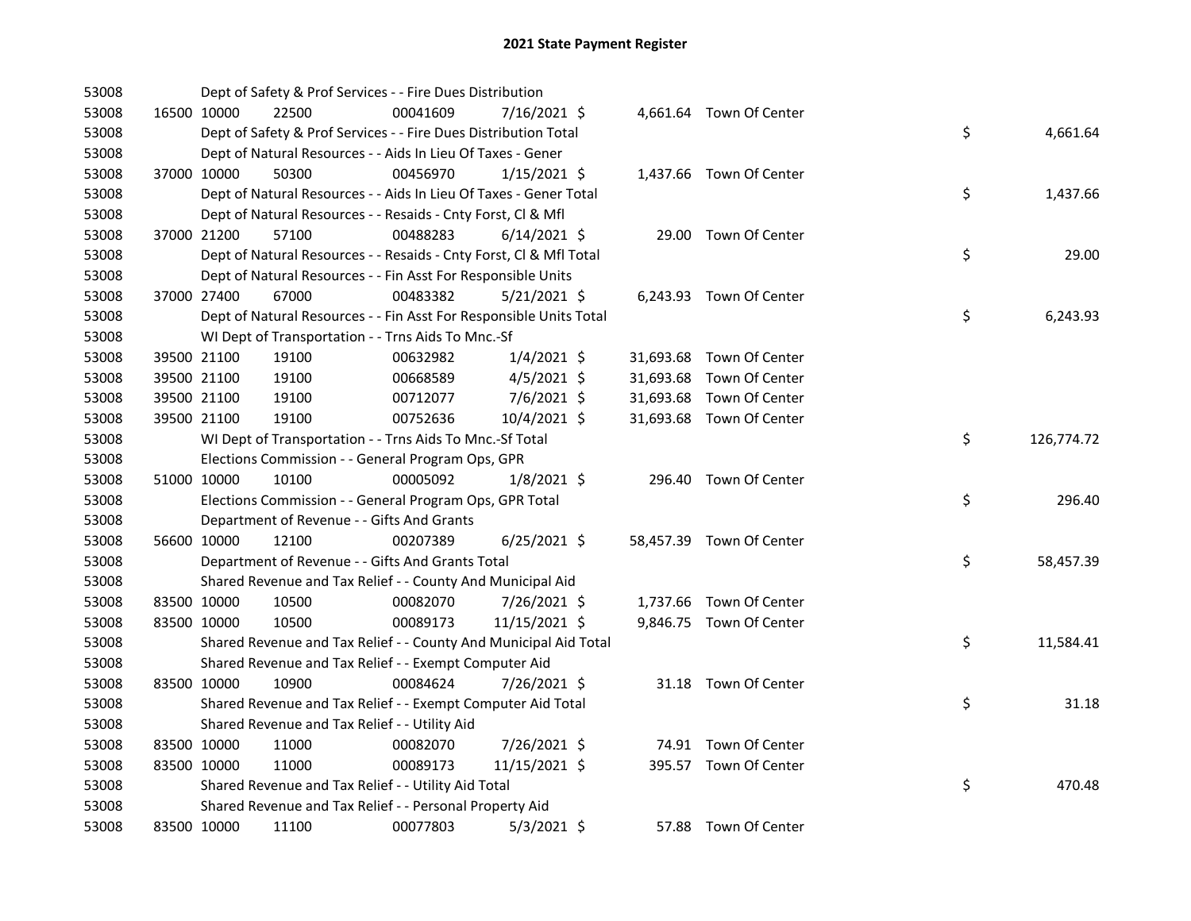## 2021 State Payment Register

| | | | | | | | | | |
|---|---|---|---|---|---|---|---|---|---|
| 53008 | | | Dept of Safety & Prof Services - - Fire Dues Distribution | | | | | | |
| 53008 | 16500 | 10000 | 22500 | 00041609 | 7/16/2021 | $ 4,661.64 | Town Of Center | | |
| 53008 | | | Dept of Safety & Prof Services - - Fire Dues Distribution Total | | | | | $ | 4,661.64 |
| 53008 | | | Dept of Natural Resources - - Aids In Lieu Of Taxes - Gener | | | | | | |
| 53008 | 37000 | 10000 | 50300 | 00456970 | 1/15/2021 | $ 1,437.66 | Town Of Center | | |
| 53008 | | | Dept of Natural Resources - - Aids In Lieu Of Taxes - Gener Total | | | | | $ | 1,437.66 |
| 53008 | | | Dept of Natural Resources - - Resaids - Cnty Forst, Cl & Mfl | | | | | | |
| 53008 | 37000 | 21200 | 57100 | 00488283 | 6/14/2021 | $ 29.00 | Town Of Center | | |
| 53008 | | | Dept of Natural Resources - - Resaids - Cnty Forst, Cl & Mfl Total | | | | | $ | 29.00 |
| 53008 | | | Dept of Natural Resources - - Fin Asst For Responsible Units | | | | | | |
| 53008 | 37000 | 27400 | 67000 | 00483382 | 5/21/2021 | $ 6,243.93 | Town Of Center | | |
| 53008 | | | Dept of Natural Resources - - Fin Asst For Responsible Units Total | | | | | $ | 6,243.93 |
| 53008 | | | WI Dept of Transportation - - Trns Aids To Mnc.-Sf | | | | | | |
| 53008 | 39500 | 21100 | 19100 | 00632982 | 1/4/2021 | $ 31,693.68 | Town Of Center | | |
| 53008 | 39500 | 21100 | 19100 | 00668589 | 4/5/2021 | $ 31,693.68 | Town Of Center | | |
| 53008 | 39500 | 21100 | 19100 | 00712077 | 7/6/2021 | $ 31,693.68 | Town Of Center | | |
| 53008 | 39500 | 21100 | 19100 | 00752636 | 10/4/2021 | $ 31,693.68 | Town Of Center | | |
| 53008 | | | WI Dept of Transportation - - Trns Aids To Mnc.-Sf Total | | | | | $ | 126,774.72 |
| 53008 | | | Elections Commission - - General Program Ops, GPR | | | | | | |
| 53008 | 51000 | 10000 | 10100 | 00005092 | 1/8/2021 | $ 296.40 | Town Of Center | | |
| 53008 | | | Elections Commission - - General Program Ops, GPR Total | | | | | $ | 296.40 |
| 53008 | | | Department of Revenue - - Gifts And Grants | | | | | | |
| 53008 | 56600 | 10000 | 12100 | 00207389 | 6/25/2021 | $ 58,457.39 | Town Of Center | | |
| 53008 | | | Department of Revenue - - Gifts And Grants Total | | | | | $ | 58,457.39 |
| 53008 | | | Shared Revenue and Tax Relief - - County And Municipal Aid | | | | | | |
| 53008 | 83500 | 10000 | 10500 | 00082070 | 7/26/2021 | $ 1,737.66 | Town Of Center | | |
| 53008 | 83500 | 10000 | 10500 | 00089173 | 11/15/2021 | $ 9,846.75 | Town Of Center | | |
| 53008 | | | Shared Revenue and Tax Relief - - County And Municipal Aid Total | | | | | $ | 11,584.41 |
| 53008 | | | Shared Revenue and Tax Relief - - Exempt Computer Aid | | | | | | |
| 53008 | 83500 | 10000 | 10900 | 00084624 | 7/26/2021 | $ 31.18 | Town Of Center | | |
| 53008 | | | Shared Revenue and Tax Relief - - Exempt Computer Aid Total | | | | | $ | 31.18 |
| 53008 | | | Shared Revenue and Tax Relief - - Utility Aid | | | | | | |
| 53008 | 83500 | 10000 | 11000 | 00082070 | 7/26/2021 | $ 74.91 | Town Of Center | | |
| 53008 | 83500 | 10000 | 11000 | 00089173 | 11/15/2021 | $ 395.57 | Town Of Center | | |
| 53008 | | | Shared Revenue and Tax Relief - - Utility Aid Total | | | | | $ | 470.48 |
| 53008 | | | Shared Revenue and Tax Relief - - Personal Property Aid | | | | | | |
| 53008 | 83500 | 10000 | 11100 | 00077803 | 5/3/2021 | $ 57.88 | Town Of Center | | |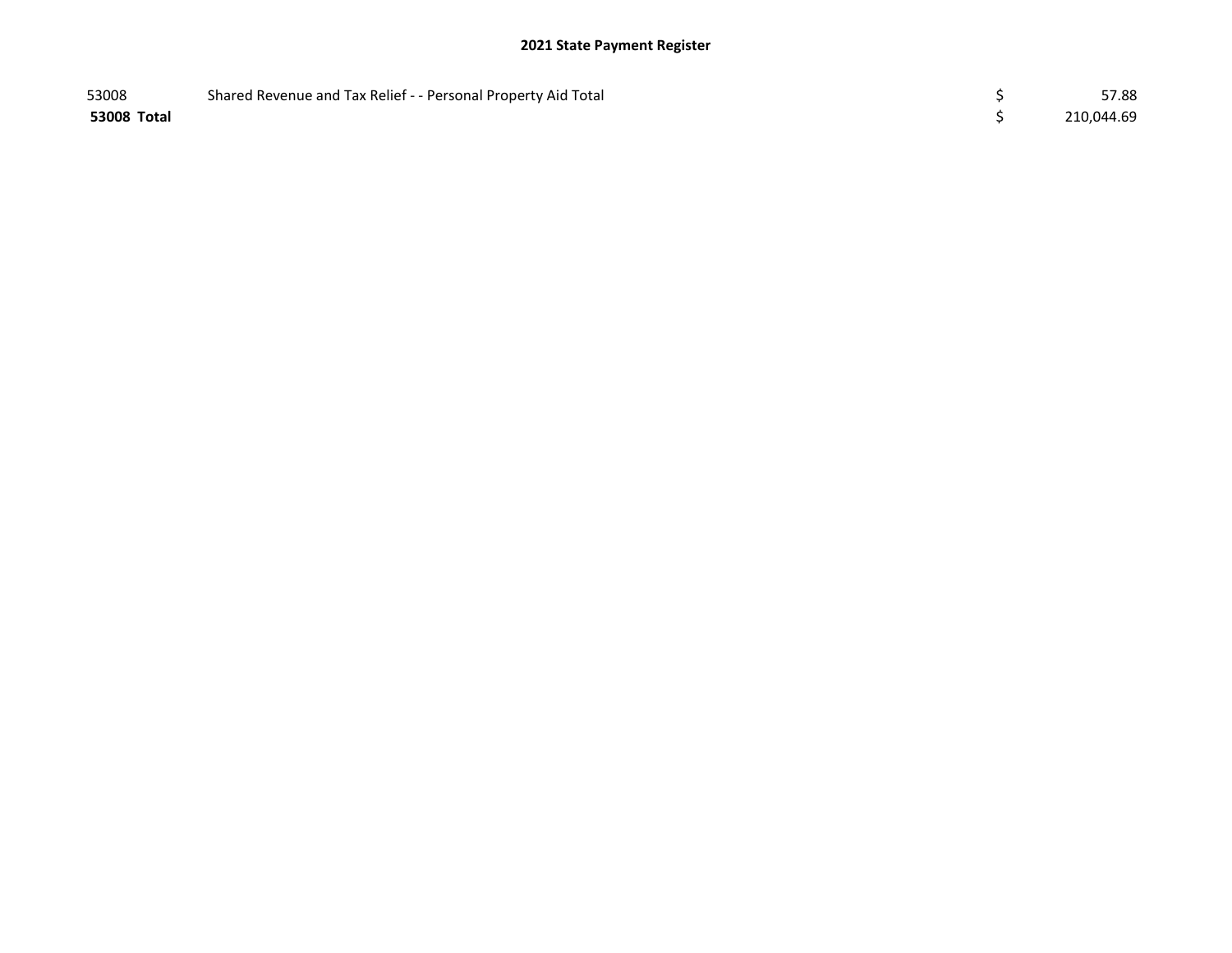| | | | |
|---|---|---|---|
| 53008 | Shared Revenue and Tax Relief - - Personal Property Aid Total | $ | 57.88 |
| **53008 Total** | | $ | 210,044.69 |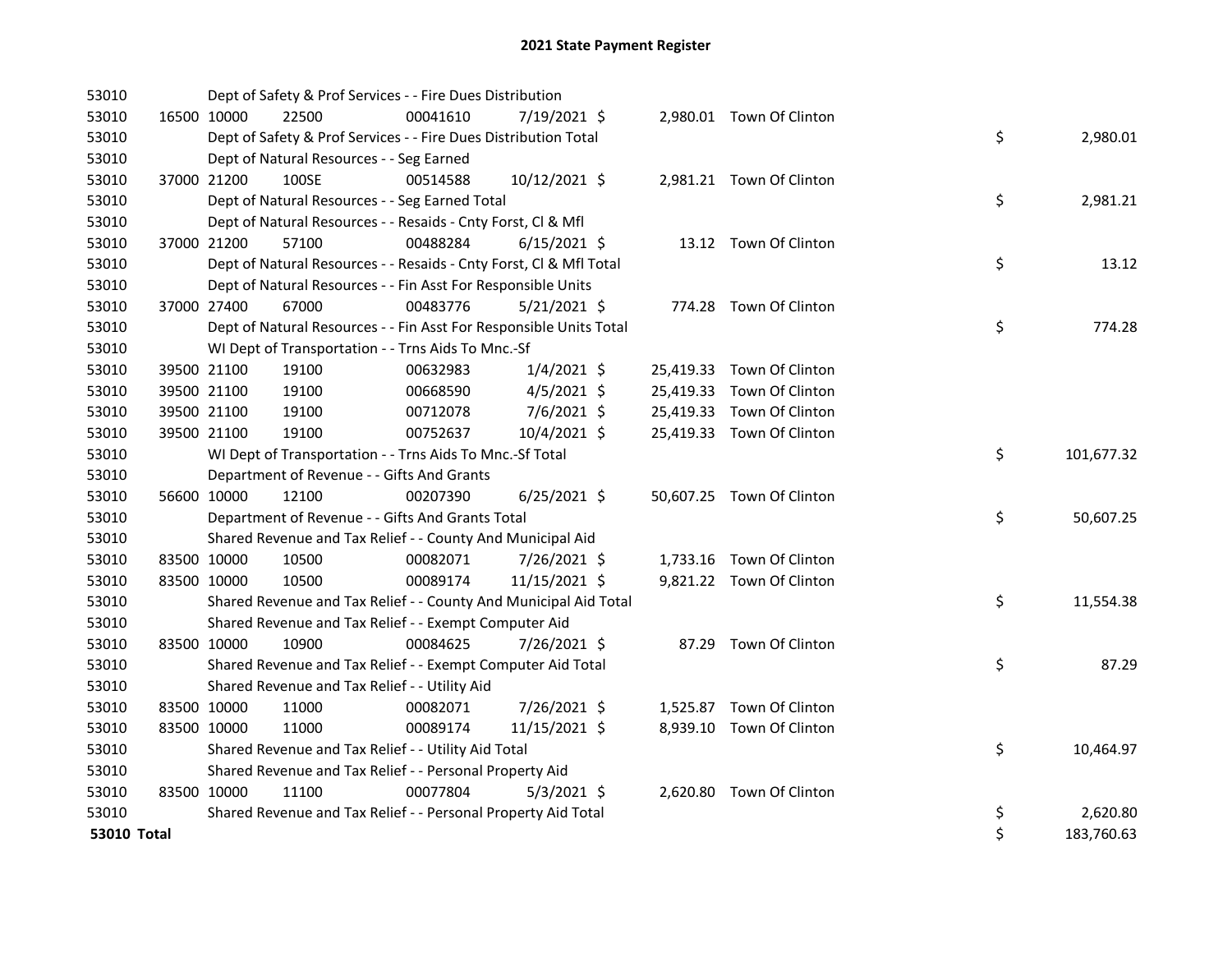# 2021 State Payment Register

| | | | | | | | | |
|---|---|---|---|---|---|---|---|---|
| 53010 | | Dept of Safety & Prof Services - - Fire Dues Distribution | | | | | | |
| 53010 | 16500 | 10000 | 22500 | 00041610 | 7/19/2021 $ | 2,980.01 | Town Of Clinton | |
| 53010 | | Dept of Safety & Prof Services - - Fire Dues Distribution Total | | | | | | $ 2,980.01 |
| 53010 | | Dept of Natural Resources - - Seg Earned | | | | | | |
| 53010 | 37000 | 21200 | 100SE | 00514588 | 10/12/2021 $ | 2,981.21 | Town Of Clinton | |
| 53010 | | Dept of Natural Resources - - Seg Earned Total | | | | | | $ 2,981.21 |
| 53010 | | Dept of Natural Resources - - Resaids - Cnty Forst, Cl & Mfl | | | | | | |
| 53010 | 37000 | 21200 | 57100 | 00488284 | 6/15/2021 $ | 13.12 | Town Of Clinton | |
| 53010 | | Dept of Natural Resources - - Resaids - Cnty Forst, Cl & Mfl Total | | | | | | $ 13.12 |
| 53010 | | Dept of Natural Resources - - Fin Asst For Responsible Units | | | | | | |
| 53010 | 37000 | 27400 | 67000 | 00483776 | 5/21/2021 $ | 774.28 | Town Of Clinton | |
| 53010 | | Dept of Natural Resources - - Fin Asst For Responsible Units Total | | | | | | $ 774.28 |
| 53010 | | WI Dept of Transportation - - Trns Aids To Mnc.-Sf | | | | | | |
| 53010 | 39500 | 21100 | 19100 | 00632983 | 1/4/2021 $ | 25,419.33 | Town Of Clinton | |
| 53010 | 39500 | 21100 | 19100 | 00668590 | 4/5/2021 $ | 25,419.33 | Town Of Clinton | |
| 53010 | 39500 | 21100 | 19100 | 00712078 | 7/6/2021 $ | 25,419.33 | Town Of Clinton | |
| 53010 | 39500 | 21100 | 19100 | 00752637 | 10/4/2021 $ | 25,419.33 | Town Of Clinton | |
| 53010 | | WI Dept of Transportation - - Trns Aids To Mnc.-Sf Total | | | | | | $ 101,677.32 |
| 53010 | | Department of Revenue - - Gifts And Grants | | | | | | |
| 53010 | 56600 | 10000 | 12100 | 00207390 | 6/25/2021 $ | 50,607.25 | Town Of Clinton | |
| 53010 | | Department of Revenue - - Gifts And Grants Total | | | | | | $ 50,607.25 |
| 53010 | | Shared Revenue and Tax Relief - - County And Municipal Aid | | | | | | |
| 53010 | 83500 | 10000 | 10500 | 00082071 | 7/26/2021 $ | 1,733.16 | Town Of Clinton | |
| 53010 | 83500 | 10000 | 10500 | 00089174 | 11/15/2021 $ | 9,821.22 | Town Of Clinton | |
| 53010 | | Shared Revenue and Tax Relief - - County And Municipal Aid Total | | | | | | $ 11,554.38 |
| 53010 | | Shared Revenue and Tax Relief - - Exempt Computer Aid | | | | | | |
| 53010 | 83500 | 10000 | 10900 | 00084625 | 7/26/2021 $ | 87.29 | Town Of Clinton | |
| 53010 | | Shared Revenue and Tax Relief - - Exempt Computer Aid Total | | | | | | $ 87.29 |
| 53010 | | Shared Revenue and Tax Relief - - Utility Aid | | | | | | |
| 53010 | 83500 | 10000 | 11000 | 00082071 | 7/26/2021 $ | 1,525.87 | Town Of Clinton | |
| 53010 | 83500 | 10000 | 11000 | 00089174 | 11/15/2021 $ | 8,939.10 | Town Of Clinton | |
| 53010 | | Shared Revenue and Tax Relief - - Utility Aid Total | | | | | | $ 10,464.97 |
| 53010 | | Shared Revenue and Tax Relief - - Personal Property Aid | | | | | | |
| 53010 | 83500 | 10000 | 11100 | 00077804 | 5/3/2021 $ | 2,620.80 | Town Of Clinton | |
| 53010 | | Shared Revenue and Tax Relief - - Personal Property Aid Total | | | | | | $ 2,620.80 |
| **53010 Total** | | | | | | | | $ 183,760.63 |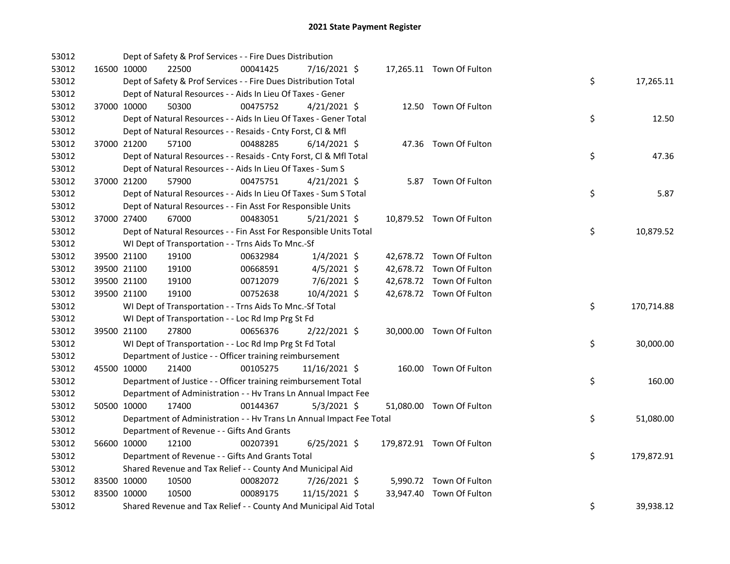# 2021 State Payment Register

| | | | | | | | | | |
|---|---|---|---|---|---|---|---|---|---|
| 53012 | | Dept of Safety & Prof Services - - Fire Dues Distribution | | | | | | | |
| 53012 | 16500 | 10000 | 22500 | 00041425 | 7/16/2021 | $ 17,265.11 | Town Of Fulton | | |
| 53012 | | Dept of Safety & Prof Services - - Fire Dues Distribution Total | | | | | | $ | 17,265.11 |
| 53012 | | Dept of Natural Resources - - Aids In Lieu Of Taxes - Gener | | | | | | | |
| 53012 | 37000 | 10000 | 50300 | 00475752 | 4/21/2021 | $ 12.50 | Town Of Fulton | | |
| 53012 | | Dept of Natural Resources - - Aids In Lieu Of Taxes - Gener Total | | | | | | $ | 12.50 |
| 53012 | | Dept of Natural Resources - - Resaids - Cnty Forst, Cl & Mfl | | | | | | | |
| 53012 | 37000 | 21200 | 57100 | 00488285 | 6/14/2021 | $ 47.36 | Town Of Fulton | | |
| 53012 | | Dept of Natural Resources - - Resaids - Cnty Forst, Cl & Mfl Total | | | | | | $ | 47.36 |
| 53012 | | Dept of Natural Resources - - Aids In Lieu Of Taxes - Sum S | | | | | | | |
| 53012 | 37000 | 21200 | 57900 | 00475751 | 4/21/2021 | $ 5.87 | Town Of Fulton | | |
| 53012 | | Dept of Natural Resources - - Aids In Lieu Of Taxes - Sum S Total | | | | | | $ | 5.87 |
| 53012 | | Dept of Natural Resources - - Fin Asst For Responsible Units | | | | | | | |
| 53012 | 37000 | 27400 | 67000 | 00483051 | 5/21/2021 | $ 10,879.52 | Town Of Fulton | | |
| 53012 | | Dept of Natural Resources - - Fin Asst For Responsible Units Total | | | | | | $ | 10,879.52 |
| 53012 | | WI Dept of Transportation - - Trns Aids To Mnc.-Sf | | | | | | | |
| 53012 | 39500 | 21100 | 19100 | 00632984 | 1/4/2021 | $ 42,678.72 | Town Of Fulton | | |
| 53012 | 39500 | 21100 | 19100 | 00668591 | 4/5/2021 | $ 42,678.72 | Town Of Fulton | | |
| 53012 | 39500 | 21100 | 19100 | 00712079 | 7/6/2021 | $ 42,678.72 | Town Of Fulton | | |
| 53012 | 39500 | 21100 | 19100 | 00752638 | 10/4/2021 | $ 42,678.72 | Town Of Fulton | | |
| 53012 | | WI Dept of Transportation - - Trns Aids To Mnc.-Sf Total | | | | | | $ | 170,714.88 |
| 53012 | | WI Dept of Transportation - - Loc Rd Imp Prg St Fd | | | | | | | |
| 53012 | 39500 | 21100 | 27800 | 00656376 | 2/22/2021 | $ 30,000.00 | Town Of Fulton | | |
| 53012 | | WI Dept of Transportation - - Loc Rd Imp Prg St Fd Total | | | | | | $ | 30,000.00 |
| 53012 | | Department of Justice - - Officer training reimbursement | | | | | | | |
| 53012 | 45500 | 10000 | 21400 | 00105275 | 11/16/2021 | $ 160.00 | Town Of Fulton | | |
| 53012 | | Department of Justice - - Officer training reimbursement Total | | | | | | $ | 160.00 |
| 53012 | | Department of Administration - - Hv Trans Ln Annual Impact Fee | | | | | | | |
| 53012 | 50500 | 10000 | 17400 | 00144367 | 5/3/2021 | $ 51,080.00 | Town Of Fulton | | |
| 53012 | | Department of Administration - - Hv Trans Ln Annual Impact Fee Total | | | | | | $ | 51,080.00 |
| 53012 | | Department of Revenue - - Gifts And Grants | | | | | | | |
| 53012 | 56600 | 10000 | 12100 | 00207391 | 6/25/2021 | $ 179,872.91 | Town Of Fulton | | |
| 53012 | | Department of Revenue - - Gifts And Grants Total | | | | | | $ | 179,872.91 |
| 53012 | | Shared Revenue and Tax Relief - - County And Municipal Aid | | | | | | | |
| 53012 | 83500 | 10000 | 10500 | 00082072 | 7/26/2021 | $ 5,990.72 | Town Of Fulton | | |
| 53012 | 83500 | 10000 | 10500 | 00089175 | 11/15/2021 | $ 33,947.40 | Town Of Fulton | | |
| 53012 | | Shared Revenue and Tax Relief - - County And Municipal Aid Total | | | | | | $ | 39,938.12 |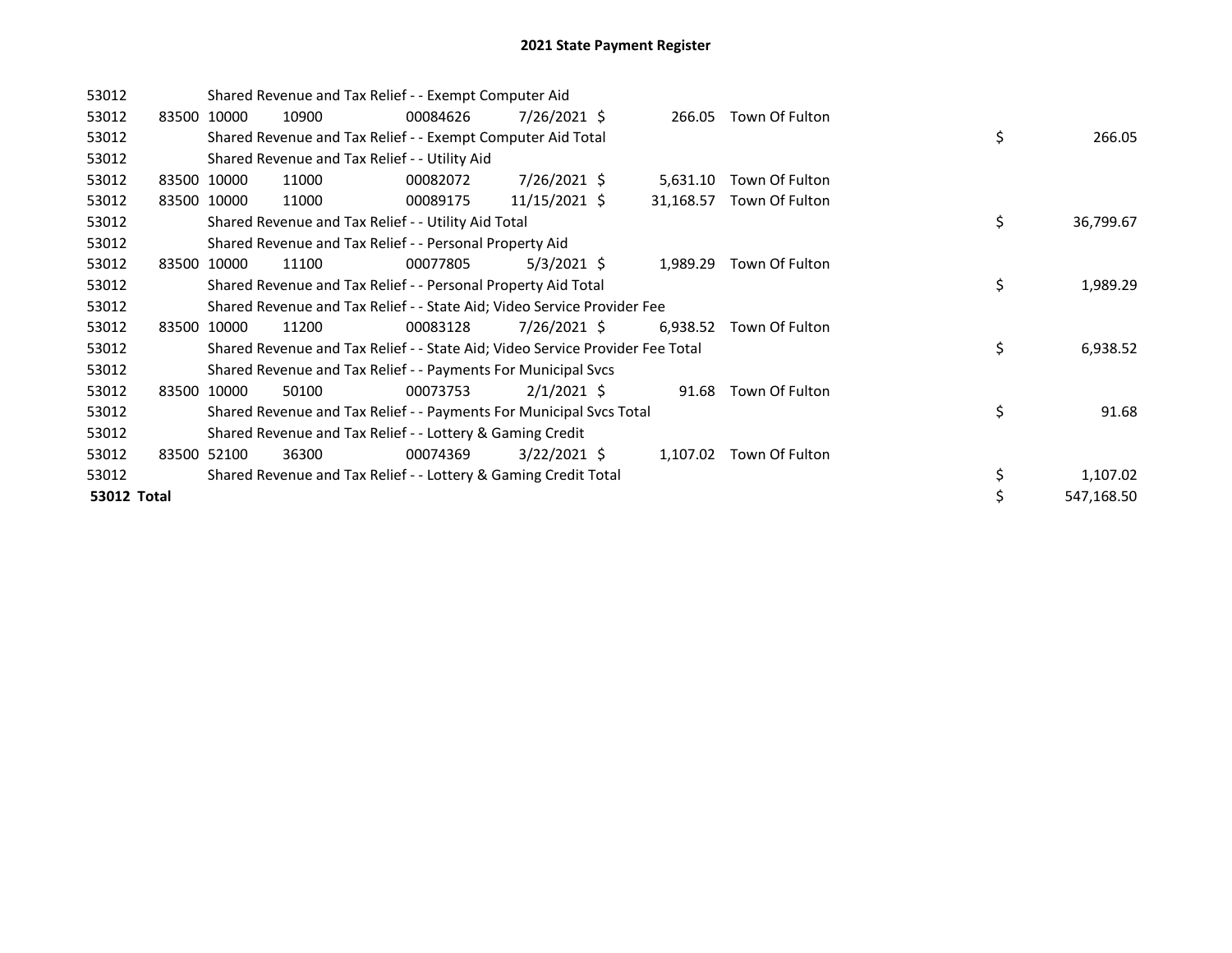# 2021 State Payment Register

| | | | | | | | | | |
|---|---|---|---|---|---|---|---|---|---|
| 53012 | | | Shared Revenue and Tax Relief - - Exempt Computer Aid | | | | | | |
| 53012 | 83500 | 10000 | 10900 | 00084626 | 7/26/2021 | $ 266.05 | Town Of Fulton | | |
| 53012 | | | Shared Revenue and Tax Relief - - Exempt Computer Aid Total | | | | | $ | 266.05 |
| 53012 | | | Shared Revenue and Tax Relief - - Utility Aid | | | | | | |
| 53012 | 83500 | 10000 | 11000 | 00082072 | 7/26/2021 | $ 5,631.10 | Town Of Fulton | | |
| 53012 | 83500 | 10000 | 11000 | 00089175 | 11/15/2021 | $ 31,168.57 | Town Of Fulton | | |
| 53012 | | | Shared Revenue and Tax Relief - - Utility Aid Total | | | | | $ | 36,799.67 |
| 53012 | | | Shared Revenue and Tax Relief - - Personal Property Aid | | | | | | |
| 53012 | 83500 | 10000 | 11100 | 00077805 | 5/3/2021 | $ 1,989.29 | Town Of Fulton | | |
| 53012 | | | Shared Revenue and Tax Relief - - Personal Property Aid Total | | | | | $ | 1,989.29 |
| 53012 | | | Shared Revenue and Tax Relief - - State Aid; Video Service Provider Fee | | | | | | |
| 53012 | 83500 | 10000 | 11200 | 00083128 | 7/26/2021 | $ 6,938.52 | Town Of Fulton | | |
| 53012 | | | Shared Revenue and Tax Relief - - State Aid; Video Service Provider Fee Total | | | | | $ | 6,938.52 |
| 53012 | | | Shared Revenue and Tax Relief - - Payments For Municipal Svcs | | | | | | |
| 53012 | 83500 | 10000 | 50100 | 00073753 | 2/1/2021 | $ 91.68 | Town Of Fulton | | |
| 53012 | | | Shared Revenue and Tax Relief - - Payments For Municipal Svcs Total | | | | | $ | 91.68 |
| 53012 | | | Shared Revenue and Tax Relief - - Lottery & Gaming Credit | | | | | | |
| 53012 | 83500 | 52100 | 36300 | 00074369 | 3/22/2021 | $ 1,107.02 | Town Of Fulton | | |
| 53012 | | | Shared Revenue and Tax Relief - - Lottery & Gaming Credit Total | | | | | $ | 1,107.02 |
| **53012 Total** | | | | | | | | $ | 547,168.50 |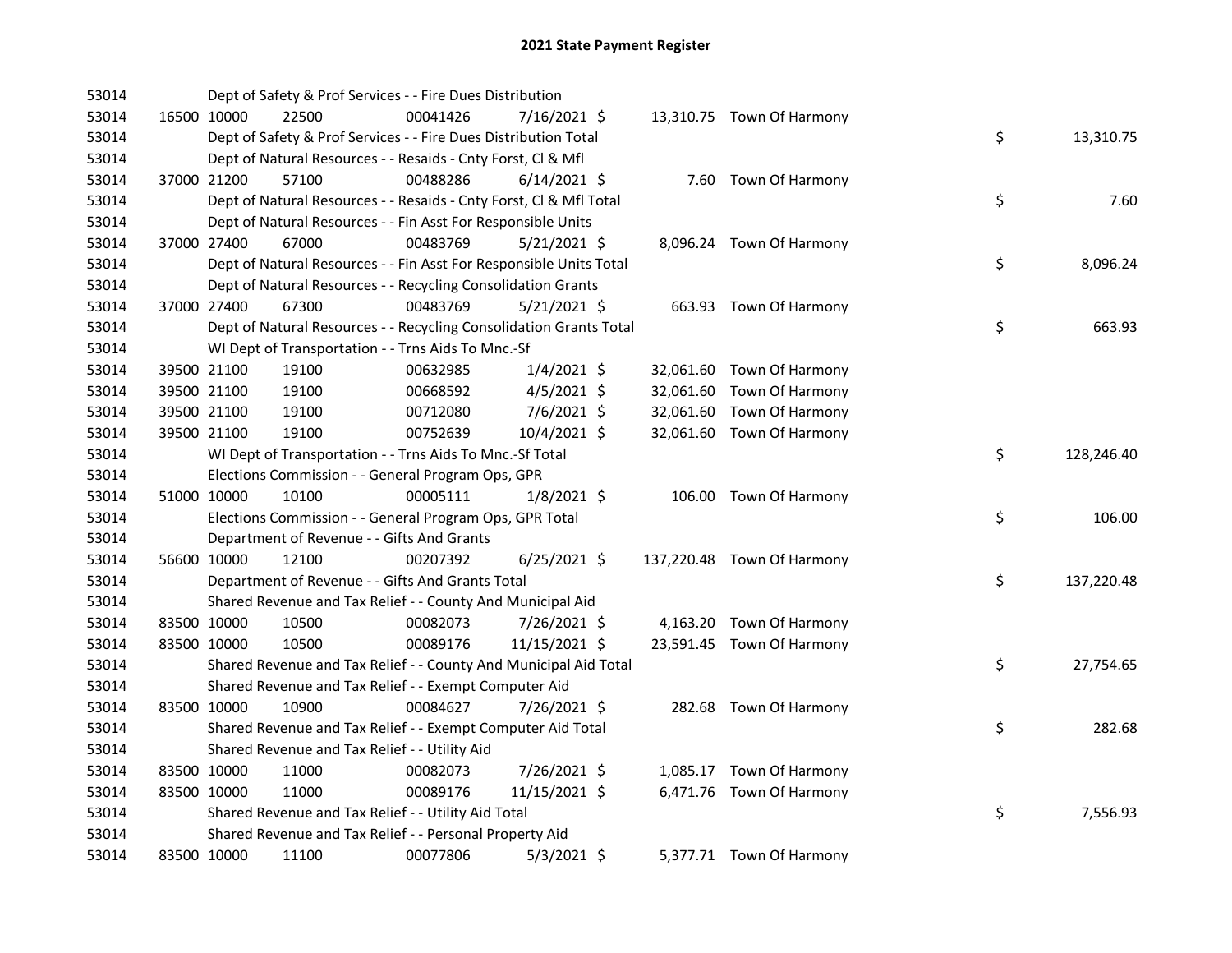# 2021 State Payment Register

| | | | | | | | | | |
|---|---|---|---|---|---|---|---|---|---|
| 53014 | | | Dept of Safety & Prof Services - - Fire Dues Distribution | | | | | | |
| 53014 | 16500 | 10000 | 22500 | 00041426 | 7/16/2021 | $ 13,310.75 | Town Of Harmony | | |
| 53014 | | | Dept of Safety & Prof Services - - Fire Dues Distribution Total | | | | | $ | 13,310.75 |
| 53014 | | | Dept of Natural Resources - - Resaids - Cnty Forst, Cl & Mfl | | | | | | |
| 53014 | 37000 | 21200 | 57100 | 00488286 | 6/14/2021 | $ 7.60 | Town Of Harmony | | |
| 53014 | | | Dept of Natural Resources - - Resaids - Cnty Forst, Cl & Mfl Total | | | | | $ | 7.60 |
| 53014 | | | Dept of Natural Resources - - Fin Asst For Responsible Units | | | | | | |
| 53014 | 37000 | 27400 | 67000 | 00483769 | 5/21/2021 | $ 8,096.24 | Town Of Harmony | | |
| 53014 | | | Dept of Natural Resources - - Fin Asst For Responsible Units Total | | | | | $ | 8,096.24 |
| 53014 | | | Dept of Natural Resources - - Recycling Consolidation Grants | | | | | | |
| 53014 | 37000 | 27400 | 67300 | 00483769 | 5/21/2021 | $ 663.93 | Town Of Harmony | | |
| 53014 | | | Dept of Natural Resources - - Recycling Consolidation Grants Total | | | | | $ | 663.93 |
| 53014 | | | WI Dept of Transportation - - Trns Aids To Mnc.-Sf | | | | | | |
| 53014 | 39500 | 21100 | 19100 | 00632985 | 1/4/2021 | $ 32,061.60 | Town Of Harmony | | |
| 53014 | 39500 | 21100 | 19100 | 00668592 | 4/5/2021 | $ 32,061.60 | Town Of Harmony | | |
| 53014 | 39500 | 21100 | 19100 | 00712080 | 7/6/2021 | $ 32,061.60 | Town Of Harmony | | |
| 53014 | 39500 | 21100 | 19100 | 00752639 | 10/4/2021 | $ 32,061.60 | Town Of Harmony | | |
| 53014 | | | WI Dept of Transportation - - Trns Aids To Mnc.-Sf Total | | | | | $ | 128,246.40 |
| 53014 | | | Elections Commission - - General Program Ops, GPR | | | | | | |
| 53014 | 51000 | 10000 | 10100 | 00005111 | 1/8/2021 | $ 106.00 | Town Of Harmony | | |
| 53014 | | | Elections Commission - - General Program Ops, GPR Total | | | | | $ | 106.00 |
| 53014 | | | Department of Revenue - - Gifts And Grants | | | | | | |
| 53014 | 56600 | 10000 | 12100 | 00207392 | 6/25/2021 | $ 137,220.48 | Town Of Harmony | | |
| 53014 | | | Department of Revenue - - Gifts And Grants Total | | | | | $ | 137,220.48 |
| 53014 | | | Shared Revenue and Tax Relief - - County And Municipal Aid | | | | | | |
| 53014 | 83500 | 10000 | 10500 | 00082073 | 7/26/2021 | $ 4,163.20 | Town Of Harmony | | |
| 53014 | 83500 | 10000 | 10500 | 00089176 | 11/15/2021 | $ 23,591.45 | Town Of Harmony | | |
| 53014 | | | Shared Revenue and Tax Relief - - County And Municipal Aid Total | | | | | $ | 27,754.65 |
| 53014 | | | Shared Revenue and Tax Relief - - Exempt Computer Aid | | | | | | |
| 53014 | 83500 | 10000 | 10900 | 00084627 | 7/26/2021 | $ 282.68 | Town Of Harmony | | |
| 53014 | | | Shared Revenue and Tax Relief - - Exempt Computer Aid Total | | | | | $ | 282.68 |
| 53014 | | | Shared Revenue and Tax Relief - - Utility Aid | | | | | | |
| 53014 | 83500 | 10000 | 11000 | 00082073 | 7/26/2021 | $ 1,085.17 | Town Of Harmony | | |
| 53014 | 83500 | 10000 | 11000 | 00089176 | 11/15/2021 | $ 6,471.76 | Town Of Harmony | | |
| 53014 | | | Shared Revenue and Tax Relief - - Utility Aid Total | | | | | $ | 7,556.93 |
| 53014 | | | Shared Revenue and Tax Relief - - Personal Property Aid | | | | | | |
| 53014 | 83500 | 10000 | 11100 | 00077806 | 5/3/2021 | $ 5,377.71 | Town Of Harmony | | |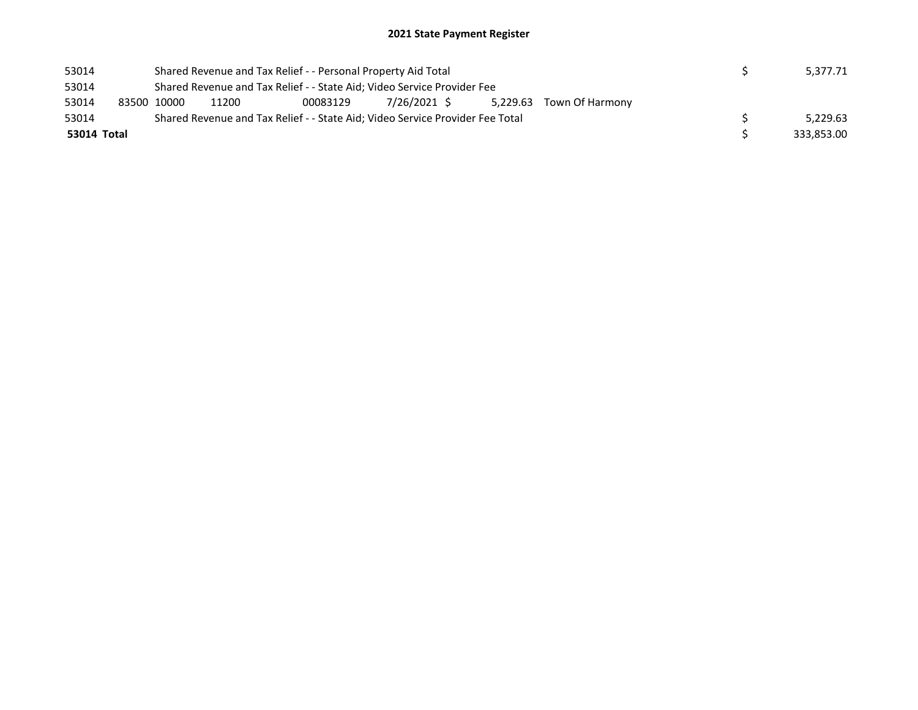# 2021 State Payment Register

| | | | | | | | | | |
|---|---|---|---|---|---|---|---|---|---|
| 53014 | | Shared Revenue and Tax Relief - - Personal Property Aid Total | | | | | | $ | 5,377.71 |
| 53014 | | Shared Revenue and Tax Relief - - State Aid; Video Service Provider Fee | | | | | | | |
| 53014 | 83500 | 10000 | 11200 | 00083129 | 7/26/2021 | $ 5,229.63 | Town Of Harmony | | |
| 53014 | | Shared Revenue and Tax Relief - - State Aid; Video Service Provider Fee Total | | | | | | $ | 5,229.63 |
| **53014 Total** | | | | | | | | $ | 333,853.00 |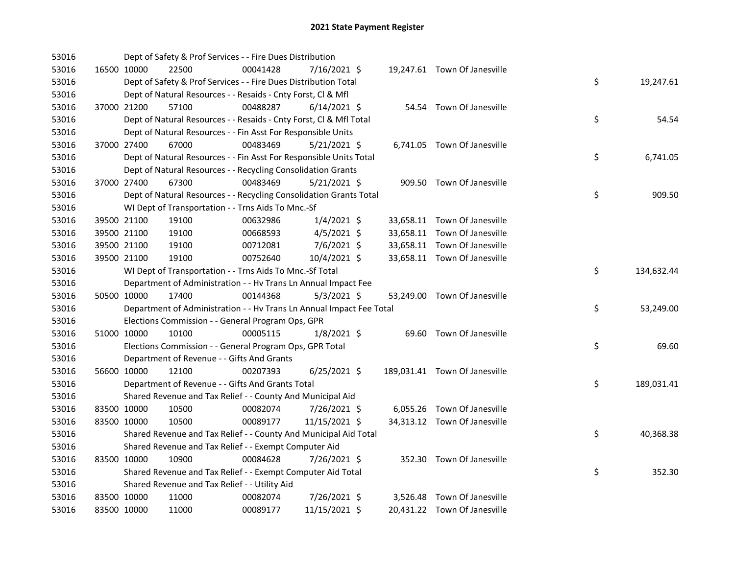# 2021 State Payment Register

| | | | | | | | | | |
|---|---|---|---|---|---|---|---|---|---|
| 53016 | | | Dept of Safety & Prof Services - - Fire Dues Distribution | | | | | | |
| 53016 | 16500 | 10000 | 22500 | 00041428 | 7/16/2021 | $ | 19,247.61 | Town Of Janesville | |
| 53016 | | | Dept of Safety & Prof Services - - Fire Dues Distribution Total | | | | | | $ 19,247.61 |
| 53016 | | | Dept of Natural Resources - - Resaids - Cnty Forst, Cl & Mfl | | | | | | |
| 53016 | 37000 | 21200 | 57100 | 00488287 | 6/14/2021 | $ | 54.54 | Town Of Janesville | |
| 53016 | | | Dept of Natural Resources - - Resaids - Cnty Forst, Cl & Mfl Total | | | | | | $ 54.54 |
| 53016 | | | Dept of Natural Resources - - Fin Asst For Responsible Units | | | | | | |
| 53016 | 37000 | 27400 | 67000 | 00483469 | 5/21/2021 | $ | 6,741.05 | Town Of Janesville | |
| 53016 | | | Dept of Natural Resources - - Fin Asst For Responsible Units Total | | | | | | $ 6,741.05 |
| 53016 | | | Dept of Natural Resources - - Recycling Consolidation Grants | | | | | | |
| 53016 | 37000 | 27400 | 67300 | 00483469 | 5/21/2021 | $ | 909.50 | Town Of Janesville | |
| 53016 | | | Dept of Natural Resources - - Recycling Consolidation Grants Total | | | | | | $ 909.50 |
| 53016 | | | WI Dept of Transportation - - Trns Aids To Mnc.-Sf | | | | | | |
| 53016 | 39500 | 21100 | 19100 | 00632986 | 1/4/2021 | $ | 33,658.11 | Town Of Janesville | |
| 53016 | 39500 | 21100 | 19100 | 00668593 | 4/5/2021 | $ | 33,658.11 | Town Of Janesville | |
| 53016 | 39500 | 21100 | 19100 | 00712081 | 7/6/2021 | $ | 33,658.11 | Town Of Janesville | |
| 53016 | 39500 | 21100 | 19100 | 00752640 | 10/4/2021 | $ | 33,658.11 | Town Of Janesville | |
| 53016 | | | WI Dept of Transportation - - Trns Aids To Mnc.-Sf Total | | | | | | $ 134,632.44 |
| 53016 | | | Department of Administration - - Hv Trans Ln Annual Impact Fee | | | | | | |
| 53016 | 50500 | 10000 | 17400 | 00144368 | 5/3/2021 | $ | 53,249.00 | Town Of Janesville | |
| 53016 | | | Department of Administration - - Hv Trans Ln Annual Impact Fee Total | | | | | | $ 53,249.00 |
| 53016 | | | Elections Commission - - General Program Ops, GPR | | | | | | |
| 53016 | 51000 | 10000 | 10100 | 00005115 | 1/8/2021 | $ | 69.60 | Town Of Janesville | |
| 53016 | | | Elections Commission - - General Program Ops, GPR Total | | | | | | $ 69.60 |
| 53016 | | | Department of Revenue - - Gifts And Grants | | | | | | |
| 53016 | 56600 | 10000 | 12100 | 00207393 | 6/25/2021 | $ | 189,031.41 | Town Of Janesville | |
| 53016 | | | Department of Revenue - - Gifts And Grants Total | | | | | | $ 189,031.41 |
| 53016 | | | Shared Revenue and Tax Relief - - County And Municipal Aid | | | | | | |
| 53016 | 83500 | 10000 | 10500 | 00082074 | 7/26/2021 | $ | 6,055.26 | Town Of Janesville | |
| 53016 | 83500 | 10000 | 10500 | 00089177 | 11/15/2021 | $ | 34,313.12 | Town Of Janesville | |
| 53016 | | | Shared Revenue and Tax Relief - - County And Municipal Aid Total | | | | | | $ 40,368.38 |
| 53016 | | | Shared Revenue and Tax Relief - - Exempt Computer Aid | | | | | | |
| 53016 | 83500 | 10000 | 10900 | 00084628 | 7/26/2021 | $ | 352.30 | Town Of Janesville | |
| 53016 | | | Shared Revenue and Tax Relief - - Exempt Computer Aid Total | | | | | | $ 352.30 |
| 53016 | | | Shared Revenue and Tax Relief - - Utility Aid | | | | | | |
| 53016 | 83500 | 10000 | 11000 | 00082074 | 7/26/2021 | $ | 3,526.48 | Town Of Janesville | |
| 53016 | 83500 | 10000 | 11000 | 00089177 | 11/15/2021 | $ | 20,431.22 | Town Of Janesville | |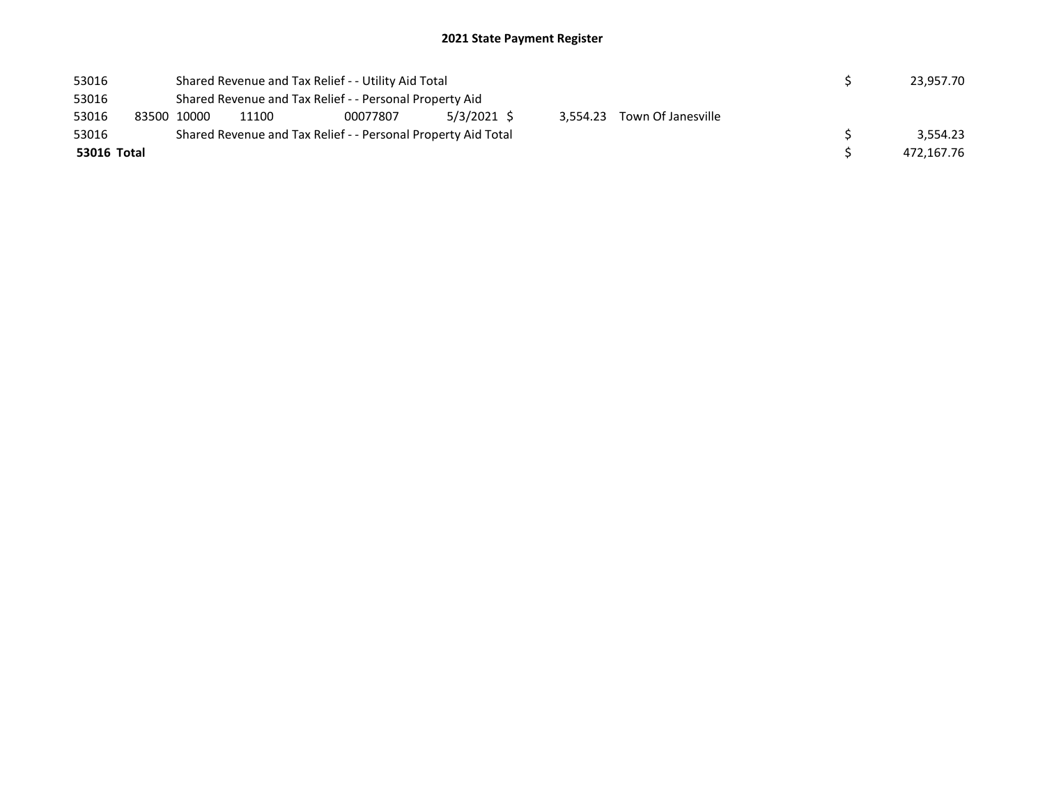## 2021 State Payment Register

| | | | | | | | | | |
|---|---|---|---|---|---|---|---|---|---|
| 53016 | | Shared Revenue and Tax Relief - - Utility Aid Total | | | | | | $ | 23,957.70 |
| 53016 | | Shared Revenue and Tax Relief - - Personal Property Aid | | | | | | | |
| 53016 | 83500 | 10000 | 11100 | 00077807 | 5/3/2021 | $ 3,554.23 | Town Of Janesville | | |
| 53016 | | Shared Revenue and Tax Relief - - Personal Property Aid Total | | | | | | $ | 3,554.23 |
| **53016 Total** | | | | | | | | $ | 472,167.76 |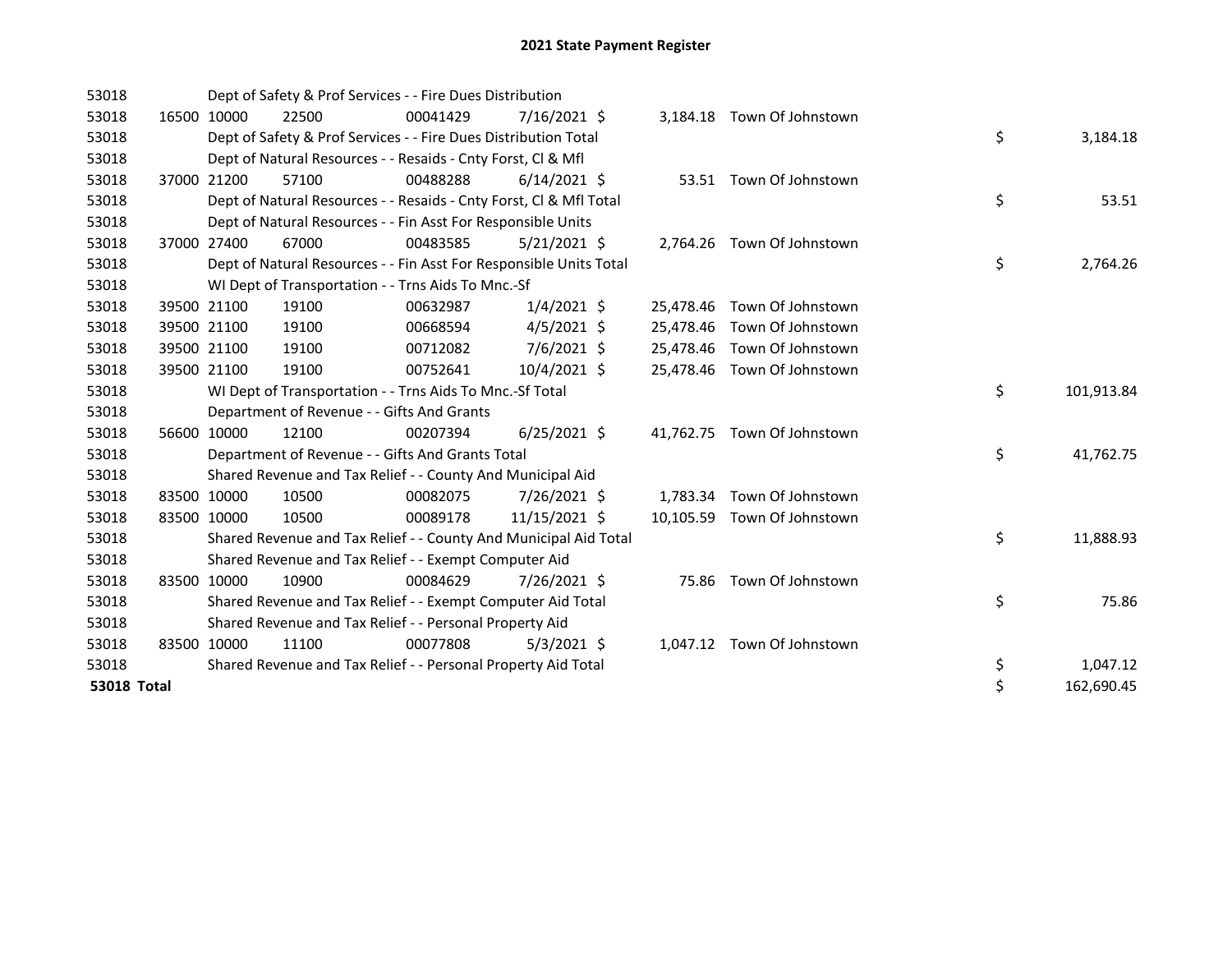# 2021 State Payment Register

| | | | | | | | | | |
|---|---|---|---|---|---|---|---|---|---|
| 53018 | | Dept of Safety & Prof Services - - Fire Dues Distribution | | | | | | | |
| 53018 | 16500 | 10000 | 22500 | 00041429 | 7/16/2021 | $ 3,184.18 | Town Of Johnstown | | |
| 53018 | | Dept of Safety & Prof Services - - Fire Dues Distribution Total | | | | | | $ | 3,184.18 |
| 53018 | | Dept of Natural Resources - - Resaids - Cnty Forst, Cl & Mfl | | | | | | | |
| 53018 | 37000 | 21200 | 57100 | 00488288 | 6/14/2021 | $ 53.51 | Town Of Johnstown | | |
| 53018 | | Dept of Natural Resources - - Resaids - Cnty Forst, Cl & Mfl Total | | | | | | $ | 53.51 |
| 53018 | | Dept of Natural Resources - - Fin Asst For Responsible Units | | | | | | | |
| 53018 | 37000 | 27400 | 67000 | 00483585 | 5/21/2021 | $ 2,764.26 | Town Of Johnstown | | |
| 53018 | | Dept of Natural Resources - - Fin Asst For Responsible Units Total | | | | | | $ | 2,764.26 |
| 53018 | | WI Dept of Transportation - - Trns Aids To Mnc.-Sf | | | | | | | |
| 53018 | 39500 | 21100 | 19100 | 00632987 | 1/4/2021 | $ 25,478.46 | Town Of Johnstown | | |
| 53018 | 39500 | 21100 | 19100 | 00668594 | 4/5/2021 | $ 25,478.46 | Town Of Johnstown | | |
| 53018 | 39500 | 21100 | 19100 | 00712082 | 7/6/2021 | $ 25,478.46 | Town Of Johnstown | | |
| 53018 | 39500 | 21100 | 19100 | 00752641 | 10/4/2021 | $ 25,478.46 | Town Of Johnstown | | |
| 53018 | | WI Dept of Transportation - - Trns Aids To Mnc.-Sf Total | | | | | | $ | 101,913.84 |
| 53018 | | Department of Revenue - - Gifts And Grants | | | | | | | |
| 53018 | 56600 | 10000 | 12100 | 00207394 | 6/25/2021 | $ 41,762.75 | Town Of Johnstown | | |
| 53018 | | Department of Revenue - - Gifts And Grants Total | | | | | | $ | 41,762.75 |
| 53018 | | Shared Revenue and Tax Relief - - County And Municipal Aid | | | | | | | |
| 53018 | 83500 | 10000 | 10500 | 00082075 | 7/26/2021 | $ 1,783.34 | Town Of Johnstown | | |
| 53018 | 83500 | 10000 | 10500 | 00089178 | 11/15/2021 | $ 10,105.59 | Town Of Johnstown | | |
| 53018 | | Shared Revenue and Tax Relief - - County And Municipal Aid Total | | | | | | $ | 11,888.93 |
| 53018 | | Shared Revenue and Tax Relief - - Exempt Computer Aid | | | | | | | |
| 53018 | 83500 | 10000 | 10900 | 00084629 | 7/26/2021 | $ 75.86 | Town Of Johnstown | | |
| 53018 | | Shared Revenue and Tax Relief - - Exempt Computer Aid Total | | | | | | $ | 75.86 |
| 53018 | | Shared Revenue and Tax Relief - - Personal Property Aid | | | | | | | |
| 53018 | 83500 | 10000 | 11100 | 00077808 | 5/3/2021 | $ 1,047.12 | Town Of Johnstown | | |
| 53018 | | Shared Revenue and Tax Relief - - Personal Property Aid Total | | | | | | $ | 1,047.12 |
| **53018 Total** | | | | | | | | $ | 162,690.45 |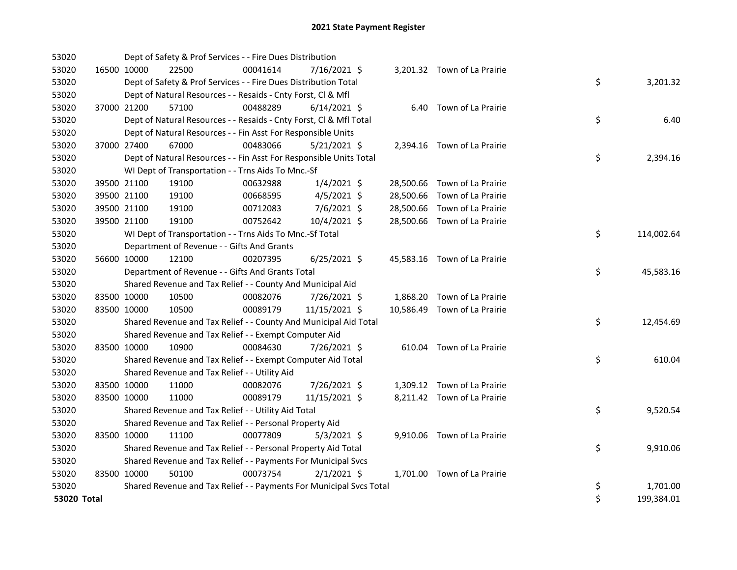# 2021 State Payment Register

| | | | | | | | | | |
|---|---|---|---|---|---|---|---|---|---|
| 53020 | | Dept of Safety & Prof Services - - Fire Dues Distribution | | | | | | | |
| 53020 | 16500 | 10000 | 22500 | 00041614 | 7/16/2021 | $ | 3,201.32 | Town of La Prairie | |
| 53020 | | Dept of Safety & Prof Services - - Fire Dues Distribution Total | | | | | | | $ 3,201.32 |
| 53020 | | Dept of Natural Resources - - Resaids - Cnty Forst, Cl & Mfl | | | | | | | |
| 53020 | 37000 | 21200 | 57100 | 00488289 | 6/14/2021 | $ | 6.40 | Town of La Prairie | |
| 53020 | | Dept of Natural Resources - - Resaids - Cnty Forst, Cl & Mfl Total | | | | | | | $ 6.40 |
| 53020 | | Dept of Natural Resources - - Fin Asst For Responsible Units | | | | | | | |
| 53020 | 37000 | 27400 | 67000 | 00483066 | 5/21/2021 | $ | 2,394.16 | Town of La Prairie | |
| 53020 | | Dept of Natural Resources - - Fin Asst For Responsible Units Total | | | | | | | $ 2,394.16 |
| 53020 | | WI Dept of Transportation - - Trns Aids To Mnc.-Sf | | | | | | | |
| 53020 | 39500 | 21100 | 19100 | 00632988 | 1/4/2021 | $ | 28,500.66 | Town of La Prairie | |
| 53020 | 39500 | 21100 | 19100 | 00668595 | 4/5/2021 | $ | 28,500.66 | Town of La Prairie | |
| 53020 | 39500 | 21100 | 19100 | 00712083 | 7/6/2021 | $ | 28,500.66 | Town of La Prairie | |
| 53020 | 39500 | 21100 | 19100 | 00752642 | 10/4/2021 | $ | 28,500.66 | Town of La Prairie | |
| 53020 | | WI Dept of Transportation - - Trns Aids To Mnc.-Sf Total | | | | | | | $ 114,002.64 |
| 53020 | | Department of Revenue - - Gifts And Grants | | | | | | | |
| 53020 | 56600 | 10000 | 12100 | 00207395 | 6/25/2021 | $ | 45,583.16 | Town of La Prairie | |
| 53020 | | Department of Revenue - - Gifts And Grants Total | | | | | | | $ 45,583.16 |
| 53020 | | Shared Revenue and Tax Relief - - County And Municipal Aid | | | | | | | |
| 53020 | 83500 | 10000 | 10500 | 00082076 | 7/26/2021 | $ | 1,868.20 | Town of La Prairie | |
| 53020 | 83500 | 10000 | 10500 | 00089179 | 11/15/2021 | $ | 10,586.49 | Town of La Prairie | |
| 53020 | | Shared Revenue and Tax Relief - - County And Municipal Aid Total | | | | | | | $ 12,454.69 |
| 53020 | | Shared Revenue and Tax Relief - - Exempt Computer Aid | | | | | | | |
| 53020 | 83500 | 10000 | 10900 | 00084630 | 7/26/2021 | $ | 610.04 | Town of La Prairie | |
| 53020 | | Shared Revenue and Tax Relief - - Exempt Computer Aid Total | | | | | | | $ 610.04 |
| 53020 | | Shared Revenue and Tax Relief - - Utility Aid | | | | | | | |
| 53020 | 83500 | 10000 | 11000 | 00082076 | 7/26/2021 | $ | 1,309.12 | Town of La Prairie | |
| 53020 | 83500 | 10000 | 11000 | 00089179 | 11/15/2021 | $ | 8,211.42 | Town of La Prairie | |
| 53020 | | Shared Revenue and Tax Relief - - Utility Aid Total | | | | | | | $ 9,520.54 |
| 53020 | | Shared Revenue and Tax Relief - - Personal Property Aid | | | | | | | |
| 53020 | 83500 | 10000 | 11100 | 00077809 | 5/3/2021 | $ | 9,910.06 | Town of La Prairie | |
| 53020 | | Shared Revenue and Tax Relief - - Personal Property Aid Total | | | | | | | $ 9,910.06 |
| 53020 | | Shared Revenue and Tax Relief - - Payments For Municipal Svcs | | | | | | | |
| 53020 | 83500 | 10000 | 50100 | 00073754 | 2/1/2021 | $ | 1,701.00 | Town of La Prairie | |
| 53020 | | Shared Revenue and Tax Relief - - Payments For Municipal Svcs Total | | | | | | | $ 1,701.00 |
| **53020 Total** | | | | | | | | | $ 199,384.01 |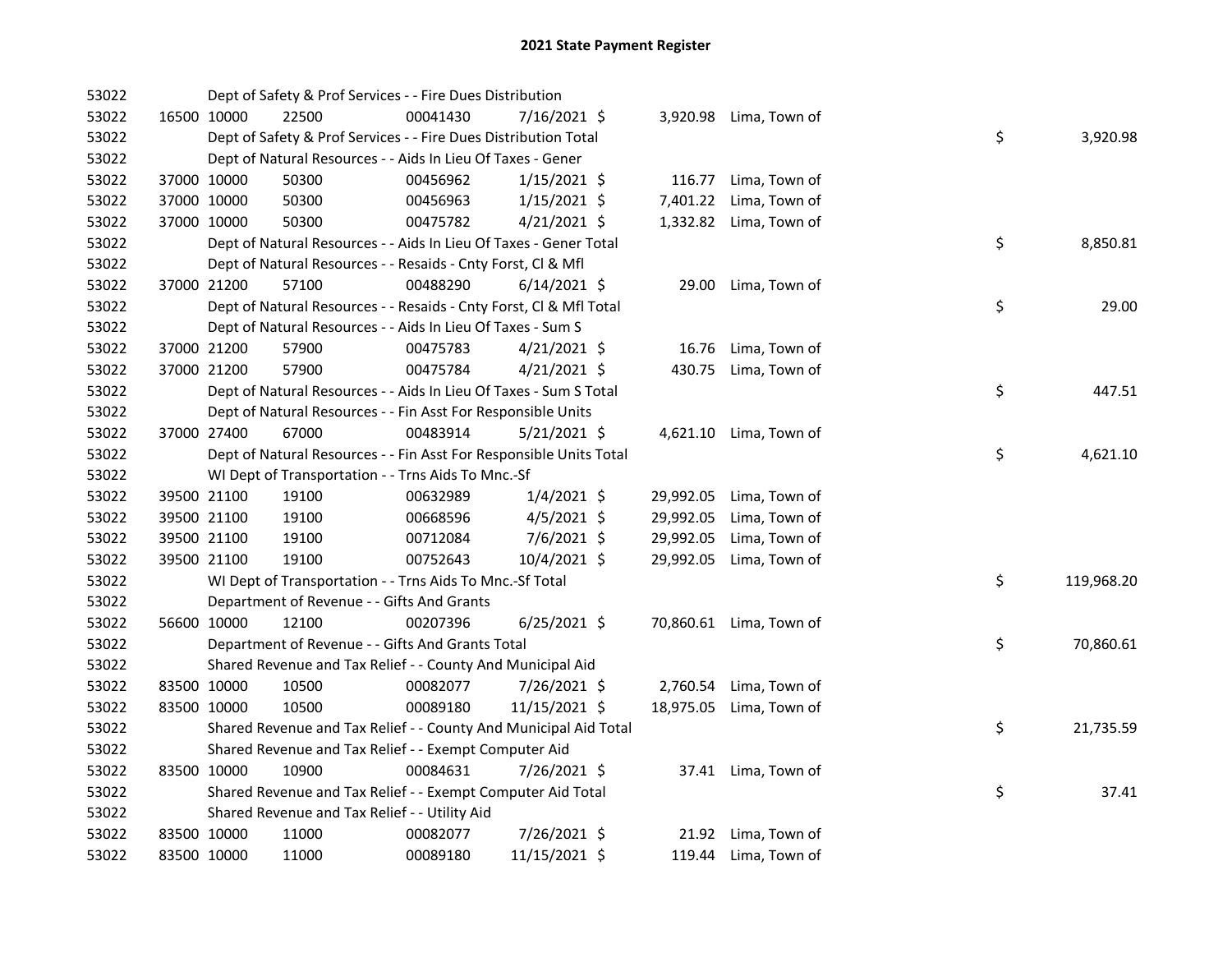# 2021 State Payment Register

| | | | | | | | | | |
|---|---|---|---|---|---|---|---|---|---|
| 53022 | | Dept of Safety & Prof Services - - Fire Dues Distribution | | | | | | | |
| 53022 | 16500 | 10000 | 22500 | 00041430 | 7/16/2021 $ | 3,920.98 | Lima, Town of | | |
| 53022 | | Dept of Safety & Prof Services - - Fire Dues Distribution Total | | | | | | $ | 3,920.98 |
| 53022 | | Dept of Natural Resources - - Aids In Lieu Of Taxes - Gener | | | | | | | |
| 53022 | 37000 | 10000 | 50300 | 00456962 | 1/15/2021 $ | 116.77 | Lima, Town of | | |
| 53022 | 37000 | 10000 | 50300 | 00456963 | 1/15/2021 $ | 7,401.22 | Lima, Town of | | |
| 53022 | 37000 | 10000 | 50300 | 00475782 | 4/21/2021 $ | 1,332.82 | Lima, Town of | | |
| 53022 | | Dept of Natural Resources - - Aids In Lieu Of Taxes - Gener Total | | | | | | $ | 8,850.81 |
| 53022 | | Dept of Natural Resources - - Resaids - Cnty Forst, Cl & Mfl | | | | | | | |
| 53022 | 37000 | 21200 | 57100 | 00488290 | 6/14/2021 $ | 29.00 | Lima, Town of | | |
| 53022 | | Dept of Natural Resources - - Resaids - Cnty Forst, Cl & Mfl Total | | | | | | $ | 29.00 |
| 53022 | | Dept of Natural Resources - - Aids In Lieu Of Taxes - Sum S | | | | | | | |
| 53022 | 37000 | 21200 | 57900 | 00475783 | 4/21/2021 $ | 16.76 | Lima, Town of | | |
| 53022 | 37000 | 21200 | 57900 | 00475784 | 4/21/2021 $ | 430.75 | Lima, Town of | | |
| 53022 | | Dept of Natural Resources - - Aids In Lieu Of Taxes - Sum S Total | | | | | | $ | 447.51 |
| 53022 | | Dept of Natural Resources - - Fin Asst For Responsible Units | | | | | | | |
| 53022 | 37000 | 27400 | 67000 | 00483914 | 5/21/2021 $ | 4,621.10 | Lima, Town of | | |
| 53022 | | Dept of Natural Resources - - Fin Asst For Responsible Units Total | | | | | | $ | 4,621.10 |
| 53022 | | WI Dept of Transportation - - Trns Aids To Mnc.-Sf | | | | | | | |
| 53022 | 39500 | 21100 | 19100 | 00632989 | 1/4/2021 $ | 29,992.05 | Lima, Town of | | |
| 53022 | 39500 | 21100 | 19100 | 00668596 | 4/5/2021 $ | 29,992.05 | Lima, Town of | | |
| 53022 | 39500 | 21100 | 19100 | 00712084 | 7/6/2021 $ | 29,992.05 | Lima, Town of | | |
| 53022 | 39500 | 21100 | 19100 | 00752643 | 10/4/2021 $ | 29,992.05 | Lima, Town of | | |
| 53022 | | WI Dept of Transportation - - Trns Aids To Mnc.-Sf Total | | | | | | $ | 119,968.20 |
| 53022 | | Department of Revenue - - Gifts And Grants | | | | | | | |
| 53022 | 56600 | 10000 | 12100 | 00207396 | 6/25/2021 $ | 70,860.61 | Lima, Town of | | |
| 53022 | | Department of Revenue - - Gifts And Grants Total | | | | | | $ | 70,860.61 |
| 53022 | | Shared Revenue and Tax Relief - - County And Municipal Aid | | | | | | | |
| 53022 | 83500 | 10000 | 10500 | 00082077 | 7/26/2021 $ | 2,760.54 | Lima, Town of | | |
| 53022 | 83500 | 10000 | 10500 | 00089180 | 11/15/2021 $ | 18,975.05 | Lima, Town of | | |
| 53022 | | Shared Revenue and Tax Relief - - County And Municipal Aid Total | | | | | | $ | 21,735.59 |
| 53022 | | Shared Revenue and Tax Relief - - Exempt Computer Aid | | | | | | | |
| 53022 | 83500 | 10000 | 10900 | 00084631 | 7/26/2021 $ | 37.41 | Lima, Town of | | |
| 53022 | | Shared Revenue and Tax Relief - - Exempt Computer Aid Total | | | | | | $ | 37.41 |
| 53022 | | Shared Revenue and Tax Relief - - Utility Aid | | | | | | | |
| 53022 | 83500 | 10000 | 11000 | 00082077 | 7/26/2021 $ | 21.92 | Lima, Town of | | |
| 53022 | 83500 | 10000 | 11000 | 00089180 | 11/15/2021 $ | 119.44 | Lima, Town of | | |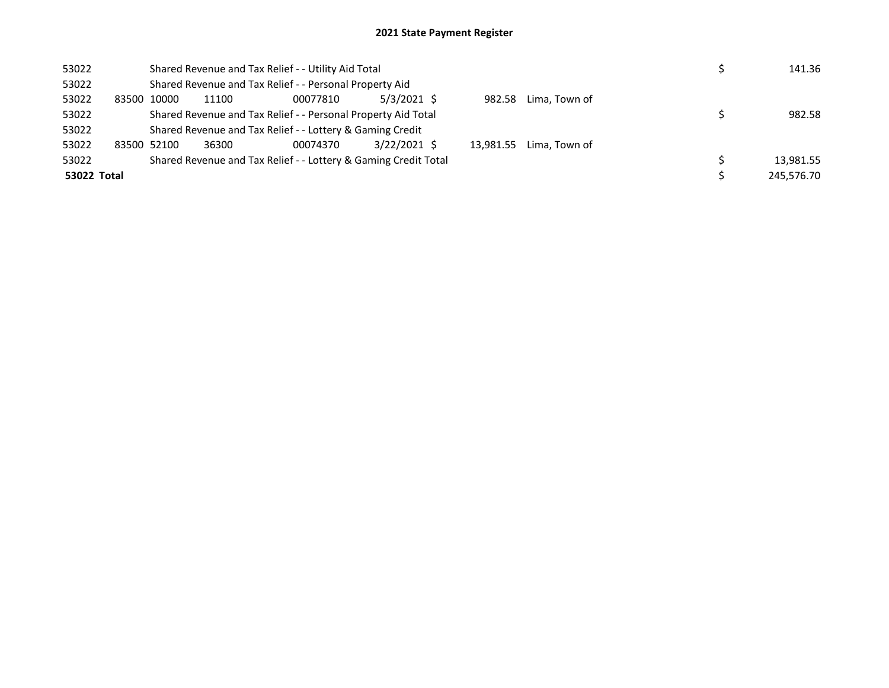# 2021 State Payment Register

| | | | | | | | | | |
|---|---|---|---|---|---|---|---|---|---|
| 53022 | | Shared Revenue and Tax Relief - - Utility Aid Total | | | | | | $ | 141.36 |
| 53022 | | Shared Revenue and Tax Relief - - Personal Property Aid | | | | | | | |
| 53022 | 83500 | 10000 | 11100 | 00077810 | 5/3/2021 | $ 982.58 | Lima, Town of | | |
| 53022 | | Shared Revenue and Tax Relief - - Personal Property Aid Total | | | | | | $ | 982.58 |
| 53022 | | Shared Revenue and Tax Relief - - Lottery & Gaming Credit | | | | | | | |
| 53022 | 83500 | 52100 | 36300 | 00074370 | 3/22/2021 | $ 13,981.55 | Lima, Town of | | |
| 53022 | | Shared Revenue and Tax Relief - - Lottery & Gaming Credit Total | | | | | | $ | 13,981.55 |
| **53022 Total** | | | | | | | | $ | 245,576.70 |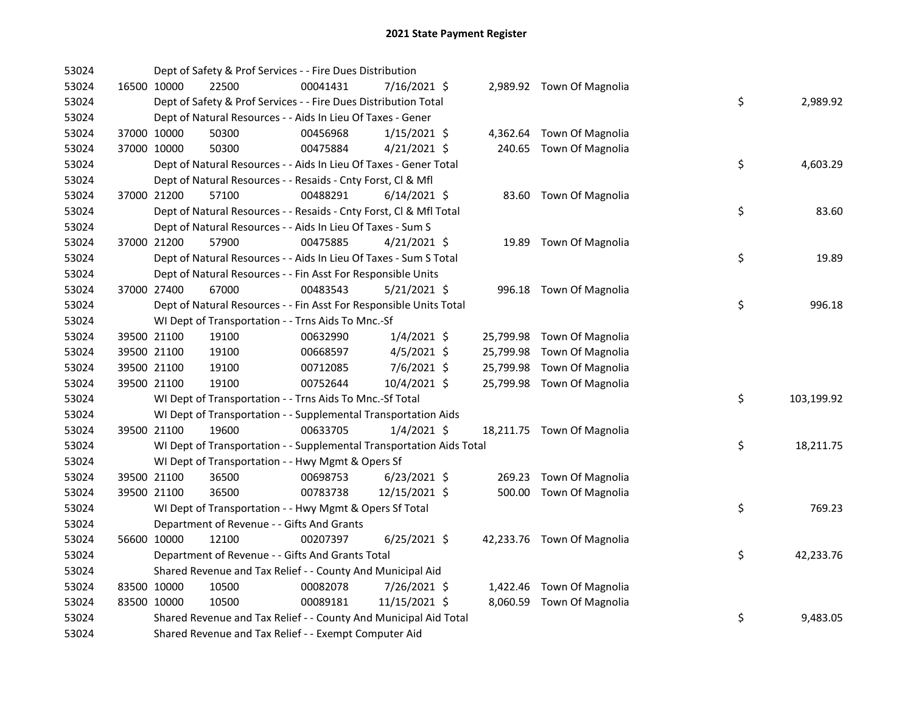# 2021 State Payment Register

| | | | | | | | | | |
|---|---|---|---|---|---|---|---|---|---|
| 53024 | | | Dept of Safety & Prof Services - - Fire Dues Distribution | | | | | | |
| 53024 | 16500 | 10000 | 22500 | 00041431 | 7/16/2021 $ | 2,989.92 | Town Of Magnolia | | |
| 53024 | | | Dept of Safety & Prof Services - - Fire Dues Distribution Total | | | | | $ | 2,989.92 |
| 53024 | | | Dept of Natural Resources - - Aids In Lieu Of Taxes - Gener | | | | | | |
| 53024 | 37000 | 10000 | 50300 | 00456968 | 1/15/2021 $ | 4,362.64 | Town Of Magnolia | | |
| 53024 | 37000 | 10000 | 50300 | 00475884 | 4/21/2021 $ | 240.65 | Town Of Magnolia | | |
| 53024 | | | Dept of Natural Resources - - Aids In Lieu Of Taxes - Gener Total | | | | | $ | 4,603.29 |
| 53024 | | | Dept of Natural Resources - - Resaids - Cnty Forst, Cl & Mfl | | | | | | |
| 53024 | 37000 | 21200 | 57100 | 00488291 | 6/14/2021 $ | 83.60 | Town Of Magnolia | | |
| 53024 | | | Dept of Natural Resources - - Resaids - Cnty Forst, Cl & Mfl Total | | | | | $ | 83.60 |
| 53024 | | | Dept of Natural Resources - - Aids In Lieu Of Taxes - Sum S | | | | | | |
| 53024 | 37000 | 21200 | 57900 | 00475885 | 4/21/2021 $ | 19.89 | Town Of Magnolia | | |
| 53024 | | | Dept of Natural Resources - - Aids In Lieu Of Taxes - Sum S Total | | | | | $ | 19.89 |
| 53024 | | | Dept of Natural Resources - - Fin Asst For Responsible Units | | | | | | |
| 53024 | 37000 | 27400 | 67000 | 00483543 | 5/21/2021 $ | 996.18 | Town Of Magnolia | | |
| 53024 | | | Dept of Natural Resources - - Fin Asst For Responsible Units Total | | | | | $ | 996.18 |
| 53024 | | | WI Dept of Transportation - - Trns Aids To Mnc.-Sf | | | | | | |
| 53024 | 39500 | 21100 | 19100 | 00632990 | 1/4/2021 $ | 25,799.98 | Town Of Magnolia | | |
| 53024 | 39500 | 21100 | 19100 | 00668597 | 4/5/2021 $ | 25,799.98 | Town Of Magnolia | | |
| 53024 | 39500 | 21100 | 19100 | 00712085 | 7/6/2021 $ | 25,799.98 | Town Of Magnolia | | |
| 53024 | 39500 | 21100 | 19100 | 00752644 | 10/4/2021 $ | 25,799.98 | Town Of Magnolia | | |
| 53024 | | | WI Dept of Transportation - - Trns Aids To Mnc.-Sf Total | | | | | $ | 103,199.92 |
| 53024 | | | WI Dept of Transportation - - Supplemental Transportation Aids | | | | | | |
| 53024 | 39500 | 21100 | 19600 | 00633705 | 1/4/2021 $ | 18,211.75 | Town Of Magnolia | | |
| 53024 | | | WI Dept of Transportation - - Supplemental Transportation Aids Total | | | | | $ | 18,211.75 |
| 53024 | | | WI Dept of Transportation - - Hwy Mgmt & Opers Sf | | | | | | |
| 53024 | 39500 | 21100 | 36500 | 00698753 | 6/23/2021 $ | 269.23 | Town Of Magnolia | | |
| 53024 | 39500 | 21100 | 36500 | 00783738 | 12/15/2021 $ | 500.00 | Town Of Magnolia | | |
| 53024 | | | WI Dept of Transportation - - Hwy Mgmt & Opers Sf Total | | | | | $ | 769.23 |
| 53024 | | | Department of Revenue - - Gifts And Grants | | | | | | |
| 53024 | 56600 | 10000 | 12100 | 00207397 | 6/25/2021 $ | 42,233.76 | Town Of Magnolia | | |
| 53024 | | | Department of Revenue - - Gifts And Grants Total | | | | | $ | 42,233.76 |
| 53024 | | | Shared Revenue and Tax Relief - - County And Municipal Aid | | | | | | |
| 53024 | 83500 | 10000 | 10500 | 00082078 | 7/26/2021 $ | 1,422.46 | Town Of Magnolia | | |
| 53024 | 83500 | 10000 | 10500 | 00089181 | 11/15/2021 $ | 8,060.59 | Town Of Magnolia | | |
| 53024 | | | Shared Revenue and Tax Relief - - County And Municipal Aid Total | | | | | $ | 9,483.05 |
| 53024 | | | Shared Revenue and Tax Relief - - Exempt Computer Aid | | | | | | |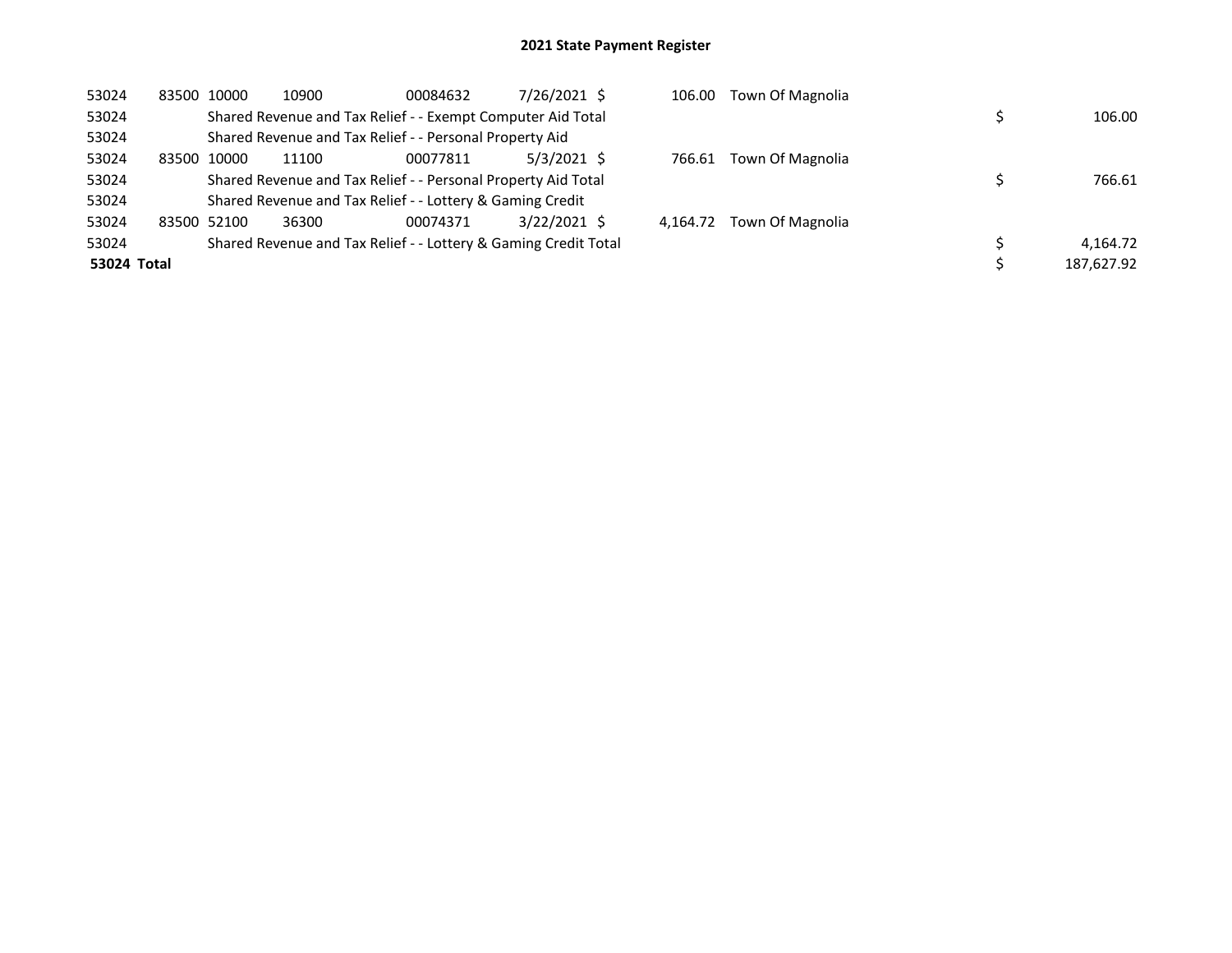## 2021 State Payment Register

| | | | | | | | | | |
|---|---|---|---|---|---|---|---|---|---|
| 53024 | 83500 | 10000 | 10900 | 00084632 | 7/26/2021 | $ 106.00 | Town Of Magnolia | | |
| 53024 | | Shared Revenue and Tax Relief - - Exempt Computer Aid Total | | | | | | $ | 106.00 |
| 53024 | | Shared Revenue and Tax Relief - - Personal Property Aid | | | | | | | |
| 53024 | 83500 | 10000 | 11100 | 00077811 | 5/3/2021 | $ 766.61 | Town Of Magnolia | | |
| 53024 | | Shared Revenue and Tax Relief - - Personal Property Aid Total | | | | | | $ | 766.61 |
| 53024 | | Shared Revenue and Tax Relief - - Lottery & Gaming Credit | | | | | | | |
| 53024 | 83500 | 52100 | 36300 | 00074371 | 3/22/2021 | $ 4,164.72 | Town Of Magnolia | | |
| 53024 | | Shared Revenue and Tax Relief - - Lottery & Gaming Credit Total | | | | | | $ | 4,164.72 |
| **53024 Total** | | | | | | | | $ | 187,627.92 |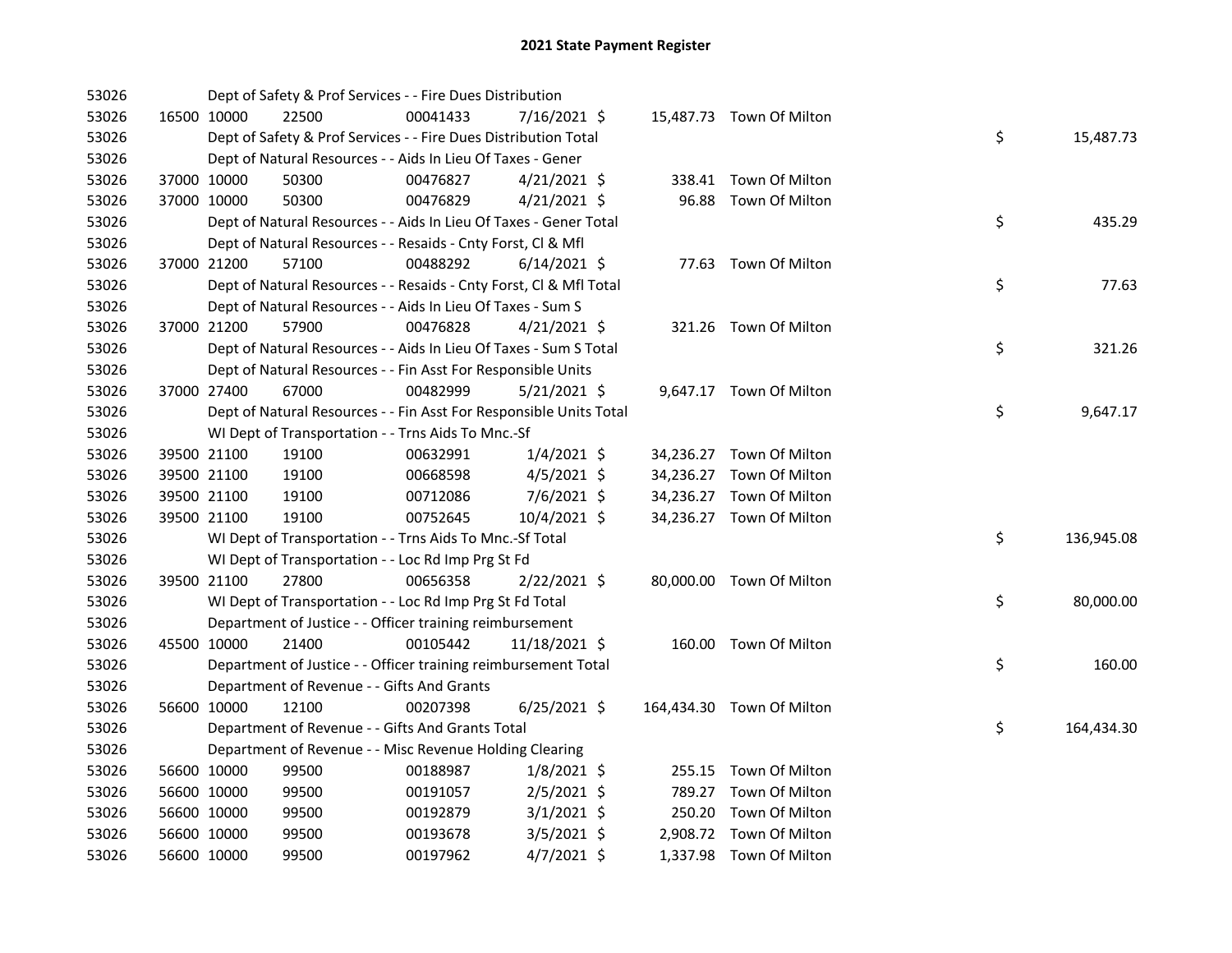# 2021 State Payment Register

| | | | | | | | | |
|---|---|---|---|---|---|---|---|---|
| 53026 | | | Dept of Safety & Prof Services - - Fire Dues Distribution | | | | | |
| 53026 | 16500 10000 | 22500 | 00041433 | 7/16/2021 $ | 15,487.73 | Town Of Milton | | |
| 53026 | | | Dept of Safety & Prof Services - - Fire Dues Distribution Total | | | | $ | 15,487.73 |
| 53026 | | | Dept of Natural Resources - - Aids In Lieu Of Taxes - Gener | | | | | |
| 53026 | 37000 10000 | 50300 | 00476827 | 4/21/2021 $ | 338.41 | Town Of Milton | | |
| 53026 | 37000 10000 | 50300 | 00476829 | 4/21/2021 $ | 96.88 | Town Of Milton | | |
| 53026 | | | Dept of Natural Resources - - Aids In Lieu Of Taxes - Gener Total | | | | $ | 435.29 |
| 53026 | | | Dept of Natural Resources - - Resaids - Cnty Forst, Cl & Mfl | | | | | |
| 53026 | 37000 21200 | 57100 | 00488292 | 6/14/2021 $ | 77.63 | Town Of Milton | | |
| 53026 | | | Dept of Natural Resources - - Resaids - Cnty Forst, Cl & Mfl Total | | | | $ | 77.63 |
| 53026 | | | Dept of Natural Resources - - Aids In Lieu Of Taxes - Sum S | | | | | |
| 53026 | 37000 21200 | 57900 | 00476828 | 4/21/2021 $ | 321.26 | Town Of Milton | | |
| 53026 | | | Dept of Natural Resources - - Aids In Lieu Of Taxes - Sum S Total | | | | $ | 321.26 |
| 53026 | | | Dept of Natural Resources - - Fin Asst For Responsible Units | | | | | |
| 53026 | 37000 27400 | 67000 | 00482999 | 5/21/2021 $ | 9,647.17 | Town Of Milton | | |
| 53026 | | | Dept of Natural Resources - - Fin Asst For Responsible Units Total | | | | $ | 9,647.17 |
| 53026 | | | WI Dept of Transportation - - Trns Aids To Mnc.-Sf | | | | | |
| 53026 | 39500 21100 | 19100 | 00632991 | 1/4/2021 $ | 34,236.27 | Town Of Milton | | |
| 53026 | 39500 21100 | 19100 | 00668598 | 4/5/2021 $ | 34,236.27 | Town Of Milton | | |
| 53026 | 39500 21100 | 19100 | 00712086 | 7/6/2021 $ | 34,236.27 | Town Of Milton | | |
| 53026 | 39500 21100 | 19100 | 00752645 | 10/4/2021 $ | 34,236.27 | Town Of Milton | | |
| 53026 | | | WI Dept of Transportation - - Trns Aids To Mnc.-Sf Total | | | | $ | 136,945.08 |
| 53026 | | | WI Dept of Transportation - - Loc Rd Imp Prg St Fd | | | | | |
| 53026 | 39500 21100 | 27800 | 00656358 | 2/22/2021 $ | 80,000.00 | Town Of Milton | | |
| 53026 | | | WI Dept of Transportation - - Loc Rd Imp Prg St Fd Total | | | | $ | 80,000.00 |
| 53026 | | | Department of Justice - - Officer training reimbursement | | | | | |
| 53026 | 45500 10000 | 21400 | 00105442 | 11/18/2021 $ | 160.00 | Town Of Milton | | |
| 53026 | | | Department of Justice - - Officer training reimbursement Total | | | | $ | 160.00 |
| 53026 | | | Department of Revenue - - Gifts And Grants | | | | | |
| 53026 | 56600 10000 | 12100 | 00207398 | 6/25/2021 $ | 164,434.30 | Town Of Milton | | |
| 53026 | | | Department of Revenue - - Gifts And Grants Total | | | | $ | 164,434.30 |
| 53026 | | | Department of Revenue - - Misc Revenue Holding Clearing | | | | | |
| 53026 | 56600 10000 | 99500 | 00188987 | 1/8/2021 $ | 255.15 | Town Of Milton | | |
| 53026 | 56600 10000 | 99500 | 00191057 | 2/5/2021 $ | 789.27 | Town Of Milton | | |
| 53026 | 56600 10000 | 99500 | 00192879 | 3/1/2021 $ | 250.20 | Town Of Milton | | |
| 53026 | 56600 10000 | 99500 | 00193678 | 3/5/2021 $ | 2,908.72 | Town Of Milton | | |
| 53026 | 56600 10000 | 99500 | 00197962 | 4/7/2021 $ | 1,337.98 | Town Of Milton | | |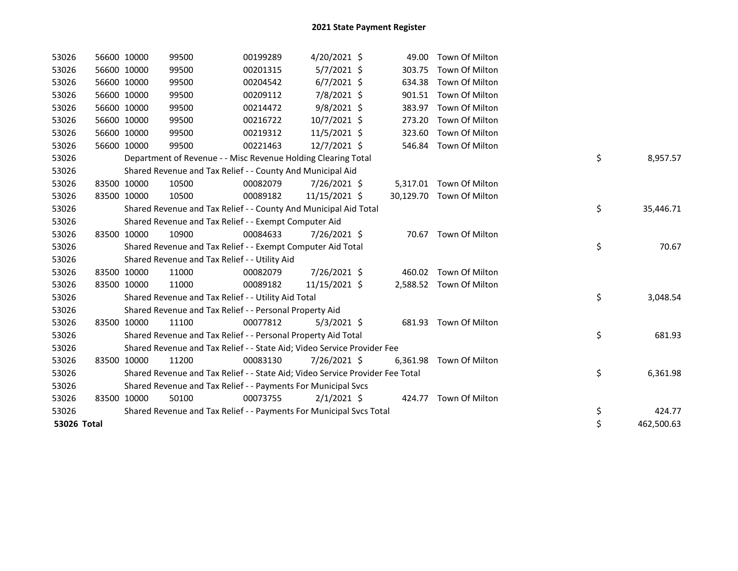# 2021 State Payment Register

| | | | | | | | | | |
|---|---|---|---|---|---|---|---|---|---|
| 53026 | 56600 | 10000 | 99500 | 00199289 | 4/20/2021 | $ 49.00 | Town Of Milton | | |
| 53026 | 56600 | 10000 | 99500 | 00201315 | 5/7/2021 | $ 303.75 | Town Of Milton | | |
| 53026 | 56600 | 10000 | 99500 | 00204542 | 6/7/2021 | $ 634.38 | Town Of Milton | | |
| 53026 | 56600 | 10000 | 99500 | 00209112 | 7/8/2021 | $ 901.51 | Town Of Milton | | |
| 53026 | 56600 | 10000 | 99500 | 00214472 | 9/8/2021 | $ 383.97 | Town Of Milton | | |
| 53026 | 56600 | 10000 | 99500 | 00216722 | 10/7/2021 | $ 273.20 | Town Of Milton | | |
| 53026 | 56600 | 10000 | 99500 | 00219312 | 11/5/2021 | $ 323.60 | Town Of Milton | | |
| 53026 | 56600 | 10000 | 99500 | 00221463 | 12/7/2021 | $ 546.84 | Town Of Milton | | |
| 53026 | | Department of Revenue - - Misc Revenue Holding Clearing Total | | | | | | $ | 8,957.57 |
| 53026 | | Shared Revenue and Tax Relief - - County And Municipal Aid | | | | | | | |
| 53026 | 83500 | 10000 | 10500 | 00082079 | 7/26/2021 | $ 5,317.01 | Town Of Milton | | |
| 53026 | 83500 | 10000 | 10500 | 00089182 | 11/15/2021 | $ 30,129.70 | Town Of Milton | | |
| 53026 | | Shared Revenue and Tax Relief - - County And Municipal Aid Total | | | | | | $ | 35,446.71 |
| 53026 | | Shared Revenue and Tax Relief - - Exempt Computer Aid | | | | | | | |
| 53026 | 83500 | 10000 | 10900 | 00084633 | 7/26/2021 | $ 70.67 | Town Of Milton | | |
| 53026 | | Shared Revenue and Tax Relief - - Exempt Computer Aid Total | | | | | | $ | 70.67 |
| 53026 | | Shared Revenue and Tax Relief - - Utility Aid | | | | | | | |
| 53026 | 83500 | 10000 | 11000 | 00082079 | 7/26/2021 | $ 460.02 | Town Of Milton | | |
| 53026 | 83500 | 10000 | 11000 | 00089182 | 11/15/2021 | $ 2,588.52 | Town Of Milton | | |
| 53026 | | Shared Revenue and Tax Relief - - Utility Aid Total | | | | | | $ | 3,048.54 |
| 53026 | | Shared Revenue and Tax Relief - - Personal Property Aid | | | | | | | |
| 53026 | 83500 | 10000 | 11100 | 00077812 | 5/3/2021 | $ 681.93 | Town Of Milton | | |
| 53026 | | Shared Revenue and Tax Relief - - Personal Property Aid Total | | | | | | $ | 681.93 |
| 53026 | | Shared Revenue and Tax Relief - - State Aid; Video Service Provider Fee | | | | | | | |
| 53026 | 83500 | 10000 | 11200 | 00083130 | 7/26/2021 | $ 6,361.98 | Town Of Milton | | |
| 53026 | | Shared Revenue and Tax Relief - - State Aid; Video Service Provider Fee Total | | | | | | $ | 6,361.98 |
| 53026 | | Shared Revenue and Tax Relief - - Payments For Municipal Svcs | | | | | | | |
| 53026 | 83500 | 10000 | 50100 | 00073755 | 2/1/2021 | $ 424.77 | Town Of Milton | | |
| 53026 | | Shared Revenue and Tax Relief - - Payments For Municipal Svcs Total | | | | | | $ | 424.77 |
| **53026 Total** | | | | | | | | $ | 462,500.63 |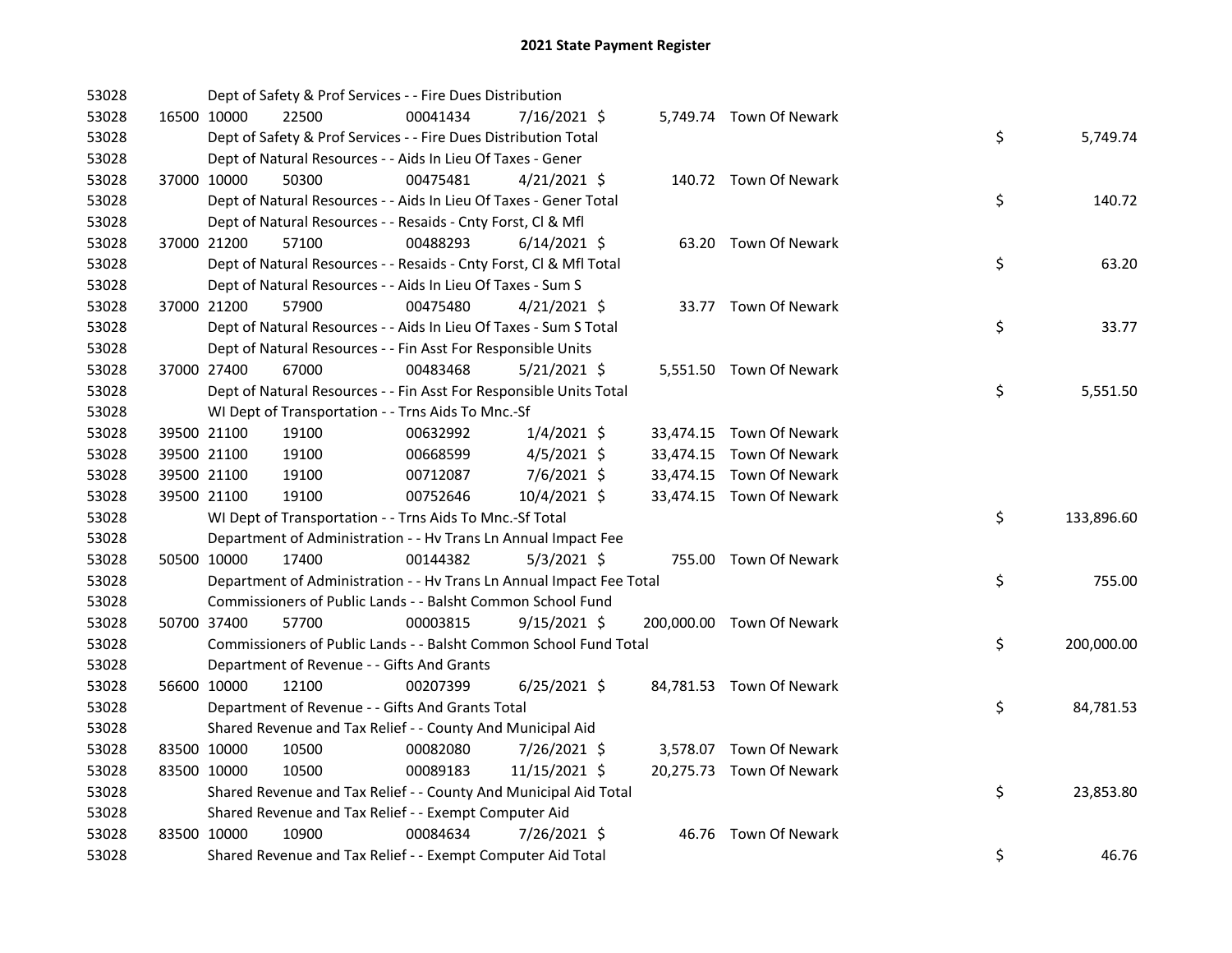# 2021 State Payment Register

| | | | | | | | | |
|---|---|---|---|---|---|---|---|---|
| 53028 | | Dept of Safety & Prof Services - - Fire Dues Distribution | | | | | | |
| 53028 | 16500 | 10000 | 22500 | 00041434 | 7/16/2021 | $ 5,749.74 | Town Of Newark | |
| 53028 | | Dept of Safety & Prof Services - - Fire Dues Distribution Total | | | | | | $ 5,749.74 |
| 53028 | | Dept of Natural Resources - - Aids In Lieu Of Taxes - Gener | | | | | | |
| 53028 | 37000 | 10000 | 50300 | 00475481 | 4/21/2021 | $ 140.72 | Town Of Newark | |
| 53028 | | Dept of Natural Resources - - Aids In Lieu Of Taxes - Gener Total | | | | | | $ 140.72 |
| 53028 | | Dept of Natural Resources - - Resaids - Cnty Forst, Cl & Mfl | | | | | | |
| 53028 | 37000 | 21200 | 57100 | 00488293 | 6/14/2021 | $ 63.20 | Town Of Newark | |
| 53028 | | Dept of Natural Resources - - Resaids - Cnty Forst, Cl & Mfl Total | | | | | | $ 63.20 |
| 53028 | | Dept of Natural Resources - - Aids In Lieu Of Taxes - Sum S | | | | | | |
| 53028 | 37000 | 21200 | 57900 | 00475480 | 4/21/2021 | $ 33.77 | Town Of Newark | |
| 53028 | | Dept of Natural Resources - - Aids In Lieu Of Taxes - Sum S Total | | | | | | $ 33.77 |
| 53028 | | Dept of Natural Resources - - Fin Asst For Responsible Units | | | | | | |
| 53028 | 37000 | 27400 | 67000 | 00483468 | 5/21/2021 | $ 5,551.50 | Town Of Newark | |
| 53028 | | Dept of Natural Resources - - Fin Asst For Responsible Units Total | | | | | | $ 5,551.50 |
| 53028 | | WI Dept of Transportation - - Trns Aids To Mnc.-Sf | | | | | | |
| 53028 | 39500 | 21100 | 19100 | 00632992 | 1/4/2021 | $ 33,474.15 | Town Of Newark | |
| 53028 | 39500 | 21100 | 19100 | 00668599 | 4/5/2021 | $ 33,474.15 | Town Of Newark | |
| 53028 | 39500 | 21100 | 19100 | 00712087 | 7/6/2021 | $ 33,474.15 | Town Of Newark | |
| 53028 | 39500 | 21100 | 19100 | 00752646 | 10/4/2021 | $ 33,474.15 | Town Of Newark | |
| 53028 | | WI Dept of Transportation - - Trns Aids To Mnc.-Sf Total | | | | | | $ 133,896.60 |
| 53028 | | Department of Administration - - Hv Trans Ln Annual Impact Fee | | | | | | |
| 53028 | 50500 | 10000 | 17400 | 00144382 | 5/3/2021 | $ 755.00 | Town Of Newark | |
| 53028 | | Department of Administration - - Hv Trans Ln Annual Impact Fee Total | | | | | | $ 755.00 |
| 53028 | | Commissioners of Public Lands - - Balsht Common School Fund | | | | | | |
| 53028 | 50700 | 37400 | 57700 | 00003815 | 9/15/2021 | $ 200,000.00 | Town Of Newark | |
| 53028 | | Commissioners of Public Lands - - Balsht Common School Fund Total | | | | | | $ 200,000.00 |
| 53028 | | Department of Revenue - - Gifts And Grants | | | | | | |
| 53028 | 56600 | 10000 | 12100 | 00207399 | 6/25/2021 | $ 84,781.53 | Town Of Newark | |
| 53028 | | Department of Revenue - - Gifts And Grants Total | | | | | | $ 84,781.53 |
| 53028 | | Shared Revenue and Tax Relief - - County And Municipal Aid | | | | | | |
| 53028 | 83500 | 10000 | 10500 | 00082080 | 7/26/2021 | $ 3,578.07 | Town Of Newark | |
| 53028 | 83500 | 10000 | 10500 | 00089183 | 11/15/2021 | $ 20,275.73 | Town Of Newark | |
| 53028 | | Shared Revenue and Tax Relief - - County And Municipal Aid Total | | | | | | $ 23,853.80 |
| 53028 | | Shared Revenue and Tax Relief - - Exempt Computer Aid | | | | | | |
| 53028 | 83500 | 10000 | 10900 | 00084634 | 7/26/2021 | $ 46.76 | Town Of Newark | |
| 53028 | | Shared Revenue and Tax Relief - - Exempt Computer Aid Total | | | | | | $ 46.76 |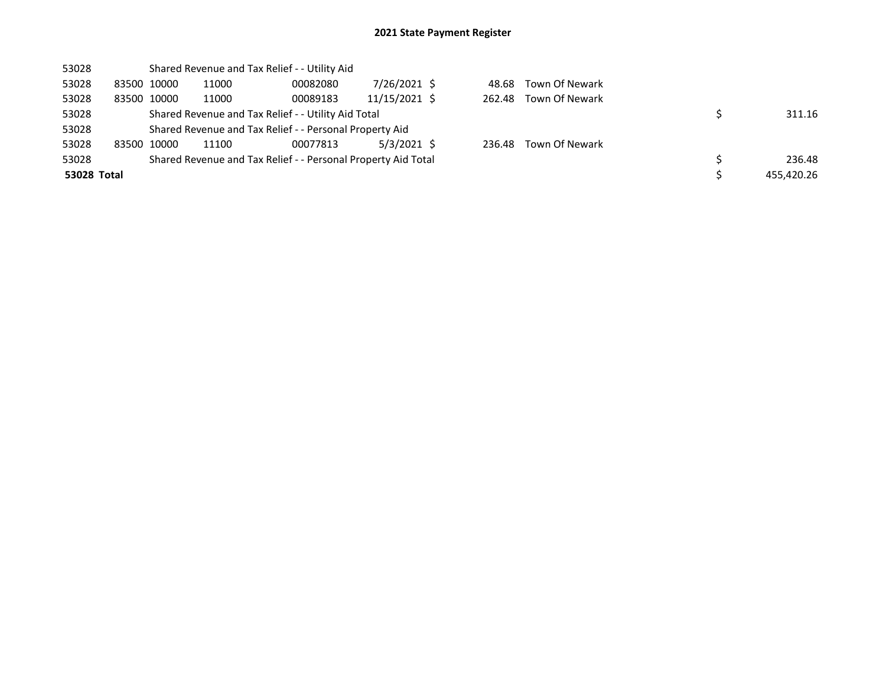# 2021 State Payment Register

| | | | | | | | | | |
|---|---|---|---|---|---|---|---|---|---|
| 53028 | | Shared Revenue and Tax Relief - - Utility Aid | | | | | | | |
| 53028 | 83500 | 10000 | 11000 | 00082080 | 7/26/2021 | $ 48.68 | Town Of Newark | | |
| 53028 | 83500 | 10000 | 11000 | 00089183 | 11/15/2021 | $ 262.48 | Town Of Newark | | |
| 53028 | | Shared Revenue and Tax Relief - - Utility Aid Total | | | | | | $ | 311.16 |
| 53028 | | Shared Revenue and Tax Relief - - Personal Property Aid | | | | | | | |
| 53028 | 83500 | 10000 | 11100 | 00077813 | 5/3/2021 | $ 236.48 | Town Of Newark | | |
| 53028 | | Shared Revenue and Tax Relief - - Personal Property Aid Total | | | | | | $ | 236.48 |
| **53028 Total** | | | | | | | | $ | 455,420.26 |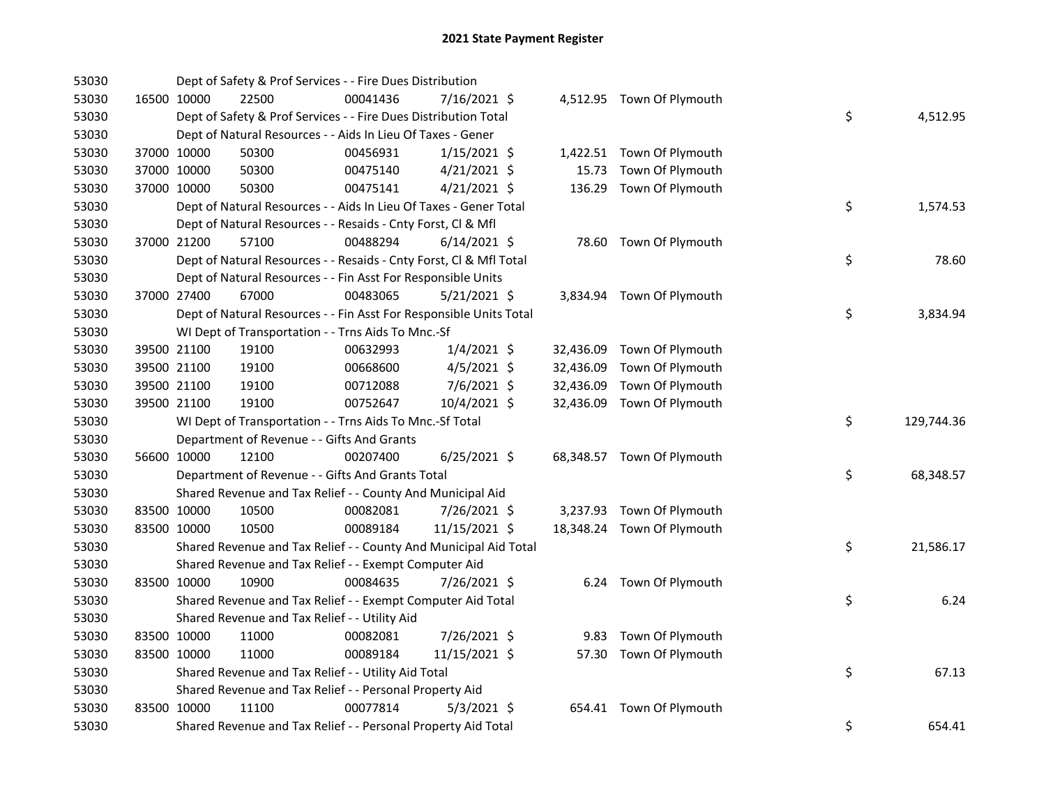# 2021 State Payment Register

| | | | | | | | | |
|---|---|---|---|---|---|---|---|---|
| 53030 | | Dept of Safety & Prof Services - - Fire Dues Distribution | | | | | | |
| 53030 | 16500 10000 | 22500 | 00041436 | 7/16/2021 | $ 4,512.95 | Town Of Plymouth | | |
| 53030 | | Dept of Safety & Prof Services - - Fire Dues Distribution Total | | | | | $ | 4,512.95 |
| 53030 | | Dept of Natural Resources - - Aids In Lieu Of Taxes - Gener | | | | | | |
| 53030 | 37000 10000 | 50300 | 00456931 | 1/15/2021 | $ 1,422.51 | Town Of Plymouth | | |
| 53030 | 37000 10000 | 50300 | 00475140 | 4/21/2021 | $ 15.73 | Town Of Plymouth | | |
| 53030 | 37000 10000 | 50300 | 00475141 | 4/21/2021 | $ 136.29 | Town Of Plymouth | | |
| 53030 | | Dept of Natural Resources - - Aids In Lieu Of Taxes - Gener Total | | | | | $ | 1,574.53 |
| 53030 | | Dept of Natural Resources - - Resaids - Cnty Forst, Cl & Mfl | | | | | | |
| 53030 | 37000 21200 | 57100 | 00488294 | 6/14/2021 | $ 78.60 | Town Of Plymouth | | |
| 53030 | | Dept of Natural Resources - - Resaids - Cnty Forst, Cl & Mfl Total | | | | | $ | 78.60 |
| 53030 | | Dept of Natural Resources - - Fin Asst For Responsible Units | | | | | | |
| 53030 | 37000 27400 | 67000 | 00483065 | 5/21/2021 | $ 3,834.94 | Town Of Plymouth | | |
| 53030 | | Dept of Natural Resources - - Fin Asst For Responsible Units Total | | | | | $ | 3,834.94 |
| 53030 | | WI Dept of Transportation - - Trns Aids To Mnc.-Sf | | | | | | |
| 53030 | 39500 21100 | 19100 | 00632993 | 1/4/2021 | $ 32,436.09 | Town Of Plymouth | | |
| 53030 | 39500 21100 | 19100 | 00668600 | 4/5/2021 | $ 32,436.09 | Town Of Plymouth | | |
| 53030 | 39500 21100 | 19100 | 00712088 | 7/6/2021 | $ 32,436.09 | Town Of Plymouth | | |
| 53030 | 39500 21100 | 19100 | 00752647 | 10/4/2021 | $ 32,436.09 | Town Of Plymouth | | |
| 53030 | | WI Dept of Transportation - - Trns Aids To Mnc.-Sf Total | | | | | $ | 129,744.36 |
| 53030 | | Department of Revenue - - Gifts And Grants | | | | | | |
| 53030 | 56600 10000 | 12100 | 00207400 | 6/25/2021 | $ 68,348.57 | Town Of Plymouth | | |
| 53030 | | Department of Revenue - - Gifts And Grants Total | | | | | $ | 68,348.57 |
| 53030 | | Shared Revenue and Tax Relief - - County And Municipal Aid | | | | | | |
| 53030 | 83500 10000 | 10500 | 00082081 | 7/26/2021 | $ 3,237.93 | Town Of Plymouth | | |
| 53030 | 83500 10000 | 10500 | 00089184 | 11/15/2021 | $ 18,348.24 | Town Of Plymouth | | |
| 53030 | | Shared Revenue and Tax Relief - - County And Municipal Aid Total | | | | | $ | 21,586.17 |
| 53030 | | Shared Revenue and Tax Relief - - Exempt Computer Aid | | | | | | |
| 53030 | 83500 10000 | 10900 | 00084635 | 7/26/2021 | $ 6.24 | Town Of Plymouth | | |
| 53030 | | Shared Revenue and Tax Relief - - Exempt Computer Aid Total | | | | | $ | 6.24 |
| 53030 | | Shared Revenue and Tax Relief - - Utility Aid | | | | | | |
| 53030 | 83500 10000 | 11000 | 00082081 | 7/26/2021 | $ 9.83 | Town Of Plymouth | | |
| 53030 | 83500 10000 | 11000 | 00089184 | 11/15/2021 | $ 57.30 | Town Of Plymouth | | |
| 53030 | | Shared Revenue and Tax Relief - - Utility Aid Total | | | | | $ | 67.13 |
| 53030 | | Shared Revenue and Tax Relief - - Personal Property Aid | | | | | | |
| 53030 | 83500 10000 | 11100 | 00077814 | 5/3/2021 | $ 654.41 | Town Of Plymouth | | |
| 53030 | | Shared Revenue and Tax Relief - - Personal Property Aid Total | | | | | $ | 654.41 |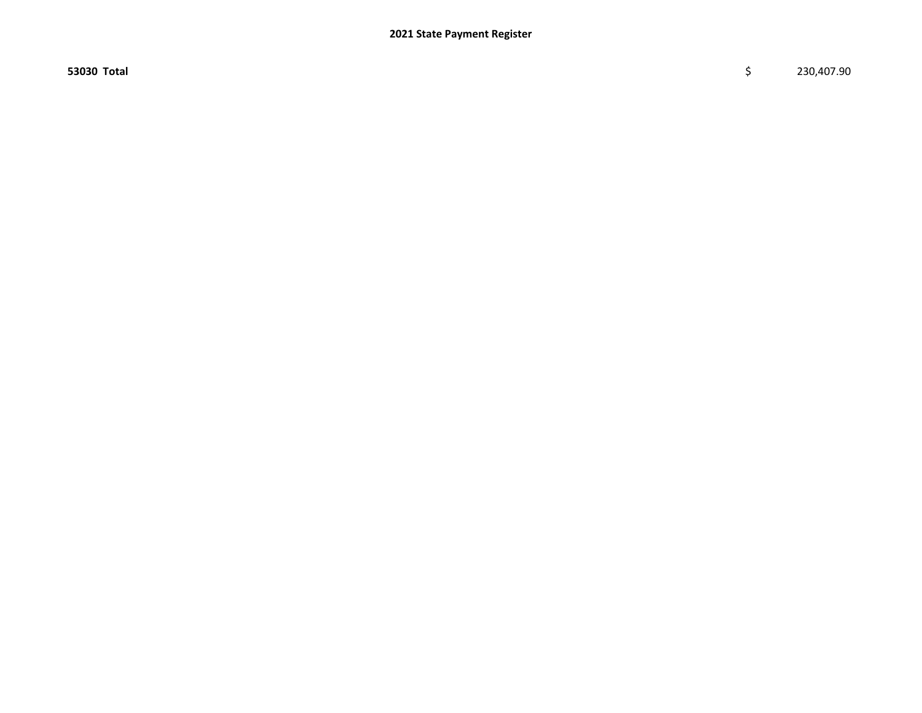| 53030 Total | $ | 230,407.90 |
|---|---|---|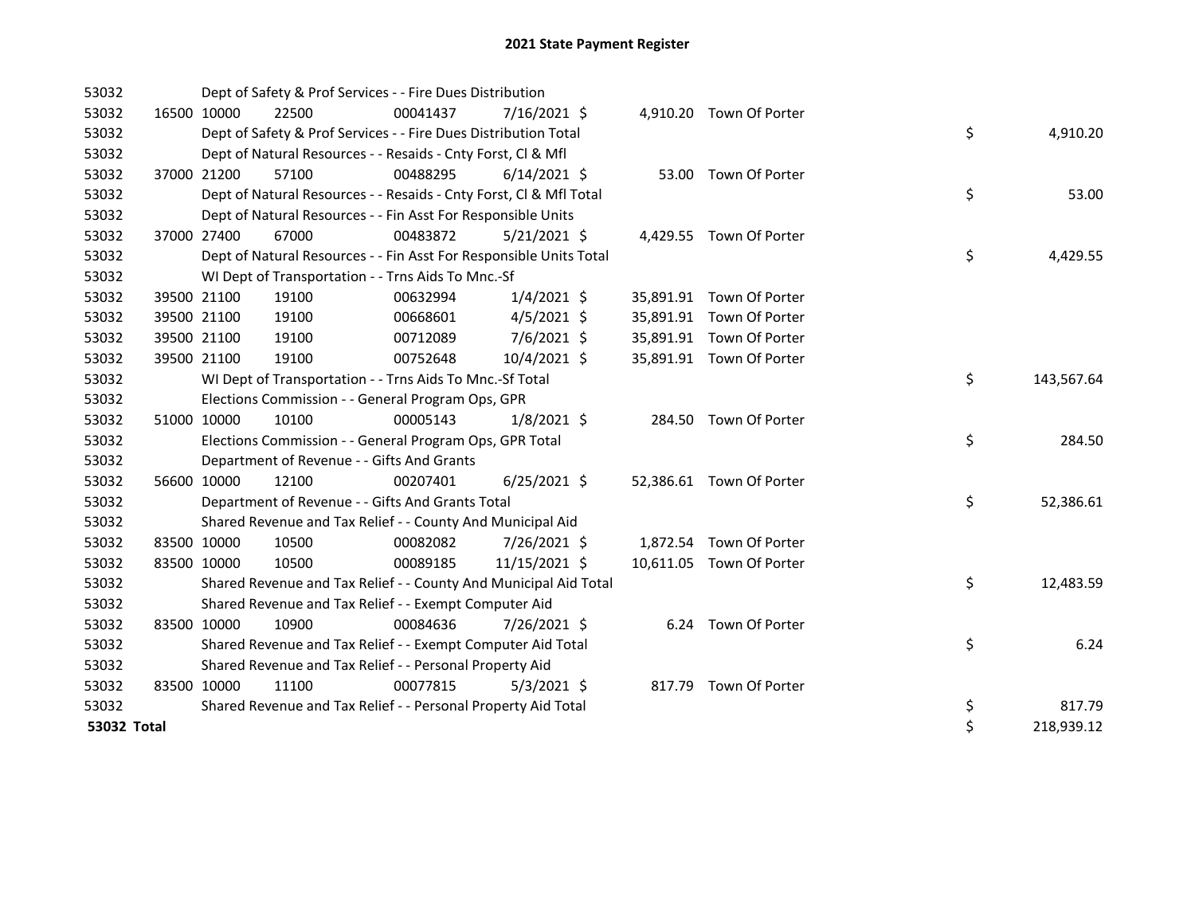# 2021 State Payment Register

| | | | | | | | | | |
|---|---|---|---|---|---|---|---|---|---|
| 53032 | | | Dept of Safety & Prof Services - - Fire Dues Distribution | | | | | | |
| 53032 | 16500 | 10000 | 22500 | 00041437 | 7/16/2021 | $ 4,910.20 | Town Of Porter | | |
| 53032 | | | Dept of Safety & Prof Services - - Fire Dues Distribution Total | | | | | $ | 4,910.20 |
| 53032 | | | Dept of Natural Resources - - Resaids - Cnty Forst, Cl & Mfl | | | | | | |
| 53032 | 37000 | 21200 | 57100 | 00488295 | 6/14/2021 | $ 53.00 | Town Of Porter | | |
| 53032 | | | Dept of Natural Resources - - Resaids - Cnty Forst, Cl & Mfl Total | | | | | $ | 53.00 |
| 53032 | | | Dept of Natural Resources - - Fin Asst For Responsible Units | | | | | | |
| 53032 | 37000 | 27400 | 67000 | 00483872 | 5/21/2021 | $ 4,429.55 | Town Of Porter | | |
| 53032 | | | Dept of Natural Resources - - Fin Asst For Responsible Units Total | | | | | $ | 4,429.55 |
| 53032 | | | WI Dept of Transportation - - Trns Aids To Mnc.-Sf | | | | | | |
| 53032 | 39500 | 21100 | 19100 | 00632994 | 1/4/2021 | $ 35,891.91 | Town Of Porter | | |
| 53032 | 39500 | 21100 | 19100 | 00668601 | 4/5/2021 | $ 35,891.91 | Town Of Porter | | |
| 53032 | 39500 | 21100 | 19100 | 00712089 | 7/6/2021 | $ 35,891.91 | Town Of Porter | | |
| 53032 | 39500 | 21100 | 19100 | 00752648 | 10/4/2021 | $ 35,891.91 | Town Of Porter | | |
| 53032 | | | WI Dept of Transportation - - Trns Aids To Mnc.-Sf Total | | | | | $ | 143,567.64 |
| 53032 | | | Elections Commission - - General Program Ops, GPR | | | | | | |
| 53032 | 51000 | 10000 | 10100 | 00005143 | 1/8/2021 | $ 284.50 | Town Of Porter | | |
| 53032 | | | Elections Commission - - General Program Ops, GPR Total | | | | | $ | 284.50 |
| 53032 | | | Department of Revenue - - Gifts And Grants | | | | | | |
| 53032 | 56600 | 10000 | 12100 | 00207401 | 6/25/2021 | $ 52,386.61 | Town Of Porter | | |
| 53032 | | | Department of Revenue - - Gifts And Grants Total | | | | | $ | 52,386.61 |
| 53032 | | | Shared Revenue and Tax Relief - - County And Municipal Aid | | | | | | |
| 53032 | 83500 | 10000 | 10500 | 00082082 | 7/26/2021 | $ 1,872.54 | Town Of Porter | | |
| 53032 | 83500 | 10000 | 10500 | 00089185 | 11/15/2021 | $ 10,611.05 | Town Of Porter | | |
| 53032 | | | Shared Revenue and Tax Relief - - County And Municipal Aid Total | | | | | $ | 12,483.59 |
| 53032 | | | Shared Revenue and Tax Relief - - Exempt Computer Aid | | | | | | |
| 53032 | 83500 | 10000 | 10900 | 00084636 | 7/26/2021 | $ 6.24 | Town Of Porter | | |
| 53032 | | | Shared Revenue and Tax Relief - - Exempt Computer Aid Total | | | | | $ | 6.24 |
| 53032 | | | Shared Revenue and Tax Relief - - Personal Property Aid | | | | | | |
| 53032 | 83500 | 10000 | 11100 | 00077815 | 5/3/2021 | $ 817.79 | Town Of Porter | | |
| 53032 | | | Shared Revenue and Tax Relief - - Personal Property Aid Total | | | | | $ | 817.79 |
| **53032 Total** | | | | | | | | $ | 218,939.12 |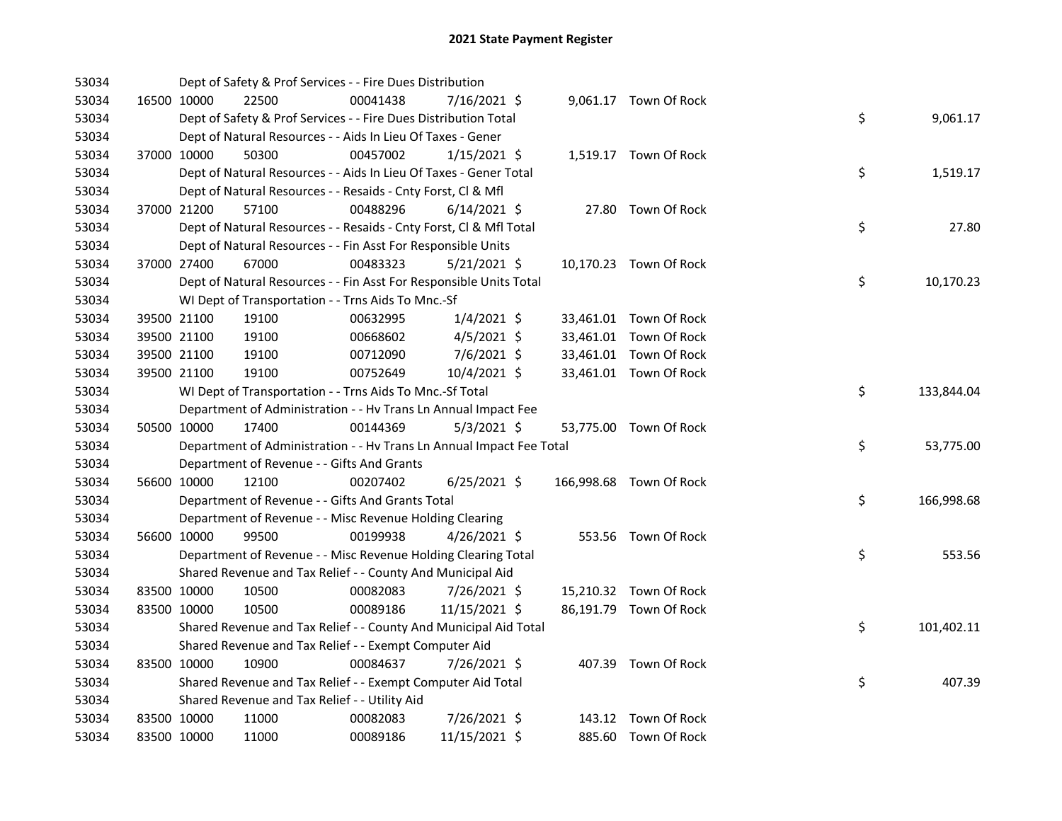# 2021 State Payment Register

| | | | | | | | | | |
|---|---|---|---|---|---|---|---|---|---|
| 53034 | | | Dept of Safety & Prof Services - - Fire Dues Distribution | | | | | | |
| 53034 | 16500 | 10000 | 22500 | 00041438 | 7/16/2021 | $ | 9,061.17 | Town Of Rock | |
| 53034 | | | Dept of Safety & Prof Services - - Fire Dues Distribution Total | | | | | | $ 9,061.17 |
| 53034 | | | Dept of Natural Resources - - Aids In Lieu Of Taxes - Gener | | | | | | |
| 53034 | 37000 | 10000 | 50300 | 00457002 | 1/15/2021 | $ | 1,519.17 | Town Of Rock | |
| 53034 | | | Dept of Natural Resources - - Aids In Lieu Of Taxes - Gener Total | | | | | | $ 1,519.17 |
| 53034 | | | Dept of Natural Resources - - Resaids - Cnty Forst, Cl & Mfl | | | | | | |
| 53034 | 37000 | 21200 | 57100 | 00488296 | 6/14/2021 | $ | 27.80 | Town Of Rock | |
| 53034 | | | Dept of Natural Resources - - Resaids - Cnty Forst, Cl & Mfl Total | | | | | | $ 27.80 |
| 53034 | | | Dept of Natural Resources - - Fin Asst For Responsible Units | | | | | | |
| 53034 | 37000 | 27400 | 67000 | 00483323 | 5/21/2021 | $ | 10,170.23 | Town Of Rock | |
| 53034 | | | Dept of Natural Resources - - Fin Asst For Responsible Units Total | | | | | | $ 10,170.23 |
| 53034 | | | WI Dept of Transportation - - Trns Aids To Mnc.-Sf | | | | | | |
| 53034 | 39500 | 21100 | 19100 | 00632995 | 1/4/2021 | $ | 33,461.01 | Town Of Rock | |
| 53034 | 39500 | 21100 | 19100 | 00668602 | 4/5/2021 | $ | 33,461.01 | Town Of Rock | |
| 53034 | 39500 | 21100 | 19100 | 00712090 | 7/6/2021 | $ | 33,461.01 | Town Of Rock | |
| 53034 | 39500 | 21100 | 19100 | 00752649 | 10/4/2021 | $ | 33,461.01 | Town Of Rock | |
| 53034 | | | WI Dept of Transportation - - Trns Aids To Mnc.-Sf Total | | | | | | $ 133,844.04 |
| 53034 | | | Department of Administration - - Hv Trans Ln Annual Impact Fee | | | | | | |
| 53034 | 50500 | 10000 | 17400 | 00144369 | 5/3/2021 | $ | 53,775.00 | Town Of Rock | |
| 53034 | | | Department of Administration - - Hv Trans Ln Annual Impact Fee Total | | | | | | $ 53,775.00 |
| 53034 | | | Department of Revenue - - Gifts And Grants | | | | | | |
| 53034 | 56600 | 10000 | 12100 | 00207402 | 6/25/2021 | $ | 166,998.68 | Town Of Rock | |
| 53034 | | | Department of Revenue - - Gifts And Grants Total | | | | | | $ 166,998.68 |
| 53034 | | | Department of Revenue - - Misc Revenue Holding Clearing | | | | | | |
| 53034 | 56600 | 10000 | 99500 | 00199938 | 4/26/2021 | $ | 553.56 | Town Of Rock | |
| 53034 | | | Department of Revenue - - Misc Revenue Holding Clearing Total | | | | | | $ 553.56 |
| 53034 | | | Shared Revenue and Tax Relief - - County And Municipal Aid | | | | | | |
| 53034 | 83500 | 10000 | 10500 | 00082083 | 7/26/2021 | $ | 15,210.32 | Town Of Rock | |
| 53034 | 83500 | 10000 | 10500 | 00089186 | 11/15/2021 | $ | 86,191.79 | Town Of Rock | |
| 53034 | | | Shared Revenue and Tax Relief - - County And Municipal Aid Total | | | | | | $ 101,402.11 |
| 53034 | | | Shared Revenue and Tax Relief - - Exempt Computer Aid | | | | | | |
| 53034 | 83500 | 10000 | 10900 | 00084637 | 7/26/2021 | $ | 407.39 | Town Of Rock | |
| 53034 | | | Shared Revenue and Tax Relief - - Exempt Computer Aid Total | | | | | | $ 407.39 |
| 53034 | | | Shared Revenue and Tax Relief - - Utility Aid | | | | | | |
| 53034 | 83500 | 10000 | 11000 | 00082083 | 7/26/2021 | $ | 143.12 | Town Of Rock | |
| 53034 | 83500 | 10000 | 11000 | 00089186 | 11/15/2021 | $ | 885.60 | Town Of Rock | |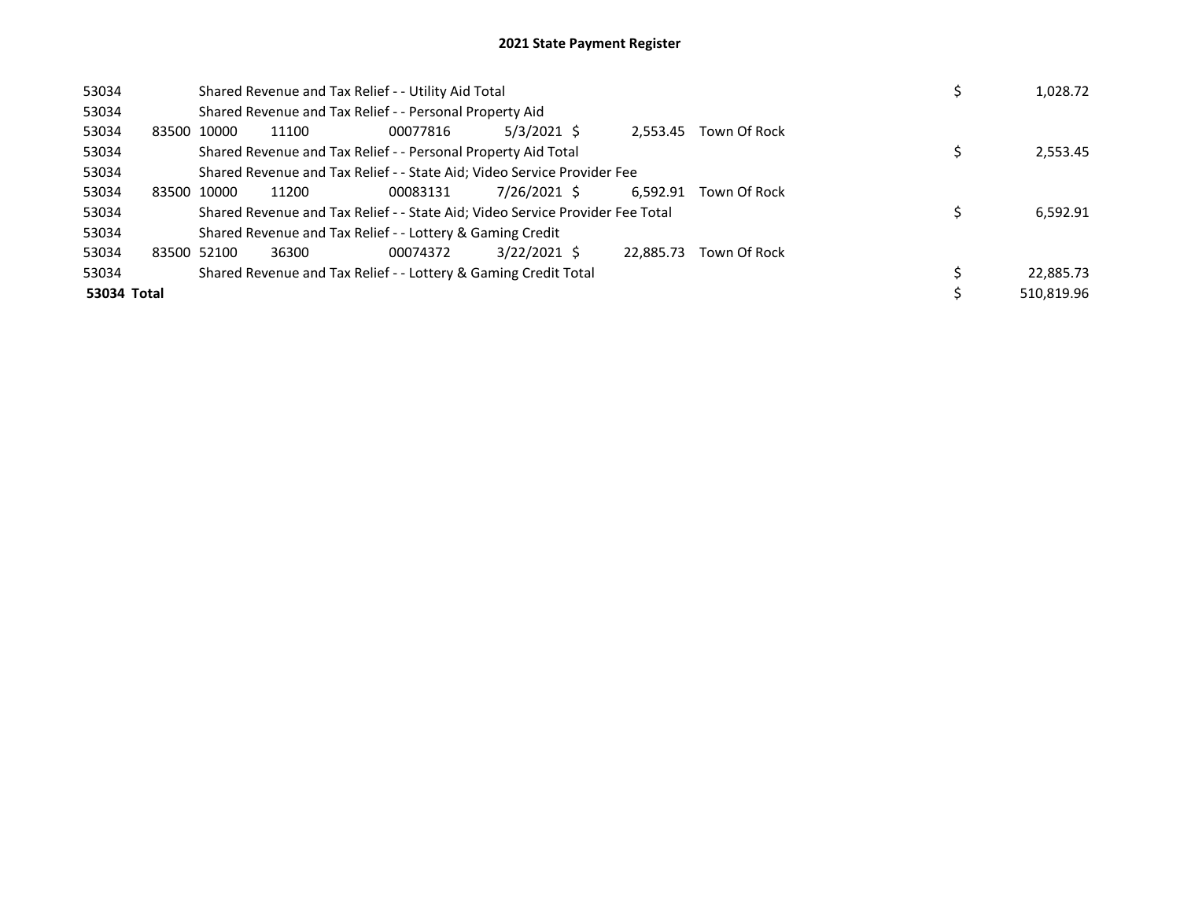## 2021 State Payment Register

| | | | | | | | | | |
|---|---|---|---|---|---|---|---|---|---|
| 53034 | | Shared Revenue and Tax Relief - - Utility Aid Total | | | | | | $ | 1,028.72 |
| 53034 | | Shared Revenue and Tax Relief - - Personal Property Aid | | | | | | | |
| 53034 | 83500 | 10000 | 11100 | 00077816 | 5/3/2021 | $ 2,553.45 | Town Of Rock | | |
| 53034 | | Shared Revenue and Tax Relief - - Personal Property Aid Total | | | | | | $ | 2,553.45 |
| 53034 | | Shared Revenue and Tax Relief - - State Aid; Video Service Provider Fee | | | | | | | |
| 53034 | 83500 | 10000 | 11200 | 00083131 | 7/26/2021 | $ 6,592.91 | Town Of Rock | | |
| 53034 | | Shared Revenue and Tax Relief - - State Aid; Video Service Provider Fee Total | | | | | | $ | 6,592.91 |
| 53034 | | Shared Revenue and Tax Relief - - Lottery & Gaming Credit | | | | | | | |
| 53034 | 83500 | 52100 | 36300 | 00074372 | 3/22/2021 | $ 22,885.73 | Town Of Rock | | |
| 53034 | | Shared Revenue and Tax Relief - - Lottery & Gaming Credit Total | | | | | | $ | 22,885.73 |
| **53034 Total** | | | | | | | | $ | 510,819.96 |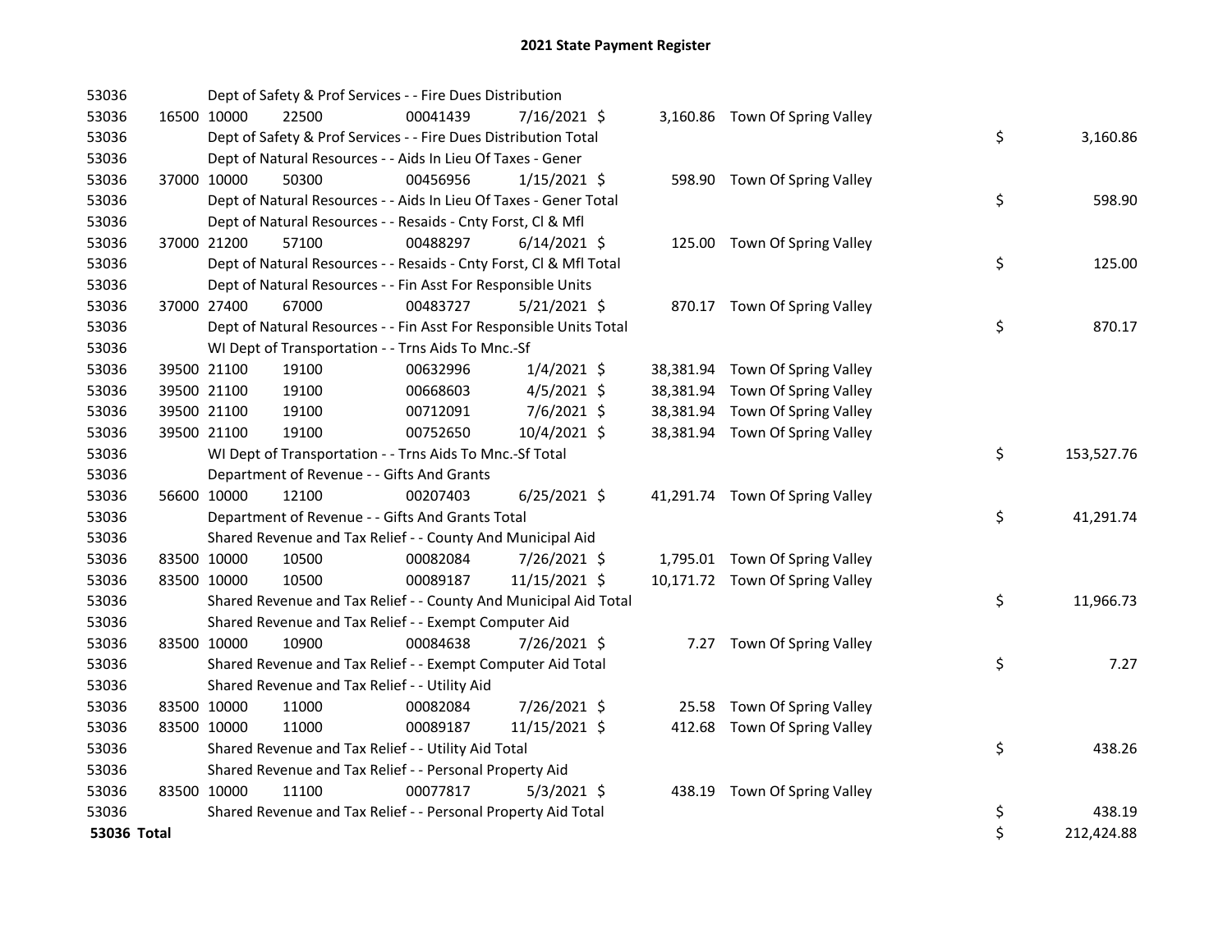# 2021 State Payment Register

| | | | | | | | | | |
|---|---|---|---|---|---|---|---|---|---|
| 53036 | | | Dept of Safety & Prof Services - - Fire Dues Distribution | | | | | | |
| 53036 | 16500 | 10000 | 22500 | 00041439 | 7/16/2021 | $ 3,160.86 | Town Of Spring Valley | | |
| 53036 | | | Dept of Safety & Prof Services - - Fire Dues Distribution Total | | | | | $ | 3,160.86 |
| 53036 | | | Dept of Natural Resources - - Aids In Lieu Of Taxes - Gener | | | | | | |
| 53036 | 37000 | 10000 | 50300 | 00456956 | 1/15/2021 | $ 598.90 | Town Of Spring Valley | | |
| 53036 | | | Dept of Natural Resources - - Aids In Lieu Of Taxes - Gener Total | | | | | $ | 598.90 |
| 53036 | | | Dept of Natural Resources - - Resaids - Cnty Forst, Cl & Mfl | | | | | | |
| 53036 | 37000 | 21200 | 57100 | 00488297 | 6/14/2021 | $ 125.00 | Town Of Spring Valley | | |
| 53036 | | | Dept of Natural Resources - - Resaids - Cnty Forst, Cl & Mfl Total | | | | | $ | 125.00 |
| 53036 | | | Dept of Natural Resources - - Fin Asst For Responsible Units | | | | | | |
| 53036 | 37000 | 27400 | 67000 | 00483727 | 5/21/2021 | $ 870.17 | Town Of Spring Valley | | |
| 53036 | | | Dept of Natural Resources - - Fin Asst For Responsible Units Total | | | | | $ | 870.17 |
| 53036 | | | WI Dept of Transportation - - Trns Aids To Mnc.-Sf | | | | | | |
| 53036 | 39500 | 21100 | 19100 | 00632996 | 1/4/2021 | $ 38,381.94 | Town Of Spring Valley | | |
| 53036 | 39500 | 21100 | 19100 | 00668603 | 4/5/2021 | $ 38,381.94 | Town Of Spring Valley | | |
| 53036 | 39500 | 21100 | 19100 | 00712091 | 7/6/2021 | $ 38,381.94 | Town Of Spring Valley | | |
| 53036 | 39500 | 21100 | 19100 | 00752650 | 10/4/2021 | $ 38,381.94 | Town Of Spring Valley | | |
| 53036 | | | WI Dept of Transportation - - Trns Aids To Mnc.-Sf Total | | | | | $ | 153,527.76 |
| 53036 | | | Department of Revenue - - Gifts And Grants | | | | | | |
| 53036 | 56600 | 10000 | 12100 | 00207403 | 6/25/2021 | $ 41,291.74 | Town Of Spring Valley | | |
| 53036 | | | Department of Revenue - - Gifts And Grants Total | | | | | $ | 41,291.74 |
| 53036 | | | Shared Revenue and Tax Relief - - County And Municipal Aid | | | | | | |
| 53036 | 83500 | 10000 | 10500 | 00082084 | 7/26/2021 | $ 1,795.01 | Town Of Spring Valley | | |
| 53036 | 83500 | 10000 | 10500 | 00089187 | 11/15/2021 | $ 10,171.72 | Town Of Spring Valley | | |
| 53036 | | | Shared Revenue and Tax Relief - - County And Municipal Aid Total | | | | | $ | 11,966.73 |
| 53036 | | | Shared Revenue and Tax Relief - - Exempt Computer Aid | | | | | | |
| 53036 | 83500 | 10000 | 10900 | 00084638 | 7/26/2021 | $ 7.27 | Town Of Spring Valley | | |
| 53036 | | | Shared Revenue and Tax Relief - - Exempt Computer Aid Total | | | | | $ | 7.27 |
| 53036 | | | Shared Revenue and Tax Relief - - Utility Aid | | | | | | |
| 53036 | 83500 | 10000 | 11000 | 00082084 | 7/26/2021 | $ 25.58 | Town Of Spring Valley | | |
| 53036 | 83500 | 10000 | 11000 | 00089187 | 11/15/2021 | $ 412.68 | Town Of Spring Valley | | |
| 53036 | | | Shared Revenue and Tax Relief - - Utility Aid Total | | | | | $ | 438.26 |
| 53036 | | | Shared Revenue and Tax Relief - - Personal Property Aid | | | | | | |
| 53036 | 83500 | 10000 | 11100 | 00077817 | 5/3/2021 | $ 438.19 | Town Of Spring Valley | | |
| 53036 | | | Shared Revenue and Tax Relief - - Personal Property Aid Total | | | | | $ | 438.19 |
| **53036 Total** | | | | | | | | $ | 212,424.88 |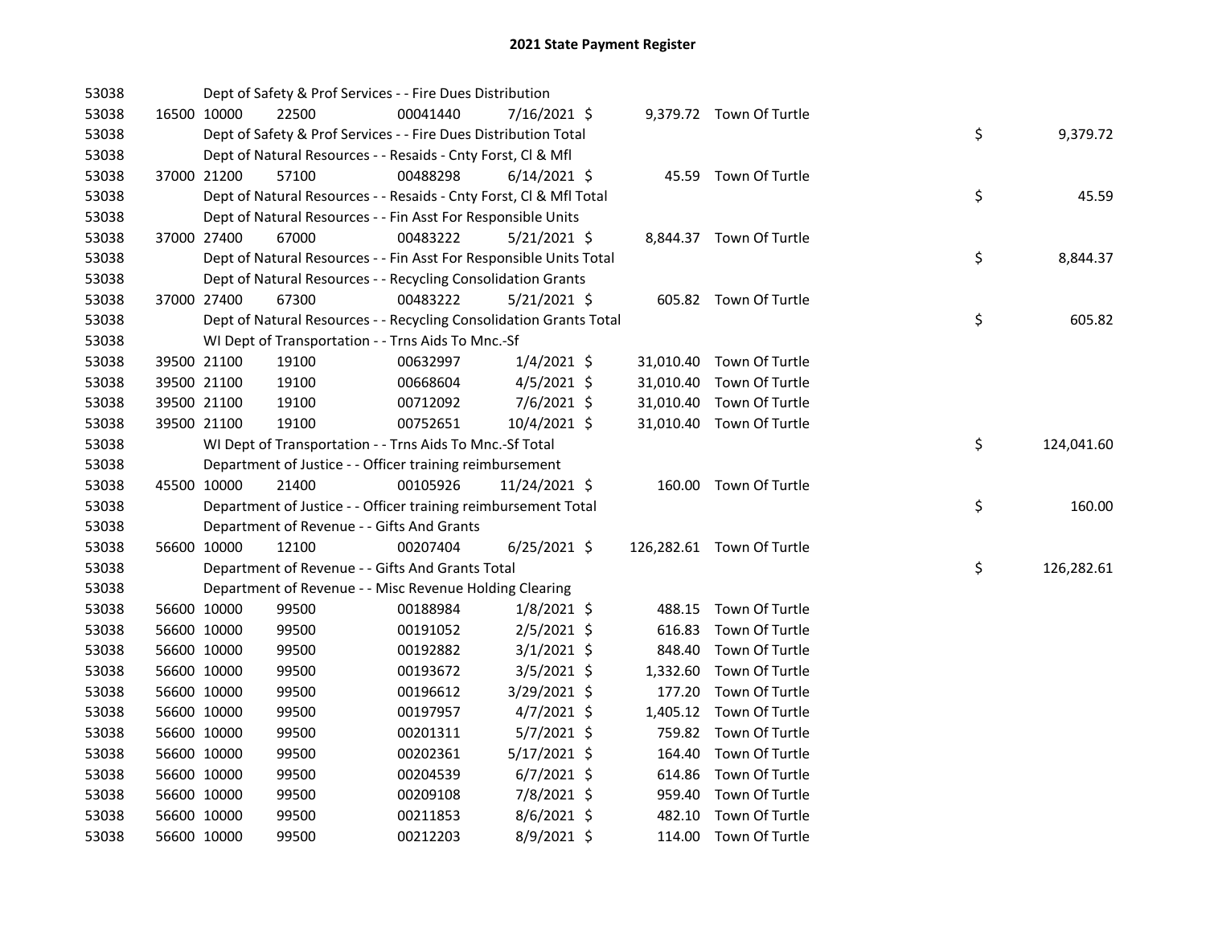# 2021 State Payment Register

| | | | | | | | | |
|---|---|---|---|---|---|---|---|---|
| 53038 | | | Dept of Safety & Prof Services - - Fire Dues Distribution | | | | | |
| 53038 | 16500 | 10000 | 22500 | 00041440 | 7/16/2021 | $ 9,379.72 | Town Of Turtle | |
| 53038 | | | Dept of Safety & Prof Services - - Fire Dues Distribution Total | | | | | $ 9,379.72 |
| 53038 | | | Dept of Natural Resources - - Resaids - Cnty Forst, Cl & Mfl | | | | | |
| 53038 | 37000 | 21200 | 57100 | 00488298 | 6/14/2021 | $ 45.59 | Town Of Turtle | |
| 53038 | | | Dept of Natural Resources - - Resaids - Cnty Forst, Cl & Mfl Total | | | | | $ 45.59 |
| 53038 | | | Dept of Natural Resources - - Fin Asst For Responsible Units | | | | | |
| 53038 | 37000 | 27400 | 67000 | 00483222 | 5/21/2021 | $ 8,844.37 | Town Of Turtle | |
| 53038 | | | Dept of Natural Resources - - Fin Asst For Responsible Units Total | | | | | $ 8,844.37 |
| 53038 | | | Dept of Natural Resources - - Recycling Consolidation Grants | | | | | |
| 53038 | 37000 | 27400 | 67300 | 00483222 | 5/21/2021 | $ 605.82 | Town Of Turtle | |
| 53038 | | | Dept of Natural Resources - - Recycling Consolidation Grants Total | | | | | $ 605.82 |
| 53038 | | | WI Dept of Transportation - - Trns Aids To Mnc.-Sf | | | | | |
| 53038 | 39500 | 21100 | 19100 | 00632997 | 1/4/2021 | $ 31,010.40 | Town Of Turtle | |
| 53038 | 39500 | 21100 | 19100 | 00668604 | 4/5/2021 | $ 31,010.40 | Town Of Turtle | |
| 53038 | 39500 | 21100 | 19100 | 00712092 | 7/6/2021 | $ 31,010.40 | Town Of Turtle | |
| 53038 | 39500 | 21100 | 19100 | 00752651 | 10/4/2021 | $ 31,010.40 | Town Of Turtle | |
| 53038 | | | WI Dept of Transportation - - Trns Aids To Mnc.-Sf Total | | | | | $ 124,041.60 |
| 53038 | | | Department of Justice - - Officer training reimbursement | | | | | |
| 53038 | 45500 | 10000 | 21400 | 00105926 | 11/24/2021 | $ 160.00 | Town Of Turtle | |
| 53038 | | | Department of Justice - - Officer training reimbursement Total | | | | | $ 160.00 |
| 53038 | | | Department of Revenue - - Gifts And Grants | | | | | |
| 53038 | 56600 | 10000 | 12100 | 00207404 | 6/25/2021 | $ 126,282.61 | Town Of Turtle | |
| 53038 | | | Department of Revenue - - Gifts And Grants Total | | | | | $ 126,282.61 |
| 53038 | | | Department of Revenue - - Misc Revenue Holding Clearing | | | | | |
| 53038 | 56600 | 10000 | 99500 | 00188984 | 1/8/2021 | $ 488.15 | Town Of Turtle | |
| 53038 | 56600 | 10000 | 99500 | 00191052 | 2/5/2021 | $ 616.83 | Town Of Turtle | |
| 53038 | 56600 | 10000 | 99500 | 00192882 | 3/1/2021 | $ 848.40 | Town Of Turtle | |
| 53038 | 56600 | 10000 | 99500 | 00193672 | 3/5/2021 | $ 1,332.60 | Town Of Turtle | |
| 53038 | 56600 | 10000 | 99500 | 00196612 | 3/29/2021 | $ 177.20 | Town Of Turtle | |
| 53038 | 56600 | 10000 | 99500 | 00197957 | 4/7/2021 | $ 1,405.12 | Town Of Turtle | |
| 53038 | 56600 | 10000 | 99500 | 00201311 | 5/7/2021 | $ 759.82 | Town Of Turtle | |
| 53038 | 56600 | 10000 | 99500 | 00202361 | 5/17/2021 | $ 164.40 | Town Of Turtle | |
| 53038 | 56600 | 10000 | 99500 | 00204539 | 6/7/2021 | $ 614.86 | Town Of Turtle | |
| 53038 | 56600 | 10000 | 99500 | 00209108 | 7/8/2021 | $ 959.40 | Town Of Turtle | |
| 53038 | 56600 | 10000 | 99500 | 00211853 | 8/6/2021 | $ 482.10 | Town Of Turtle | |
| 53038 | 56600 | 10000 | 99500 | 00212203 | 8/9/2021 | $ 114.00 | Town Of Turtle | |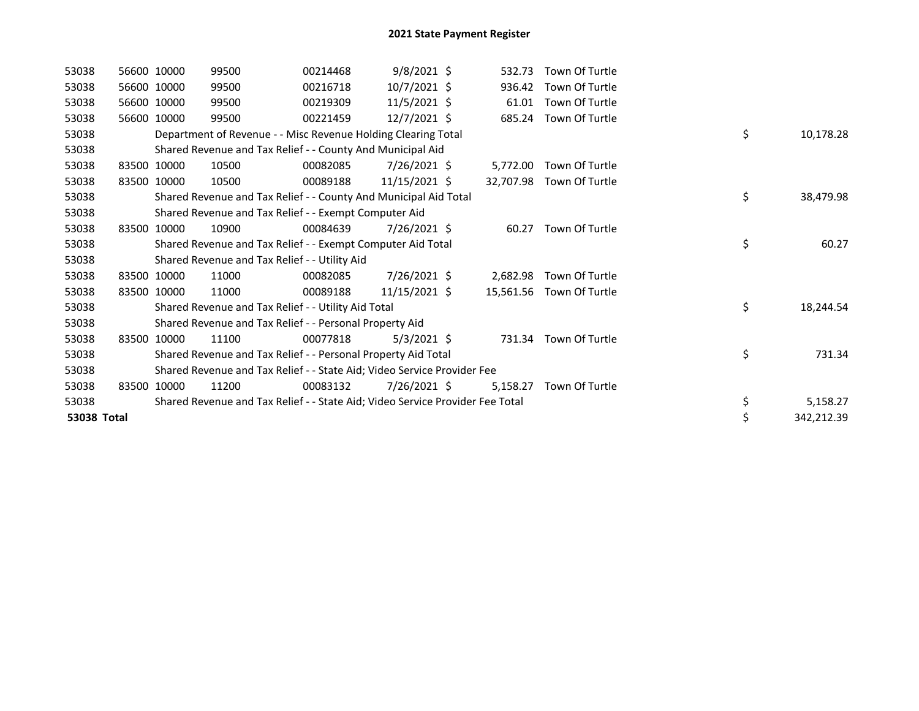# 2021 State Payment Register

| | | | | | | | | | |
|---|---|---|---|---|---|---|---|---|---|
| 53038 | 56600 | 10000 | 99500 | 00214468 | 9/8/2021 | $ 532.73 | Town Of Turtle | | |
| 53038 | 56600 | 10000 | 99500 | 00216718 | 10/7/2021 | $ 936.42 | Town Of Turtle | | |
| 53038 | 56600 | 10000 | 99500 | 00219309 | 11/5/2021 | $ 61.01 | Town Of Turtle | | |
| 53038 | 56600 | 10000 | 99500 | 00221459 | 12/7/2021 | $ 685.24 | Town Of Turtle | | |
| 53038 | Department of Revenue - - Misc Revenue Holding Clearing Total | | | | | | | $ | 10,178.28 |
| 53038 | Shared Revenue and Tax Relief - - County And Municipal Aid | | | | | | | | |
| 53038 | 83500 | 10000 | 10500 | 00082085 | 7/26/2021 | $ 5,772.00 | Town Of Turtle | | |
| 53038 | 83500 | 10000 | 10500 | 00089188 | 11/15/2021 | $ 32,707.98 | Town Of Turtle | | |
| 53038 | Shared Revenue and Tax Relief - - County And Municipal Aid Total | | | | | | | $ | 38,479.98 |
| 53038 | Shared Revenue and Tax Relief - - Exempt Computer Aid | | | | | | | | |
| 53038 | 83500 | 10000 | 10900 | 00084639 | 7/26/2021 | $ 60.27 | Town Of Turtle | | |
| 53038 | Shared Revenue and Tax Relief - - Exempt Computer Aid Total | | | | | | | $ | 60.27 |
| 53038 | Shared Revenue and Tax Relief - - Utility Aid | | | | | | | | |
| 53038 | 83500 | 10000 | 11000 | 00082085 | 7/26/2021 | $ 2,682.98 | Town Of Turtle | | |
| 53038 | 83500 | 10000 | 11000 | 00089188 | 11/15/2021 | $ 15,561.56 | Town Of Turtle | | |
| 53038 | Shared Revenue and Tax Relief - - Utility Aid Total | | | | | | | $ | 18,244.54 |
| 53038 | Shared Revenue and Tax Relief - - Personal Property Aid | | | | | | | | |
| 53038 | 83500 | 10000 | 11100 | 00077818 | 5/3/2021 | $ 731.34 | Town Of Turtle | | |
| 53038 | Shared Revenue and Tax Relief - - Personal Property Aid Total | | | | | | | $ | 731.34 |
| 53038 | Shared Revenue and Tax Relief - - State Aid; Video Service Provider Fee | | | | | | | | |
| 53038 | 83500 | 10000 | 11200 | 00083132 | 7/26/2021 | $ 5,158.27 | Town Of Turtle | | |
| 53038 | Shared Revenue and Tax Relief - - State Aid; Video Service Provider Fee Total | | | | | | | $ | 5,158.27 |
| **53038 Total** | | | | | | | | $ | 342,212.39 |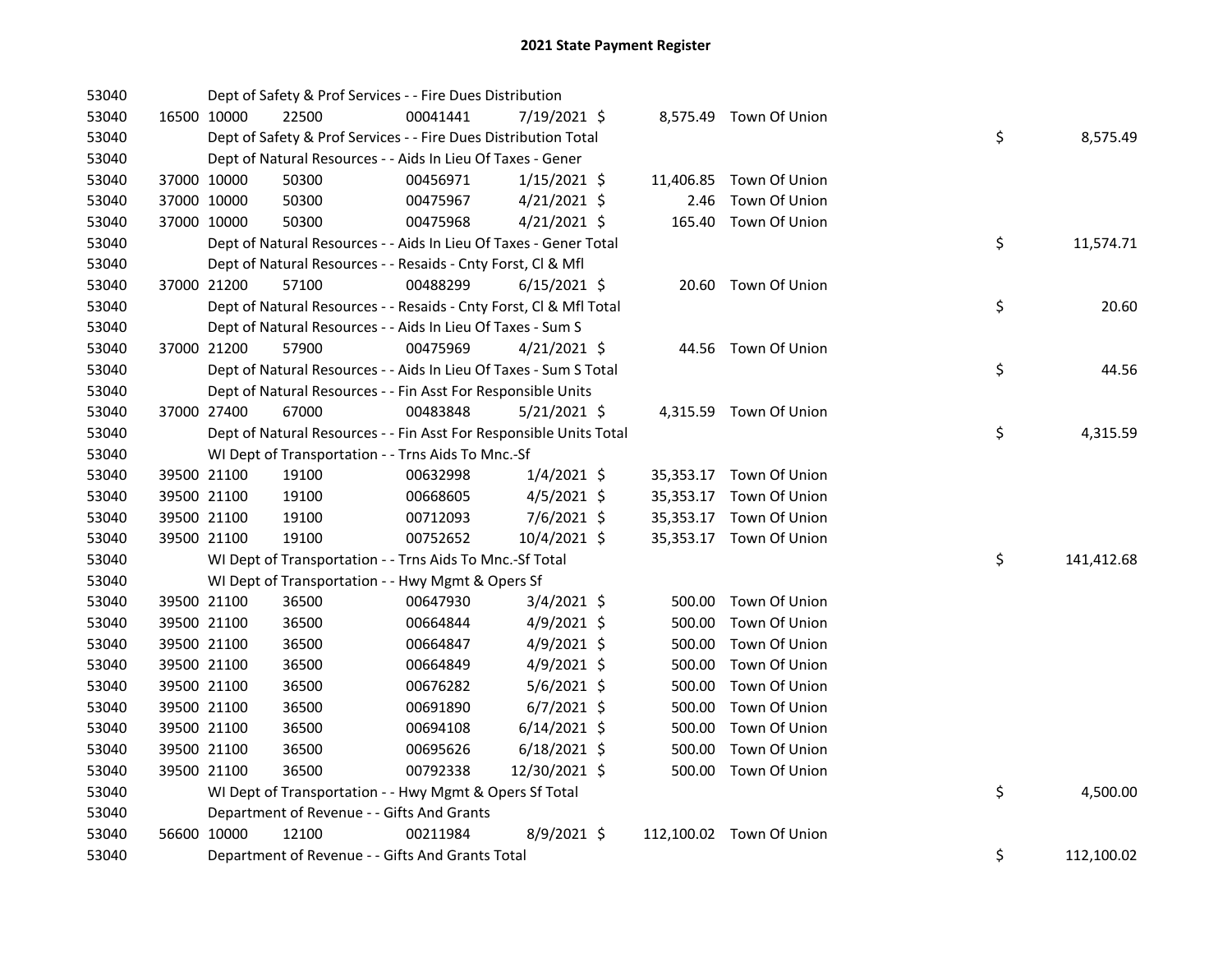## 2021 State Payment Register

| | | | | | | | | | |
|---|---|---|---|---|---|---|---|---|---|
| 53040 | | Dept of Safety & Prof Services - - Fire Dues Distribution | | | | | | | |
| 53040 | 16500 | 10000 | 22500 | 00041441 | 7/19/2021 | $ 8,575.49 | Town Of Union | | |
| 53040 | | Dept of Safety & Prof Services - - Fire Dues Distribution Total | | | | | | $ | 8,575.49 |
| 53040 | | Dept of Natural Resources - - Aids In Lieu Of Taxes - Gener | | | | | | | |
| 53040 | 37000 | 10000 | 50300 | 00456971 | 1/15/2021 | $ 11,406.85 | Town Of Union | | |
| 53040 | 37000 | 10000 | 50300 | 00475967 | 4/21/2021 | $ 2.46 | Town Of Union | | |
| 53040 | 37000 | 10000 | 50300 | 00475968 | 4/21/2021 | $ 165.40 | Town Of Union | | |
| 53040 | | Dept of Natural Resources - - Aids In Lieu Of Taxes - Gener Total | | | | | | $ | 11,574.71 |
| 53040 | | Dept of Natural Resources - - Resaids - Cnty Forst, Cl & Mfl | | | | | | | |
| 53040 | 37000 | 21200 | 57100 | 00488299 | 6/15/2021 | $ 20.60 | Town Of Union | | |
| 53040 | | Dept of Natural Resources - - Resaids - Cnty Forst, Cl & Mfl Total | | | | | | $ | 20.60 |
| 53040 | | Dept of Natural Resources - - Aids In Lieu Of Taxes - Sum S | | | | | | | |
| 53040 | 37000 | 21200 | 57900 | 00475969 | 4/21/2021 | $ 44.56 | Town Of Union | | |
| 53040 | | Dept of Natural Resources - - Aids In Lieu Of Taxes - Sum S Total | | | | | | $ | 44.56 |
| 53040 | | Dept of Natural Resources - - Fin Asst For Responsible Units | | | | | | | |
| 53040 | 37000 | 27400 | 67000 | 00483848 | 5/21/2021 | $ 4,315.59 | Town Of Union | | |
| 53040 | | Dept of Natural Resources - - Fin Asst For Responsible Units Total | | | | | | $ | 4,315.59 |
| 53040 | | WI Dept of Transportation - - Trns Aids To Mnc.-Sf | | | | | | | |
| 53040 | 39500 | 21100 | 19100 | 00632998 | 1/4/2021 | $ 35,353.17 | Town Of Union | | |
| 53040 | 39500 | 21100 | 19100 | 00668605 | 4/5/2021 | $ 35,353.17 | Town Of Union | | |
| 53040 | 39500 | 21100 | 19100 | 00712093 | 7/6/2021 | $ 35,353.17 | Town Of Union | | |
| 53040 | 39500 | 21100 | 19100 | 00752652 | 10/4/2021 | $ 35,353.17 | Town Of Union | | |
| 53040 | | WI Dept of Transportation - - Trns Aids To Mnc.-Sf Total | | | | | | $ | 141,412.68 |
| 53040 | | WI Dept of Transportation - - Hwy Mgmt & Opers Sf | | | | | | | |
| 53040 | 39500 | 21100 | 36500 | 00647930 | 3/4/2021 | $ 500.00 | Town Of Union | | |
| 53040 | 39500 | 21100 | 36500 | 00664844 | 4/9/2021 | $ 500.00 | Town Of Union | | |
| 53040 | 39500 | 21100 | 36500 | 00664847 | 4/9/2021 | $ 500.00 | Town Of Union | | |
| 53040 | 39500 | 21100 | 36500 | 00664849 | 4/9/2021 | $ 500.00 | Town Of Union | | |
| 53040 | 39500 | 21100 | 36500 | 00676282 | 5/6/2021 | $ 500.00 | Town Of Union | | |
| 53040 | 39500 | 21100 | 36500 | 00691890 | 6/7/2021 | $ 500.00 | Town Of Union | | |
| 53040 | 39500 | 21100 | 36500 | 00694108 | 6/14/2021 | $ 500.00 | Town Of Union | | |
| 53040 | 39500 | 21100 | 36500 | 00695626 | 6/18/2021 | $ 500.00 | Town Of Union | | |
| 53040 | 39500 | 21100 | 36500 | 00792338 | 12/30/2021 | $ 500.00 | Town Of Union | | |
| 53040 | | WI Dept of Transportation - - Hwy Mgmt & Opers Sf Total | | | | | | $ | 4,500.00 |
| 53040 | | Department of Revenue - - Gifts And Grants | | | | | | | |
| 53040 | 56600 | 10000 | 12100 | 00211984 | 8/9/2021 | $ 112,100.02 | Town Of Union | | |
| 53040 | | Department of Revenue - - Gifts And Grants Total | | | | | | $ | 112,100.02 |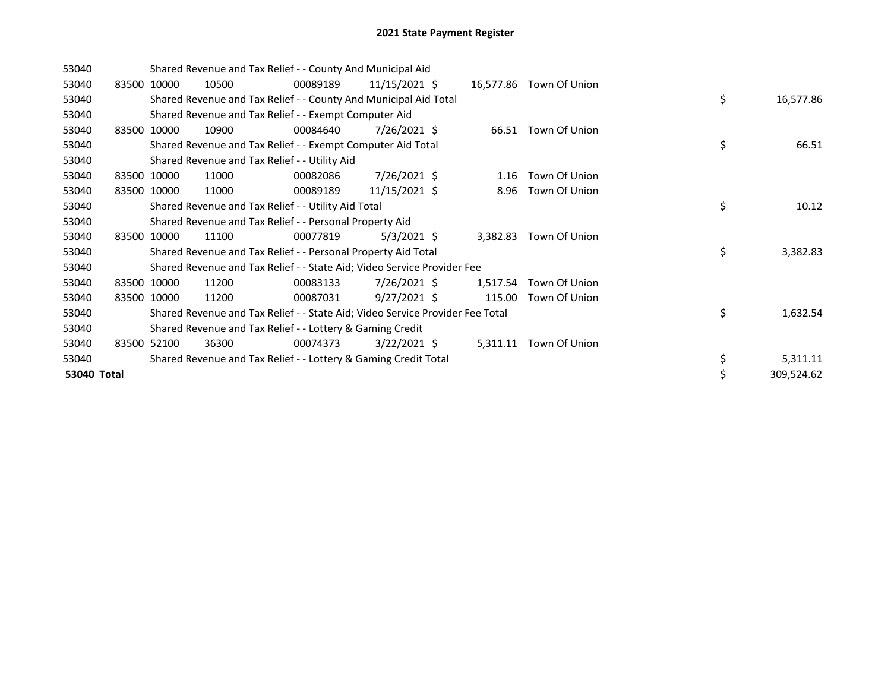# 2021 State Payment Register

| | | | | | | | | | |
|---|---|---|---|---|---|---|---|---|---|
| 53040 | | | Shared Revenue and Tax Relief - - County And Municipal Aid | | | | | | |
| 53040 | 83500 | 10000 | 10500 | 00089189 | 11/15/2021 | $ 16,577.86 | Town Of Union | | |
| 53040 | | | Shared Revenue and Tax Relief - - County And Municipal Aid Total | | | | | $ | 16,577.86 |
| 53040 | | | Shared Revenue and Tax Relief - - Exempt Computer Aid | | | | | | |
| 53040 | 83500 | 10000 | 10900 | 00084640 | 7/26/2021 | $ 66.51 | Town Of Union | | |
| 53040 | | | Shared Revenue and Tax Relief - - Exempt Computer Aid Total | | | | | $ | 66.51 |
| 53040 | | | Shared Revenue and Tax Relief - - Utility Aid | | | | | | |
| 53040 | 83500 | 10000 | 11000 | 00082086 | 7/26/2021 | $ 1.16 | Town Of Union | | |
| 53040 | 83500 | 10000 | 11000 | 00089189 | 11/15/2021 | $ 8.96 | Town Of Union | | |
| 53040 | | | Shared Revenue and Tax Relief - - Utility Aid Total | | | | | $ | 10.12 |
| 53040 | | | Shared Revenue and Tax Relief - - Personal Property Aid | | | | | | |
| 53040 | 83500 | 10000 | 11100 | 00077819 | 5/3/2021 | $ 3,382.83 | Town Of Union | | |
| 53040 | | | Shared Revenue and Tax Relief - - Personal Property Aid Total | | | | | $ | 3,382.83 |
| 53040 | | | Shared Revenue and Tax Relief - - State Aid; Video Service Provider Fee | | | | | | |
| 53040 | 83500 | 10000 | 11200 | 00083133 | 7/26/2021 | $ 1,517.54 | Town Of Union | | |
| 53040 | 83500 | 10000 | 11200 | 00087031 | 9/27/2021 | $ 115.00 | Town Of Union | | |
| 53040 | | | Shared Revenue and Tax Relief - - State Aid; Video Service Provider Fee Total | | | | | $ | 1,632.54 |
| 53040 | | | Shared Revenue and Tax Relief - - Lottery & Gaming Credit | | | | | | |
| 53040 | 83500 | 52100 | 36300 | 00074373 | 3/22/2021 | $ 5,311.11 | Town Of Union | | |
| 53040 | | | Shared Revenue and Tax Relief - - Lottery & Gaming Credit Total | | | | | $ | 5,311.11 |
| **53040 Total** | | | | | | | | $ | 309,524.62 |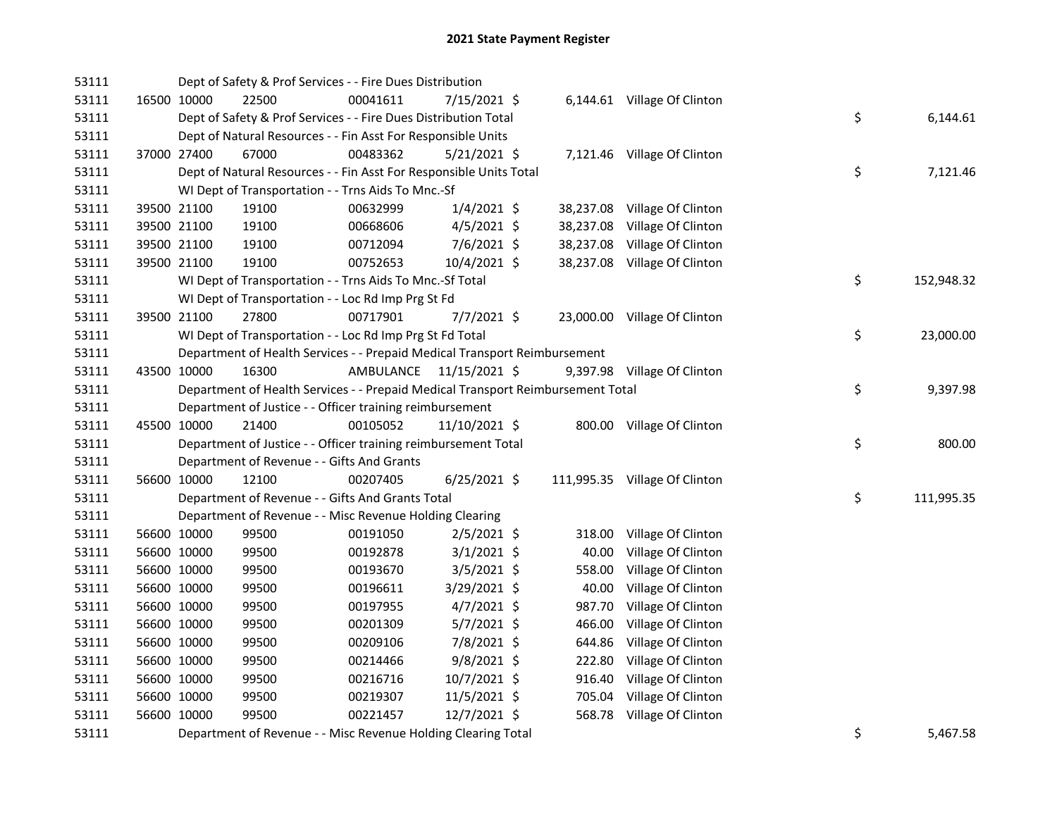# 2021 State Payment Register

| | | | | | | | | | |
|---|---|---|---|---|---|---|---|---|---|
| 53111 | | Dept of Safety & Prof Services - - Fire Dues Distribution | | | | | | | |
| 53111 | 16500 | 10000 | 22500 | 00041611 | 7/15/2021 | $ 6,144.61 | Village Of Clinton | | |
| 53111 | | Dept of Safety & Prof Services - - Fire Dues Distribution Total | | | | | | $ | 6,144.61 |
| 53111 | | Dept of Natural Resources - - Fin Asst For Responsible Units | | | | | | | |
| 53111 | 37000 | 27400 | 67000 | 00483362 | 5/21/2021 | $ 7,121.46 | Village Of Clinton | | |
| 53111 | | Dept of Natural Resources - - Fin Asst For Responsible Units Total | | | | | | $ | 7,121.46 |
| 53111 | | WI Dept of Transportation - - Trns Aids To Mnc.-Sf | | | | | | | |
| 53111 | 39500 | 21100 | 19100 | 00632999 | 1/4/2021 | $ 38,237.08 | Village Of Clinton | | |
| 53111 | 39500 | 21100 | 19100 | 00668606 | 4/5/2021 | $ 38,237.08 | Village Of Clinton | | |
| 53111 | 39500 | 21100 | 19100 | 00712094 | 7/6/2021 | $ 38,237.08 | Village Of Clinton | | |
| 53111 | 39500 | 21100 | 19100 | 00752653 | 10/4/2021 | $ 38,237.08 | Village Of Clinton | | |
| 53111 | | WI Dept of Transportation - - Trns Aids To Mnc.-Sf Total | | | | | | $ | 152,948.32 |
| 53111 | | WI Dept of Transportation - - Loc Rd Imp Prg St Fd | | | | | | | |
| 53111 | 39500 | 21100 | 27800 | 00717901 | 7/7/2021 | $ 23,000.00 | Village Of Clinton | | |
| 53111 | | WI Dept of Transportation - - Loc Rd Imp Prg St Fd Total | | | | | | $ | 23,000.00 |
| 53111 | | Department of Health Services - - Prepaid Medical Transport Reimbursement | | | | | | | |
| 53111 | 43500 | 10000 | 16300 | AMBULANCE | 11/15/2021 | $ 9,397.98 | Village Of Clinton | | |
| 53111 | | Department of Health Services - - Prepaid Medical Transport Reimbursement Total | | | | | | $ | 9,397.98 |
| 53111 | | Department of Justice - - Officer training reimbursement | | | | | | | |
| 53111 | 45500 | 10000 | 21400 | 00105052 | 11/10/2021 | $ 800.00 | Village Of Clinton | | |
| 53111 | | Department of Justice - - Officer training reimbursement Total | | | | | | $ | 800.00 |
| 53111 | | Department of Revenue - - Gifts And Grants | | | | | | | |
| 53111 | 56600 | 10000 | 12100 | 00207405 | 6/25/2021 | $ 111,995.35 | Village Of Clinton | | |
| 53111 | | Department of Revenue - - Gifts And Grants Total | | | | | | $ | 111,995.35 |
| 53111 | | Department of Revenue - - Misc Revenue Holding Clearing | | | | | | | |
| 53111 | 56600 | 10000 | 99500 | 00191050 | 2/5/2021 | $ 318.00 | Village Of Clinton | | |
| 53111 | 56600 | 10000 | 99500 | 00192878 | 3/1/2021 | $ 40.00 | Village Of Clinton | | |
| 53111 | 56600 | 10000 | 99500 | 00193670 | 3/5/2021 | $ 558.00 | Village Of Clinton | | |
| 53111 | 56600 | 10000 | 99500 | 00196611 | 3/29/2021 | $ 40.00 | Village Of Clinton | | |
| 53111 | 56600 | 10000 | 99500 | 00197955 | 4/7/2021 | $ 987.70 | Village Of Clinton | | |
| 53111 | 56600 | 10000 | 99500 | 00201309 | 5/7/2021 | $ 466.00 | Village Of Clinton | | |
| 53111 | 56600 | 10000 | 99500 | 00209106 | 7/8/2021 | $ 644.86 | Village Of Clinton | | |
| 53111 | 56600 | 10000 | 99500 | 00214466 | 9/8/2021 | $ 222.80 | Village Of Clinton | | |
| 53111 | 56600 | 10000 | 99500 | 00216716 | 10/7/2021 | $ 916.40 | Village Of Clinton | | |
| 53111 | 56600 | 10000 | 99500 | 00219307 | 11/5/2021 | $ 705.04 | Village Of Clinton | | |
| 53111 | 56600 | 10000 | 99500 | 00221457 | 12/7/2021 | $ 568.78 | Village Of Clinton | | |
| 53111 | | Department of Revenue - - Misc Revenue Holding Clearing Total | | | | | | $ | 5,467.58 |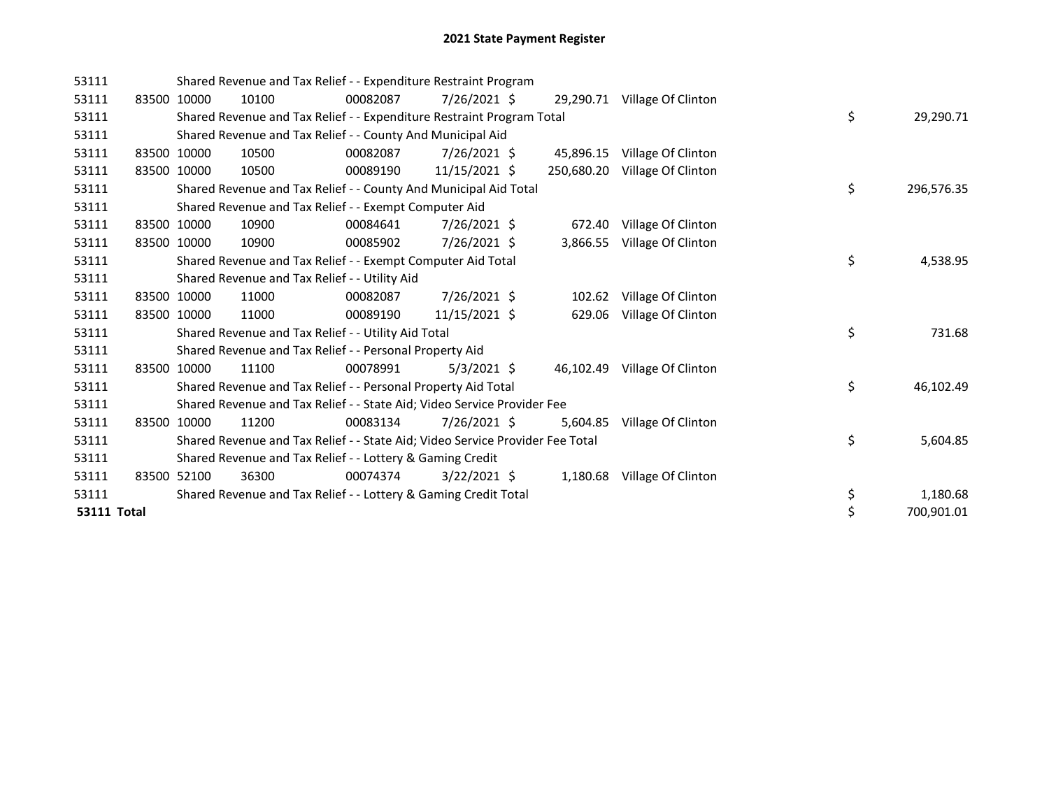# 2021 State Payment Register

| | | | | | | | | | |
|---|---|---|---|---|---|---|---|---|---|
| 53111 | | | Shared Revenue and Tax Relief - - Expenditure Restraint Program | | | | | | |
| 53111 | 83500 | 10000 | 10100 | 00082087 | 7/26/2021 | $ 29,290.71 | Village Of Clinton | | |
| 53111 | | | Shared Revenue and Tax Relief - - Expenditure Restraint Program Total | | | | | $ | 29,290.71 |
| 53111 | | | Shared Revenue and Tax Relief - - County And Municipal Aid | | | | | | |
| 53111 | 83500 | 10000 | 10500 | 00082087 | 7/26/2021 | $ 45,896.15 | Village Of Clinton | | |
| 53111 | 83500 | 10000 | 10500 | 00089190 | 11/15/2021 | $ 250,680.20 | Village Of Clinton | | |
| 53111 | | | Shared Revenue and Tax Relief - - County And Municipal Aid Total | | | | | $ | 296,576.35 |
| 53111 | | | Shared Revenue and Tax Relief - - Exempt Computer Aid | | | | | | |
| 53111 | 83500 | 10000 | 10900 | 00084641 | 7/26/2021 | $ 672.40 | Village Of Clinton | | |
| 53111 | 83500 | 10000 | 10900 | 00085902 | 7/26/2021 | $ 3,866.55 | Village Of Clinton | | |
| 53111 | | | Shared Revenue and Tax Relief - - Exempt Computer Aid Total | | | | | $ | 4,538.95 |
| 53111 | | | Shared Revenue and Tax Relief - - Utility Aid | | | | | | |
| 53111 | 83500 | 10000 | 11000 | 00082087 | 7/26/2021 | $ 102.62 | Village Of Clinton | | |
| 53111 | 83500 | 10000 | 11000 | 00089190 | 11/15/2021 | $ 629.06 | Village Of Clinton | | |
| 53111 | | | Shared Revenue and Tax Relief - - Utility Aid Total | | | | | $ | 731.68 |
| 53111 | | | Shared Revenue and Tax Relief - - Personal Property Aid | | | | | | |
| 53111 | 83500 | 10000 | 11100 | 00078991 | 5/3/2021 | $ 46,102.49 | Village Of Clinton | | |
| 53111 | | | Shared Revenue and Tax Relief - - Personal Property Aid Total | | | | | $ | 46,102.49 |
| 53111 | | | Shared Revenue and Tax Relief - - State Aid; Video Service Provider Fee | | | | | | |
| 53111 | 83500 | 10000 | 11200 | 00083134 | 7/26/2021 | $ 5,604.85 | Village Of Clinton | | |
| 53111 | | | Shared Revenue and Tax Relief - - State Aid; Video Service Provider Fee Total | | | | | $ | 5,604.85 |
| 53111 | | | Shared Revenue and Tax Relief - - Lottery & Gaming Credit | | | | | | |
| 53111 | 83500 | 52100 | 36300 | 00074374 | 3/22/2021 | $ 1,180.68 | Village Of Clinton | | |
| 53111 | | | Shared Revenue and Tax Relief - - Lottery & Gaming Credit Total | | | | | $ | 1,180.68 |
| **53111 Total** | | | | | | | | $ | 700,901.01 |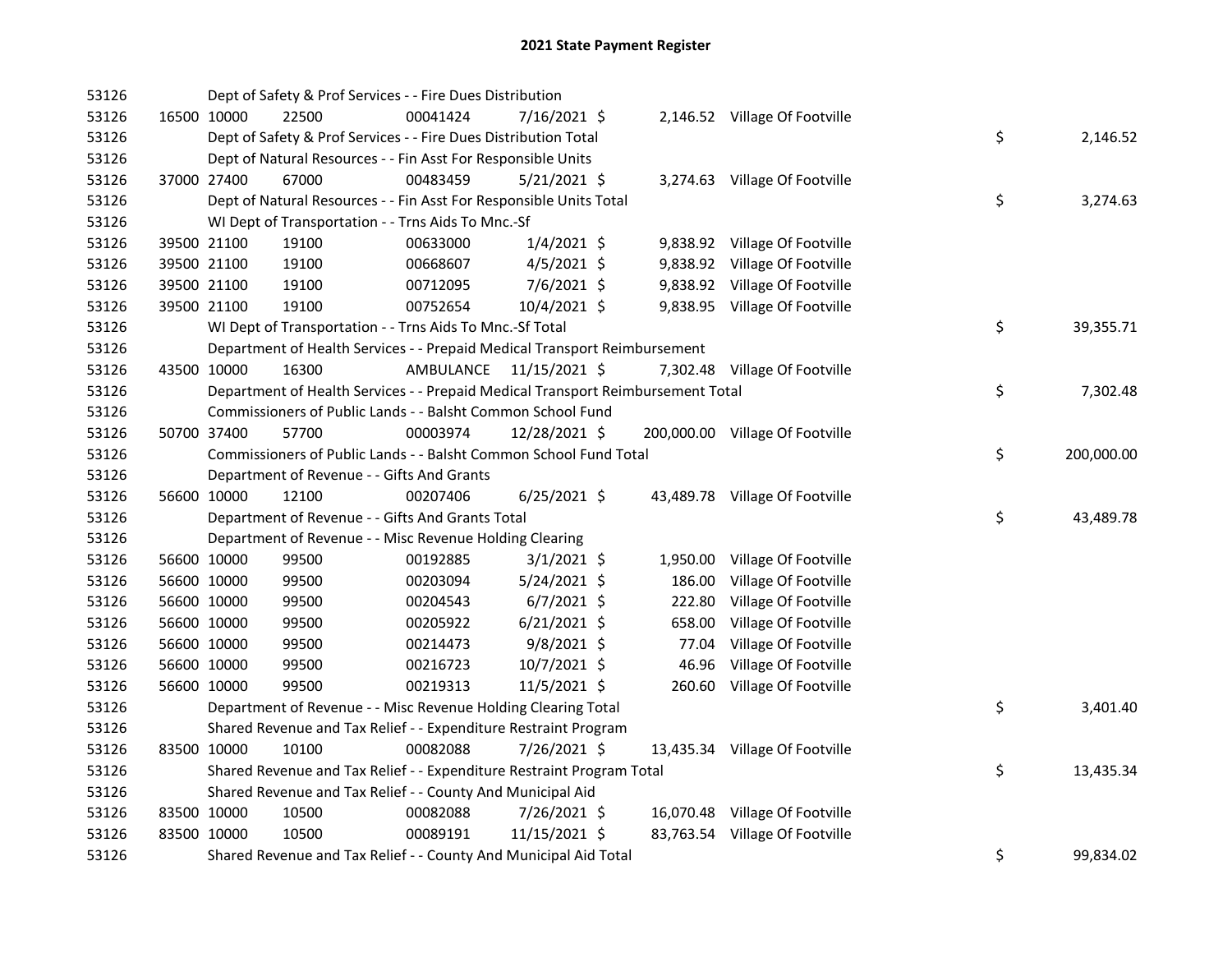# 2021 State Payment Register

| | | | | | | | | | |
|---|---|---|---|---|---|---|---|---|---|
| 53126 | | | Dept of Safety & Prof Services - - Fire Dues Distribution | | | | | | |
| 53126 | 16500 | 10000 | 22500 | 00041424 | 7/16/2021 | $ | 2,146.52 | Village Of Footville | |
| 53126 | | | Dept of Safety & Prof Services - - Fire Dues Distribution Total | | | | | | $ 2,146.52 |
| 53126 | | | Dept of Natural Resources - - Fin Asst For Responsible Units | | | | | | |
| 53126 | 37000 | 27400 | 67000 | 00483459 | 5/21/2021 | $ | 3,274.63 | Village Of Footville | |
| 53126 | | | Dept of Natural Resources - - Fin Asst For Responsible Units Total | | | | | | $ 3,274.63 |
| 53126 | | | WI Dept of Transportation - - Trns Aids To Mnc.-Sf | | | | | | |
| 53126 | 39500 | 21100 | 19100 | 00633000 | 1/4/2021 | $ | 9,838.92 | Village Of Footville | |
| 53126 | 39500 | 21100 | 19100 | 00668607 | 4/5/2021 | $ | 9,838.92 | Village Of Footville | |
| 53126 | 39500 | 21100 | 19100 | 00712095 | 7/6/2021 | $ | 9,838.92 | Village Of Footville | |
| 53126 | 39500 | 21100 | 19100 | 00752654 | 10/4/2021 | $ | 9,838.95 | Village Of Footville | |
| 53126 | | | WI Dept of Transportation - - Trns Aids To Mnc.-Sf Total | | | | | | $ 39,355.71 |
| 53126 | | | Department of Health Services - - Prepaid Medical Transport Reimbursement | | | | | | |
| 53126 | 43500 | 10000 | 16300 | AMBULANCE | 11/15/2021 | $ | 7,302.48 | Village Of Footville | |
| 53126 | | | Department of Health Services - - Prepaid Medical Transport Reimbursement Total | | | | | | $ 7,302.48 |
| 53126 | | | Commissioners of Public Lands - - Balsht Common School Fund | | | | | | |
| 53126 | 50700 | 37400 | 57700 | 00003974 | 12/28/2021 | $ | 200,000.00 | Village Of Footville | |
| 53126 | | | Commissioners of Public Lands - - Balsht Common School Fund Total | | | | | | $ 200,000.00 |
| 53126 | | | Department of Revenue - - Gifts And Grants | | | | | | |
| 53126 | 56600 | 10000 | 12100 | 00207406 | 6/25/2021 | $ | 43,489.78 | Village Of Footville | |
| 53126 | | | Department of Revenue - - Gifts And Grants Total | | | | | | $ 43,489.78 |
| 53126 | | | Department of Revenue - - Misc Revenue Holding Clearing | | | | | | |
| 53126 | 56600 | 10000 | 99500 | 00192885 | 3/1/2021 | $ | 1,950.00 | Village Of Footville | |
| 53126 | 56600 | 10000 | 99500 | 00203094 | 5/24/2021 | $ | 186.00 | Village Of Footville | |
| 53126 | 56600 | 10000 | 99500 | 00204543 | 6/7/2021 | $ | 222.80 | Village Of Footville | |
| 53126 | 56600 | 10000 | 99500 | 00205922 | 6/21/2021 | $ | 658.00 | Village Of Footville | |
| 53126 | 56600 | 10000 | 99500 | 00214473 | 9/8/2021 | $ | 77.04 | Village Of Footville | |
| 53126 | 56600 | 10000 | 99500 | 00216723 | 10/7/2021 | $ | 46.96 | Village Of Footville | |
| 53126 | 56600 | 10000 | 99500 | 00219313 | 11/5/2021 | $ | 260.60 | Village Of Footville | |
| 53126 | | | Department of Revenue - - Misc Revenue Holding Clearing Total | | | | | | $ 3,401.40 |
| 53126 | | | Shared Revenue and Tax Relief - - Expenditure Restraint Program | | | | | | |
| 53126 | 83500 | 10000 | 10100 | 00082088 | 7/26/2021 | $ | 13,435.34 | Village Of Footville | |
| 53126 | | | Shared Revenue and Tax Relief - - Expenditure Restraint Program Total | | | | | | $ 13,435.34 |
| 53126 | | | Shared Revenue and Tax Relief - - County And Municipal Aid | | | | | | |
| 53126 | 83500 | 10000 | 10500 | 00082088 | 7/26/2021 | $ | 16,070.48 | Village Of Footville | |
| 53126 | 83500 | 10000 | 10500 | 00089191 | 11/15/2021 | $ | 83,763.54 | Village Of Footville | |
| 53126 | | | Shared Revenue and Tax Relief - - County And Municipal Aid Total | | | | | | $ 99,834.02 |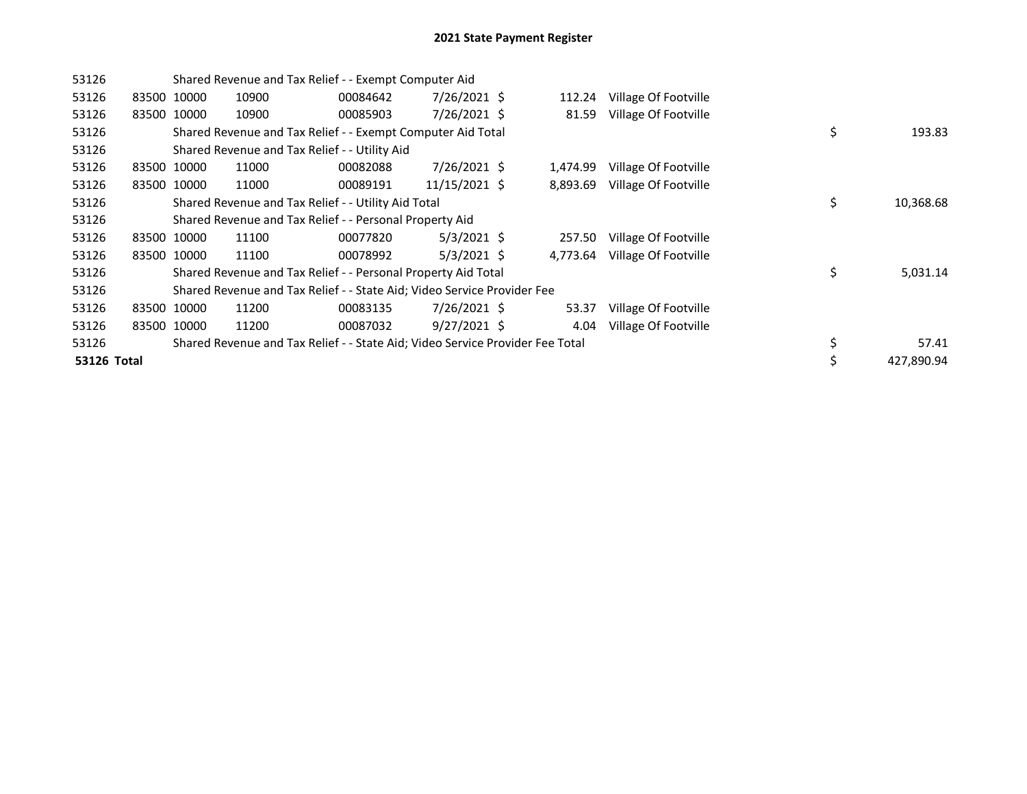# 2021 State Payment Register

| | | | | | | | | | |
|---|---|---|---|---|---|---|---|---|---|
| 53126 | | Shared Revenue and Tax Relief - - Exempt Computer Aid | | | | | | | |
| 53126 | 83500 | 10000 | 10900 | 00084642 | 7/26/2021 | $ 112.24 | Village Of Footville | | |
| 53126 | 83500 | 10000 | 10900 | 00085903 | 7/26/2021 | $ 81.59 | Village Of Footville | | |
| 53126 | | Shared Revenue and Tax Relief - - Exempt Computer Aid Total | | | | | | $ | 193.83 |
| 53126 | | Shared Revenue and Tax Relief - - Utility Aid | | | | | | | |
| 53126 | 83500 | 10000 | 11000 | 00082088 | 7/26/2021 | $ 1,474.99 | Village Of Footville | | |
| 53126 | 83500 | 10000 | 11000 | 00089191 | 11/15/2021 | $ 8,893.69 | Village Of Footville | | |
| 53126 | | Shared Revenue and Tax Relief - - Utility Aid Total | | | | | | $ | 10,368.68 |
| 53126 | | Shared Revenue and Tax Relief - - Personal Property Aid | | | | | | | |
| 53126 | 83500 | 10000 | 11100 | 00077820 | 5/3/2021 | $ 257.50 | Village Of Footville | | |
| 53126 | 83500 | 10000 | 11100 | 00078992 | 5/3/2021 | $ 4,773.64 | Village Of Footville | | |
| 53126 | | Shared Revenue and Tax Relief - - Personal Property Aid Total | | | | | | $ | 5,031.14 |
| 53126 | | Shared Revenue and Tax Relief - - State Aid; Video Service Provider Fee | | | | | | | |
| 53126 | 83500 | 10000 | 11200 | 00083135 | 7/26/2021 | $ 53.37 | Village Of Footville | | |
| 53126 | 83500 | 10000 | 11200 | 00087032 | 9/27/2021 | $ 4.04 | Village Of Footville | | |
| 53126 | | Shared Revenue and Tax Relief - - State Aid; Video Service Provider Fee Total | | | | | | $ | 57.41 |
| **53126 Total** | | | | | | | | $ | 427,890.94 |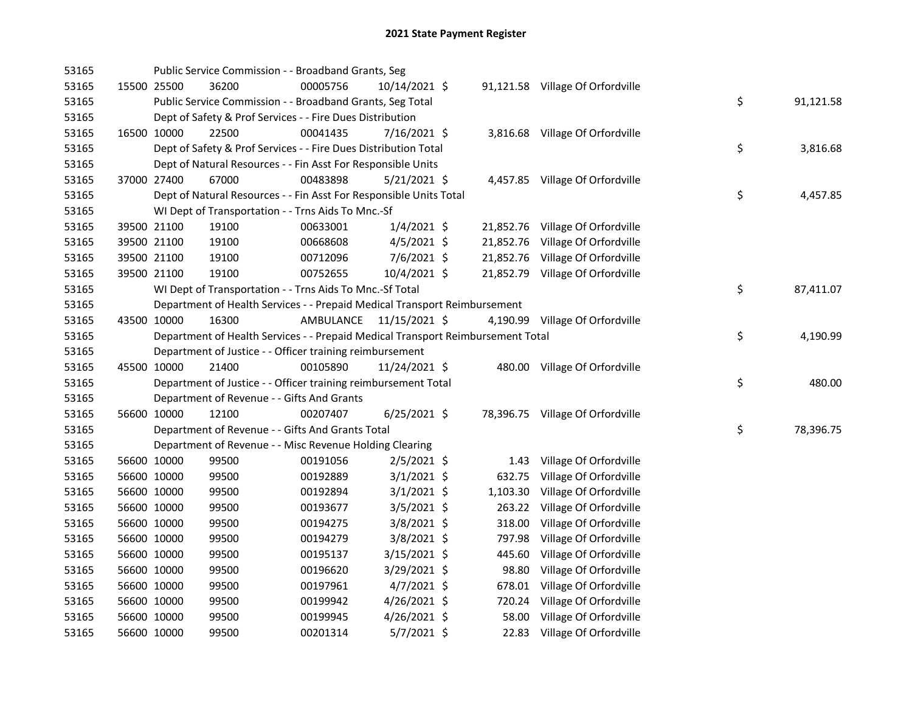# 2021 State Payment Register

| | | | | | | | | | |
|---|---|---|---|---|---|---|---|---|---|
| 53165 | | | Public Service Commission - - Broadband Grants, Seg | | | | | | |
| 53165 | 15500 | 25500 | 36200 | 00005756 | 10/14/2021 | $ 91,121.58 | Village Of Orfordville | | |
| 53165 | | | Public Service Commission - - Broadband Grants, Seg Total | | | | | $ | 91,121.58 |
| 53165 | | | Dept of Safety & Prof Services - - Fire Dues Distribution | | | | | | |
| 53165 | 16500 | 10000 | 22500 | 00041435 | 7/16/2021 | $ 3,816.68 | Village Of Orfordville | | |
| 53165 | | | Dept of Safety & Prof Services - - Fire Dues Distribution Total | | | | | $ | 3,816.68 |
| 53165 | | | Dept of Natural Resources - - Fin Asst For Responsible Units | | | | | | |
| 53165 | 37000 | 27400 | 67000 | 00483898 | 5/21/2021 | $ 4,457.85 | Village Of Orfordville | | |
| 53165 | | | Dept of Natural Resources - - Fin Asst For Responsible Units Total | | | | | $ | 4,457.85 |
| 53165 | | | WI Dept of Transportation - - Trns Aids To Mnc.-Sf | | | | | | |
| 53165 | 39500 | 21100 | 19100 | 00633001 | 1/4/2021 | $ 21,852.76 | Village Of Orfordville | | |
| 53165 | 39500 | 21100 | 19100 | 00668608 | 4/5/2021 | $ 21,852.76 | Village Of Orfordville | | |
| 53165 | 39500 | 21100 | 19100 | 00712096 | 7/6/2021 | $ 21,852.76 | Village Of Orfordville | | |
| 53165 | 39500 | 21100 | 19100 | 00752655 | 10/4/2021 | $ 21,852.79 | Village Of Orfordville | | |
| 53165 | | | WI Dept of Transportation - - Trns Aids To Mnc.-Sf Total | | | | | $ | 87,411.07 |
| 53165 | | | Department of Health Services - - Prepaid Medical Transport Reimbursement | | | | | | |
| 53165 | 43500 | 10000 | 16300 | AMBULANCE | 11/15/2021 | $ 4,190.99 | Village Of Orfordville | | |
| 53165 | | | Department of Health Services - - Prepaid Medical Transport Reimbursement Total | | | | | $ | 4,190.99 |
| 53165 | | | Department of Justice - - Officer training reimbursement | | | | | | |
| 53165 | 45500 | 10000 | 21400 | 00105890 | 11/24/2021 | $ 480.00 | Village Of Orfordville | | |
| 53165 | | | Department of Justice - - Officer training reimbursement Total | | | | | $ | 480.00 |
| 53165 | | | Department of Revenue - - Gifts And Grants | | | | | | |
| 53165 | 56600 | 10000 | 12100 | 00207407 | 6/25/2021 | $ 78,396.75 | Village Of Orfordville | | |
| 53165 | | | Department of Revenue - - Gifts And Grants Total | | | | | $ | 78,396.75 |
| 53165 | | | Department of Revenue - - Misc Revenue Holding Clearing | | | | | | |
| 53165 | 56600 | 10000 | 99500 | 00191056 | 2/5/2021 | $ 1.43 | Village Of Orfordville | | |
| 53165 | 56600 | 10000 | 99500 | 00192889 | 3/1/2021 | $ 632.75 | Village Of Orfordville | | |
| 53165 | 56600 | 10000 | 99500 | 00192894 | 3/1/2021 | $ 1,103.30 | Village Of Orfordville | | |
| 53165 | 56600 | 10000 | 99500 | 00193677 | 3/5/2021 | $ 263.22 | Village Of Orfordville | | |
| 53165 | 56600 | 10000 | 99500 | 00194275 | 3/8/2021 | $ 318.00 | Village Of Orfordville | | |
| 53165 | 56600 | 10000 | 99500 | 00194279 | 3/8/2021 | $ 797.98 | Village Of Orfordville | | |
| 53165 | 56600 | 10000 | 99500 | 00195137 | 3/15/2021 | $ 445.60 | Village Of Orfordville | | |
| 53165 | 56600 | 10000 | 99500 | 00196620 | 3/29/2021 | $ 98.80 | Village Of Orfordville | | |
| 53165 | 56600 | 10000 | 99500 | 00197961 | 4/7/2021 | $ 678.01 | Village Of Orfordville | | |
| 53165 | 56600 | 10000 | 99500 | 00199942 | 4/26/2021 | $ 720.24 | Village Of Orfordville | | |
| 53165 | 56600 | 10000 | 99500 | 00199945 | 4/26/2021 | $ 58.00 | Village Of Orfordville | | |
| 53165 | 56600 | 10000 | 99500 | 00201314 | 5/7/2021 | $ 22.83 | Village Of Orfordville | | |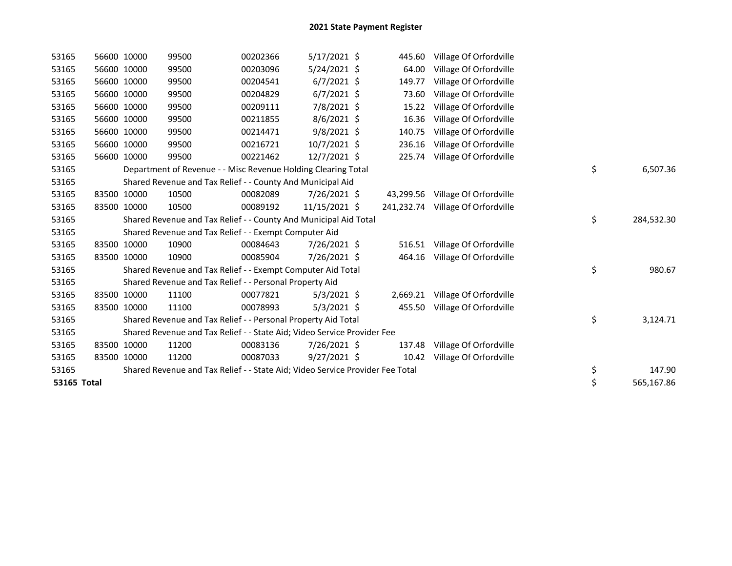# 2021 State Payment Register

| | | | | | | | | | |
|---|---|---|---|---|---|---|---|---|---|
| 53165 | 56600 | 10000 | 99500 | 00202366 | 5/17/2021 | $ 445.60 | Village Of Orfordville | | |
| 53165 | 56600 | 10000 | 99500 | 00203096 | 5/24/2021 | $ 64.00 | Village Of Orfordville | | |
| 53165 | 56600 | 10000 | 99500 | 00204541 | 6/7/2021 | $ 149.77 | Village Of Orfordville | | |
| 53165 | 56600 | 10000 | 99500 | 00204829 | 6/7/2021 | $ 73.60 | Village Of Orfordville | | |
| 53165 | 56600 | 10000 | 99500 | 00209111 | 7/8/2021 | $ 15.22 | Village Of Orfordville | | |
| 53165 | 56600 | 10000 | 99500 | 00211855 | 8/6/2021 | $ 16.36 | Village Of Orfordville | | |
| 53165 | 56600 | 10000 | 99500 | 00214471 | 9/8/2021 | $ 140.75 | Village Of Orfordville | | |
| 53165 | 56600 | 10000 | 99500 | 00216721 | 10/7/2021 | $ 236.16 | Village Of Orfordville | | |
| 53165 | 56600 | 10000 | 99500 | 00221462 | 12/7/2021 | $ 225.74 | Village Of Orfordville | | |
| 53165 | | Department of Revenue - - Misc Revenue Holding Clearing Total | | | | | | $ | 6,507.36 |
| 53165 | | Shared Revenue and Tax Relief - - County And Municipal Aid | | | | | | | |
| 53165 | 83500 | 10000 | 10500 | 00082089 | 7/26/2021 | $ 43,299.56 | Village Of Orfordville | | |
| 53165 | 83500 | 10000 | 10500 | 00089192 | 11/15/2021 | $ 241,232.74 | Village Of Orfordville | | |
| 53165 | | Shared Revenue and Tax Relief - - County And Municipal Aid Total | | | | | | $ | 284,532.30 |
| 53165 | | Shared Revenue and Tax Relief - - Exempt Computer Aid | | | | | | | |
| 53165 | 83500 | 10000 | 10900 | 00084643 | 7/26/2021 | $ 516.51 | Village Of Orfordville | | |
| 53165 | 83500 | 10000 | 10900 | 00085904 | 7/26/2021 | $ 464.16 | Village Of Orfordville | | |
| 53165 | | Shared Revenue and Tax Relief - - Exempt Computer Aid Total | | | | | | $ | 980.67 |
| 53165 | | Shared Revenue and Tax Relief - - Personal Property Aid | | | | | | | |
| 53165 | 83500 | 10000 | 11100 | 00077821 | 5/3/2021 | $ 2,669.21 | Village Of Orfordville | | |
| 53165 | 83500 | 10000 | 11100 | 00078993 | 5/3/2021 | $ 455.50 | Village Of Orfordville | | |
| 53165 | | Shared Revenue and Tax Relief - - Personal Property Aid Total | | | | | | $ | 3,124.71 |
| 53165 | | Shared Revenue and Tax Relief - - State Aid; Video Service Provider Fee | | | | | | | |
| 53165 | 83500 | 10000 | 11200 | 00083136 | 7/26/2021 | $ 137.48 | Village Of Orfordville | | |
| 53165 | 83500 | 10000 | 11200 | 00087033 | 9/27/2021 | $ 10.42 | Village Of Orfordville | | |
| 53165 | | Shared Revenue and Tax Relief - - State Aid; Video Service Provider Fee Total | | | | | | $ | 147.90 |
| **53165 Total** | | | | | | | | $ | 565,167.86 |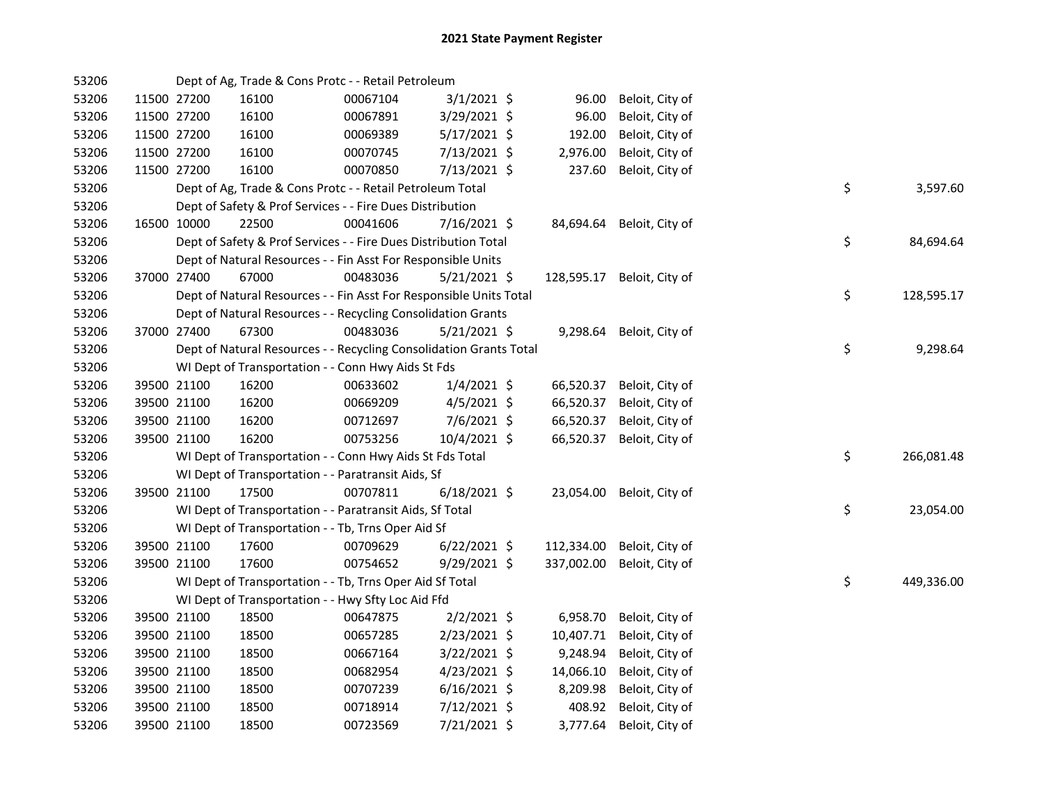# 2021 State Payment Register

| | | | | | | | | | |
|---|---|---|---|---|---|---|---|---|---|
| 53206 | | Dept of Ag, Trade & Cons Protc - - Retail Petroleum | | | | | | | |
| 53206 | 11500 | 27200 | 16100 | 00067104 | 3/1/2021 | $ 96.00 | Beloit, City of | | |
| 53206 | 11500 | 27200 | 16100 | 00067891 | 3/29/2021 | $ 96.00 | Beloit, City of | | |
| 53206 | 11500 | 27200 | 16100 | 00069389 | 5/17/2021 | $ 192.00 | Beloit, City of | | |
| 53206 | 11500 | 27200 | 16100 | 00070745 | 7/13/2021 | $ 2,976.00 | Beloit, City of | | |
| 53206 | 11500 | 27200 | 16100 | 00070850 | 7/13/2021 | $ 237.60 | Beloit, City of | | |
| 53206 | | Dept of Ag, Trade & Cons Protc - - Retail Petroleum Total | | | | | | $ | 3,597.60 |
| 53206 | | Dept of Safety & Prof Services - - Fire Dues Distribution | | | | | | | |
| 53206 | 16500 | 10000 | 22500 | 00041606 | 7/16/2021 | $ 84,694.64 | Beloit, City of | | |
| 53206 | | Dept of Safety & Prof Services - - Fire Dues Distribution Total | | | | | | $ | 84,694.64 |
| 53206 | | Dept of Natural Resources - - Fin Asst For Responsible Units | | | | | | | |
| 53206 | 37000 | 27400 | 67000 | 00483036 | 5/21/2021 | $ 128,595.17 | Beloit, City of | | |
| 53206 | | Dept of Natural Resources - - Fin Asst For Responsible Units Total | | | | | | $ | 128,595.17 |
| 53206 | | Dept of Natural Resources - - Recycling Consolidation Grants | | | | | | | |
| 53206 | 37000 | 27400 | 67300 | 00483036 | 5/21/2021 | $ 9,298.64 | Beloit, City of | | |
| 53206 | | Dept of Natural Resources - - Recycling Consolidation Grants Total | | | | | | $ | 9,298.64 |
| 53206 | | WI Dept of Transportation - - Conn Hwy Aids St Fds | | | | | | | |
| 53206 | 39500 | 21100 | 16200 | 00633602 | 1/4/2021 | $ 66,520.37 | Beloit, City of | | |
| 53206 | 39500 | 21100 | 16200 | 00669209 | 4/5/2021 | $ 66,520.37 | Beloit, City of | | |
| 53206 | 39500 | 21100 | 16200 | 00712697 | 7/6/2021 | $ 66,520.37 | Beloit, City of | | |
| 53206 | 39500 | 21100 | 16200 | 00753256 | 10/4/2021 | $ 66,520.37 | Beloit, City of | | |
| 53206 | | WI Dept of Transportation - - Conn Hwy Aids St Fds Total | | | | | | $ | 266,081.48 |
| 53206 | | WI Dept of Transportation - - Paratransit Aids, Sf | | | | | | | |
| 53206 | 39500 | 21100 | 17500 | 00707811 | 6/18/2021 | $ 23,054.00 | Beloit, City of | | |
| 53206 | | WI Dept of Transportation - - Paratransit Aids, Sf Total | | | | | | $ | 23,054.00 |
| 53206 | | WI Dept of Transportation - - Tb, Trns Oper Aid Sf | | | | | | | |
| 53206 | 39500 | 21100 | 17600 | 00709629 | 6/22/2021 | $ 112,334.00 | Beloit, City of | | |
| 53206 | 39500 | 21100 | 17600 | 00754652 | 9/29/2021 | $ 337,002.00 | Beloit, City of | | |
| 53206 | | WI Dept of Transportation - - Tb, Trns Oper Aid Sf Total | | | | | | $ | 449,336.00 |
| 53206 | | WI Dept of Transportation - - Hwy Sfty Loc Aid Ffd | | | | | | | |
| 53206 | 39500 | 21100 | 18500 | 00647875 | 2/2/2021 | $ 6,958.70 | Beloit, City of | | |
| 53206 | 39500 | 21100 | 18500 | 00657285 | 2/23/2021 | $ 10,407.71 | Beloit, City of | | |
| 53206 | 39500 | 21100 | 18500 | 00667164 | 3/22/2021 | $ 9,248.94 | Beloit, City of | | |
| 53206 | 39500 | 21100 | 18500 | 00682954 | 4/23/2021 | $ 14,066.10 | Beloit, City of | | |
| 53206 | 39500 | 21100 | 18500 | 00707239 | 6/16/2021 | $ 8,209.98 | Beloit, City of | | |
| 53206 | 39500 | 21100 | 18500 | 00718914 | 7/12/2021 | $ 408.92 | Beloit, City of | | |
| 53206 | 39500 | 21100 | 18500 | 00723569 | 7/21/2021 | $ 3,777.64 | Beloit, City of | | |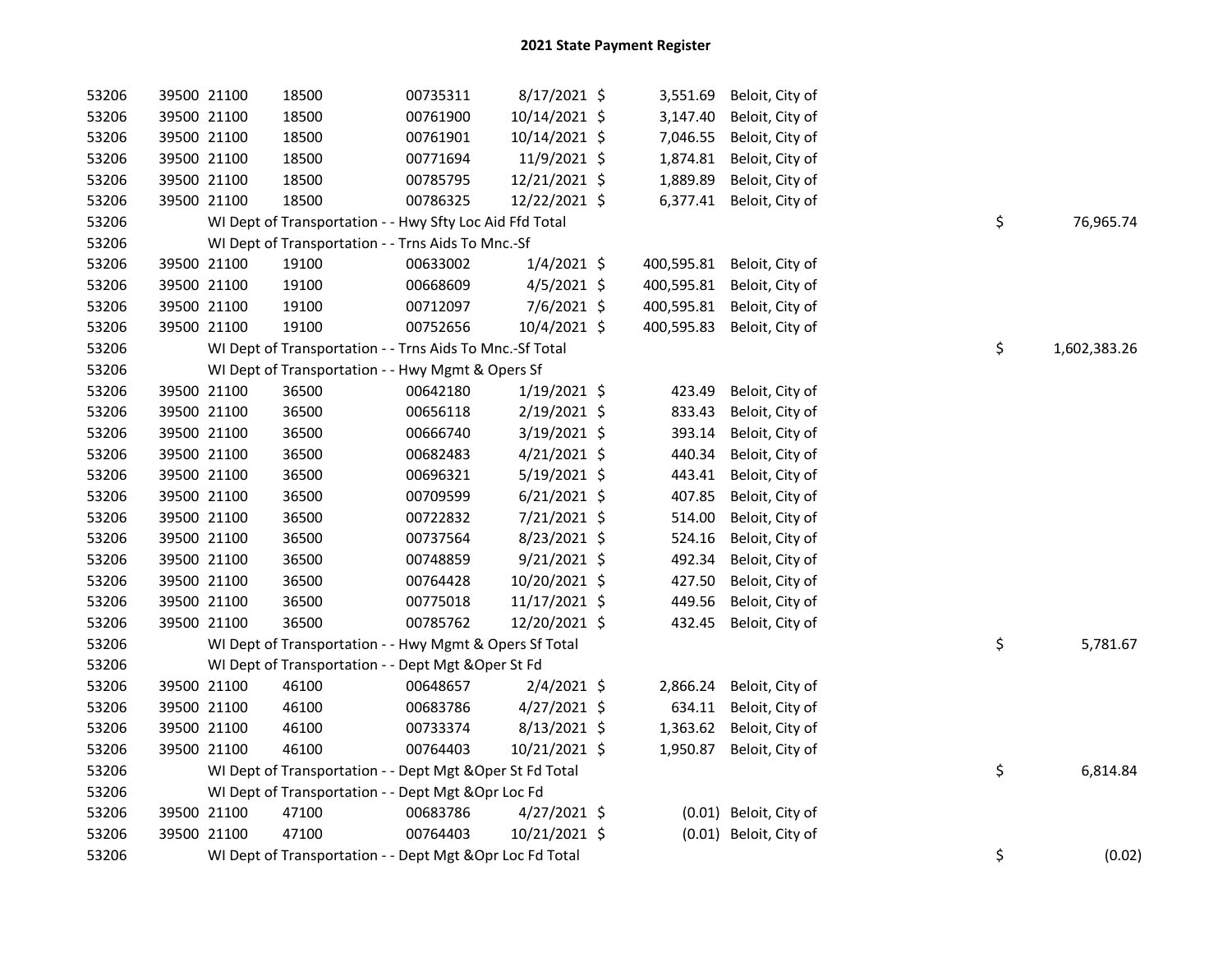## 2021 State Payment Register

| | | | | | | | | | |
|---|---|---|---|---|---|---|---|---|---|
| 53206 | 39500 | 21100 | 18500 | 00735311 | 8/17/2021 | $ 3,551.69 | Beloit, City of | | |
| 53206 | 39500 | 21100 | 18500 | 00761900 | 10/14/2021 | $ 3,147.40 | Beloit, City of | | |
| 53206 | 39500 | 21100 | 18500 | 00761901 | 10/14/2021 | $ 7,046.55 | Beloit, City of | | |
| 53206 | 39500 | 21100 | 18500 | 00771694 | 11/9/2021 | $ 1,874.81 | Beloit, City of | | |
| 53206 | 39500 | 21100 | 18500 | 00785795 | 12/21/2021 | $ 1,889.89 | Beloit, City of | | |
| 53206 | 39500 | 21100 | 18500 | 00786325 | 12/22/2021 | $ 6,377.41 | Beloit, City of | | |
| 53206 | WI Dept of Transportation - - Hwy Sfty Loc Aid Ffd Total | | | | | | | $ | 76,965.74 |
| 53206 | WI Dept of Transportation - - Trns Aids To Mnc.-Sf | | | | | | | | |
| 53206 | 39500 | 21100 | 19100 | 00633002 | 1/4/2021 | $ 400,595.81 | Beloit, City of | | |
| 53206 | 39500 | 21100 | 19100 | 00668609 | 4/5/2021 | $ 400,595.81 | Beloit, City of | | |
| 53206 | 39500 | 21100 | 19100 | 00712097 | 7/6/2021 | $ 400,595.81 | Beloit, City of | | |
| 53206 | 39500 | 21100 | 19100 | 00752656 | 10/4/2021 | $ 400,595.83 | Beloit, City of | | |
| 53206 | WI Dept of Transportation - - Trns Aids To Mnc.-Sf Total | | | | | | | $ | 1,602,383.26 |
| 53206 | WI Dept of Transportation - - Hwy Mgmt & Opers Sf | | | | | | | | |
| 53206 | 39500 | 21100 | 36500 | 00642180 | 1/19/2021 | $ 423.49 | Beloit, City of | | |
| 53206 | 39500 | 21100 | 36500 | 00656118 | 2/19/2021 | $ 833.43 | Beloit, City of | | |
| 53206 | 39500 | 21100 | 36500 | 00666740 | 3/19/2021 | $ 393.14 | Beloit, City of | | |
| 53206 | 39500 | 21100 | 36500 | 00682483 | 4/21/2021 | $ 440.34 | Beloit, City of | | |
| 53206 | 39500 | 21100 | 36500 | 00696321 | 5/19/2021 | $ 443.41 | Beloit, City of | | |
| 53206 | 39500 | 21100 | 36500 | 00709599 | 6/21/2021 | $ 407.85 | Beloit, City of | | |
| 53206 | 39500 | 21100 | 36500 | 00722832 | 7/21/2021 | $ 514.00 | Beloit, City of | | |
| 53206 | 39500 | 21100 | 36500 | 00737564 | 8/23/2021 | $ 524.16 | Beloit, City of | | |
| 53206 | 39500 | 21100 | 36500 | 00748859 | 9/21/2021 | $ 492.34 | Beloit, City of | | |
| 53206 | 39500 | 21100 | 36500 | 00764428 | 10/20/2021 | $ 427.50 | Beloit, City of | | |
| 53206 | 39500 | 21100 | 36500 | 00775018 | 11/17/2021 | $ 449.56 | Beloit, City of | | |
| 53206 | 39500 | 21100 | 36500 | 00785762 | 12/20/2021 | $ 432.45 | Beloit, City of | | |
| 53206 | WI Dept of Transportation - - Hwy Mgmt & Opers Sf Total | | | | | | | $ | 5,781.67 |
| 53206 | WI Dept of Transportation - - Dept Mgt &Oper St Fd | | | | | | | | |
| 53206 | 39500 | 21100 | 46100 | 00648657 | 2/4/2021 | $ 2,866.24 | Beloit, City of | | |
| 53206 | 39500 | 21100 | 46100 | 00683786 | 4/27/2021 | $ 634.11 | Beloit, City of | | |
| 53206 | 39500 | 21100 | 46100 | 00733374 | 8/13/2021 | $ 1,363.62 | Beloit, City of | | |
| 53206 | 39500 | 21100 | 46100 | 00764403 | 10/21/2021 | $ 1,950.87 | Beloit, City of | | |
| 53206 | WI Dept of Transportation - - Dept Mgt &Oper St Fd Total | | | | | | | $ | 6,814.84 |
| 53206 | WI Dept of Transportation - - Dept Mgt &Opr Loc Fd | | | | | | | | |
| 53206 | 39500 | 21100 | 47100 | 00683786 | 4/27/2021 | $ (0.01) | Beloit, City of | | |
| 53206 | 39500 | 21100 | 47100 | 00764403 | 10/21/2021 | $ (0.01) | Beloit, City of | | |
| 53206 | WI Dept of Transportation - - Dept Mgt &Opr Loc Fd Total | | | | | | | $ | (0.02) |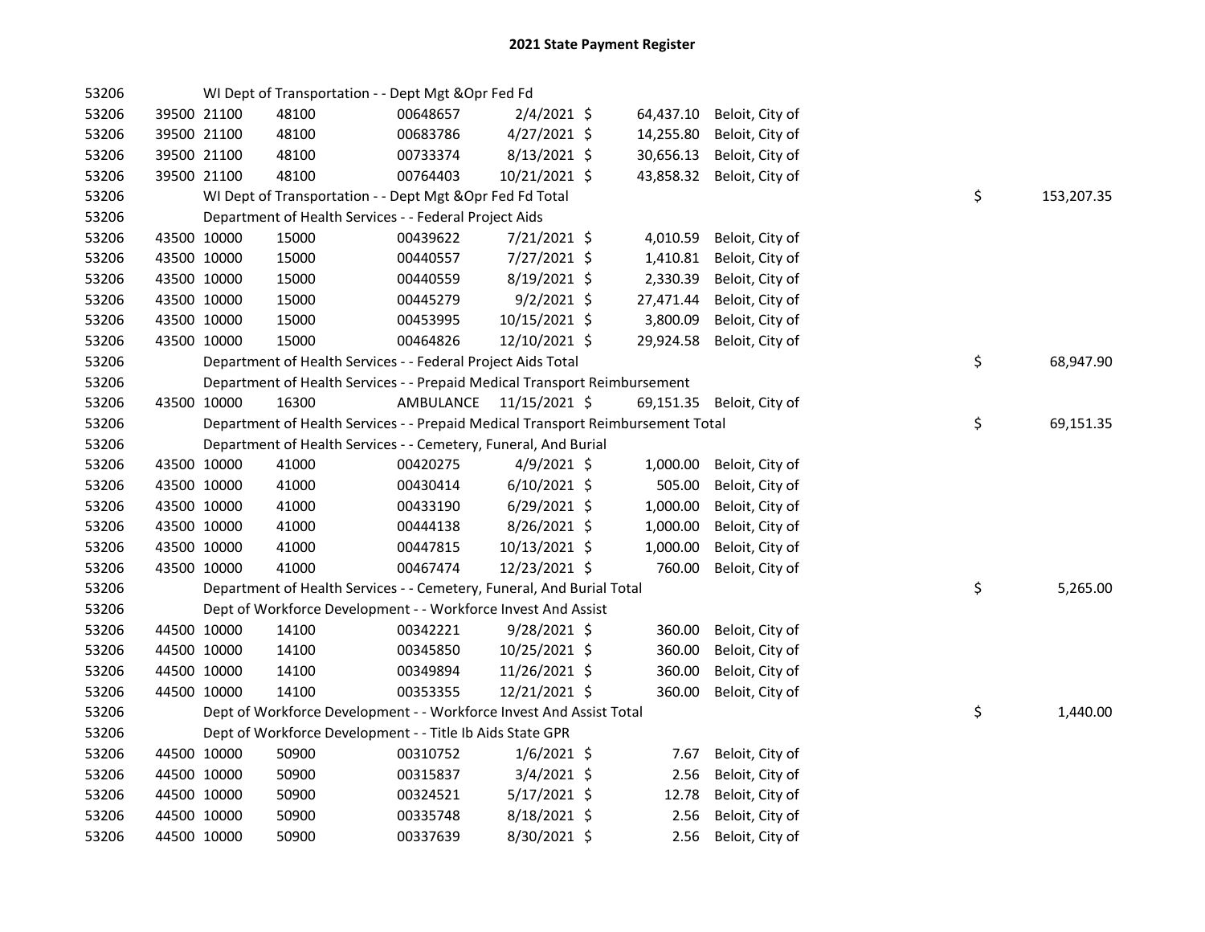# 2021 State Payment Register

| | | | | | | | | | |
|---|---|---|---|---|---|---|---|---|---|
| 53206 | | | WI Dept of Transportation - - Dept Mgt &Opr Fed Fd | | | | | | |
| 53206 | 39500 | 21100 | 48100 | 00648657 | 2/4/2021 | $ | 64,437.10 | Beloit, City of | |
| 53206 | 39500 | 21100 | 48100 | 00683786 | 4/27/2021 | $ | 14,255.80 | Beloit, City of | |
| 53206 | 39500 | 21100 | 48100 | 00733374 | 8/13/2021 | $ | 30,656.13 | Beloit, City of | |
| 53206 | 39500 | 21100 | 48100 | 00764403 | 10/21/2021 | $ | 43,858.32 | Beloit, City of | |
| 53206 | | | WI Dept of Transportation - - Dept Mgt &Opr Fed Fd Total | | | | | | $ 153,207.35 |
| 53206 | | | Department of Health Services - - Federal Project Aids | | | | | | |
| 53206 | 43500 | 10000 | 15000 | 00439622 | 7/21/2021 | $ | 4,010.59 | Beloit, City of | |
| 53206 | 43500 | 10000 | 15000 | 00440557 | 7/27/2021 | $ | 1,410.81 | Beloit, City of | |
| 53206 | 43500 | 10000 | 15000 | 00440559 | 8/19/2021 | $ | 2,330.39 | Beloit, City of | |
| 53206 | 43500 | 10000 | 15000 | 00445279 | 9/2/2021 | $ | 27,471.44 | Beloit, City of | |
| 53206 | 43500 | 10000 | 15000 | 00453995 | 10/15/2021 | $ | 3,800.09 | Beloit, City of | |
| 53206 | 43500 | 10000 | 15000 | 00464826 | 12/10/2021 | $ | 29,924.58 | Beloit, City of | |
| 53206 | | | Department of Health Services - - Federal Project Aids Total | | | | | | $ 68,947.90 |
| 53206 | | | Department of Health Services - - Prepaid Medical Transport Reimbursement | | | | | | |
| 53206 | 43500 | 10000 | 16300 | AMBULANCE | 11/15/2021 | $ | 69,151.35 | Beloit, City of | |
| 53206 | | | Department of Health Services - - Prepaid Medical Transport Reimbursement Total | | | | | | $ 69,151.35 |
| 53206 | | | Department of Health Services - - Cemetery, Funeral, And Burial | | | | | | |
| 53206 | 43500 | 10000 | 41000 | 00420275 | 4/9/2021 | $ | 1,000.00 | Beloit, City of | |
| 53206 | 43500 | 10000 | 41000 | 00430414 | 6/10/2021 | $ | 505.00 | Beloit, City of | |
| 53206 | 43500 | 10000 | 41000 | 00433190 | 6/29/2021 | $ | 1,000.00 | Beloit, City of | |
| 53206 | 43500 | 10000 | 41000 | 00444138 | 8/26/2021 | $ | 1,000.00 | Beloit, City of | |
| 53206 | 43500 | 10000 | 41000 | 00447815 | 10/13/2021 | $ | 1,000.00 | Beloit, City of | |
| 53206 | 43500 | 10000 | 41000 | 00467474 | 12/23/2021 | $ | 760.00 | Beloit, City of | |
| 53206 | | | Department of Health Services - - Cemetery, Funeral, And Burial Total | | | | | | $ 5,265.00 |
| 53206 | | | Dept of Workforce Development - - Workforce Invest And Assist | | | | | | |
| 53206 | 44500 | 10000 | 14100 | 00342221 | 9/28/2021 | $ | 360.00 | Beloit, City of | |
| 53206 | 44500 | 10000 | 14100 | 00345850 | 10/25/2021 | $ | 360.00 | Beloit, City of | |
| 53206 | 44500 | 10000 | 14100 | 00349894 | 11/26/2021 | $ | 360.00 | Beloit, City of | |
| 53206 | 44500 | 10000 | 14100 | 00353355 | 12/21/2021 | $ | 360.00 | Beloit, City of | |
| 53206 | | | Dept of Workforce Development - - Workforce Invest And Assist Total | | | | | | $ 1,440.00 |
| 53206 | | | Dept of Workforce Development - - Title Ib Aids State GPR | | | | | | |
| 53206 | 44500 | 10000 | 50900 | 00310752 | 1/6/2021 | $ | 7.67 | Beloit, City of | |
| 53206 | 44500 | 10000 | 50900 | 00315837 | 3/4/2021 | $ | 2.56 | Beloit, City of | |
| 53206 | 44500 | 10000 | 50900 | 00324521 | 5/17/2021 | $ | 12.78 | Beloit, City of | |
| 53206 | 44500 | 10000 | 50900 | 00335748 | 8/18/2021 | $ | 2.56 | Beloit, City of | |
| 53206 | 44500 | 10000 | 50900 | 00337639 | 8/30/2021 | $ | 2.56 | Beloit, City of | |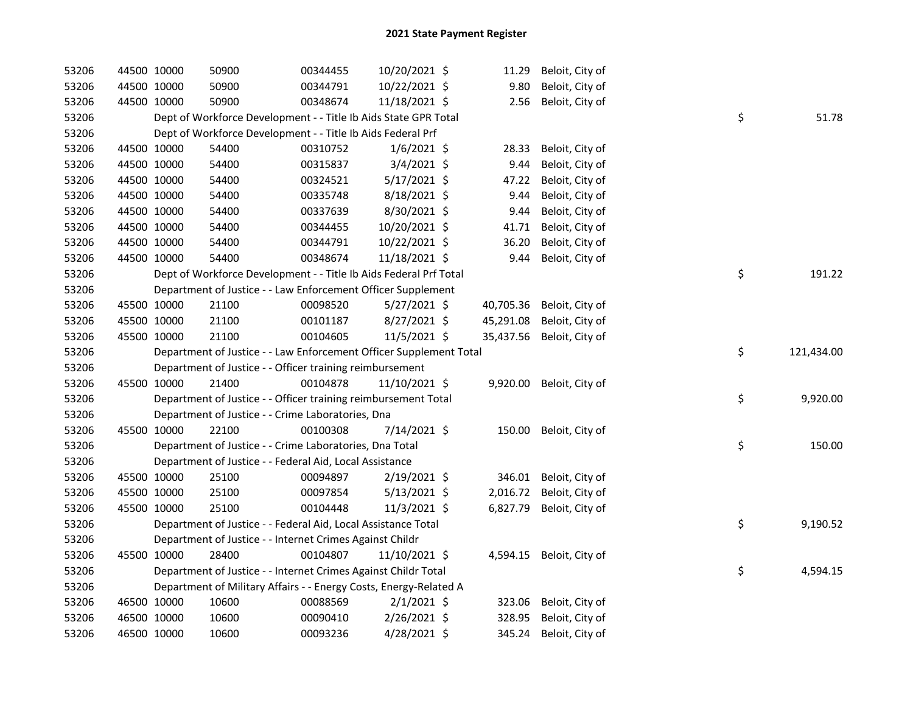# 2021 State Payment Register

| | | | | | | | | | |
|---|---|---|---|---|---|---|---|---|---|
| 53206 | 44500 | 10000 | 50900 | 00344455 | 10/20/2021 | $ 11.29 | Beloit, City of | | |
| 53206 | 44500 | 10000 | 50900 | 00344791 | 10/22/2021 | $ 9.80 | Beloit, City of | | |
| 53206 | 44500 | 10000 | 50900 | 00348674 | 11/18/2021 | $ 2.56 | Beloit, City of | | |
| 53206 | | Dept of Workforce Development - - Title Ib Aids State GPR Total | | | | | | $ | 51.78 |
| 53206 | | Dept of Workforce Development - - Title Ib Aids Federal Prf | | | | | | | |
| 53206 | 44500 | 10000 | 54400 | 00310752 | 1/6/2021 | $ 28.33 | Beloit, City of | | |
| 53206 | 44500 | 10000 | 54400 | 00315837 | 3/4/2021 | $ 9.44 | Beloit, City of | | |
| 53206 | 44500 | 10000 | 54400 | 00324521 | 5/17/2021 | $ 47.22 | Beloit, City of | | |
| 53206 | 44500 | 10000 | 54400 | 00335748 | 8/18/2021 | $ 9.44 | Beloit, City of | | |
| 53206 | 44500 | 10000 | 54400 | 00337639 | 8/30/2021 | $ 9.44 | Beloit, City of | | |
| 53206 | 44500 | 10000 | 54400 | 00344455 | 10/20/2021 | $ 41.71 | Beloit, City of | | |
| 53206 | 44500 | 10000 | 54400 | 00344791 | 10/22/2021 | $ 36.20 | Beloit, City of | | |
| 53206 | 44500 | 10000 | 54400 | 00348674 | 11/18/2021 | $ 9.44 | Beloit, City of | | |
| 53206 | | Dept of Workforce Development - - Title Ib Aids Federal Prf Total | | | | | | $ | 191.22 |
| 53206 | | Department of Justice - - Law Enforcement Officer Supplement | | | | | | | |
| 53206 | 45500 | 10000 | 21100 | 00098520 | 5/27/2021 | $ 40,705.36 | Beloit, City of | | |
| 53206 | 45500 | 10000 | 21100 | 00101187 | 8/27/2021 | $ 45,291.08 | Beloit, City of | | |
| 53206 | 45500 | 10000 | 21100 | 00104605 | 11/5/2021 | $ 35,437.56 | Beloit, City of | | |
| 53206 | | Department of Justice - - Law Enforcement Officer Supplement Total | | | | | | $ | 121,434.00 |
| 53206 | | Department of Justice - - Officer training reimbursement | | | | | | | |
| 53206 | 45500 | 10000 | 21400 | 00104878 | 11/10/2021 | $ 9,920.00 | Beloit, City of | | |
| 53206 | | Department of Justice - - Officer training reimbursement Total | | | | | | $ | 9,920.00 |
| 53206 | | Department of Justice - - Crime Laboratories, Dna | | | | | | | |
| 53206 | 45500 | 10000 | 22100 | 00100308 | 7/14/2021 | $ 150.00 | Beloit, City of | | |
| 53206 | | Department of Justice - - Crime Laboratories, Dna Total | | | | | | $ | 150.00 |
| 53206 | | Department of Justice - - Federal Aid, Local Assistance | | | | | | | |
| 53206 | 45500 | 10000 | 25100 | 00094897 | 2/19/2021 | $ 346.01 | Beloit, City of | | |
| 53206 | 45500 | 10000 | 25100 | 00097854 | 5/13/2021 | $ 2,016.72 | Beloit, City of | | |
| 53206 | 45500 | 10000 | 25100 | 00104448 | 11/3/2021 | $ 6,827.79 | Beloit, City of | | |
| 53206 | | Department of Justice - - Federal Aid, Local Assistance Total | | | | | | $ | 9,190.52 |
| 53206 | | Department of Justice - - Internet Crimes Against Childr | | | | | | | |
| 53206 | 45500 | 10000 | 28400 | 00104807 | 11/10/2021 | $ 4,594.15 | Beloit, City of | | |
| 53206 | | Department of Justice - - Internet Crimes Against Childr Total | | | | | | $ | 4,594.15 |
| 53206 | | Department of Military Affairs - - Energy Costs, Energy-Related A | | | | | | | |
| 53206 | 46500 | 10000 | 10600 | 00088569 | 2/1/2021 | $ 323.06 | Beloit, City of | | |
| 53206 | 46500 | 10000 | 10600 | 00090410 | 2/26/2021 | $ 328.95 | Beloit, City of | | |
| 53206 | 46500 | 10000 | 10600 | 00093236 | 4/28/2021 | $ 345.24 | Beloit, City of | | |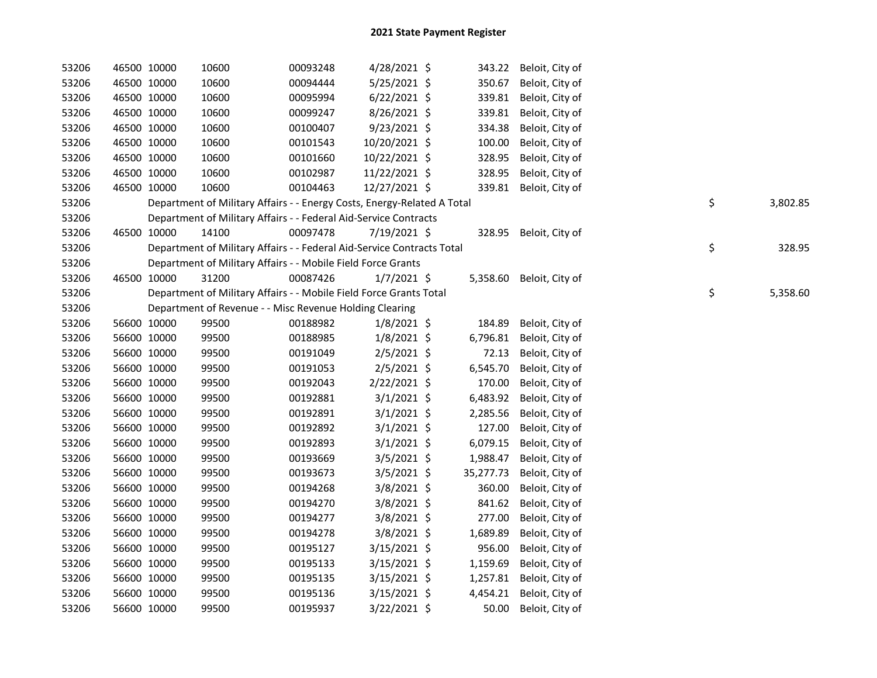# 2021 State Payment Register

| | | | | | | | | | |
|---|---|---|---|---|---|---|---|---|---|
| 53206 | 46500 | 10000 | 10600 | 00093248 | 4/28/2021 | $ 343.22 | Beloit, City of | | |
| 53206 | 46500 | 10000 | 10600 | 00094444 | 5/25/2021 | $ 350.67 | Beloit, City of | | |
| 53206 | 46500 | 10000 | 10600 | 00095994 | 6/22/2021 | $ 339.81 | Beloit, City of | | |
| 53206 | 46500 | 10000 | 10600 | 00099247 | 8/26/2021 | $ 339.81 | Beloit, City of | | |
| 53206 | 46500 | 10000 | 10600 | 00100407 | 9/23/2021 | $ 334.38 | Beloit, City of | | |
| 53206 | 46500 | 10000 | 10600 | 00101543 | 10/20/2021 | $ 100.00 | Beloit, City of | | |
| 53206 | 46500 | 10000 | 10600 | 00101660 | 10/22/2021 | $ 328.95 | Beloit, City of | | |
| 53206 | 46500 | 10000 | 10600 | 00102987 | 11/22/2021 | $ 328.95 | Beloit, City of | | |
| 53206 | 46500 | 10000 | 10600 | 00104463 | 12/27/2021 | $ 339.81 | Beloit, City of | | |
| 53206 | Department of Military Affairs - - Energy Costs, Energy-Related A Total | | | | | | | $ | 3,802.85 |
| 53206 | Department of Military Affairs - - Federal Aid-Service Contracts | | | | | | | | |
| 53206 | 46500 | 10000 | 14100 | 00097478 | 7/19/2021 | $ 328.95 | Beloit, City of | | |
| 53206 | Department of Military Affairs - - Federal Aid-Service Contracts Total | | | | | | | $ | 328.95 |
| 53206 | Department of Military Affairs - - Mobile Field Force Grants | | | | | | | | |
| 53206 | 46500 | 10000 | 31200 | 00087426 | 1/7/2021 | $ 5,358.60 | Beloit, City of | | |
| 53206 | Department of Military Affairs - - Mobile Field Force Grants Total | | | | | | | $ | 5,358.60 |
| 53206 | Department of Revenue - - Misc Revenue Holding Clearing | | | | | | | | |
| 53206 | 56600 | 10000 | 99500 | 00188982 | 1/8/2021 | $ 184.89 | Beloit, City of | | |
| 53206 | 56600 | 10000 | 99500 | 00188985 | 1/8/2021 | $ 6,796.81 | Beloit, City of | | |
| 53206 | 56600 | 10000 | 99500 | 00191049 | 2/5/2021 | $ 72.13 | Beloit, City of | | |
| 53206 | 56600 | 10000 | 99500 | 00191053 | 2/5/2021 | $ 6,545.70 | Beloit, City of | | |
| 53206 | 56600 | 10000 | 99500 | 00192043 | 2/22/2021 | $ 170.00 | Beloit, City of | | |
| 53206 | 56600 | 10000 | 99500 | 00192881 | 3/1/2021 | $ 6,483.92 | Beloit, City of | | |
| 53206 | 56600 | 10000 | 99500 | 00192891 | 3/1/2021 | $ 2,285.56 | Beloit, City of | | |
| 53206 | 56600 | 10000 | 99500 | 00192892 | 3/1/2021 | $ 127.00 | Beloit, City of | | |
| 53206 | 56600 | 10000 | 99500 | 00192893 | 3/1/2021 | $ 6,079.15 | Beloit, City of | | |
| 53206 | 56600 | 10000 | 99500 | 00193669 | 3/5/2021 | $ 1,988.47 | Beloit, City of | | |
| 53206 | 56600 | 10000 | 99500 | 00193673 | 3/5/2021 | $ 35,277.73 | Beloit, City of | | |
| 53206 | 56600 | 10000 | 99500 | 00194268 | 3/8/2021 | $ 360.00 | Beloit, City of | | |
| 53206 | 56600 | 10000 | 99500 | 00194270 | 3/8/2021 | $ 841.62 | Beloit, City of | | |
| 53206 | 56600 | 10000 | 99500 | 00194277 | 3/8/2021 | $ 277.00 | Beloit, City of | | |
| 53206 | 56600 | 10000 | 99500 | 00194278 | 3/8/2021 | $ 1,689.89 | Beloit, City of | | |
| 53206 | 56600 | 10000 | 99500 | 00195127 | 3/15/2021 | $ 956.00 | Beloit, City of | | |
| 53206 | 56600 | 10000 | 99500 | 00195133 | 3/15/2021 | $ 1,159.69 | Beloit, City of | | |
| 53206 | 56600 | 10000 | 99500 | 00195135 | 3/15/2021 | $ 1,257.81 | Beloit, City of | | |
| 53206 | 56600 | 10000 | 99500 | 00195136 | 3/15/2021 | $ 4,454.21 | Beloit, City of | | |
| 53206 | 56600 | 10000 | 99500 | 00195937 | 3/22/2021 | $ 50.00 | Beloit, City of | | |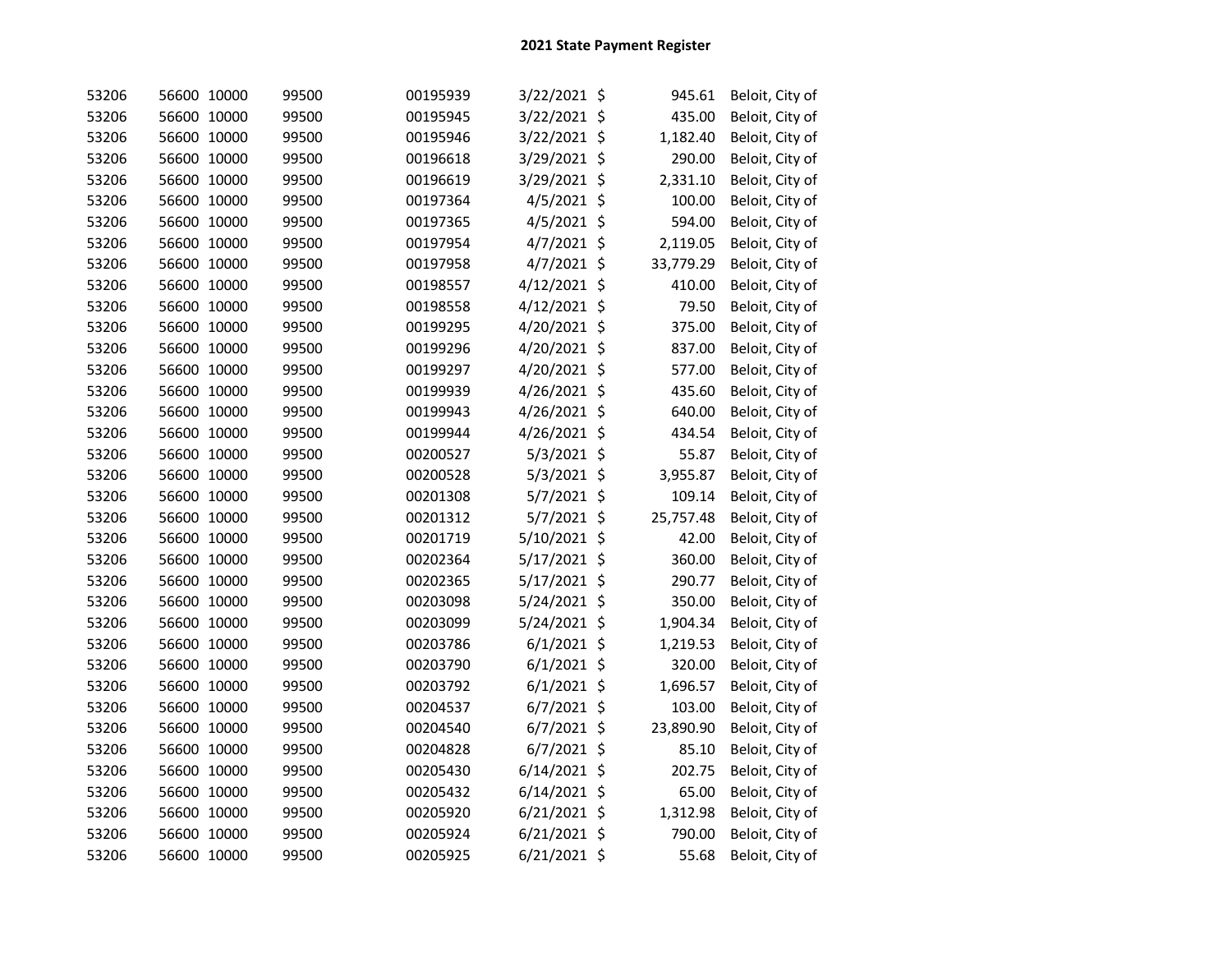# 2021 State Payment Register

| | | | | | | | |
|---|---|---|---|---|---|---|---|
| 53206 | 56600 | 10000 | 99500 | 00195939 | 3/22/2021 | $ 945.61 | Beloit, City of |
| 53206 | 56600 | 10000 | 99500 | 00195945 | 3/22/2021 | $ 435.00 | Beloit, City of |
| 53206 | 56600 | 10000 | 99500 | 00195946 | 3/22/2021 | $ 1,182.40 | Beloit, City of |
| 53206 | 56600 | 10000 | 99500 | 00196618 | 3/29/2021 | $ 290.00 | Beloit, City of |
| 53206 | 56600 | 10000 | 99500 | 00196619 | 3/29/2021 | $ 2,331.10 | Beloit, City of |
| 53206 | 56600 | 10000 | 99500 | 00197364 | 4/5/2021 | $ 100.00 | Beloit, City of |
| 53206 | 56600 | 10000 | 99500 | 00197365 | 4/5/2021 | $ 594.00 | Beloit, City of |
| 53206 | 56600 | 10000 | 99500 | 00197954 | 4/7/2021 | $ 2,119.05 | Beloit, City of |
| 53206 | 56600 | 10000 | 99500 | 00197958 | 4/7/2021 | $ 33,779.29 | Beloit, City of |
| 53206 | 56600 | 10000 | 99500 | 00198557 | 4/12/2021 | $ 410.00 | Beloit, City of |
| 53206 | 56600 | 10000 | 99500 | 00198558 | 4/12/2021 | $ 79.50 | Beloit, City of |
| 53206 | 56600 | 10000 | 99500 | 00199295 | 4/20/2021 | $ 375.00 | Beloit, City of |
| 53206 | 56600 | 10000 | 99500 | 00199296 | 4/20/2021 | $ 837.00 | Beloit, City of |
| 53206 | 56600 | 10000 | 99500 | 00199297 | 4/20/2021 | $ 577.00 | Beloit, City of |
| 53206 | 56600 | 10000 | 99500 | 00199939 | 4/26/2021 | $ 435.60 | Beloit, City of |
| 53206 | 56600 | 10000 | 99500 | 00199943 | 4/26/2021 | $ 640.00 | Beloit, City of |
| 53206 | 56600 | 10000 | 99500 | 00199944 | 4/26/2021 | $ 434.54 | Beloit, City of |
| 53206 | 56600 | 10000 | 99500 | 00200527 | 5/3/2021 | $ 55.87 | Beloit, City of |
| 53206 | 56600 | 10000 | 99500 | 00200528 | 5/3/2021 | $ 3,955.87 | Beloit, City of |
| 53206 | 56600 | 10000 | 99500 | 00201308 | 5/7/2021 | $ 109.14 | Beloit, City of |
| 53206 | 56600 | 10000 | 99500 | 00201312 | 5/7/2021 | $ 25,757.48 | Beloit, City of |
| 53206 | 56600 | 10000 | 99500 | 00201719 | 5/10/2021 | $ 42.00 | Beloit, City of |
| 53206 | 56600 | 10000 | 99500 | 00202364 | 5/17/2021 | $ 360.00 | Beloit, City of |
| 53206 | 56600 | 10000 | 99500 | 00202365 | 5/17/2021 | $ 290.77 | Beloit, City of |
| 53206 | 56600 | 10000 | 99500 | 00203098 | 5/24/2021 | $ 350.00 | Beloit, City of |
| 53206 | 56600 | 10000 | 99500 | 00203099 | 5/24/2021 | $ 1,904.34 | Beloit, City of |
| 53206 | 56600 | 10000 | 99500 | 00203786 | 6/1/2021 | $ 1,219.53 | Beloit, City of |
| 53206 | 56600 | 10000 | 99500 | 00203790 | 6/1/2021 | $ 320.00 | Beloit, City of |
| 53206 | 56600 | 10000 | 99500 | 00203792 | 6/1/2021 | $ 1,696.57 | Beloit, City of |
| 53206 | 56600 | 10000 | 99500 | 00204537 | 6/7/2021 | $ 103.00 | Beloit, City of |
| 53206 | 56600 | 10000 | 99500 | 00204540 | 6/7/2021 | $ 23,890.90 | Beloit, City of |
| 53206 | 56600 | 10000 | 99500 | 00204828 | 6/7/2021 | $ 85.10 | Beloit, City of |
| 53206 | 56600 | 10000 | 99500 | 00205430 | 6/14/2021 | $ 202.75 | Beloit, City of |
| 53206 | 56600 | 10000 | 99500 | 00205432 | 6/14/2021 | $ 65.00 | Beloit, City of |
| 53206 | 56600 | 10000 | 99500 | 00205920 | 6/21/2021 | $ 1,312.98 | Beloit, City of |
| 53206 | 56600 | 10000 | 99500 | 00205924 | 6/21/2021 | $ 790.00 | Beloit, City of |
| 53206 | 56600 | 10000 | 99500 | 00205925 | 6/21/2021 | $ 55.68 | Beloit, City of |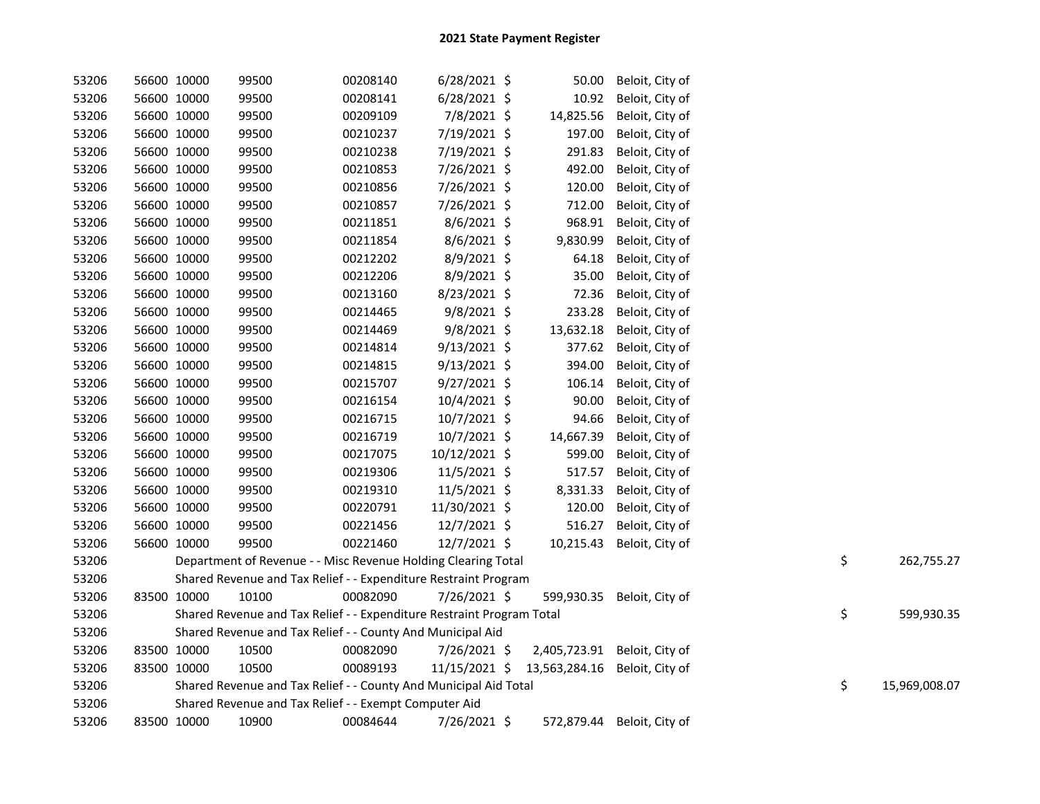# 2021 State Payment Register

| | | | | | | | | | |
|---|---|---|---|---|---|---|---|---|---|
| 53206 | 56600 | 10000 | 99500 | 00208140 | 6/28/2021 | $ | 50.00 | Beloit, City of | |
| 53206 | 56600 | 10000 | 99500 | 00208141 | 6/28/2021 | $ | 10.92 | Beloit, City of | |
| 53206 | 56600 | 10000 | 99500 | 00209109 | 7/8/2021 | $ | 14,825.56 | Beloit, City of | |
| 53206 | 56600 | 10000 | 99500 | 00210237 | 7/19/2021 | $ | 197.00 | Beloit, City of | |
| 53206 | 56600 | 10000 | 99500 | 00210238 | 7/19/2021 | $ | 291.83 | Beloit, City of | |
| 53206 | 56600 | 10000 | 99500 | 00210853 | 7/26/2021 | $ | 492.00 | Beloit, City of | |
| 53206 | 56600 | 10000 | 99500 | 00210856 | 7/26/2021 | $ | 120.00 | Beloit, City of | |
| 53206 | 56600 | 10000 | 99500 | 00210857 | 7/26/2021 | $ | 712.00 | Beloit, City of | |
| 53206 | 56600 | 10000 | 99500 | 00211851 | 8/6/2021 | $ | 968.91 | Beloit, City of | |
| 53206 | 56600 | 10000 | 99500 | 00211854 | 8/6/2021 | $ | 9,830.99 | Beloit, City of | |
| 53206 | 56600 | 10000 | 99500 | 00212202 | 8/9/2021 | $ | 64.18 | Beloit, City of | |
| 53206 | 56600 | 10000 | 99500 | 00212206 | 8/9/2021 | $ | 35.00 | Beloit, City of | |
| 53206 | 56600 | 10000 | 99500 | 00213160 | 8/23/2021 | $ | 72.36 | Beloit, City of | |
| 53206 | 56600 | 10000 | 99500 | 00214465 | 9/8/2021 | $ | 233.28 | Beloit, City of | |
| 53206 | 56600 | 10000 | 99500 | 00214469 | 9/8/2021 | $ | 13,632.18 | Beloit, City of | |
| 53206 | 56600 | 10000 | 99500 | 00214814 | 9/13/2021 | $ | 377.62 | Beloit, City of | |
| 53206 | 56600 | 10000 | 99500 | 00214815 | 9/13/2021 | $ | 394.00 | Beloit, City of | |
| 53206 | 56600 | 10000 | 99500 | 00215707 | 9/27/2021 | $ | 106.14 | Beloit, City of | |
| 53206 | 56600 | 10000 | 99500 | 00216154 | 10/4/2021 | $ | 90.00 | Beloit, City of | |
| 53206 | 56600 | 10000 | 99500 | 00216715 | 10/7/2021 | $ | 94.66 | Beloit, City of | |
| 53206 | 56600 | 10000 | 99500 | 00216719 | 10/7/2021 | $ | 14,667.39 | Beloit, City of | |
| 53206 | 56600 | 10000 | 99500 | 00217075 | 10/12/2021 | $ | 599.00 | Beloit, City of | |
| 53206 | 56600 | 10000 | 99500 | 00219306 | 11/5/2021 | $ | 517.57 | Beloit, City of | |
| 53206 | 56600 | 10000 | 99500 | 00219310 | 11/5/2021 | $ | 8,331.33 | Beloit, City of | |
| 53206 | 56600 | 10000 | 99500 | 00220791 | 11/30/2021 | $ | 120.00 | Beloit, City of | |
| 53206 | 56600 | 10000 | 99500 | 00221456 | 12/7/2021 | $ | 516.27 | Beloit, City of | |
| 53206 | 56600 | 10000 | 99500 | 00221460 | 12/7/2021 | $ | 10,215.43 | Beloit, City of | |
| 53206 | Department of Revenue - - Misc Revenue Holding Clearing Total | | | | | | | | $ 262,755.27 |
| 53206 | Shared Revenue and Tax Relief - - Expenditure Restraint Program | | | | | | | | |
| 53206 | 83500 | 10000 | 10100 | 00082090 | 7/26/2021 | $ | 599,930.35 | Beloit, City of | |
| 53206 | Shared Revenue and Tax Relief - - Expenditure Restraint Program Total | | | | | | | | $ 599,930.35 |
| 53206 | Shared Revenue and Tax Relief - - County And Municipal Aid | | | | | | | | |
| 53206 | 83500 | 10000 | 10500 | 00082090 | 7/26/2021 | $ | 2,405,723.91 | Beloit, City of | |
| 53206 | 83500 | 10000 | 10500 | 00089193 | 11/15/2021 | $ | 13,563,284.16 | Beloit, City of | |
| 53206 | Shared Revenue and Tax Relief - - County And Municipal Aid Total | | | | | | | | $ 15,969,008.07 |
| 53206 | Shared Revenue and Tax Relief - - Exempt Computer Aid | | | | | | | | |
| 53206 | 83500 | 10000 | 10900 | 00084644 | 7/26/2021 | $ | 572,879.44 | Beloit, City of | |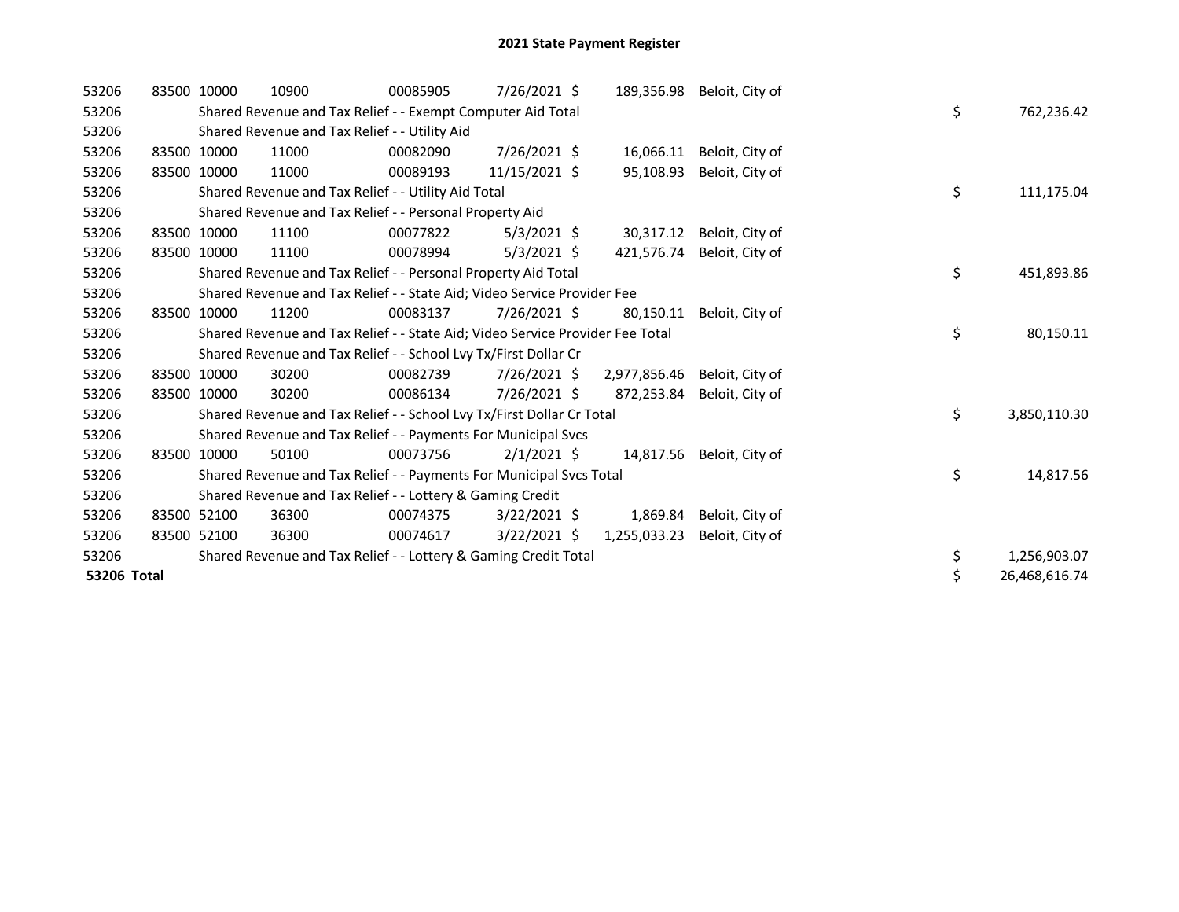# 2021 State Payment Register

| | | | | | | | | |
|---|---|---|---|---|---|---|---|---|
| 53206 | 83500 | 10000 | 10900 | 00085905 | 7/26/2021 | $ 189,356.98 | Beloit, City of | |
| 53206 | | Shared Revenue and Tax Relief - - Exempt Computer Aid Total | | | | | | $ 762,236.42 |
| 53206 | | Shared Revenue and Tax Relief - - Utility Aid | | | | | | |
| 53206 | 83500 | 10000 | 11000 | 00082090 | 7/26/2021 | $ 16,066.11 | Beloit, City of | |
| 53206 | 83500 | 10000 | 11000 | 00089193 | 11/15/2021 | $ 95,108.93 | Beloit, City of | |
| 53206 | | Shared Revenue and Tax Relief - - Utility Aid Total | | | | | | $ 111,175.04 |
| 53206 | | Shared Revenue and Tax Relief - - Personal Property Aid | | | | | | |
| 53206 | 83500 | 10000 | 11100 | 00077822 | 5/3/2021 | $ 30,317.12 | Beloit, City of | |
| 53206 | 83500 | 10000 | 11100 | 00078994 | 5/3/2021 | $ 421,576.74 | Beloit, City of | |
| 53206 | | Shared Revenue and Tax Relief - - Personal Property Aid Total | | | | | | $ 451,893.86 |
| 53206 | | Shared Revenue and Tax Relief - - State Aid; Video Service Provider Fee | | | | | | |
| 53206 | 83500 | 10000 | 11200 | 00083137 | 7/26/2021 | $ 80,150.11 | Beloit, City of | |
| 53206 | | Shared Revenue and Tax Relief - - State Aid; Video Service Provider Fee Total | | | | | | $ 80,150.11 |
| 53206 | | Shared Revenue and Tax Relief - - School Lvy Tx/First Dollar Cr | | | | | | |
| 53206 | 83500 | 10000 | 30200 | 00082739 | 7/26/2021 | $ 2,977,856.46 | Beloit, City of | |
| 53206 | 83500 | 10000 | 30200 | 00086134 | 7/26/2021 | $ 872,253.84 | Beloit, City of | |
| 53206 | | Shared Revenue and Tax Relief - - School Lvy Tx/First Dollar Cr Total | | | | | | $ 3,850,110.30 |
| 53206 | | Shared Revenue and Tax Relief - - Payments For Municipal Svcs | | | | | | |
| 53206 | 83500 | 10000 | 50100 | 00073756 | 2/1/2021 | $ 14,817.56 | Beloit, City of | |
| 53206 | | Shared Revenue and Tax Relief - - Payments For Municipal Svcs Total | | | | | | $ 14,817.56 |
| 53206 | | Shared Revenue and Tax Relief - - Lottery & Gaming Credit | | | | | | |
| 53206 | 83500 | 52100 | 36300 | 00074375 | 3/22/2021 | $ 1,869.84 | Beloit, City of | |
| 53206 | 83500 | 52100 | 36300 | 00074617 | 3/22/2021 | $ 1,255,033.23 | Beloit, City of | |
| 53206 | | Shared Revenue and Tax Relief - - Lottery & Gaming Credit Total | | | | | | $ 1,256,903.07 |
| **53206 Total** | | | | | | | | $ 26,468,616.74 |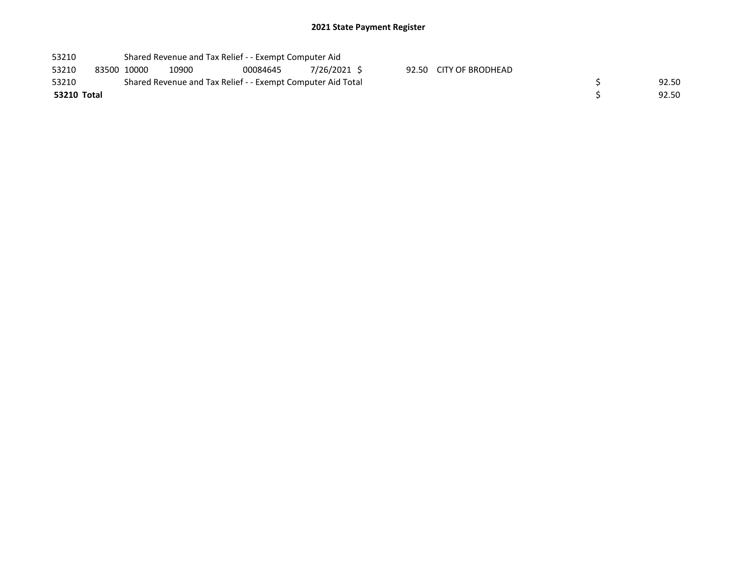## 2021 State Payment Register

| | | | | | | | | | |
|---|---|---|---|---|---|---|---|---|---|
| 53210 | | Shared Revenue and Tax Relief - - Exempt Computer Aid | | | | | | | |
| 53210 | 83500 | 10000 | 10900 | 00084645 | 7/26/2021 | $ 92.50 | CITY OF BRODHEAD | | |
| 53210 | | Shared Revenue and Tax Relief - - Exempt Computer Aid Total | | | | | | $ | 92.50 |
| **53210 Total** | | | | | | | | $ | 92.50 |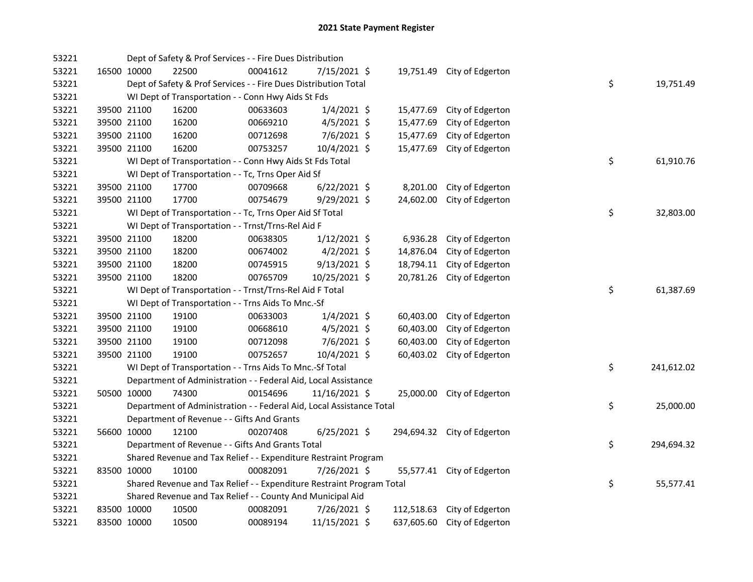# 2021 State Payment Register

| | | | | | | | | | |
|---|---|---|---|---|---|---|---|---|---|
| 53221 | | | Dept of Safety & Prof Services - - Fire Dues Distribution | | | | | | |
| 53221 | 16500 | 10000 | 22500 | 00041612 | 7/15/2021 | $ 19,751.49 | City of Edgerton | | |
| 53221 | | | Dept of Safety & Prof Services - - Fire Dues Distribution Total | | | | | $ | 19,751.49 |
| 53221 | | | WI Dept of Transportation - - Conn Hwy Aids St Fds | | | | | | |
| 53221 | 39500 | 21100 | 16200 | 00633603 | 1/4/2021 | $ 15,477.69 | City of Edgerton | | |
| 53221 | 39500 | 21100 | 16200 | 00669210 | 4/5/2021 | $ 15,477.69 | City of Edgerton | | |
| 53221 | 39500 | 21100 | 16200 | 00712698 | 7/6/2021 | $ 15,477.69 | City of Edgerton | | |
| 53221 | 39500 | 21100 | 16200 | 00753257 | 10/4/2021 | $ 15,477.69 | City of Edgerton | | |
| 53221 | | | WI Dept of Transportation - - Conn Hwy Aids St Fds Total | | | | | $ | 61,910.76 |
| 53221 | | | WI Dept of Transportation - - Tc, Trns Oper Aid Sf | | | | | | |
| 53221 | 39500 | 21100 | 17700 | 00709668 | 6/22/2021 | $ 8,201.00 | City of Edgerton | | |
| 53221 | 39500 | 21100 | 17700 | 00754679 | 9/29/2021 | $ 24,602.00 | City of Edgerton | | |
| 53221 | | | WI Dept of Transportation - - Tc, Trns Oper Aid Sf Total | | | | | $ | 32,803.00 |
| 53221 | | | WI Dept of Transportation - - Trnst/Trns-Rel Aid F | | | | | | |
| 53221 | 39500 | 21100 | 18200 | 00638305 | 1/12/2021 | $ 6,936.28 | City of Edgerton | | |
| 53221 | 39500 | 21100 | 18200 | 00674002 | 4/2/2021 | $ 14,876.04 | City of Edgerton | | |
| 53221 | 39500 | 21100 | 18200 | 00745915 | 9/13/2021 | $ 18,794.11 | City of Edgerton | | |
| 53221 | 39500 | 21100 | 18200 | 00765709 | 10/25/2021 | $ 20,781.26 | City of Edgerton | | |
| 53221 | | | WI Dept of Transportation - - Trnst/Trns-Rel Aid F Total | | | | | $ | 61,387.69 |
| 53221 | | | WI Dept of Transportation - - Trns Aids To Mnc.-Sf | | | | | | |
| 53221 | 39500 | 21100 | 19100 | 00633003 | 1/4/2021 | $ 60,403.00 | City of Edgerton | | |
| 53221 | 39500 | 21100 | 19100 | 00668610 | 4/5/2021 | $ 60,403.00 | City of Edgerton | | |
| 53221 | 39500 | 21100 | 19100 | 00712098 | 7/6/2021 | $ 60,403.00 | City of Edgerton | | |
| 53221 | 39500 | 21100 | 19100 | 00752657 | 10/4/2021 | $ 60,403.02 | City of Edgerton | | |
| 53221 | | | WI Dept of Transportation - - Trns Aids To Mnc.-Sf Total | | | | | $ | 241,612.02 |
| 53221 | | | Department of Administration - - Federal Aid, Local Assistance | | | | | | |
| 53221 | 50500 | 10000 | 74300 | 00154696 | 11/16/2021 | $ 25,000.00 | City of Edgerton | | |
| 53221 | | | Department of Administration - - Federal Aid, Local Assistance Total | | | | | $ | 25,000.00 |
| 53221 | | | Department of Revenue - - Gifts And Grants | | | | | | |
| 53221 | 56600 | 10000 | 12100 | 00207408 | 6/25/2021 | $ 294,694.32 | City of Edgerton | | |
| 53221 | | | Department of Revenue - - Gifts And Grants Total | | | | | $ | 294,694.32 |
| 53221 | | | Shared Revenue and Tax Relief - - Expenditure Restraint Program | | | | | | |
| 53221 | 83500 | 10000 | 10100 | 00082091 | 7/26/2021 | $ 55,577.41 | City of Edgerton | | |
| 53221 | | | Shared Revenue and Tax Relief - - Expenditure Restraint Program Total | | | | | $ | 55,577.41 |
| 53221 | | | Shared Revenue and Tax Relief - - County And Municipal Aid | | | | | | |
| 53221 | 83500 | 10000 | 10500 | 00082091 | 7/26/2021 | $ 112,518.63 | City of Edgerton | | |
| 53221 | 83500 | 10000 | 10500 | 00089194 | 11/15/2021 | $ 637,605.60 | City of Edgerton | | |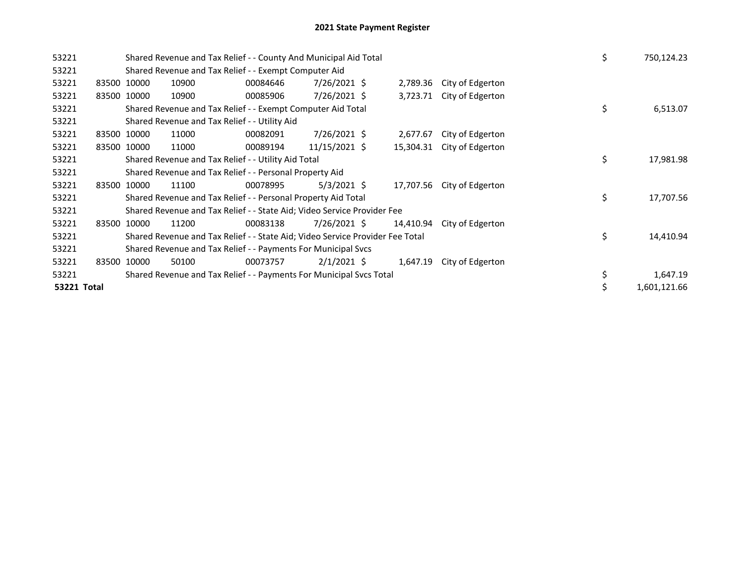# 2021 State Payment Register

| | | | | | | | | | |
|---|---|---|---|---|---|---|---|---|---|
| 53221 | | | Shared Revenue and Tax Relief - - County And Municipal Aid Total | | | | | $ | 750,124.23 |
| 53221 | | | Shared Revenue and Tax Relief - - Exempt Computer Aid | | | | | | |
| 53221 | 83500 | 10000 | 10900 | 00084646 | 7/26/2021 $ | 2,789.36 | City of Edgerton | | |
| 53221 | 83500 | 10000 | 10900 | 00085906 | 7/26/2021 $ | 3,723.71 | City of Edgerton | | |
| 53221 | | | Shared Revenue and Tax Relief - - Exempt Computer Aid Total | | | | | $ | 6,513.07 |
| 53221 | | | Shared Revenue and Tax Relief - - Utility Aid | | | | | | |
| 53221 | 83500 | 10000 | 11000 | 00082091 | 7/26/2021 $ | 2,677.67 | City of Edgerton | | |
| 53221 | 83500 | 10000 | 11000 | 00089194 | 11/15/2021 $ | 15,304.31 | City of Edgerton | | |
| 53221 | | | Shared Revenue and Tax Relief - - Utility Aid Total | | | | | $ | 17,981.98 |
| 53221 | | | Shared Revenue and Tax Relief - - Personal Property Aid | | | | | | |
| 53221 | 83500 | 10000 | 11100 | 00078995 | 5/3/2021 $ | 17,707.56 | City of Edgerton | | |
| 53221 | | | Shared Revenue and Tax Relief - - Personal Property Aid Total | | | | | $ | 17,707.56 |
| 53221 | | | Shared Revenue and Tax Relief - - State Aid; Video Service Provider Fee | | | | | | |
| 53221 | 83500 | 10000 | 11200 | 00083138 | 7/26/2021 $ | 14,410.94 | City of Edgerton | | |
| 53221 | | | Shared Revenue and Tax Relief - - State Aid; Video Service Provider Fee Total | | | | | $ | 14,410.94 |
| 53221 | | | Shared Revenue and Tax Relief - - Payments For Municipal Svcs | | | | | | |
| 53221 | 83500 | 10000 | 50100 | 00073757 | 2/1/2021 $ | 1,647.19 | City of Edgerton | | |
| 53221 | | | Shared Revenue and Tax Relief - - Payments For Municipal Svcs Total | | | | | $ | 1,647.19 |
| **53221 Total** | | | | | | | | $ | 1,601,121.66 |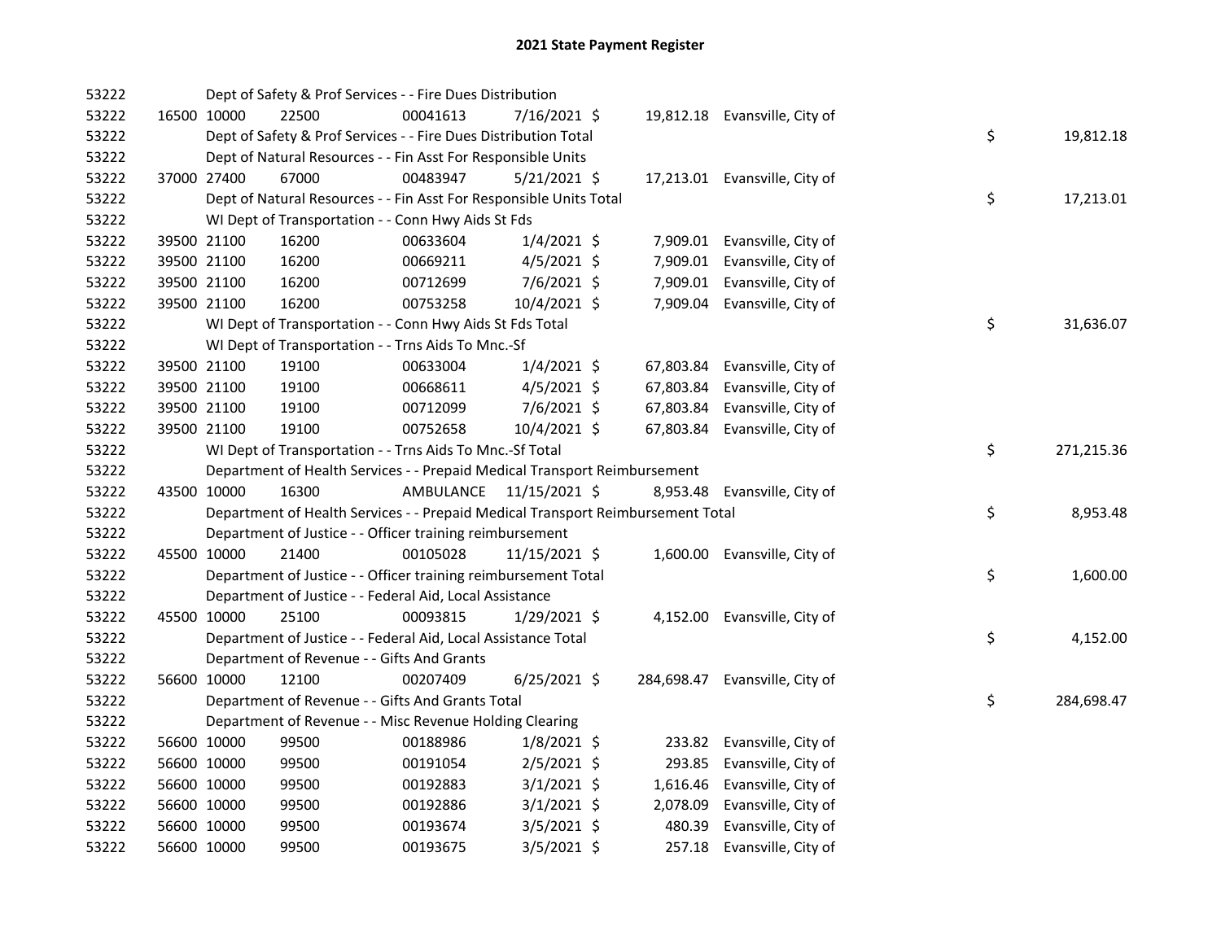# 2021 State Payment Register

| | | | | | | | | | |
|---|---|---|---|---|---|---|---|---|---|
| 53222 | | | Dept of Safety & Prof Services - - Fire Dues Distribution | | | | | | |
| 53222 | 16500 | 10000 | 22500 | 00041613 | 7/16/2021 | $ 19,812.18 | Evansville, City of | | |
| 53222 | | | Dept of Safety & Prof Services - - Fire Dues Distribution Total | | | | | $ | 19,812.18 |
| 53222 | | | Dept of Natural Resources - - Fin Asst For Responsible Units | | | | | | |
| 53222 | 37000 | 27400 | 67000 | 00483947 | 5/21/2021 | $ 17,213.01 | Evansville, City of | | |
| 53222 | | | Dept of Natural Resources - - Fin Asst For Responsible Units Total | | | | | $ | 17,213.01 |
| 53222 | | | WI Dept of Transportation - - Conn Hwy Aids St Fds | | | | | | |
| 53222 | 39500 | 21100 | 16200 | 00633604 | 1/4/2021 | $ 7,909.01 | Evansville, City of | | |
| 53222 | 39500 | 21100 | 16200 | 00669211 | 4/5/2021 | $ 7,909.01 | Evansville, City of | | |
| 53222 | 39500 | 21100 | 16200 | 00712699 | 7/6/2021 | $ 7,909.01 | Evansville, City of | | |
| 53222 | 39500 | 21100 | 16200 | 00753258 | 10/4/2021 | $ 7,909.04 | Evansville, City of | | |
| 53222 | | | WI Dept of Transportation - - Conn Hwy Aids St Fds Total | | | | | $ | 31,636.07 |
| 53222 | | | WI Dept of Transportation - - Trns Aids To Mnc.-Sf | | | | | | |
| 53222 | 39500 | 21100 | 19100 | 00633004 | 1/4/2021 | $ 67,803.84 | Evansville, City of | | |
| 53222 | 39500 | 21100 | 19100 | 00668611 | 4/5/2021 | $ 67,803.84 | Evansville, City of | | |
| 53222 | 39500 | 21100 | 19100 | 00712099 | 7/6/2021 | $ 67,803.84 | Evansville, City of | | |
| 53222 | 39500 | 21100 | 19100 | 00752658 | 10/4/2021 | $ 67,803.84 | Evansville, City of | | |
| 53222 | | | WI Dept of Transportation - - Trns Aids To Mnc.-Sf Total | | | | | $ | 271,215.36 |
| 53222 | | | Department of Health Services - - Prepaid Medical Transport Reimbursement | | | | | | |
| 53222 | 43500 | 10000 | 16300 | AMBULANCE | 11/15/2021 | $ 8,953.48 | Evansville, City of | | |
| 53222 | | | Department of Health Services - - Prepaid Medical Transport Reimbursement Total | | | | | $ | 8,953.48 |
| 53222 | | | Department of Justice - - Officer training reimbursement | | | | | | |
| 53222 | 45500 | 10000 | 21400 | 00105028 | 11/15/2021 | $ 1,600.00 | Evansville, City of | | |
| 53222 | | | Department of Justice - - Officer training reimbursement Total | | | | | $ | 1,600.00 |
| 53222 | | | Department of Justice - - Federal Aid, Local Assistance | | | | | | |
| 53222 | 45500 | 10000 | 25100 | 00093815 | 1/29/2021 | $ 4,152.00 | Evansville, City of | | |
| 53222 | | | Department of Justice - - Federal Aid, Local Assistance Total | | | | | $ | 4,152.00 |
| 53222 | | | Department of Revenue - - Gifts And Grants | | | | | | |
| 53222 | 56600 | 10000 | 12100 | 00207409 | 6/25/2021 | $ 284,698.47 | Evansville, City of | | |
| 53222 | | | Department of Revenue - - Gifts And Grants Total | | | | | $ | 284,698.47 |
| 53222 | | | Department of Revenue - - Misc Revenue Holding Clearing | | | | | | |
| 53222 | 56600 | 10000 | 99500 | 00188986 | 1/8/2021 | $ 233.82 | Evansville, City of | | |
| 53222 | 56600 | 10000 | 99500 | 00191054 | 2/5/2021 | $ 293.85 | Evansville, City of | | |
| 53222 | 56600 | 10000 | 99500 | 00192883 | 3/1/2021 | $ 1,616.46 | Evansville, City of | | |
| 53222 | 56600 | 10000 | 99500 | 00192886 | 3/1/2021 | $ 2,078.09 | Evansville, City of | | |
| 53222 | 56600 | 10000 | 99500 | 00193674 | 3/5/2021 | $ 480.39 | Evansville, City of | | |
| 53222 | 56600 | 10000 | 99500 | 00193675 | 3/5/2021 | $ 257.18 | Evansville, City of | | |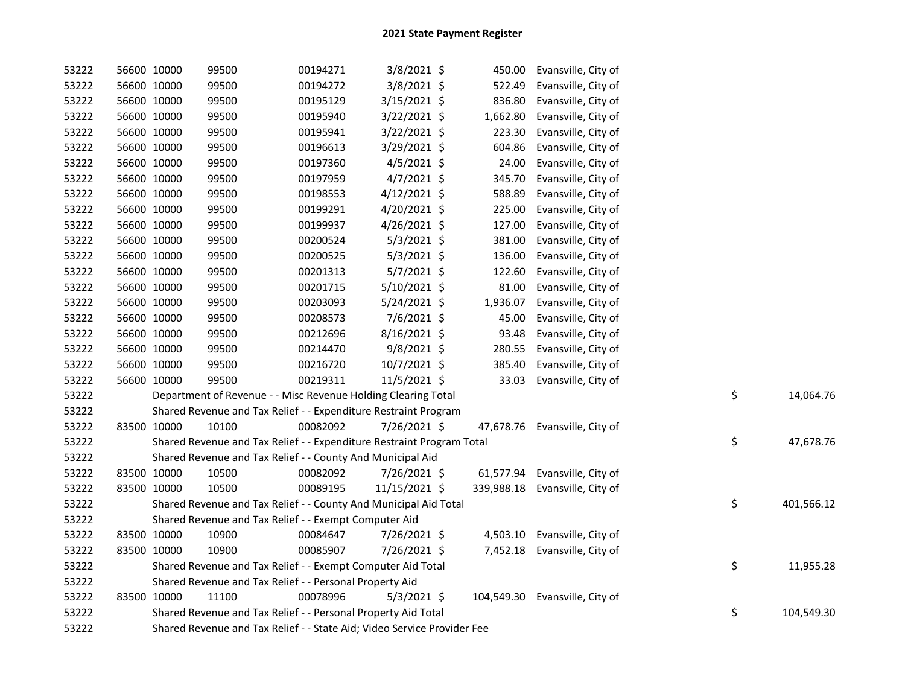# 2021 State Payment Register

| | | | | | | | | | |
|---|---|---|---|---|---|---|---|---|---|
| 53222 | 56600 | 10000 | 99500 | 00194271 | 3/8/2021 | $ 450.00 | Evansville, City of | | |
| 53222 | 56600 | 10000 | 99500 | 00194272 | 3/8/2021 | $ 522.49 | Evansville, City of | | |
| 53222 | 56600 | 10000 | 99500 | 00195129 | 3/15/2021 | $ 836.80 | Evansville, City of | | |
| 53222 | 56600 | 10000 | 99500 | 00195940 | 3/22/2021 | $ 1,662.80 | Evansville, City of | | |
| 53222 | 56600 | 10000 | 99500 | 00195941 | 3/22/2021 | $ 223.30 | Evansville, City of | | |
| 53222 | 56600 | 10000 | 99500 | 00196613 | 3/29/2021 | $ 604.86 | Evansville, City of | | |
| 53222 | 56600 | 10000 | 99500 | 00197360 | 4/5/2021 | $ 24.00 | Evansville, City of | | |
| 53222 | 56600 | 10000 | 99500 | 00197959 | 4/7/2021 | $ 345.70 | Evansville, City of | | |
| 53222 | 56600 | 10000 | 99500 | 00198553 | 4/12/2021 | $ 588.89 | Evansville, City of | | |
| 53222 | 56600 | 10000 | 99500 | 00199291 | 4/20/2021 | $ 225.00 | Evansville, City of | | |
| 53222 | 56600 | 10000 | 99500 | 00199937 | 4/26/2021 | $ 127.00 | Evansville, City of | | |
| 53222 | 56600 | 10000 | 99500 | 00200524 | 5/3/2021 | $ 381.00 | Evansville, City of | | |
| 53222 | 56600 | 10000 | 99500 | 00200525 | 5/3/2021 | $ 136.00 | Evansville, City of | | |
| 53222 | 56600 | 10000 | 99500 | 00201313 | 5/7/2021 | $ 122.60 | Evansville, City of | | |
| 53222 | 56600 | 10000 | 99500 | 00201715 | 5/10/2021 | $ 81.00 | Evansville, City of | | |
| 53222 | 56600 | 10000 | 99500 | 00203093 | 5/24/2021 | $ 1,936.07 | Evansville, City of | | |
| 53222 | 56600 | 10000 | 99500 | 00208573 | 7/6/2021 | $ 45.00 | Evansville, City of | | |
| 53222 | 56600 | 10000 | 99500 | 00212696 | 8/16/2021 | $ 93.48 | Evansville, City of | | |
| 53222 | 56600 | 10000 | 99500 | 00214470 | 9/8/2021 | $ 280.55 | Evansville, City of | | |
| 53222 | 56600 | 10000 | 99500 | 00216720 | 10/7/2021 | $ 385.40 | Evansville, City of | | |
| 53222 | 56600 | 10000 | 99500 | 00219311 | 11/5/2021 | $ 33.03 | Evansville, City of | | |
| 53222 | Department of Revenue - - Misc Revenue Holding Clearing Total | | | | | | | $ | 14,064.76 |
| 53222 | Shared Revenue and Tax Relief - - Expenditure Restraint Program | | | | | | | | |
| 53222 | 83500 | 10000 | 10100 | 00082092 | 7/26/2021 | $ 47,678.76 | Evansville, City of | | |
| 53222 | Shared Revenue and Tax Relief - - Expenditure Restraint Program Total | | | | | | | $ | 47,678.76 |
| 53222 | Shared Revenue and Tax Relief - - County And Municipal Aid | | | | | | | | |
| 53222 | 83500 | 10000 | 10500 | 00082092 | 7/26/2021 | $ 61,577.94 | Evansville, City of | | |
| 53222 | 83500 | 10000 | 10500 | 00089195 | 11/15/2021 | $ 339,988.18 | Evansville, City of | | |
| 53222 | Shared Revenue and Tax Relief - - County And Municipal Aid Total | | | | | | | $ | 401,566.12 |
| 53222 | Shared Revenue and Tax Relief - - Exempt Computer Aid | | | | | | | | |
| 53222 | 83500 | 10000 | 10900 | 00084647 | 7/26/2021 | $ 4,503.10 | Evansville, City of | | |
| 53222 | 83500 | 10000 | 10900 | 00085907 | 7/26/2021 | $ 7,452.18 | Evansville, City of | | |
| 53222 | Shared Revenue and Tax Relief - - Exempt Computer Aid Total | | | | | | | $ | 11,955.28 |
| 53222 | Shared Revenue and Tax Relief - - Personal Property Aid | | | | | | | | |
| 53222 | 83500 | 10000 | 11100 | 00078996 | 5/3/2021 | $ 104,549.30 | Evansville, City of | | |
| 53222 | Shared Revenue and Tax Relief - - Personal Property Aid Total | | | | | | | $ | 104,549.30 |
| 53222 | Shared Revenue and Tax Relief - - State Aid; Video Service Provider Fee | | | | | | | | |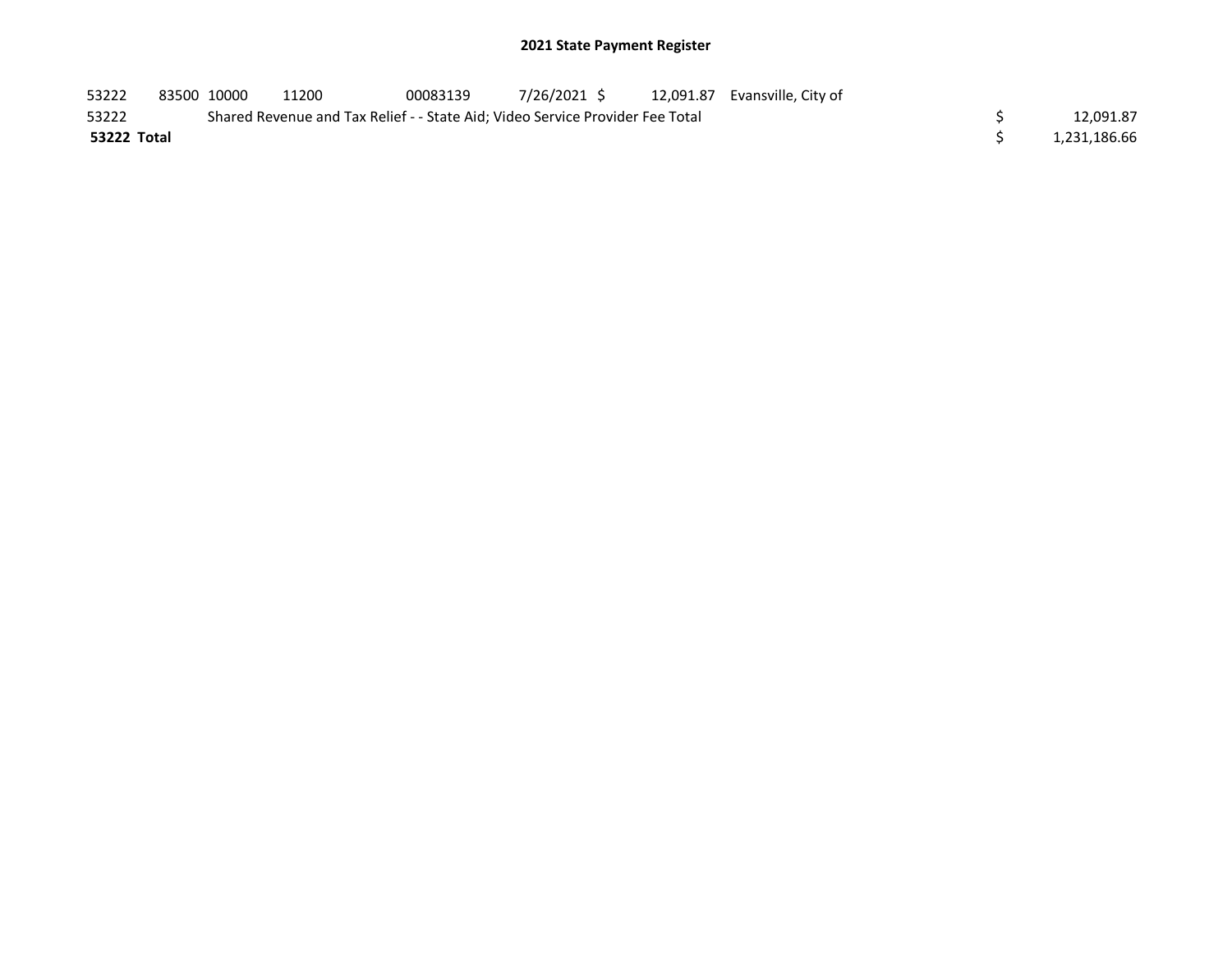## 2021 State Payment Register

| | | | | | | | | | |
|---|---|---|---|---|---|---|---|---|---|
| 53222 | 83500 | 10000 | 11200 | 00083139 | 7/26/2021 | $ 12,091.87 | Evansville, City of | | |
| 53222 | | Shared Revenue and Tax Relief - - State Aid; Video Service Provider Fee Total | | | | | | $ | 12,091.87 |
| **53222 Total** | | | | | | | | $ | 1,231,186.66 |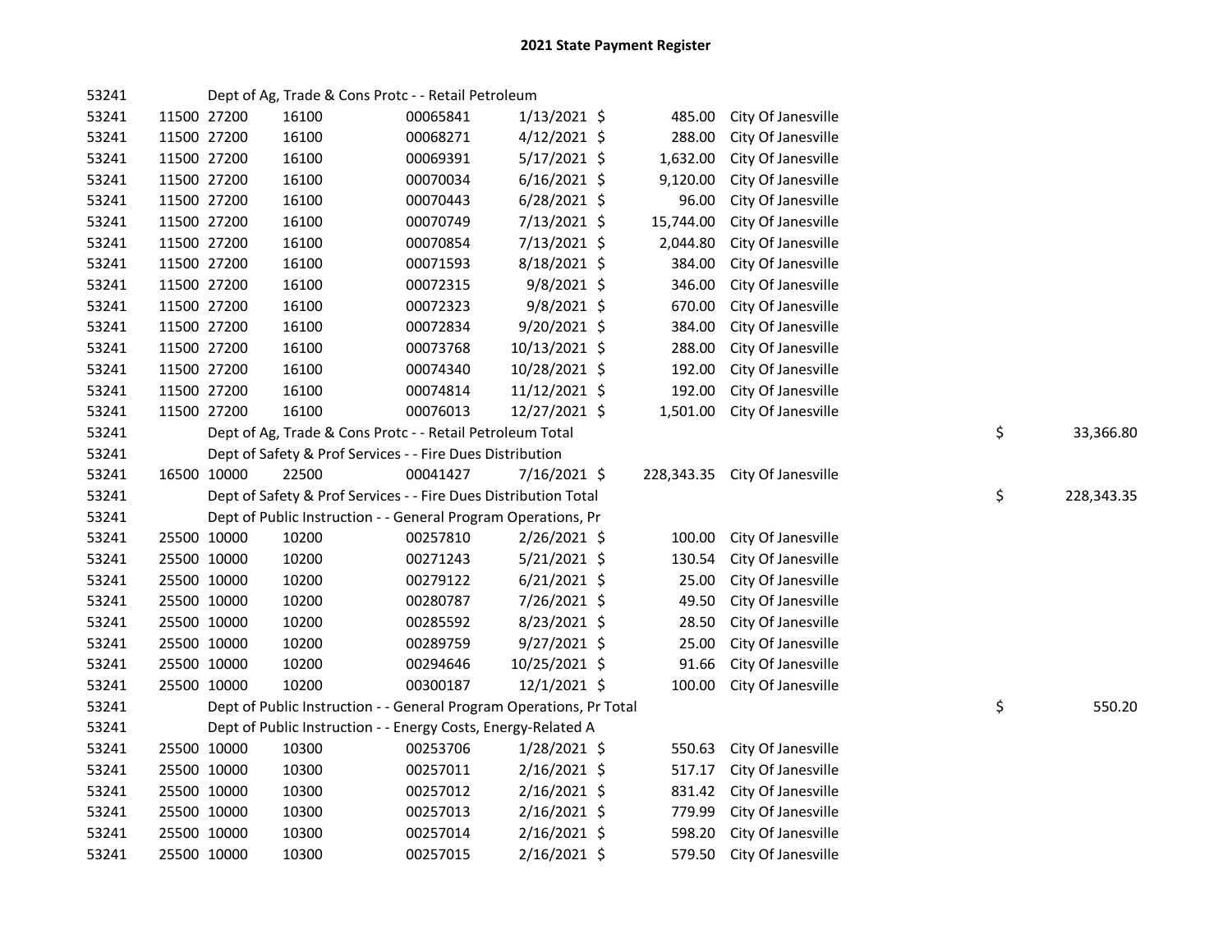# 2021 State Payment Register

| | | | | | | | | | |
|---|---|---|---|---|---|---|---|---|---|
| 53241 | | | Dept of Ag, Trade & Cons Protc - - Retail Petroleum | | | | | | |
| 53241 | 11500 | 27200 | 16100 | 00065841 | 1/13/2021 | $ | 485.00 | City Of Janesville | |
| 53241 | 11500 | 27200 | 16100 | 00068271 | 4/12/2021 | $ | 288.00 | City Of Janesville | |
| 53241 | 11500 | 27200 | 16100 | 00069391 | 5/17/2021 | $ | 1,632.00 | City Of Janesville | |
| 53241 | 11500 | 27200 | 16100 | 00070034 | 6/16/2021 | $ | 9,120.00 | City Of Janesville | |
| 53241 | 11500 | 27200 | 16100 | 00070443 | 6/28/2021 | $ | 96.00 | City Of Janesville | |
| 53241 | 11500 | 27200 | 16100 | 00070749 | 7/13/2021 | $ | 15,744.00 | City Of Janesville | |
| 53241 | 11500 | 27200 | 16100 | 00070854 | 7/13/2021 | $ | 2,044.80 | City Of Janesville | |
| 53241 | 11500 | 27200 | 16100 | 00071593 | 8/18/2021 | $ | 384.00 | City Of Janesville | |
| 53241 | 11500 | 27200 | 16100 | 00072315 | 9/8/2021 | $ | 346.00 | City Of Janesville | |
| 53241 | 11500 | 27200 | 16100 | 00072323 | 9/8/2021 | $ | 670.00 | City Of Janesville | |
| 53241 | 11500 | 27200 | 16100 | 00072834 | 9/20/2021 | $ | 384.00 | City Of Janesville | |
| 53241 | 11500 | 27200 | 16100 | 00073768 | 10/13/2021 | $ | 288.00 | City Of Janesville | |
| 53241 | 11500 | 27200 | 16100 | 00074340 | 10/28/2021 | $ | 192.00 | City Of Janesville | |
| 53241 | 11500 | 27200 | 16100 | 00074814 | 11/12/2021 | $ | 192.00 | City Of Janesville | |
| 53241 | 11500 | 27200 | 16100 | 00076013 | 12/27/2021 | $ | 1,501.00 | City Of Janesville | |
| 53241 | | | Dept of Ag, Trade & Cons Protc - - Retail Petroleum Total | | | | | | $ 33,366.80 |
| 53241 | | | Dept of Safety & Prof Services - - Fire Dues Distribution | | | | | | |
| 53241 | 16500 | 10000 | 22500 | 00041427 | 7/16/2021 | $ | 228,343.35 | City Of Janesville | |
| 53241 | | | Dept of Safety & Prof Services - - Fire Dues Distribution Total | | | | | | $ 228,343.35 |
| 53241 | | | Dept of Public Instruction - - General Program Operations, Pr | | | | | | |
| 53241 | 25500 | 10000 | 10200 | 00257810 | 2/26/2021 | $ | 100.00 | City Of Janesville | |
| 53241 | 25500 | 10000 | 10200 | 00271243 | 5/21/2021 | $ | 130.54 | City Of Janesville | |
| 53241 | 25500 | 10000 | 10200 | 00279122 | 6/21/2021 | $ | 25.00 | City Of Janesville | |
| 53241 | 25500 | 10000 | 10200 | 00280787 | 7/26/2021 | $ | 49.50 | City Of Janesville | |
| 53241 | 25500 | 10000 | 10200 | 00285592 | 8/23/2021 | $ | 28.50 | City Of Janesville | |
| 53241 | 25500 | 10000 | 10200 | 00289759 | 9/27/2021 | $ | 25.00 | City Of Janesville | |
| 53241 | 25500 | 10000 | 10200 | 00294646 | 10/25/2021 | $ | 91.66 | City Of Janesville | |
| 53241 | 25500 | 10000 | 10200 | 00300187 | 12/1/2021 | $ | 100.00 | City Of Janesville | |
| 53241 | | | Dept of Public Instruction - - General Program Operations, Pr Total | | | | | | $ 550.20 |
| 53241 | | | Dept of Public Instruction - - Energy Costs, Energy-Related A | | | | | | |
| 53241 | 25500 | 10000 | 10300 | 00253706 | 1/28/2021 | $ | 550.63 | City Of Janesville | |
| 53241 | 25500 | 10000 | 10300 | 00257011 | 2/16/2021 | $ | 517.17 | City Of Janesville | |
| 53241 | 25500 | 10000 | 10300 | 00257012 | 2/16/2021 | $ | 831.42 | City Of Janesville | |
| 53241 | 25500 | 10000 | 10300 | 00257013 | 2/16/2021 | $ | 779.99 | City Of Janesville | |
| 53241 | 25500 | 10000 | 10300 | 00257014 | 2/16/2021 | $ | 598.20 | City Of Janesville | |
| 53241 | 25500 | 10000 | 10300 | 00257015 | 2/16/2021 | $ | 579.50 | City Of Janesville | |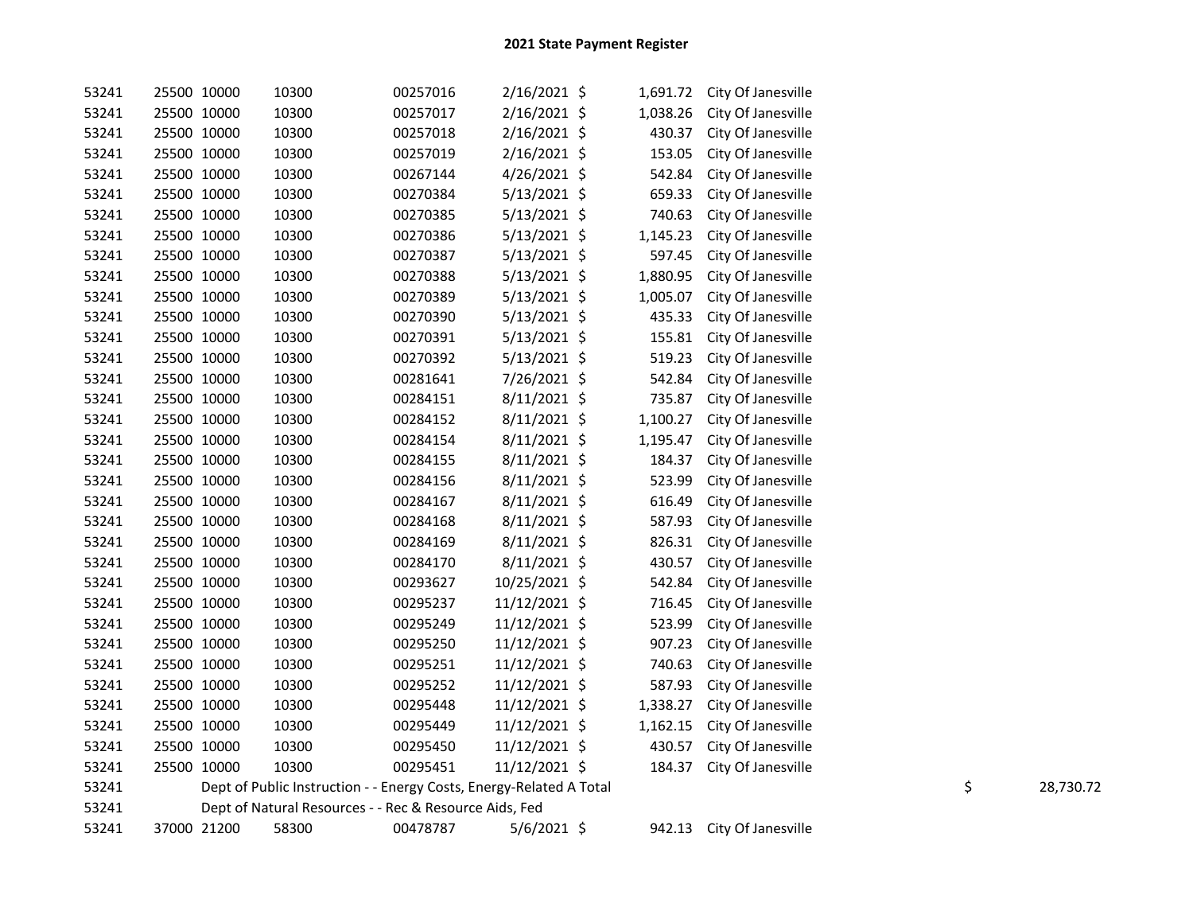# 2021 State Payment Register

| | | | | | | | | | | |
|---|---|---|---|---|---|---|---|---|---|---|
| 53241 | 25500 | 10000 | 10300 | 00257016 | 2/16/2021 | $ | 1,691.72 | City Of Janesville | | |
| 53241 | 25500 | 10000 | 10300 | 00257017 | 2/16/2021 | $ | 1,038.26 | City Of Janesville | | |
| 53241 | 25500 | 10000 | 10300 | 00257018 | 2/16/2021 | $ | 430.37 | City Of Janesville | | |
| 53241 | 25500 | 10000 | 10300 | 00257019 | 2/16/2021 | $ | 153.05 | City Of Janesville | | |
| 53241 | 25500 | 10000 | 10300 | 00267144 | 4/26/2021 | $ | 542.84 | City Of Janesville | | |
| 53241 | 25500 | 10000 | 10300 | 00270384 | 5/13/2021 | $ | 659.33 | City Of Janesville | | |
| 53241 | 25500 | 10000 | 10300 | 00270385 | 5/13/2021 | $ | 740.63 | City Of Janesville | | |
| 53241 | 25500 | 10000 | 10300 | 00270386 | 5/13/2021 | $ | 1,145.23 | City Of Janesville | | |
| 53241 | 25500 | 10000 | 10300 | 00270387 | 5/13/2021 | $ | 597.45 | City Of Janesville | | |
| 53241 | 25500 | 10000 | 10300 | 00270388 | 5/13/2021 | $ | 1,880.95 | City Of Janesville | | |
| 53241 | 25500 | 10000 | 10300 | 00270389 | 5/13/2021 | $ | 1,005.07 | City Of Janesville | | |
| 53241 | 25500 | 10000 | 10300 | 00270390 | 5/13/2021 | $ | 435.33 | City Of Janesville | | |
| 53241 | 25500 | 10000 | 10300 | 00270391 | 5/13/2021 | $ | 155.81 | City Of Janesville | | |
| 53241 | 25500 | 10000 | 10300 | 00270392 | 5/13/2021 | $ | 519.23 | City Of Janesville | | |
| 53241 | 25500 | 10000 | 10300 | 00281641 | 7/26/2021 | $ | 542.84 | City Of Janesville | | |
| 53241 | 25500 | 10000 | 10300 | 00284151 | 8/11/2021 | $ | 735.87 | City Of Janesville | | |
| 53241 | 25500 | 10000 | 10300 | 00284152 | 8/11/2021 | $ | 1,100.27 | City Of Janesville | | |
| 53241 | 25500 | 10000 | 10300 | 00284154 | 8/11/2021 | $ | 1,195.47 | City Of Janesville | | |
| 53241 | 25500 | 10000 | 10300 | 00284155 | 8/11/2021 | $ | 184.37 | City Of Janesville | | |
| 53241 | 25500 | 10000 | 10300 | 00284156 | 8/11/2021 | $ | 523.99 | City Of Janesville | | |
| 53241 | 25500 | 10000 | 10300 | 00284167 | 8/11/2021 | $ | 616.49 | City Of Janesville | | |
| 53241 | 25500 | 10000 | 10300 | 00284168 | 8/11/2021 | $ | 587.93 | City Of Janesville | | |
| 53241 | 25500 | 10000 | 10300 | 00284169 | 8/11/2021 | $ | 826.31 | City Of Janesville | | |
| 53241 | 25500 | 10000 | 10300 | 00284170 | 8/11/2021 | $ | 430.57 | City Of Janesville | | |
| 53241 | 25500 | 10000 | 10300 | 00293627 | 10/25/2021 | $ | 542.84 | City Of Janesville | | |
| 53241 | 25500 | 10000 | 10300 | 00295237 | 11/12/2021 | $ | 716.45 | City Of Janesville | | |
| 53241 | 25500 | 10000 | 10300 | 00295249 | 11/12/2021 | $ | 523.99 | City Of Janesville | | |
| 53241 | 25500 | 10000 | 10300 | 00295250 | 11/12/2021 | $ | 907.23 | City Of Janesville | | |
| 53241 | 25500 | 10000 | 10300 | 00295251 | 11/12/2021 | $ | 740.63 | City Of Janesville | | |
| 53241 | 25500 | 10000 | 10300 | 00295252 | 11/12/2021 | $ | 587.93 | City Of Janesville | | |
| 53241 | 25500 | 10000 | 10300 | 00295448 | 11/12/2021 | $ | 1,338.27 | City Of Janesville | | |
| 53241 | 25500 | 10000 | 10300 | 00295449 | 11/12/2021 | $ | 1,162.15 | City Of Janesville | | |
| 53241 | 25500 | 10000 | 10300 | 00295450 | 11/12/2021 | $ | 430.57 | City Of Janesville | | |
| 53241 | 25500 | 10000 | 10300 | 00295451 | 11/12/2021 | $ | 184.37 | City Of Janesville | | |
| 53241 | | Dept of Public Instruction - - Energy Costs, Energy-Related A Total | | | | | | | $ | 28,730.72 |
| 53241 | | Dept of Natural Resources - - Rec & Resource Aids, Fed | | | | | | | | |
| 53241 | 37000 | 21200 | 58300 | 00478787 | 5/6/2021 | $ | 942.13 | City Of Janesville | | |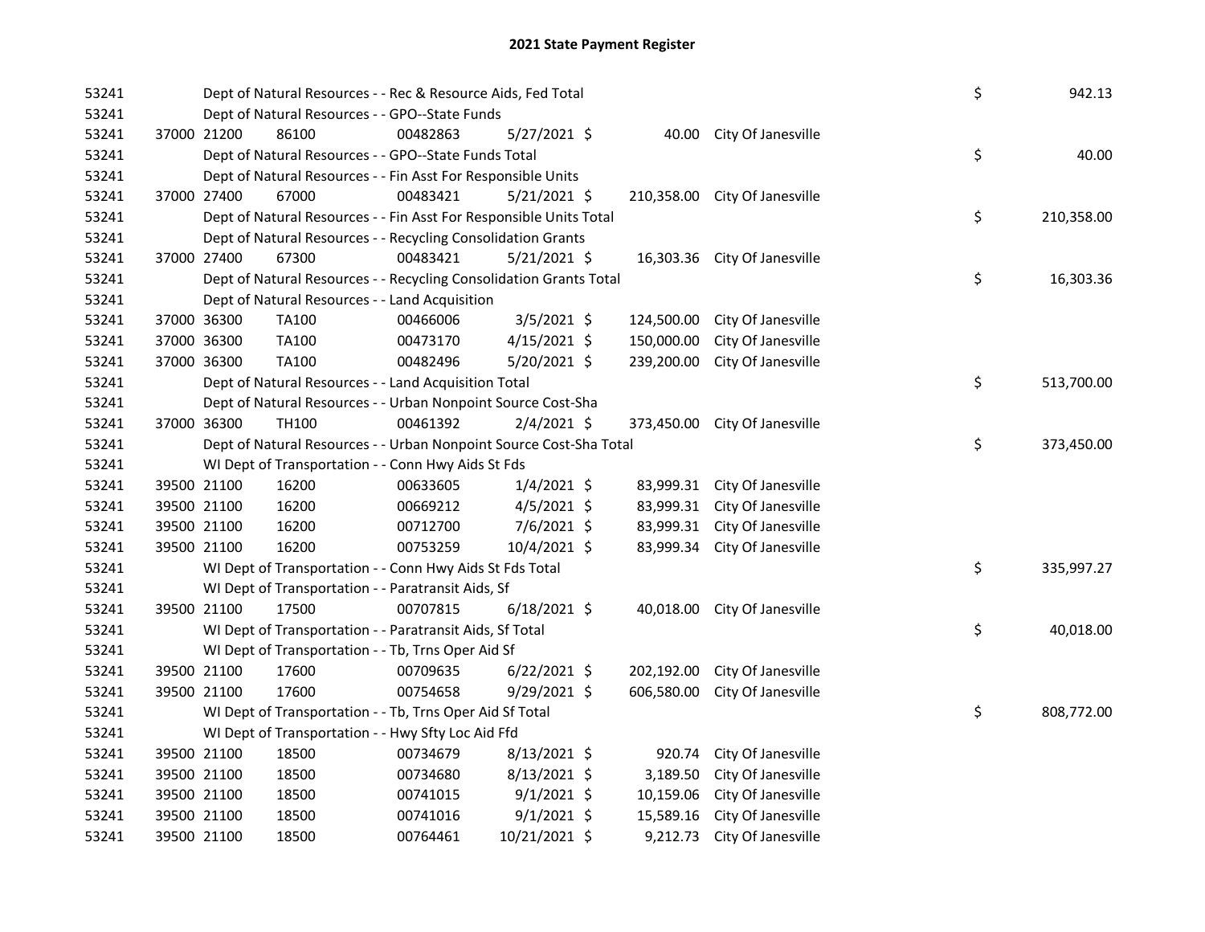## 2021 State Payment Register

| | | | | | | | | |
|---|---|---|---|---|---|---|---|---|
| 53241 | | | Dept of Natural Resources - - Rec & Resource Aids, Fed Total | | | | $ | 942.13 |
| 53241 | | | Dept of Natural Resources - - GPO--State Funds | | | | | |
| 53241 | 37000 21200 | 86100 | 00482863 | 5/27/2021 $ | 40.00 | City Of Janesville | | |
| 53241 | | | Dept of Natural Resources - - GPO--State Funds Total | | | | $ | 40.00 |
| 53241 | | | Dept of Natural Resources - - Fin Asst For Responsible Units | | | | | |
| 53241 | 37000 27400 | 67000 | 00483421 | 5/21/2021 $ | 210,358.00 | City Of Janesville | | |
| 53241 | | | Dept of Natural Resources - - Fin Asst For Responsible Units Total | | | | $ | 210,358.00 |
| 53241 | | | Dept of Natural Resources - - Recycling Consolidation Grants | | | | | |
| 53241 | 37000 27400 | 67300 | 00483421 | 5/21/2021 $ | 16,303.36 | City Of Janesville | | |
| 53241 | | | Dept of Natural Resources - - Recycling Consolidation Grants Total | | | | $ | 16,303.36 |
| 53241 | | | Dept of Natural Resources - - Land Acquisition | | | | | |
| 53241 | 37000 36300 | TA100 | 00466006 | 3/5/2021 $ | 124,500.00 | City Of Janesville | | |
| 53241 | 37000 36300 | TA100 | 00473170 | 4/15/2021 $ | 150,000.00 | City Of Janesville | | |
| 53241 | 37000 36300 | TA100 | 00482496 | 5/20/2021 $ | 239,200.00 | City Of Janesville | | |
| 53241 | | | Dept of Natural Resources - - Land Acquisition Total | | | | $ | 513,700.00 |
| 53241 | | | Dept of Natural Resources - - Urban Nonpoint Source Cost-Sha | | | | | |
| 53241 | 37000 36300 | TH100 | 00461392 | 2/4/2021 $ | 373,450.00 | City Of Janesville | | |
| 53241 | | | Dept of Natural Resources - - Urban Nonpoint Source Cost-Sha Total | | | | $ | 373,450.00 |
| 53241 | | | WI Dept of Transportation - - Conn Hwy Aids St Fds | | | | | |
| 53241 | 39500 21100 | 16200 | 00633605 | 1/4/2021 $ | 83,999.31 | City Of Janesville | | |
| 53241 | 39500 21100 | 16200 | 00669212 | 4/5/2021 $ | 83,999.31 | City Of Janesville | | |
| 53241 | 39500 21100 | 16200 | 00712700 | 7/6/2021 $ | 83,999.31 | City Of Janesville | | |
| 53241 | 39500 21100 | 16200 | 00753259 | 10/4/2021 $ | 83,999.34 | City Of Janesville | | |
| 53241 | | | WI Dept of Transportation - - Conn Hwy Aids St Fds Total | | | | $ | 335,997.27 |
| 53241 | | | WI Dept of Transportation - - Paratransit Aids, Sf | | | | | |
| 53241 | 39500 21100 | 17500 | 00707815 | 6/18/2021 $ | 40,018.00 | City Of Janesville | | |
| 53241 | | | WI Dept of Transportation - - Paratransit Aids, Sf Total | | | | $ | 40,018.00 |
| 53241 | | | WI Dept of Transportation - - Tb, Trns Oper Aid Sf | | | | | |
| 53241 | 39500 21100 | 17600 | 00709635 | 6/22/2021 $ | 202,192.00 | City Of Janesville | | |
| 53241 | 39500 21100 | 17600 | 00754658 | 9/29/2021 $ | 606,580.00 | City Of Janesville | | |
| 53241 | | | WI Dept of Transportation - - Tb, Trns Oper Aid Sf Total | | | | $ | 808,772.00 |
| 53241 | | | WI Dept of Transportation - - Hwy Sfty Loc Aid Ffd | | | | | |
| 53241 | 39500 21100 | 18500 | 00734679 | 8/13/2021 $ | 920.74 | City Of Janesville | | |
| 53241 | 39500 21100 | 18500 | 00734680 | 8/13/2021 $ | 3,189.50 | City Of Janesville | | |
| 53241 | 39500 21100 | 18500 | 00741015 | 9/1/2021 $ | 10,159.06 | City Of Janesville | | |
| 53241 | 39500 21100 | 18500 | 00741016 | 9/1/2021 $ | 15,589.16 | City Of Janesville | | |
| 53241 | 39500 21100 | 18500 | 00764461 | 10/21/2021 $ | 9,212.73 | City Of Janesville | | |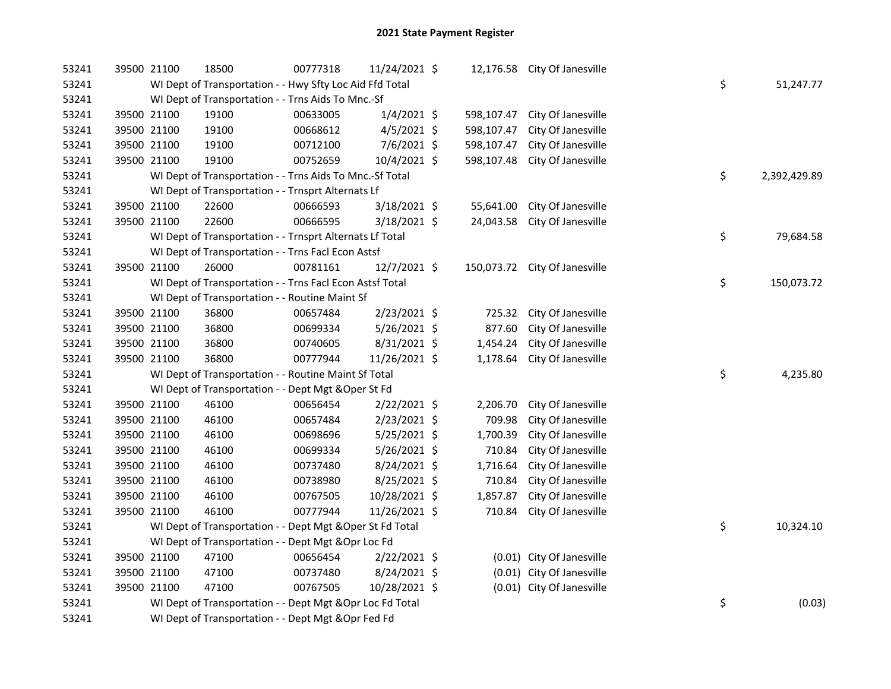# 2021 State Payment Register

| | | | | | | | | | |
|---|---|---|---|---|---|---|---|---|---|
| 53241 | 39500 | 21100 | 18500 | 00777318 | 11/24/2021 | $ | 12,176.58 | City Of Janesville | |
| 53241 | | WI Dept of Transportation - - Hwy Sfty Loc Aid Ffd Total | | | | | | | $ 51,247.77 |
| 53241 | | WI Dept of Transportation - - Trns Aids To Mnc.-Sf | | | | | | | |
| 53241 | 39500 | 21100 | 19100 | 00633005 | 1/4/2021 | $ | 598,107.47 | City Of Janesville | |
| 53241 | 39500 | 21100 | 19100 | 00668612 | 4/5/2021 | $ | 598,107.47 | City Of Janesville | |
| 53241 | 39500 | 21100 | 19100 | 00712100 | 7/6/2021 | $ | 598,107.47 | City Of Janesville | |
| 53241 | 39500 | 21100 | 19100 | 00752659 | 10/4/2021 | $ | 598,107.48 | City Of Janesville | |
| 53241 | | WI Dept of Transportation - - Trns Aids To Mnc.-Sf Total | | | | | | | $ 2,392,429.89 |
| 53241 | | WI Dept of Transportation - - Trnsprt Alternats Lf | | | | | | | |
| 53241 | 39500 | 21100 | 22600 | 00666593 | 3/18/2021 | $ | 55,641.00 | City Of Janesville | |
| 53241 | 39500 | 21100 | 22600 | 00666595 | 3/18/2021 | $ | 24,043.58 | City Of Janesville | |
| 53241 | | WI Dept of Transportation - - Trnsprt Alternats Lf Total | | | | | | | $ 79,684.58 |
| 53241 | | WI Dept of Transportation - - Trns Facl Econ Astsf | | | | | | | |
| 53241 | 39500 | 21100 | 26000 | 00781161 | 12/7/2021 | $ | 150,073.72 | City Of Janesville | |
| 53241 | | WI Dept of Transportation - - Trns Facl Econ Astsf Total | | | | | | | $ 150,073.72 |
| 53241 | | WI Dept of Transportation - - Routine Maint Sf | | | | | | | |
| 53241 | 39500 | 21100 | 36800 | 00657484 | 2/23/2021 | $ | 725.32 | City Of Janesville | |
| 53241 | 39500 | 21100 | 36800 | 00699334 | 5/26/2021 | $ | 877.60 | City Of Janesville | |
| 53241 | 39500 | 21100 | 36800 | 00740605 | 8/31/2021 | $ | 1,454.24 | City Of Janesville | |
| 53241 | 39500 | 21100 | 36800 | 00777944 | 11/26/2021 | $ | 1,178.64 | City Of Janesville | |
| 53241 | | WI Dept of Transportation - - Routine Maint Sf Total | | | | | | | $ 4,235.80 |
| 53241 | | WI Dept of Transportation - - Dept Mgt &Oper St Fd | | | | | | | |
| 53241 | 39500 | 21100 | 46100 | 00656454 | 2/22/2021 | $ | 2,206.70 | City Of Janesville | |
| 53241 | 39500 | 21100 | 46100 | 00657484 | 2/23/2021 | $ | 709.98 | City Of Janesville | |
| 53241 | 39500 | 21100 | 46100 | 00698696 | 5/25/2021 | $ | 1,700.39 | City Of Janesville | |
| 53241 | 39500 | 21100 | 46100 | 00699334 | 5/26/2021 | $ | 710.84 | City Of Janesville | |
| 53241 | 39500 | 21100 | 46100 | 00737480 | 8/24/2021 | $ | 1,716.64 | City Of Janesville | |
| 53241 | 39500 | 21100 | 46100 | 00738980 | 8/25/2021 | $ | 710.84 | City Of Janesville | |
| 53241 | 39500 | 21100 | 46100 | 00767505 | 10/28/2021 | $ | 1,857.87 | City Of Janesville | |
| 53241 | 39500 | 21100 | 46100 | 00777944 | 11/26/2021 | $ | 710.84 | City Of Janesville | |
| 53241 | | WI Dept of Transportation - - Dept Mgt &Oper St Fd Total | | | | | | | $ 10,324.10 |
| 53241 | | WI Dept of Transportation - - Dept Mgt &Opr Loc Fd | | | | | | | |
| 53241 | 39500 | 21100 | 47100 | 00656454 | 2/22/2021 | $ | (0.01) | City Of Janesville | |
| 53241 | 39500 | 21100 | 47100 | 00737480 | 8/24/2021 | $ | (0.01) | City Of Janesville | |
| 53241 | 39500 | 21100 | 47100 | 00767505 | 10/28/2021 | $ | (0.01) | City Of Janesville | |
| 53241 | | WI Dept of Transportation - - Dept Mgt &Opr Loc Fd Total | | | | | | | $ (0.03) |
| 53241 | | WI Dept of Transportation - - Dept Mgt &Opr Fed Fd | | | | | | | |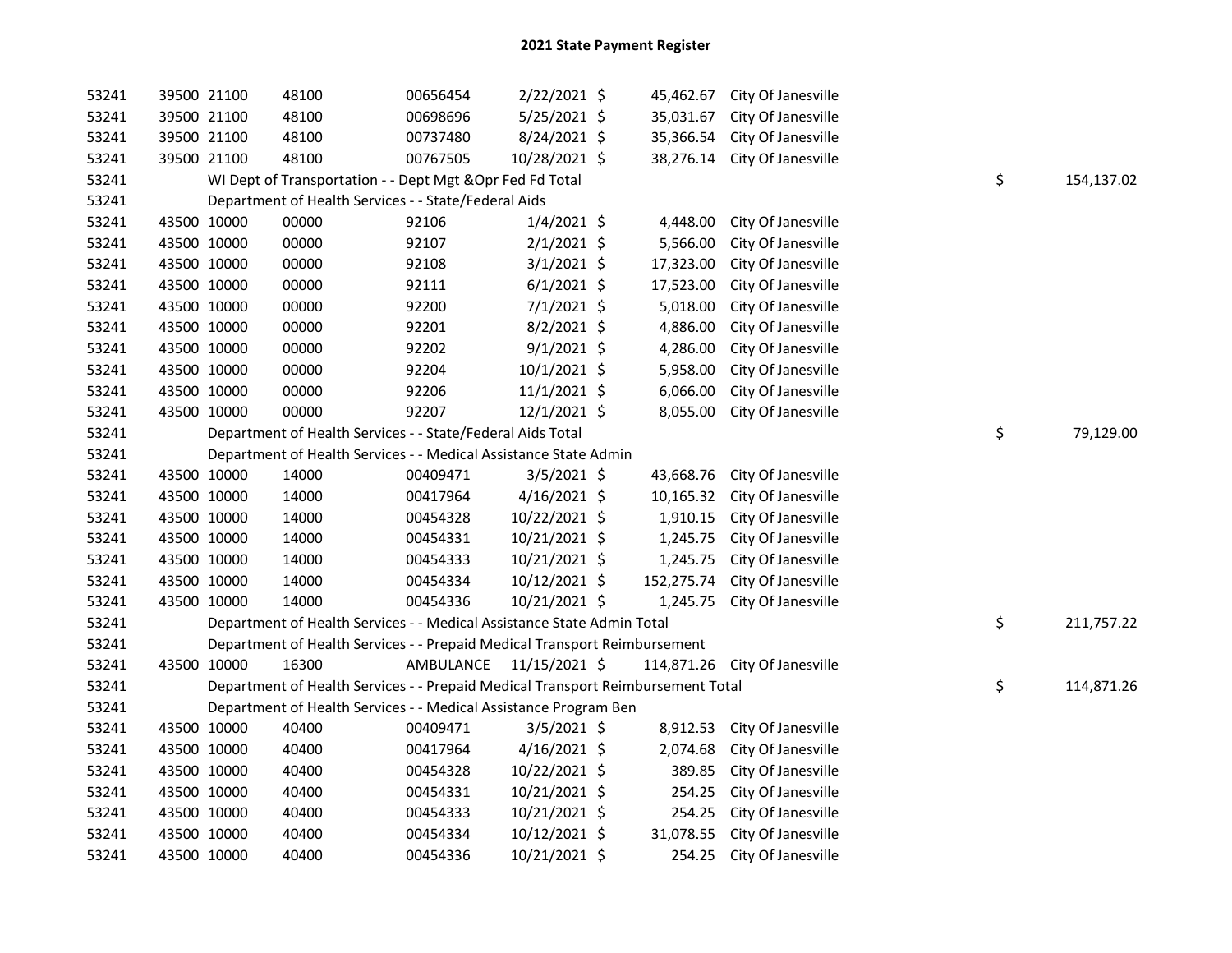# 2021 State Payment Register

| | | | | | | | | | |
|---|---|---|---|---|---|---|---|---|---|
| 53241 | 39500 | 21100 | 48100 | 00656454 | 2/22/2021 | $ 45,462.67 | City Of Janesville | | |
| 53241 | 39500 | 21100 | 48100 | 00698696 | 5/25/2021 | $ 35,031.67 | City Of Janesville | | |
| 53241 | 39500 | 21100 | 48100 | 00737480 | 8/24/2021 | $ 35,366.54 | City Of Janesville | | |
| 53241 | 39500 | 21100 | 48100 | 00767505 | 10/28/2021 | $ 38,276.14 | City Of Janesville | | |
| 53241 | | WI Dept of Transportation - - Dept Mgt &Opr Fed Fd Total | | | | | | $ | 154,137.02 |
| 53241 | | Department of Health Services - - State/Federal Aids | | | | | | | |
| 53241 | 43500 | 10000 | 00000 | 92106 | 1/4/2021 | $ 4,448.00 | City Of Janesville | | |
| 53241 | 43500 | 10000 | 00000 | 92107 | 2/1/2021 | $ 5,566.00 | City Of Janesville | | |
| 53241 | 43500 | 10000 | 00000 | 92108 | 3/1/2021 | $ 17,323.00 | City Of Janesville | | |
| 53241 | 43500 | 10000 | 00000 | 92111 | 6/1/2021 | $ 17,523.00 | City Of Janesville | | |
| 53241 | 43500 | 10000 | 00000 | 92200 | 7/1/2021 | $ 5,018.00 | City Of Janesville | | |
| 53241 | 43500 | 10000 | 00000 | 92201 | 8/2/2021 | $ 4,886.00 | City Of Janesville | | |
| 53241 | 43500 | 10000 | 00000 | 92202 | 9/1/2021 | $ 4,286.00 | City Of Janesville | | |
| 53241 | 43500 | 10000 | 00000 | 92204 | 10/1/2021 | $ 5,958.00 | City Of Janesville | | |
| 53241 | 43500 | 10000 | 00000 | 92206 | 11/1/2021 | $ 6,066.00 | City Of Janesville | | |
| 53241 | 43500 | 10000 | 00000 | 92207 | 12/1/2021 | $ 8,055.00 | City Of Janesville | | |
| 53241 | | Department of Health Services - - State/Federal Aids Total | | | | | | $ | 79,129.00 |
| 53241 | | Department of Health Services - - Medical Assistance State Admin | | | | | | | |
| 53241 | 43500 | 10000 | 14000 | 00409471 | 3/5/2021 | $ 43,668.76 | City Of Janesville | | |
| 53241 | 43500 | 10000 | 14000 | 00417964 | 4/16/2021 | $ 10,165.32 | City Of Janesville | | |
| 53241 | 43500 | 10000 | 14000 | 00454328 | 10/22/2021 | $ 1,910.15 | City Of Janesville | | |
| 53241 | 43500 | 10000 | 14000 | 00454331 | 10/21/2021 | $ 1,245.75 | City Of Janesville | | |
| 53241 | 43500 | 10000 | 14000 | 00454333 | 10/21/2021 | $ 1,245.75 | City Of Janesville | | |
| 53241 | 43500 | 10000 | 14000 | 00454334 | 10/12/2021 | $ 152,275.74 | City Of Janesville | | |
| 53241 | 43500 | 10000 | 14000 | 00454336 | 10/21/2021 | $ 1,245.75 | City Of Janesville | | |
| 53241 | | Department of Health Services - - Medical Assistance State Admin Total | | | | | | $ | 211,757.22 |
| 53241 | | Department of Health Services - - Prepaid Medical Transport Reimbursement | | | | | | | |
| 53241 | 43500 | 10000 | 16300 | AMBULANCE | 11/15/2021 | $ 114,871.26 | City Of Janesville | | |
| 53241 | | Department of Health Services - - Prepaid Medical Transport Reimbursement Total | | | | | | $ | 114,871.26 |
| 53241 | | Department of Health Services - - Medical Assistance Program Ben | | | | | | | |
| 53241 | 43500 | 10000 | 40400 | 00409471 | 3/5/2021 | $ 8,912.53 | City Of Janesville | | |
| 53241 | 43500 | 10000 | 40400 | 00417964 | 4/16/2021 | $ 2,074.68 | City Of Janesville | | |
| 53241 | 43500 | 10000 | 40400 | 00454328 | 10/22/2021 | $ 389.85 | City Of Janesville | | |
| 53241 | 43500 | 10000 | 40400 | 00454331 | 10/21/2021 | $ 254.25 | City Of Janesville | | |
| 53241 | 43500 | 10000 | 40400 | 00454333 | 10/21/2021 | $ 254.25 | City Of Janesville | | |
| 53241 | 43500 | 10000 | 40400 | 00454334 | 10/12/2021 | $ 31,078.55 | City Of Janesville | | |
| 53241 | 43500 | 10000 | 40400 | 00454336 | 10/21/2021 | $ 254.25 | City Of Janesville | | |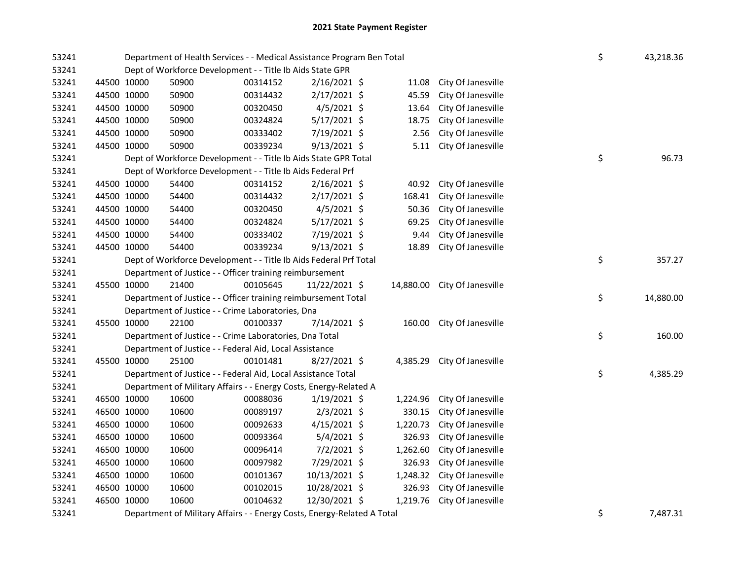# 2021 State Payment Register

| | | | | | | | | | |
|---|---|---|---|---|---|---|---|---|---|
| 53241 | | Department of Health Services - - Medical Assistance Program Ben Total | | | | | | $ | 43,218.36 |
| 53241 | | Dept of Workforce Development - - Title Ib Aids State GPR | | | | | | | |
| 53241 | 44500 | 10000 | 50900 | 00314152 | 2/16/2021 | $ 11.08 | City Of Janesville | | |
| 53241 | 44500 | 10000 | 50900 | 00314432 | 2/17/2021 | $ 45.59 | City Of Janesville | | |
| 53241 | 44500 | 10000 | 50900 | 00320450 | 4/5/2021 | $ 13.64 | City Of Janesville | | |
| 53241 | 44500 | 10000 | 50900 | 00324824 | 5/17/2021 | $ 18.75 | City Of Janesville | | |
| 53241 | 44500 | 10000 | 50900 | 00333402 | 7/19/2021 | $ 2.56 | City Of Janesville | | |
| 53241 | 44500 | 10000 | 50900 | 00339234 | 9/13/2021 | $ 5.11 | City Of Janesville | | |
| 53241 | | Dept of Workforce Development - - Title Ib Aids State GPR Total | | | | | | $ | 96.73 |
| 53241 | | Dept of Workforce Development - - Title Ib Aids Federal Prf | | | | | | | |
| 53241 | 44500 | 10000 | 54400 | 00314152 | 2/16/2021 | $ 40.92 | City Of Janesville | | |
| 53241 | 44500 | 10000 | 54400 | 00314432 | 2/17/2021 | $ 168.41 | City Of Janesville | | |
| 53241 | 44500 | 10000 | 54400 | 00320450 | 4/5/2021 | $ 50.36 | City Of Janesville | | |
| 53241 | 44500 | 10000 | 54400 | 00324824 | 5/17/2021 | $ 69.25 | City Of Janesville | | |
| 53241 | 44500 | 10000 | 54400 | 00333402 | 7/19/2021 | $ 9.44 | City Of Janesville | | |
| 53241 | 44500 | 10000 | 54400 | 00339234 | 9/13/2021 | $ 18.89 | City Of Janesville | | |
| 53241 | | Dept of Workforce Development - - Title Ib Aids Federal Prf Total | | | | | | $ | 357.27 |
| 53241 | | Department of Justice - - Officer training reimbursement | | | | | | | |
| 53241 | 45500 | 10000 | 21400 | 00105645 | 11/22/2021 | $ 14,880.00 | City Of Janesville | | |
| 53241 | | Department of Justice - - Officer training reimbursement Total | | | | | | $ | 14,880.00 |
| 53241 | | Department of Justice - - Crime Laboratories, Dna | | | | | | | |
| 53241 | 45500 | 10000 | 22100 | 00100337 | 7/14/2021 | $ 160.00 | City Of Janesville | | |
| 53241 | | Department of Justice - - Crime Laboratories, Dna Total | | | | | | $ | 160.00 |
| 53241 | | Department of Justice - - Federal Aid, Local Assistance | | | | | | | |
| 53241 | 45500 | 10000 | 25100 | 00101481 | 8/27/2021 | $ 4,385.29 | City Of Janesville | | |
| 53241 | | Department of Justice - - Federal Aid, Local Assistance Total | | | | | | $ | 4,385.29 |
| 53241 | | Department of Military Affairs - - Energy Costs, Energy-Related A | | | | | | | |
| 53241 | 46500 | 10000 | 10600 | 00088036 | 1/19/2021 | $ 1,224.96 | City Of Janesville | | |
| 53241 | 46500 | 10000 | 10600 | 00089197 | 2/3/2021 | $ 330.15 | City Of Janesville | | |
| 53241 | 46500 | 10000 | 10600 | 00092633 | 4/15/2021 | $ 1,220.73 | City Of Janesville | | |
| 53241 | 46500 | 10000 | 10600 | 00093364 | 5/4/2021 | $ 326.93 | City Of Janesville | | |
| 53241 | 46500 | 10000 | 10600 | 00096414 | 7/2/2021 | $ 1,262.60 | City Of Janesville | | |
| 53241 | 46500 | 10000 | 10600 | 00097982 | 7/29/2021 | $ 326.93 | City Of Janesville | | |
| 53241 | 46500 | 10000 | 10600 | 00101367 | 10/13/2021 | $ 1,248.32 | City Of Janesville | | |
| 53241 | 46500 | 10000 | 10600 | 00102015 | 10/28/2021 | $ 326.93 | City Of Janesville | | |
| 53241 | 46500 | 10000 | 10600 | 00104632 | 12/30/2021 | $ 1,219.76 | City Of Janesville | | |
| 53241 | | Department of Military Affairs - - Energy Costs, Energy-Related A Total | | | | | | $ | 7,487.31 |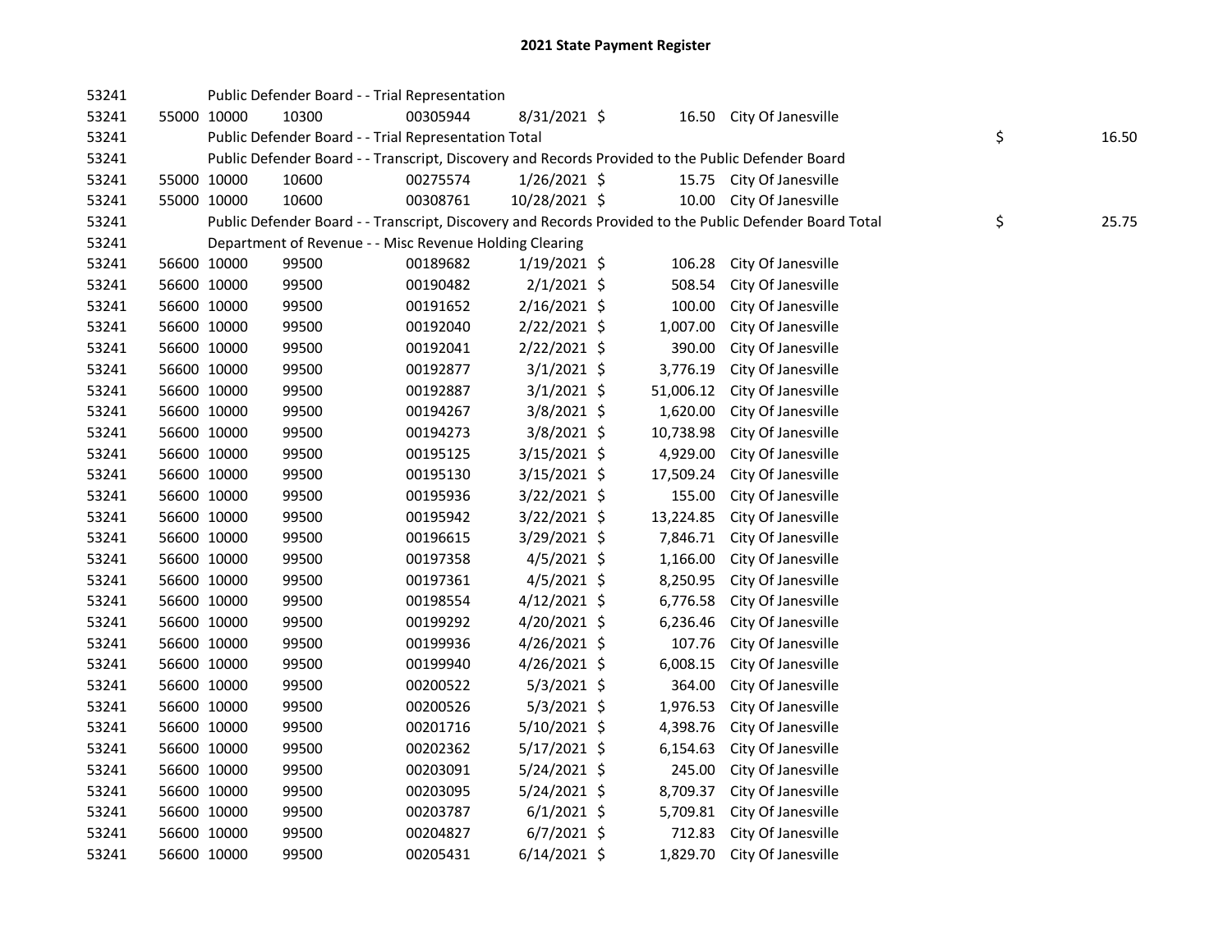# 2021 State Payment Register

| | | | | | | | | | |
|---|---|---|---|---|---|---|---|---|---|
| 53241 | | | Public Defender Board - - Trial Representation | | | | | | |
| 53241 | 55000 | 10000 | 10300 | 00305944 | 8/31/2021 | $ | 16.50 | City Of Janesville | |
| 53241 | | | Public Defender Board - - Trial Representation Total | | | | | | $ 16.50 |
| 53241 | | | Public Defender Board - - Transcript, Discovery and Records Provided to the Public Defender Board | | | | | | |
| 53241 | 55000 | 10000 | 10600 | 00275574 | 1/26/2021 | $ | 15.75 | City Of Janesville | |
| 53241 | 55000 | 10000 | 10600 | 00308761 | 10/28/2021 | $ | 10.00 | City Of Janesville | |
| 53241 | | | Public Defender Board - - Transcript, Discovery and Records Provided to the Public Defender Board Total | | | | | | $ 25.75 |
| 53241 | | | Department of Revenue - - Misc Revenue Holding Clearing | | | | | | |
| 53241 | 56600 | 10000 | 99500 | 00189682 | 1/19/2021 | $ | 106.28 | City Of Janesville | |
| 53241 | 56600 | 10000 | 99500 | 00190482 | 2/1/2021 | $ | 508.54 | City Of Janesville | |
| 53241 | 56600 | 10000 | 99500 | 00191652 | 2/16/2021 | $ | 100.00 | City Of Janesville | |
| 53241 | 56600 | 10000 | 99500 | 00192040 | 2/22/2021 | $ | 1,007.00 | City Of Janesville | |
| 53241 | 56600 | 10000 | 99500 | 00192041 | 2/22/2021 | $ | 390.00 | City Of Janesville | |
| 53241 | 56600 | 10000 | 99500 | 00192877 | 3/1/2021 | $ | 3,776.19 | City Of Janesville | |
| 53241 | 56600 | 10000 | 99500 | 00192887 | 3/1/2021 | $ | 51,006.12 | City Of Janesville | |
| 53241 | 56600 | 10000 | 99500 | 00194267 | 3/8/2021 | $ | 1,620.00 | City Of Janesville | |
| 53241 | 56600 | 10000 | 99500 | 00194273 | 3/8/2021 | $ | 10,738.98 | City Of Janesville | |
| 53241 | 56600 | 10000 | 99500 | 00195125 | 3/15/2021 | $ | 4,929.00 | City Of Janesville | |
| 53241 | 56600 | 10000 | 99500 | 00195130 | 3/15/2021 | $ | 17,509.24 | City Of Janesville | |
| 53241 | 56600 | 10000 | 99500 | 00195936 | 3/22/2021 | $ | 155.00 | City Of Janesville | |
| 53241 | 56600 | 10000 | 99500 | 00195942 | 3/22/2021 | $ | 13,224.85 | City Of Janesville | |
| 53241 | 56600 | 10000 | 99500 | 00196615 | 3/29/2021 | $ | 7,846.71 | City Of Janesville | |
| 53241 | 56600 | 10000 | 99500 | 00197358 | 4/5/2021 | $ | 1,166.00 | City Of Janesville | |
| 53241 | 56600 | 10000 | 99500 | 00197361 | 4/5/2021 | $ | 8,250.95 | City Of Janesville | |
| 53241 | 56600 | 10000 | 99500 | 00198554 | 4/12/2021 | $ | 6,776.58 | City Of Janesville | |
| 53241 | 56600 | 10000 | 99500 | 00199292 | 4/20/2021 | $ | 6,236.46 | City Of Janesville | |
| 53241 | 56600 | 10000 | 99500 | 00199936 | 4/26/2021 | $ | 107.76 | City Of Janesville | |
| 53241 | 56600 | 10000 | 99500 | 00199940 | 4/26/2021 | $ | 6,008.15 | City Of Janesville | |
| 53241 | 56600 | 10000 | 99500 | 00200522 | 5/3/2021 | $ | 364.00 | City Of Janesville | |
| 53241 | 56600 | 10000 | 99500 | 00200526 | 5/3/2021 | $ | 1,976.53 | City Of Janesville | |
| 53241 | 56600 | 10000 | 99500 | 00201716 | 5/10/2021 | $ | 4,398.76 | City Of Janesville | |
| 53241 | 56600 | 10000 | 99500 | 00202362 | 5/17/2021 | $ | 6,154.63 | City Of Janesville | |
| 53241 | 56600 | 10000 | 99500 | 00203091 | 5/24/2021 | $ | 245.00 | City Of Janesville | |
| 53241 | 56600 | 10000 | 99500 | 00203095 | 5/24/2021 | $ | 8,709.37 | City Of Janesville | |
| 53241 | 56600 | 10000 | 99500 | 00203787 | 6/1/2021 | $ | 5,709.81 | City Of Janesville | |
| 53241 | 56600 | 10000 | 99500 | 00204827 | 6/7/2021 | $ | 712.83 | City Of Janesville | |
| 53241 | 56600 | 10000 | 99500 | 00205431 | 6/14/2021 | $ | 1,829.70 | City Of Janesville | |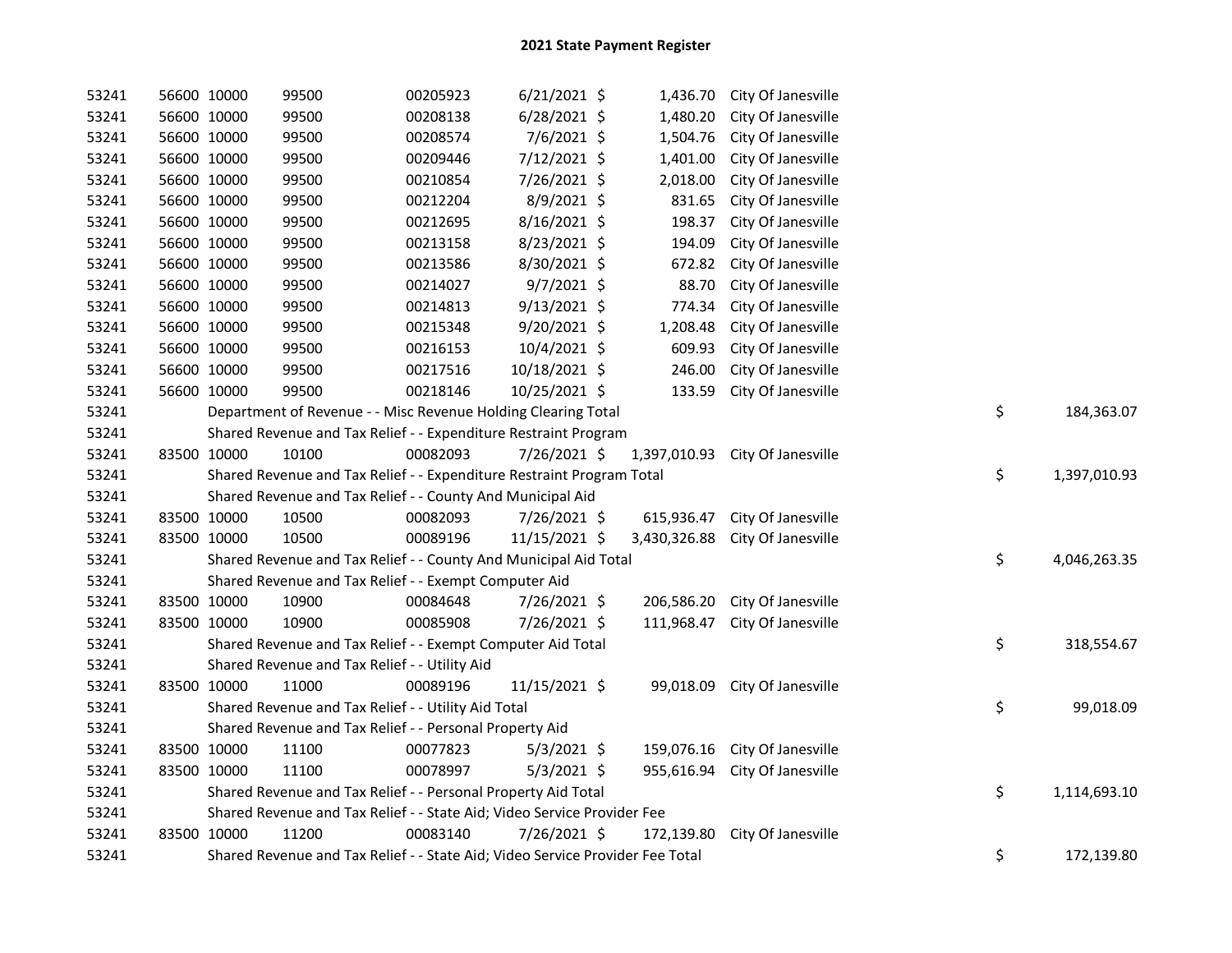# 2021 State Payment Register

| | | | | | | | | | |
|---|---|---|---|---|---|---|---|---|---|
| 53241 | 56600 | 10000 | 99500 | 00205923 | 6/21/2021 | $ 1,436.70 | City Of Janesville | | |
| 53241 | 56600 | 10000 | 99500 | 00208138 | 6/28/2021 | $ 1,480.20 | City Of Janesville | | |
| 53241 | 56600 | 10000 | 99500 | 00208574 | 7/6/2021 | $ 1,504.76 | City Of Janesville | | |
| 53241 | 56600 | 10000 | 99500 | 00209446 | 7/12/2021 | $ 1,401.00 | City Of Janesville | | |
| 53241 | 56600 | 10000 | 99500 | 00210854 | 7/26/2021 | $ 2,018.00 | City Of Janesville | | |
| 53241 | 56600 | 10000 | 99500 | 00212204 | 8/9/2021 | $ 831.65 | City Of Janesville | | |
| 53241 | 56600 | 10000 | 99500 | 00212695 | 8/16/2021 | $ 198.37 | City Of Janesville | | |
| 53241 | 56600 | 10000 | 99500 | 00213158 | 8/23/2021 | $ 194.09 | City Of Janesville | | |
| 53241 | 56600 | 10000 | 99500 | 00213586 | 8/30/2021 | $ 672.82 | City Of Janesville | | |
| 53241 | 56600 | 10000 | 99500 | 00214027 | 9/7/2021 | $ 88.70 | City Of Janesville | | |
| 53241 | 56600 | 10000 | 99500 | 00214813 | 9/13/2021 | $ 774.34 | City Of Janesville | | |
| 53241 | 56600 | 10000 | 99500 | 00215348 | 9/20/2021 | $ 1,208.48 | City Of Janesville | | |
| 53241 | 56600 | 10000 | 99500 | 00216153 | 10/4/2021 | $ 609.93 | City Of Janesville | | |
| 53241 | 56600 | 10000 | 99500 | 00217516 | 10/18/2021 | $ 246.00 | City Of Janesville | | |
| 53241 | 56600 | 10000 | 99500 | 00218146 | 10/25/2021 | $ 133.59 | City Of Janesville | | |
| 53241 | | Department of Revenue - - Misc Revenue Holding Clearing Total | | | | | | $ | 184,363.07 |
| 53241 | | Shared Revenue and Tax Relief - - Expenditure Restraint Program | | | | | | | |
| 53241 | 83500 | 10000 | 10100 | 00082093 | 7/26/2021 | $ 1,397,010.93 | City Of Janesville | | |
| 53241 | | Shared Revenue and Tax Relief - - Expenditure Restraint Program Total | | | | | | $ | 1,397,010.93 |
| 53241 | | Shared Revenue and Tax Relief - - County And Municipal Aid | | | | | | | |
| 53241 | 83500 | 10000 | 10500 | 00082093 | 7/26/2021 | $ 615,936.47 | City Of Janesville | | |
| 53241 | 83500 | 10000 | 10500 | 00089196 | 11/15/2021 | $ 3,430,326.88 | City Of Janesville | | |
| 53241 | | Shared Revenue and Tax Relief - - County And Municipal Aid Total | | | | | | $ | 4,046,263.35 |
| 53241 | | Shared Revenue and Tax Relief - - Exempt Computer Aid | | | | | | | |
| 53241 | 83500 | 10000 | 10900 | 00084648 | 7/26/2021 | $ 206,586.20 | City Of Janesville | | |
| 53241 | 83500 | 10000 | 10900 | 00085908 | 7/26/2021 | $ 111,968.47 | City Of Janesville | | |
| 53241 | | Shared Revenue and Tax Relief - - Exempt Computer Aid Total | | | | | | $ | 318,554.67 |
| 53241 | | Shared Revenue and Tax Relief - - Utility Aid | | | | | | | |
| 53241 | 83500 | 10000 | 11000 | 00089196 | 11/15/2021 | $ 99,018.09 | City Of Janesville | | |
| 53241 | | Shared Revenue and Tax Relief - - Utility Aid Total | | | | | | $ | 99,018.09 |
| 53241 | | Shared Revenue and Tax Relief - - Personal Property Aid | | | | | | | |
| 53241 | 83500 | 10000 | 11100 | 00077823 | 5/3/2021 | $ 159,076.16 | City Of Janesville | | |
| 53241 | 83500 | 10000 | 11100 | 00078997 | 5/3/2021 | $ 955,616.94 | City Of Janesville | | |
| 53241 | | Shared Revenue and Tax Relief - - Personal Property Aid Total | | | | | | $ | 1,114,693.10 |
| 53241 | | Shared Revenue and Tax Relief - - State Aid; Video Service Provider Fee | | | | | | | |
| 53241 | 83500 | 10000 | 11200 | 00083140 | 7/26/2021 | $ 172,139.80 | City Of Janesville | | |
| 53241 | | Shared Revenue and Tax Relief - - State Aid; Video Service Provider Fee Total | | | | | | $ | 172,139.80 |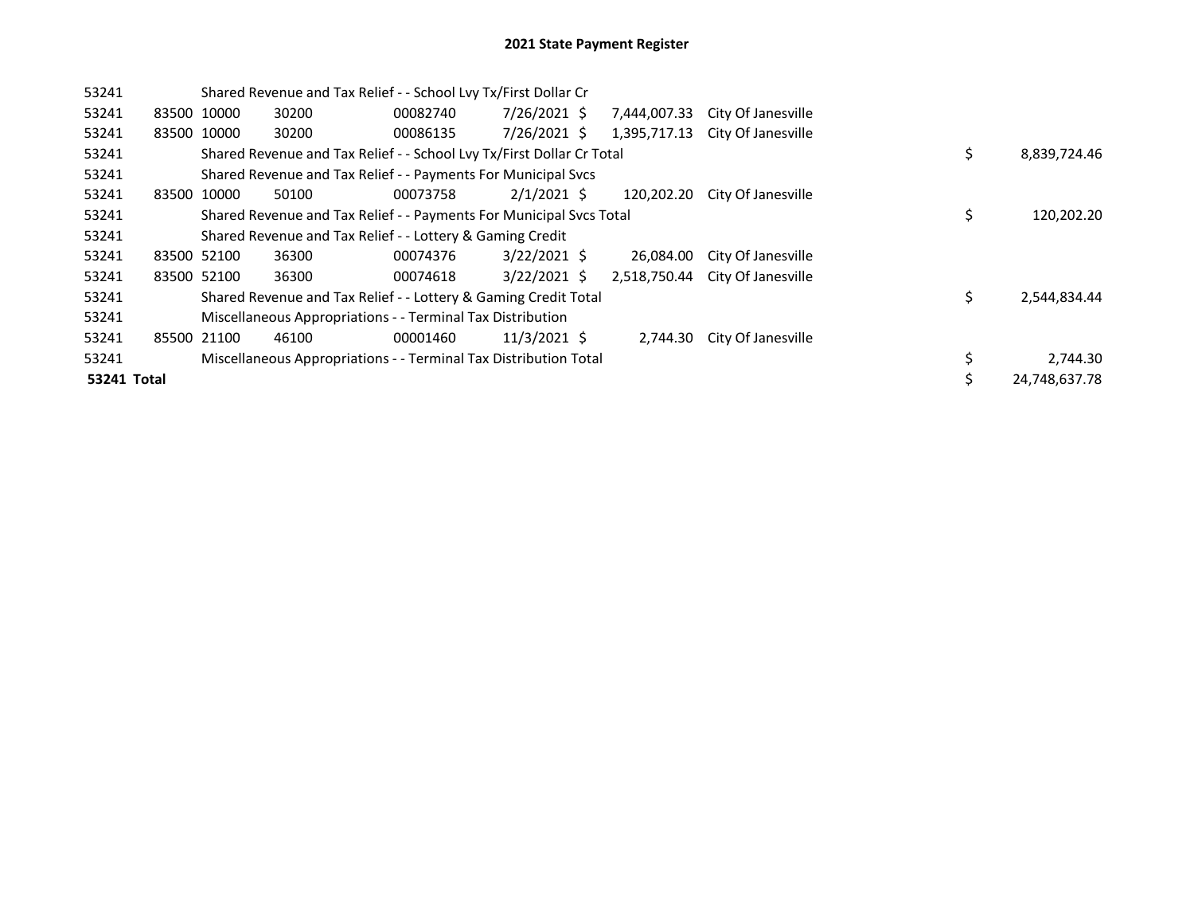# 2021 State Payment Register

| | | | | | | | | | |
|---|---|---|---|---|---|---|---|---|---|
| 53241 | | Shared Revenue and Tax Relief - - School Lvy Tx/First Dollar Cr | | | | | | | |
| 53241 | 83500 | 10000 | 30200 | 00082740 | 7/26/2021 | $ 7,444,007.33 | City Of Janesville | | |
| 53241 | 83500 | 10000 | 30200 | 00086135 | 7/26/2021 | $ 1,395,717.13 | City Of Janesville | | |
| 53241 | | Shared Revenue and Tax Relief - - School Lvy Tx/First Dollar Cr Total | | | | | | $ | 8,839,724.46 |
| 53241 | | Shared Revenue and Tax Relief - - Payments For Municipal Svcs | | | | | | | |
| 53241 | 83500 | 10000 | 50100 | 00073758 | 2/1/2021 | $ 120,202.20 | City Of Janesville | | |
| 53241 | | Shared Revenue and Tax Relief - - Payments For Municipal Svcs Total | | | | | | $ | 120,202.20 |
| 53241 | | Shared Revenue and Tax Relief - - Lottery & Gaming Credit | | | | | | | |
| 53241 | 83500 | 52100 | 36300 | 00074376 | 3/22/2021 | $ 26,084.00 | City Of Janesville | | |
| 53241 | 83500 | 52100 | 36300 | 00074618 | 3/22/2021 | $ 2,518,750.44 | City Of Janesville | | |
| 53241 | | Shared Revenue and Tax Relief - - Lottery & Gaming Credit Total | | | | | | $ | 2,544,834.44 |
| 53241 | | Miscellaneous Appropriations - - Terminal Tax Distribution | | | | | | | |
| 53241 | 85500 | 21100 | 46100 | 00001460 | 11/3/2021 | $ 2,744.30 | City Of Janesville | | |
| 53241 | | Miscellaneous Appropriations - - Terminal Tax Distribution Total | | | | | | $ | 2,744.30 |
| **53241 Total** | | | | | | | | $ | 24,748,637.78 |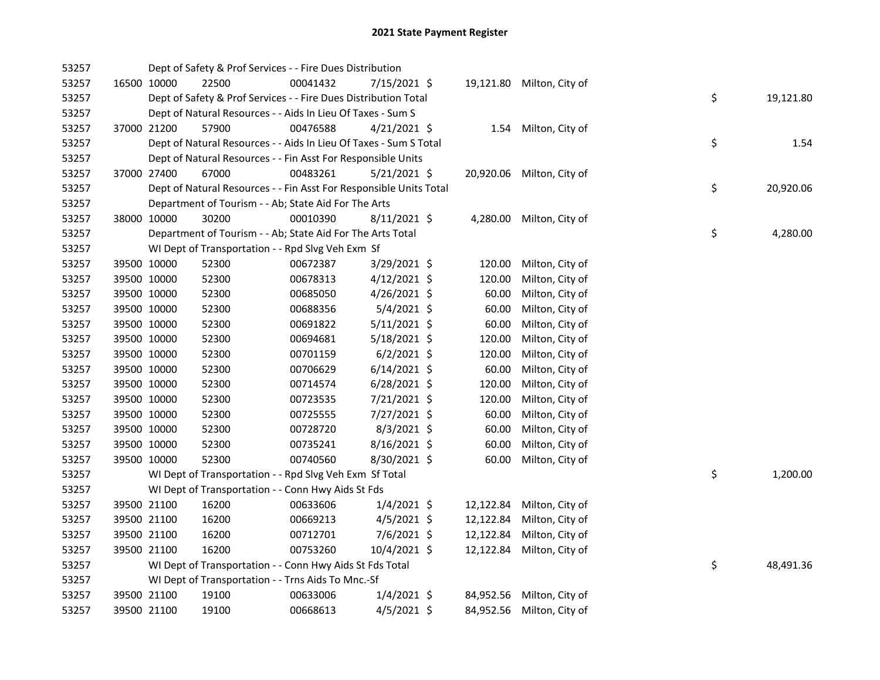# 2021 State Payment Register

| | | | | | | | | | |
|---|---|---|---|---|---|---|---|---|---|
| 53257 | | | Dept of Safety & Prof Services - - Fire Dues Distribution | | | | | | |
| 53257 | 16500 | 10000 | 22500 | 00041432 | 7/15/2021 | $ | 19,121.80 | Milton, City of | |
| 53257 | | | Dept of Safety & Prof Services - - Fire Dues Distribution Total | | | | | | $ 19,121.80 |
| 53257 | | | Dept of Natural Resources - - Aids In Lieu Of Taxes - Sum S | | | | | | |
| 53257 | 37000 | 21200 | 57900 | 00476588 | 4/21/2021 | $ | 1.54 | Milton, City of | |
| 53257 | | | Dept of Natural Resources - - Aids In Lieu Of Taxes - Sum S Total | | | | | | $ 1.54 |
| 53257 | | | Dept of Natural Resources - - Fin Asst For Responsible Units | | | | | | |
| 53257 | 37000 | 27400 | 67000 | 00483261 | 5/21/2021 | $ | 20,920.06 | Milton, City of | |
| 53257 | | | Dept of Natural Resources - - Fin Asst For Responsible Units Total | | | | | | $ 20,920.06 |
| 53257 | | | Department of Tourism - - Ab; State Aid For The Arts | | | | | | |
| 53257 | 38000 | 10000 | 30200 | 00010390 | 8/11/2021 | $ | 4,280.00 | Milton, City of | |
| 53257 | | | Department of Tourism - - Ab; State Aid For The Arts Total | | | | | | $ 4,280.00 |
| 53257 | | | WI Dept of Transportation - - Rpd Slvg Veh Exm Sf | | | | | | |
| 53257 | 39500 | 10000 | 52300 | 00672387 | 3/29/2021 | $ | 120.00 | Milton, City of | |
| 53257 | 39500 | 10000 | 52300 | 00678313 | 4/12/2021 | $ | 120.00 | Milton, City of | |
| 53257 | 39500 | 10000 | 52300 | 00685050 | 4/26/2021 | $ | 60.00 | Milton, City of | |
| 53257 | 39500 | 10000 | 52300 | 00688356 | 5/4/2021 | $ | 60.00 | Milton, City of | |
| 53257 | 39500 | 10000 | 52300 | 00691822 | 5/11/2021 | $ | 60.00 | Milton, City of | |
| 53257 | 39500 | 10000 | 52300 | 00694681 | 5/18/2021 | $ | 120.00 | Milton, City of | |
| 53257 | 39500 | 10000 | 52300 | 00701159 | 6/2/2021 | $ | 120.00 | Milton, City of | |
| 53257 | 39500 | 10000 | 52300 | 00706629 | 6/14/2021 | $ | 60.00 | Milton, City of | |
| 53257 | 39500 | 10000 | 52300 | 00714574 | 6/28/2021 | $ | 120.00 | Milton, City of | |
| 53257 | 39500 | 10000 | 52300 | 00723535 | 7/21/2021 | $ | 120.00 | Milton, City of | |
| 53257 | 39500 | 10000 | 52300 | 00725555 | 7/27/2021 | $ | 60.00 | Milton, City of | |
| 53257 | 39500 | 10000 | 52300 | 00728720 | 8/3/2021 | $ | 60.00 | Milton, City of | |
| 53257 | 39500 | 10000 | 52300 | 00735241 | 8/16/2021 | $ | 60.00 | Milton, City of | |
| 53257 | 39500 | 10000 | 52300 | 00740560 | 8/30/2021 | $ | 60.00 | Milton, City of | |
| 53257 | | | WI Dept of Transportation - - Rpd Slvg Veh Exm Sf Total | | | | | | $ 1,200.00 |
| 53257 | | | WI Dept of Transportation - - Conn Hwy Aids St Fds | | | | | | |
| 53257 | 39500 | 21100 | 16200 | 00633606 | 1/4/2021 | $ | 12,122.84 | Milton, City of | |
| 53257 | 39500 | 21100 | 16200 | 00669213 | 4/5/2021 | $ | 12,122.84 | Milton, City of | |
| 53257 | 39500 | 21100 | 16200 | 00712701 | 7/6/2021 | $ | 12,122.84 | Milton, City of | |
| 53257 | 39500 | 21100 | 16200 | 00753260 | 10/4/2021 | $ | 12,122.84 | Milton, City of | |
| 53257 | | | WI Dept of Transportation - - Conn Hwy Aids St Fds Total | | | | | | $ 48,491.36 |
| 53257 | | | WI Dept of Transportation - - Trns Aids To Mnc.-Sf | | | | | | |
| 53257 | 39500 | 21100 | 19100 | 00633006 | 1/4/2021 | $ | 84,952.56 | Milton, City of | |
| 53257 | 39500 | 21100 | 19100 | 00668613 | 4/5/2021 | $ | 84,952.56 | Milton, City of | |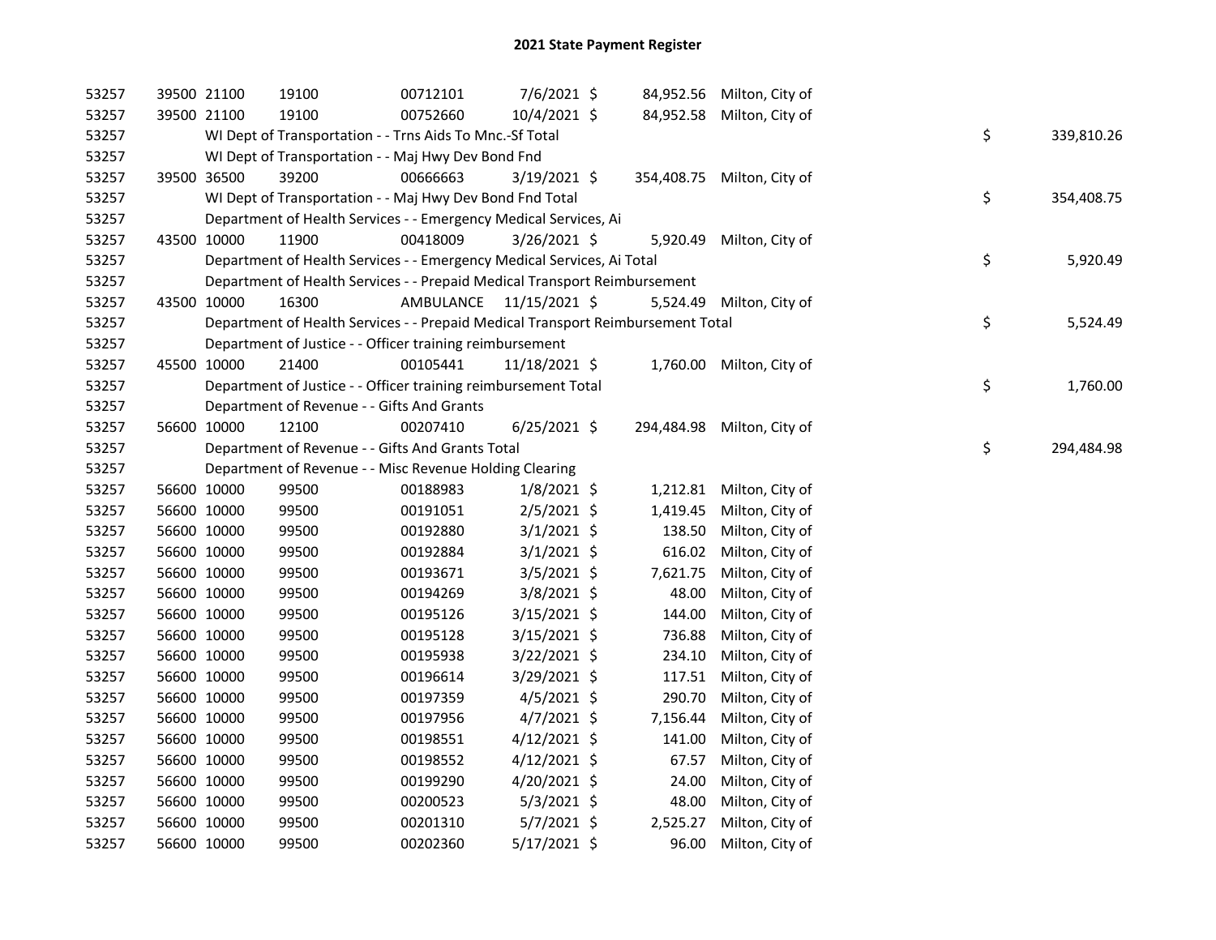# 2021 State Payment Register

| | | | | | | | | | |
|---|---|---|---|---|---|---|---|---|---|
| 53257 | 39500 | 21100 | 19100 | 00712101 | 7/6/2021 | $ | 84,952.56 | Milton, City of | |
| 53257 | 39500 | 21100 | 19100 | 00752660 | 10/4/2021 | $ | 84,952.58 | Milton, City of | |
| 53257 | | WI Dept of Transportation - - Trns Aids To Mnc.-Sf Total | | | | | | | $ 339,810.26 |
| 53257 | | WI Dept of Transportation - - Maj Hwy Dev Bond Fnd | | | | | | | |
| 53257 | 39500 | 36500 | 39200 | 00666663 | 3/19/2021 | $ | 354,408.75 | Milton, City of | |
| 53257 | | WI Dept of Transportation - - Maj Hwy Dev Bond Fnd Total | | | | | | | $ 354,408.75 |
| 53257 | | Department of Health Services - - Emergency Medical Services, Ai | | | | | | | |
| 53257 | 43500 | 10000 | 11900 | 00418009 | 3/26/2021 | $ | 5,920.49 | Milton, City of | |
| 53257 | | Department of Health Services - - Emergency Medical Services, Ai Total | | | | | | | $ 5,920.49 |
| 53257 | | Department of Health Services - - Prepaid Medical Transport Reimbursement | | | | | | | |
| 53257 | 43500 | 10000 | 16300 | AMBULANCE | 11/15/2021 | $ | 5,524.49 | Milton, City of | |
| 53257 | | Department of Health Services - - Prepaid Medical Transport Reimbursement Total | | | | | | | $ 5,524.49 |
| 53257 | | Department of Justice - - Officer training reimbursement | | | | | | | |
| 53257 | 45500 | 10000 | 21400 | 00105441 | 11/18/2021 | $ | 1,760.00 | Milton, City of | |
| 53257 | | Department of Justice - - Officer training reimbursement Total | | | | | | | $ 1,760.00 |
| 53257 | | Department of Revenue - - Gifts And Grants | | | | | | | |
| 53257 | 56600 | 10000 | 12100 | 00207410 | 6/25/2021 | $ | 294,484.98 | Milton, City of | |
| 53257 | | Department of Revenue - - Gifts And Grants Total | | | | | | | $ 294,484.98 |
| 53257 | | Department of Revenue - - Misc Revenue Holding Clearing | | | | | | | |
| 53257 | 56600 | 10000 | 99500 | 00188983 | 1/8/2021 | $ | 1,212.81 | Milton, City of | |
| 53257 | 56600 | 10000 | 99500 | 00191051 | 2/5/2021 | $ | 1,419.45 | Milton, City of | |
| 53257 | 56600 | 10000 | 99500 | 00192880 | 3/1/2021 | $ | 138.50 | Milton, City of | |
| 53257 | 56600 | 10000 | 99500 | 00192884 | 3/1/2021 | $ | 616.02 | Milton, City of | |
| 53257 | 56600 | 10000 | 99500 | 00193671 | 3/5/2021 | $ | 7,621.75 | Milton, City of | |
| 53257 | 56600 | 10000 | 99500 | 00194269 | 3/8/2021 | $ | 48.00 | Milton, City of | |
| 53257 | 56600 | 10000 | 99500 | 00195126 | 3/15/2021 | $ | 144.00 | Milton, City of | |
| 53257 | 56600 | 10000 | 99500 | 00195128 | 3/15/2021 | $ | 736.88 | Milton, City of | |
| 53257 | 56600 | 10000 | 99500 | 00195938 | 3/22/2021 | $ | 234.10 | Milton, City of | |
| 53257 | 56600 | 10000 | 99500 | 00196614 | 3/29/2021 | $ | 117.51 | Milton, City of | |
| 53257 | 56600 | 10000 | 99500 | 00197359 | 4/5/2021 | $ | 290.70 | Milton, City of | |
| 53257 | 56600 | 10000 | 99500 | 00197956 | 4/7/2021 | $ | 7,156.44 | Milton, City of | |
| 53257 | 56600 | 10000 | 99500 | 00198551 | 4/12/2021 | $ | 141.00 | Milton, City of | |
| 53257 | 56600 | 10000 | 99500 | 00198552 | 4/12/2021 | $ | 67.57 | Milton, City of | |
| 53257 | 56600 | 10000 | 99500 | 00199290 | 4/20/2021 | $ | 24.00 | Milton, City of | |
| 53257 | 56600 | 10000 | 99500 | 00200523 | 5/3/2021 | $ | 48.00 | Milton, City of | |
| 53257 | 56600 | 10000 | 99500 | 00201310 | 5/7/2021 | $ | 2,525.27 | Milton, City of | |
| 53257 | 56600 | 10000 | 99500 | 00202360 | 5/17/2021 | $ | 96.00 | Milton, City of | |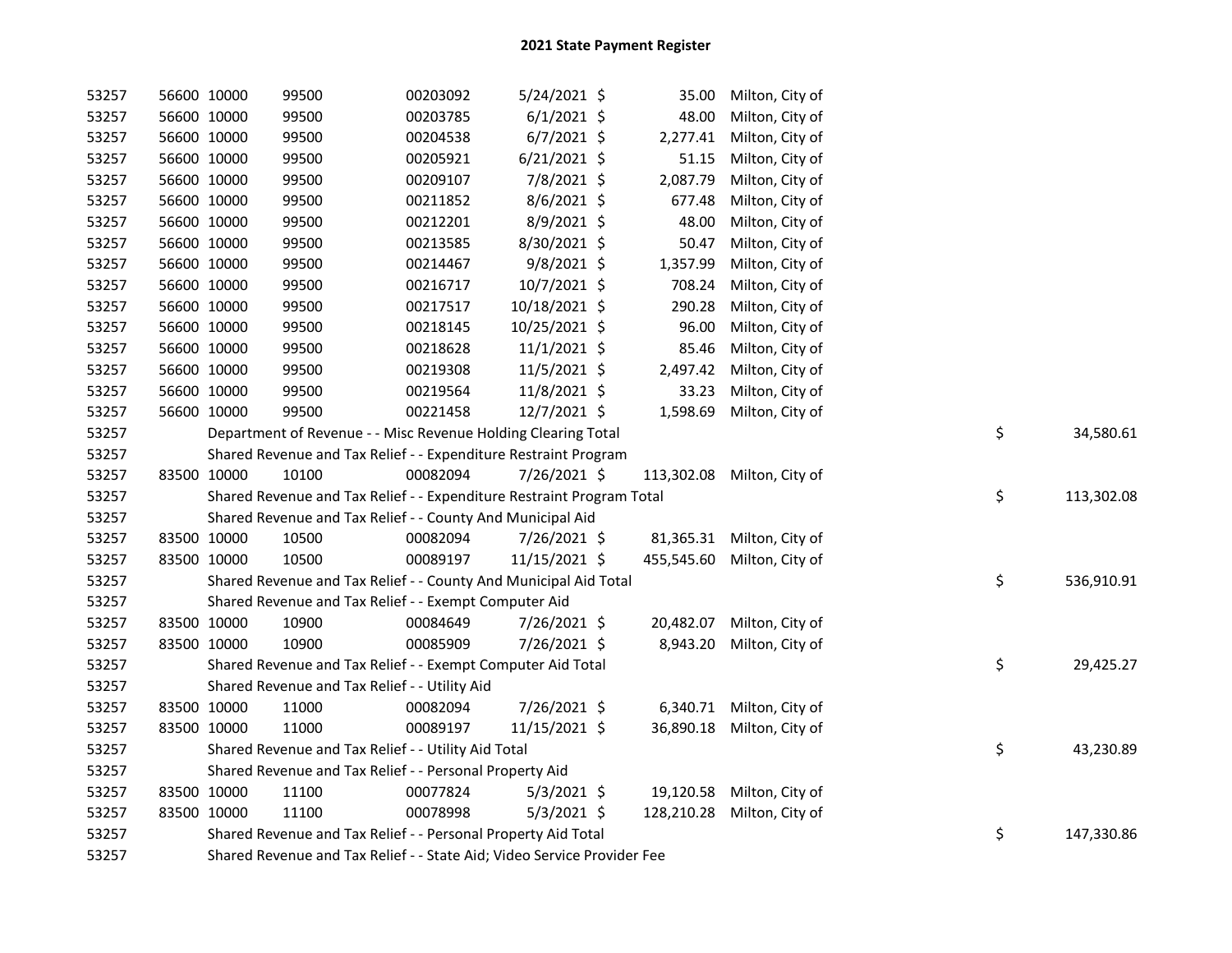# 2021 State Payment Register

| | | | | | | | | | |
|---|---|---|---|---|---|---|---|---|---|
| 53257 | 56600 | 10000 | 99500 | 00203092 | 5/24/2021 | $ | 35.00 | Milton, City of | | |
| 53257 | 56600 | 10000 | 99500 | 00203785 | 6/1/2021 | $ | 48.00 | Milton, City of | | |
| 53257 | 56600 | 10000 | 99500 | 00204538 | 6/7/2021 | $ | 2,277.41 | Milton, City of | | |
| 53257 | 56600 | 10000 | 99500 | 00205921 | 6/21/2021 | $ | 51.15 | Milton, City of | | |
| 53257 | 56600 | 10000 | 99500 | 00209107 | 7/8/2021 | $ | 2,087.79 | Milton, City of | | |
| 53257 | 56600 | 10000 | 99500 | 00211852 | 8/6/2021 | $ | 677.48 | Milton, City of | | |
| 53257 | 56600 | 10000 | 99500 | 00212201 | 8/9/2021 | $ | 48.00 | Milton, City of | | |
| 53257 | 56600 | 10000 | 99500 | 00213585 | 8/30/2021 | $ | 50.47 | Milton, City of | | |
| 53257 | 56600 | 10000 | 99500 | 00214467 | 9/8/2021 | $ | 1,357.99 | Milton, City of | | |
| 53257 | 56600 | 10000 | 99500 | 00216717 | 10/7/2021 | $ | 708.24 | Milton, City of | | |
| 53257 | 56600 | 10000 | 99500 | 00217517 | 10/18/2021 | $ | 290.28 | Milton, City of | | |
| 53257 | 56600 | 10000 | 99500 | 00218145 | 10/25/2021 | $ | 96.00 | Milton, City of | | |
| 53257 | 56600 | 10000 | 99500 | 00218628 | 11/1/2021 | $ | 85.46 | Milton, City of | | |
| 53257 | 56600 | 10000 | 99500 | 00219308 | 11/5/2021 | $ | 2,497.42 | Milton, City of | | |
| 53257 | 56600 | 10000 | 99500 | 00219564 | 11/8/2021 | $ | 33.23 | Milton, City of | | |
| 53257 | 56600 | 10000 | 99500 | 00221458 | 12/7/2021 | $ | 1,598.69 | Milton, City of | | |
| 53257 | | Department of Revenue - - Misc Revenue Holding Clearing Total | | | | | | | $ | 34,580.61 |
| 53257 | | Shared Revenue and Tax Relief - - Expenditure Restraint Program | | | | | | | | |
| 53257 | 83500 | 10000 | 10100 | 00082094 | 7/26/2021 | $ | 113,302.08 | Milton, City of | | |
| 53257 | | Shared Revenue and Tax Relief - - Expenditure Restraint Program Total | | | | | | | $ | 113,302.08 |
| 53257 | | Shared Revenue and Tax Relief - - County And Municipal Aid | | | | | | | | |
| 53257 | 83500 | 10000 | 10500 | 00082094 | 7/26/2021 | $ | 81,365.31 | Milton, City of | | |
| 53257 | 83500 | 10000 | 10500 | 00089197 | 11/15/2021 | $ | 455,545.60 | Milton, City of | | |
| 53257 | | Shared Revenue and Tax Relief - - County And Municipal Aid Total | | | | | | | $ | 536,910.91 |
| 53257 | | Shared Revenue and Tax Relief - - Exempt Computer Aid | | | | | | | | |
| 53257 | 83500 | 10000 | 10900 | 00084649 | 7/26/2021 | $ | 20,482.07 | Milton, City of | | |
| 53257 | 83500 | 10000 | 10900 | 00085909 | 7/26/2021 | $ | 8,943.20 | Milton, City of | | |
| 53257 | | Shared Revenue and Tax Relief - - Exempt Computer Aid Total | | | | | | | $ | 29,425.27 |
| 53257 | | Shared Revenue and Tax Relief - - Utility Aid | | | | | | | | |
| 53257 | 83500 | 10000 | 11000 | 00082094 | 7/26/2021 | $ | 6,340.71 | Milton, City of | | |
| 53257 | 83500 | 10000 | 11000 | 00089197 | 11/15/2021 | $ | 36,890.18 | Milton, City of | | |
| 53257 | | Shared Revenue and Tax Relief - - Utility Aid Total | | | | | | | $ | 43,230.89 |
| 53257 | | Shared Revenue and Tax Relief - - Personal Property Aid | | | | | | | | |
| 53257 | 83500 | 10000 | 11100 | 00077824 | 5/3/2021 | $ | 19,120.58 | Milton, City of | | |
| 53257 | 83500 | 10000 | 11100 | 00078998 | 5/3/2021 | $ | 128,210.28 | Milton, City of | | |
| 53257 | | Shared Revenue and Tax Relief - - Personal Property Aid Total | | | | | | | $ | 147,330.86 |
| 53257 | | Shared Revenue and Tax Relief - - State Aid; Video Service Provider Fee | | | | | | | | |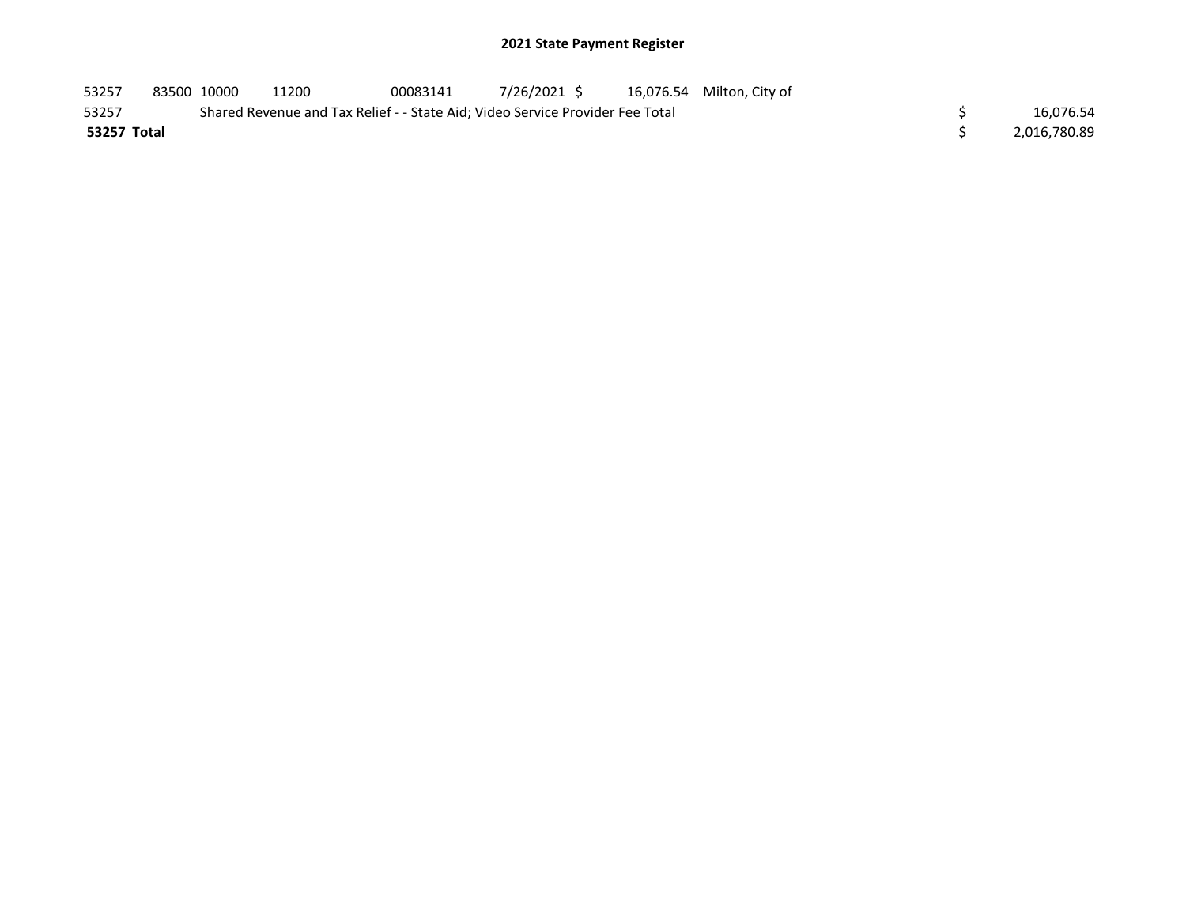## 2021 State Payment Register

| | | | | | | | | | |
|---|---|---|---|---|---|---|---|---|---|
| 53257 | 83500 | 10000 | 11200 | 00083141 | 7/26/2021 | $ | 16,076.54 | Milton, City of | |
| 53257 | | Shared Revenue and Tax Relief - - State Aid; Video Service Provider Fee Total | | | | | | | $ 16,076.54 |
| **53257 Total** | | | | | | | | | $ 2,016,780.89 |